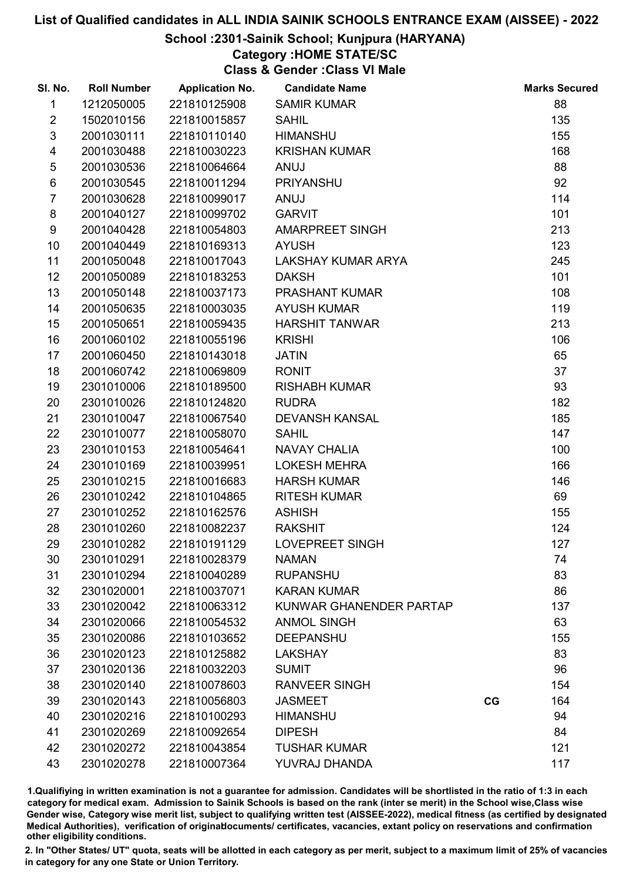# List of Qualified candidates in ALL INDIA SAINIK SCHOOLS ENTRANCE EXAM (AISSEE) - 2022

## School :2301-Sainik School; Kunjpura (HARYANA)

### Category :HOME STATE/SC

### Class & Gender :Class VI Male

| Sl. No. | Roll Number | Application No. | Candidate Name | | Marks Secured |
|---|---|---|---|---|---|
| 1 | 1212050005 | 221810125908 | SAMIR KUMAR | | 88 |
| 2 | 1502010156 | 221810015857 | SAHIL | | 135 |
| 3 | 2001030111 | 221810110140 | HIMANSHU | | 155 |
| 4 | 2001030488 | 221810030223 | KRISHAN KUMAR | | 168 |
| 5 | 2001030536 | 221810064664 | ANUJ | | 88 |
| 6 | 2001030545 | 221810011294 | PRIYANSHU | | 92 |
| 7 | 2001030628 | 221810099017 | ANUJ | | 114 |
| 8 | 2001040127 | 221810099702 | GARVIT | | 101 |
| 9 | 2001040428 | 221810054803 | AMARPREET SINGH | | 213 |
| 10 | 2001040449 | 221810169313 | AYUSH | | 123 |
| 11 | 2001050048 | 221810017043 | LAKSHAY KUMAR ARYA | | 245 |
| 12 | 2001050089 | 221810183253 | DAKSH | | 101 |
| 13 | 2001050148 | 221810037173 | PRASHANT KUMAR | | 108 |
| 14 | 2001050635 | 221810003035 | AYUSH KUMAR | | 119 |
| 15 | 2001050651 | 221810059435 | HARSHIT TANWAR | | 213 |
| 16 | 2001060102 | 221810055196 | KRISHI | | 106 |
| 17 | 2001060450 | 221810143018 | JATIN | | 65 |
| 18 | 2001060742 | 221810069809 | RONIT | | 37 |
| 19 | 2301010006 | 221810189500 | RISHABH KUMAR | | 93 |
| 20 | 2301010026 | 221810124820 | RUDRA | | 182 |
| 21 | 2301010047 | 221810067540 | DEVANSH KANSAL | | 185 |
| 22 | 2301010077 | 221810058070 | SAHIL | | 147 |
| 23 | 2301010153 | 221810054641 | NAVAY CHALIA | | 100 |
| 24 | 2301010169 | 221810039951 | LOKESH MEHRA | | 166 |
| 25 | 2301010215 | 221810016683 | HARSH KUMAR | | 146 |
| 26 | 2301010242 | 221810104865 | RITESH KUMAR | | 69 |
| 27 | 2301010252 | 221810162576 | ASHISH | | 155 |
| 28 | 2301010260 | 221810082237 | RAKSHIT | | 124 |
| 29 | 2301010282 | 221810191129 | LOVEPREET SINGH | | 127 |
| 30 | 2301010291 | 221810028379 | NAMAN | | 74 |
| 31 | 2301010294 | 221810040289 | RUPANSHU | | 83 |
| 32 | 2301020001 | 221810037071 | KARAN KUMAR | | 86 |
| 33 | 2301020042 | 221810063312 | KUNWAR GHANENDER PARTAP | | 137 |
| 34 | 2301020066 | 221810054532 | ANMOL SINGH | | 63 |
| 35 | 2301020086 | 221810103652 | DEEPANSHU | | 155 |
| 36 | 2301020123 | 221810125882 | LAKSHAY | | 83 |
| 37 | 2301020136 | 221810032203 | SUMIT | | 96 |
| 38 | 2301020140 | 221810078603 | RANVEER SINGH | | 154 |
| 39 | 2301020143 | 221810056803 | JASMEET | CG | 164 |
| 40 | 2301020216 | 221810100293 | HIMANSHU | | 94 |
| 41 | 2301020269 | 221810092654 | DIPESH | | 84 |
| 42 | 2301020272 | 221810043854 | TUSHAR KUMAR | | 121 |
| 43 | 2301020278 | 221810007364 | YUVRAJ DHANDA | | 117 |

1.Qualifying in written examination is not a guarantee for admission. Candidates will be shortlisted in the ratio of 1:3 in each category for medical exam. Admission to Sainik Schools is based on the rank (inter se merit) in the School wise,Class wise Gender wise, Category wise merit list, subject to qualifying written test (AISSEE-2022), medical fitness (as certified by designated Medical Authorities), verification of originaldocuments/ certificates, vacancies, extant policy on reservations and confirmation other eligibility conditions.

2. In "Other States/ UT" quota, seats will be allotted in each category as per merit, subject to a maximum limit of 25% of vacancies in category for any one State or Union Territory.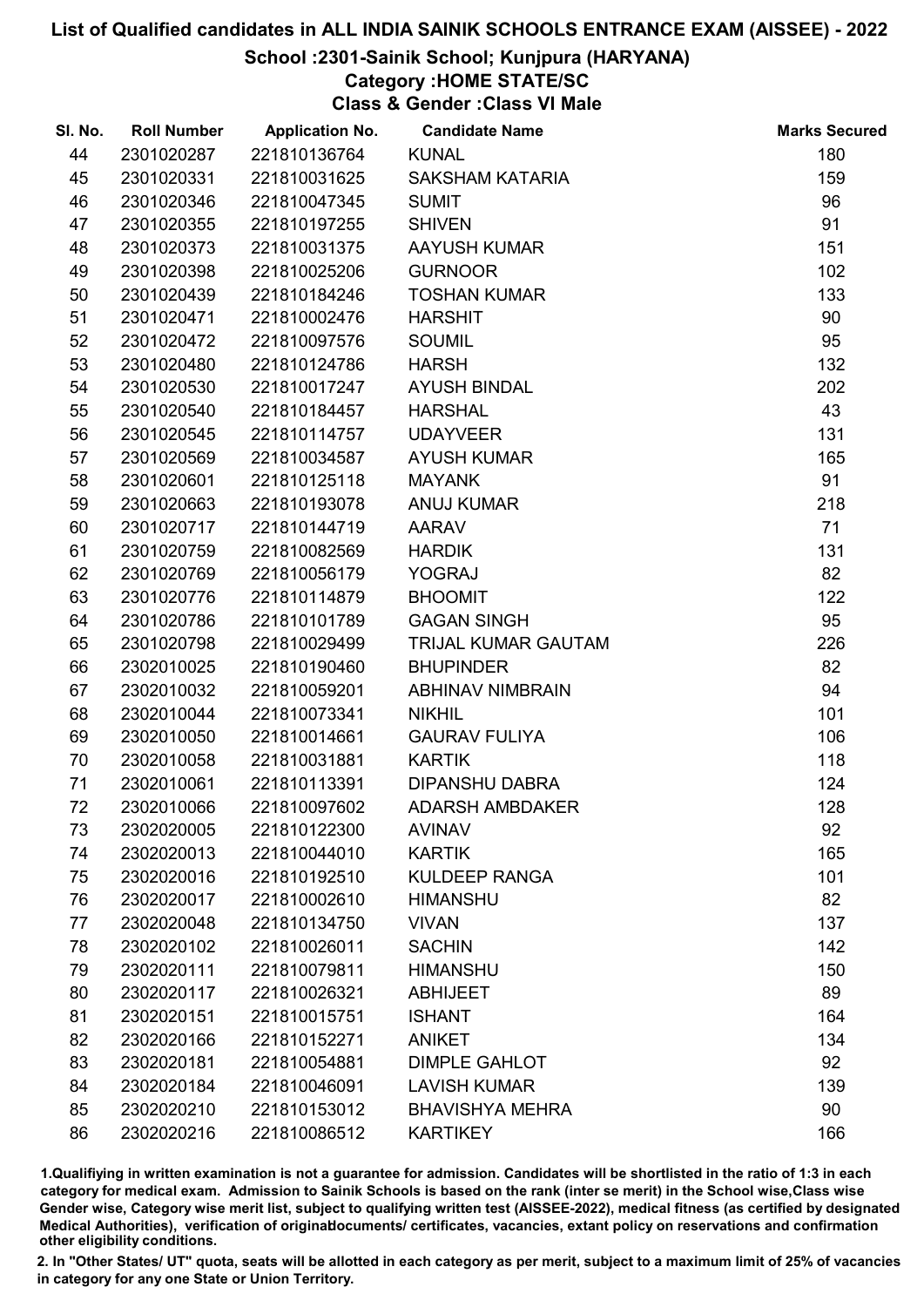# List of Qualified candidates in ALL INDIA SAINIK SCHOOLS ENTRANCE EXAM (AISSEE) - 2022

## School :2301-Sainik School; Kunjpura (HARYANA)

### Category :HOME STATE/SC

### Class & Gender :Class VI Male

| Sl. No. | Roll Number | Application No. | Candidate Name | Marks Secured |
|---|---|---|---|---|
| 44 | 2301020287 | 221810136764 | KUNAL | 180 |
| 45 | 2301020331 | 221810031625 | SAKSHAM KATARIA | 159 |
| 46 | 2301020346 | 221810047345 | SUMIT | 96 |
| 47 | 2301020355 | 221810197255 | SHIVEN | 91 |
| 48 | 2301020373 | 221810031375 | AAYUSH KUMAR | 151 |
| 49 | 2301020398 | 221810025206 | GURNOOR | 102 |
| 50 | 2301020439 | 221810184246 | TOSHAN KUMAR | 133 |
| 51 | 2301020471 | 221810002476 | HARSHIT | 90 |
| 52 | 2301020472 | 221810097576 | SOUMIL | 95 |
| 53 | 2301020480 | 221810124786 | HARSH | 132 |
| 54 | 2301020530 | 221810017247 | AYUSH BINDAL | 202 |
| 55 | 2301020540 | 221810184457 | HARSHAL | 43 |
| 56 | 2301020545 | 221810114757 | UDAYVEER | 131 |
| 57 | 2301020569 | 221810034587 | AYUSH KUMAR | 165 |
| 58 | 2301020601 | 221810125118 | MAYANK | 91 |
| 59 | 2301020663 | 221810193078 | ANUJ KUMAR | 218 |
| 60 | 2301020717 | 221810144719 | AARAV | 71 |
| 61 | 2301020759 | 221810082569 | HARDIK | 131 |
| 62 | 2301020769 | 221810056179 | YOGRAJ | 82 |
| 63 | 2301020776 | 221810114879 | BHOOMIT | 122 |
| 64 | 2301020786 | 221810101789 | GAGAN SINGH | 95 |
| 65 | 2301020798 | 221810029499 | TRIJAL KUMAR GAUTAM | 226 |
| 66 | 2302010025 | 221810190460 | BHUPINDER | 82 |
| 67 | 2302010032 | 221810059201 | ABHINAV NIMBRAIN | 94 |
| 68 | 2302010044 | 221810073341 | NIKHIL | 101 |
| 69 | 2302010050 | 221810014661 | GAURAV FULIYA | 106 |
| 70 | 2302010058 | 221810031881 | KARTIK | 118 |
| 71 | 2302010061 | 221810113391 | DIPANSHU DABRA | 124 |
| 72 | 2302010066 | 221810097602 | ADARSH AMBDAKER | 128 |
| 73 | 2302020005 | 221810122300 | AVINAV | 92 |
| 74 | 2302020013 | 221810044010 | KARTIK | 165 |
| 75 | 2302020016 | 221810192510 | KULDEEP RANGA | 101 |
| 76 | 2302020017 | 221810002610 | HIMANSHU | 82 |
| 77 | 2302020048 | 221810134750 | VIVAN | 137 |
| 78 | 2302020102 | 221810026011 | SACHIN | 142 |
| 79 | 2302020111 | 221810079811 | HIMANSHU | 150 |
| 80 | 2302020117 | 221810026321 | ABHIJEET | 89 |
| 81 | 2302020151 | 221810015751 | ISHANT | 164 |
| 82 | 2302020166 | 221810152271 | ANIKET | 134 |
| 83 | 2302020181 | 221810054881 | DIMPLE GAHLOT | 92 |
| 84 | 2302020184 | 221810046091 | LAVISH KUMAR | 139 |
| 85 | 2302020210 | 221810153012 | BHAVISHYA MEHRA | 90 |
| 86 | 2302020216 | 221810086512 | KARTIKEY | 166 |

1.Qualifying in written examination is not a guarantee for admission. Candidates will be shortlisted in the ratio of 1:3 in each category for medical exam. Admission to Sainik Schools is based on the rank (inter se merit) in the School wise,Class wise Gender wise, Category wise merit list, subject to qualifying written test (AISSEE-2022), medical fitness (as certified by designated Medical Authorities), verification of originaldocuments/ certificates, vacancies, extant policy on reservations and confirmation other eligibility conditions.

2. In "Other States/ UT" quota, seats will be allotted in each category as per merit, subject to a maximum limit of 25% of vacancies in category for any one State or Union Territory.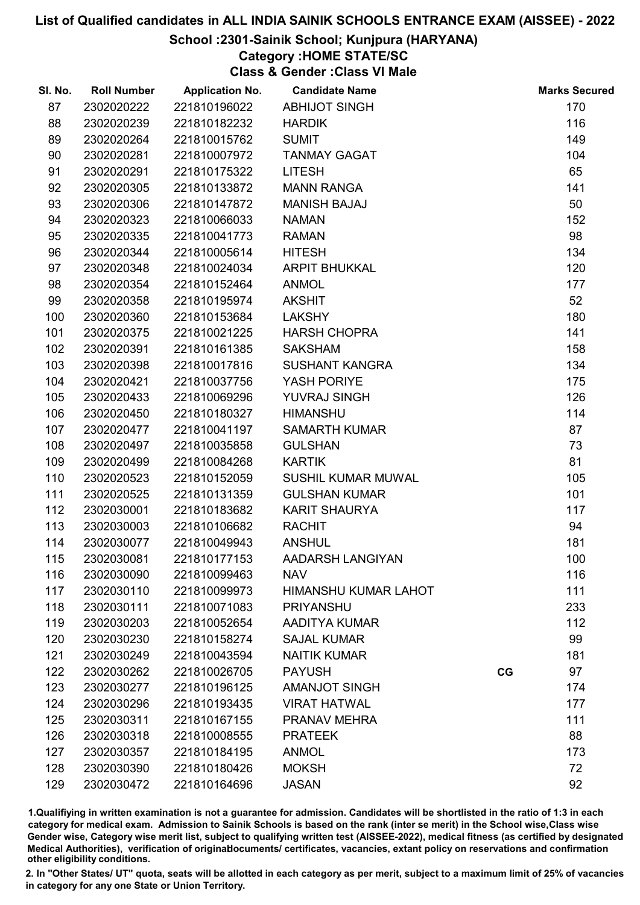# List of Qualified candidates in ALL INDIA SAINIK SCHOOLS ENTRANCE EXAM (AISSEE) - 2022

## School :2301-Sainik School; Kunjpura (HARYANA)

### Category :HOME STATE/SC

### Class & Gender :Class VI Male

| Sl. No. | Roll Number | Application No. | Candidate Name | | Marks Secured |
|---|---|---|---|---|---|
| 87 | 2302020222 | 221810196022 | ABHIJOT SINGH | | 170 |
| 88 | 2302020239 | 221810182232 | HARDIK | | 116 |
| 89 | 2302020264 | 221810015762 | SUMIT | | 149 |
| 90 | 2302020281 | 221810007972 | TANMAY GAGAT | | 104 |
| 91 | 2302020291 | 221810175322 | LITESH | | 65 |
| 92 | 2302020305 | 221810133872 | MANN RANGA | | 141 |
| 93 | 2302020306 | 221810147872 | MANISH BAJAJ | | 50 |
| 94 | 2302020323 | 221810066033 | NAMAN | | 152 |
| 95 | 2302020335 | 221810041773 | RAMAN | | 98 |
| 96 | 2302020344 | 221810005614 | HITESH | | 134 |
| 97 | 2302020348 | 221810024034 | ARPIT BHUKKAL | | 120 |
| 98 | 2302020354 | 221810152464 | ANMOL | | 177 |
| 99 | 2302020358 | 221810195974 | AKSHIT | | 52 |
| 100 | 2302020360 | 221810153684 | LAKSHY | | 180 |
| 101 | 2302020375 | 221810021225 | HARSH CHOPRA | | 141 |
| 102 | 2302020391 | 221810161385 | SAKSHAM | | 158 |
| 103 | 2302020398 | 221810017816 | SUSHANT KANGRA | | 134 |
| 104 | 2302020421 | 221810037756 | YASH PORIYE | | 175 |
| 105 | 2302020433 | 221810069296 | YUVRAJ SINGH | | 126 |
| 106 | 2302020450 | 221810180327 | HIMANSHU | | 114 |
| 107 | 2302020477 | 221810041197 | SAMARTH KUMAR | | 87 |
| 108 | 2302020497 | 221810035858 | GULSHAN | | 73 |
| 109 | 2302020499 | 221810084268 | KARTIK | | 81 |
| 110 | 2302020523 | 221810152059 | SUSHIL KUMAR MUWAL | | 105 |
| 111 | 2302020525 | 221810131359 | GULSHAN KUMAR | | 101 |
| 112 | 2302030001 | 221810183682 | KARIT SHAURYA | | 117 |
| 113 | 2302030003 | 221810106682 | RACHIT | | 94 |
| 114 | 2302030077 | 221810049943 | ANSHUL | | 181 |
| 115 | 2302030081 | 221810177153 | AADARSH LANGIYAN | | 100 |
| 116 | 2302030090 | 221810099463 | NAV | | 116 |
| 117 | 2302030110 | 221810099973 | HIMANSHU KUMAR LAHOT | | 111 |
| 118 | 2302030111 | 221810071083 | PRIYANSHU | | 233 |
| 119 | 2302030203 | 221810052654 | AADITYA KUMAR | | 112 |
| 120 | 2302030230 | 221810158274 | SAJAL KUMAR | | 99 |
| 121 | 2302030249 | 221810043594 | NAITIK KUMAR | | 181 |
| 122 | 2302030262 | 221810026705 | PAYUSH | CG | 97 |
| 123 | 2302030277 | 221810196125 | AMANJOT SINGH | | 174 |
| 124 | 2302030296 | 221810193435 | VIRAT HATWAL | | 177 |
| 125 | 2302030311 | 221810167155 | PRANAV MEHRA | | 111 |
| 126 | 2302030318 | 221810008555 | PRATEEK | | 88 |
| 127 | 2302030357 | 221810184195 | ANMOL | | 173 |
| 128 | 2302030390 | 221810180426 | MOKSH | | 72 |
| 129 | 2302030472 | 221810164696 | JASAN | | 92 |

1.Qualifying in written examination is not a guarantee for admission. Candidates will be shortlisted in the ratio of 1:3 in each category for medical exam. Admission to Sainik Schools is based on the rank (inter se merit) in the School wise,Class wise Gender wise, Category wise merit list, subject to qualifying written test (AISSEE-2022), medical fitness (as certified by designated Medical Authorities), verification of originaldocuments/ certificates, vacancies, extant policy on reservations and confirmation other eligibility conditions.

2. In "Other States/ UT" quota, seats will be allotted in each category as per merit, subject to a maximum limit of 25% of vacancies in category for any one State or Union Territory.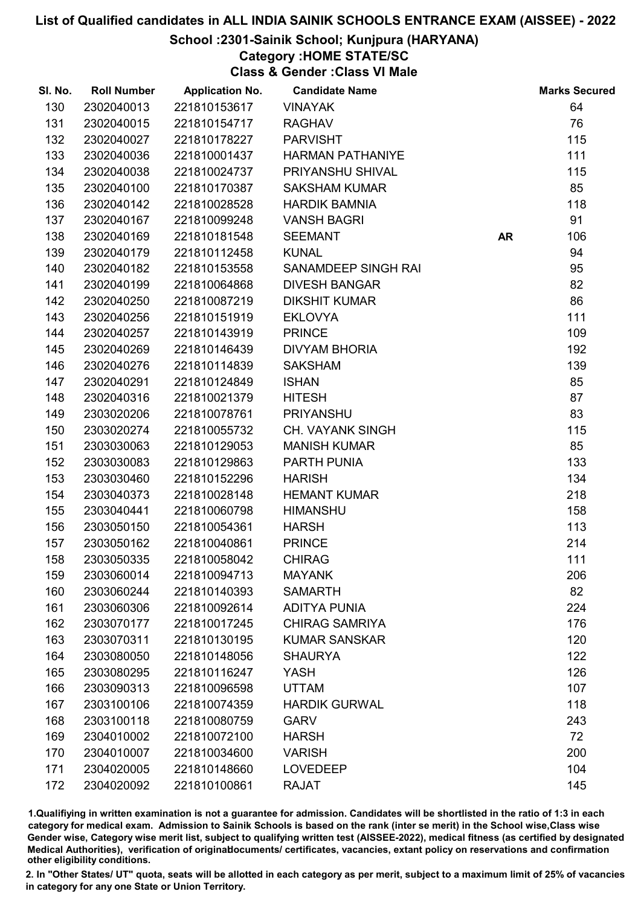# List of Qualified candidates in ALL INDIA SAINIK SCHOOLS ENTRANCE EXAM (AISSEE) - 2022

## School :2301-Sainik School; Kunjpura (HARYANA)

### Category :HOME STATE/SC

### Class & Gender :Class VI Male

| Sl. No. | Roll Number | Application No. | Candidate Name | | Marks Secured |
|---|---|---|---|---|---|
| 130 | 2302040013 | 221810153617 | VINAYAK | | 64 |
| 131 | 2302040015 | 221810154717 | RAGHAV | | 76 |
| 132 | 2302040027 | 221810178227 | PARVISHT | | 115 |
| 133 | 2302040036 | 221810001437 | HARMAN PATHANIYE | | 111 |
| 134 | 2302040038 | 221810024737 | PRIYANSHU SHIVAL | | 115 |
| 135 | 2302040100 | 221810170387 | SAKSHAM KUMAR | | 85 |
| 136 | 2302040142 | 221810028528 | HARDIK BAMNIA | | 118 |
| 137 | 2302040167 | 221810099248 | VANSH BAGRI | | 91 |
| 138 | 2302040169 | 221810181548 | SEEMANT | AR | 106 |
| 139 | 2302040179 | 221810112458 | KUNAL | | 94 |
| 140 | 2302040182 | 221810153558 | SANAMDEEP SINGH RAI | | 95 |
| 141 | 2302040199 | 221810064868 | DIVESH BANGAR | | 82 |
| 142 | 2302040250 | 221810087219 | DIKSHIT KUMAR | | 86 |
| 143 | 2302040256 | 221810151919 | EKLOVYA | | 111 |
| 144 | 2302040257 | 221810143919 | PRINCE | | 109 |
| 145 | 2302040269 | 221810146439 | DIVYAM BHORIA | | 192 |
| 146 | 2302040276 | 221810114839 | SAKSHAM | | 139 |
| 147 | 2302040291 | 221810124849 | ISHAN | | 85 |
| 148 | 2302040316 | 221810021379 | HITESH | | 87 |
| 149 | 2303020206 | 221810078761 | PRIYANSHU | | 83 |
| 150 | 2303020274 | 221810055732 | CH. VAYANK SINGH | | 115 |
| 151 | 2303030063 | 221810129053 | MANISH KUMAR | | 85 |
| 152 | 2303030083 | 221810129863 | PARTH PUNIA | | 133 |
| 153 | 2303030460 | 221810152296 | HARISH | | 134 |
| 154 | 2303040373 | 221810028148 | HEMANT KUMAR | | 218 |
| 155 | 2303040441 | 221810060798 | HIMANSHU | | 158 |
| 156 | 2303050150 | 221810054361 | HARSH | | 113 |
| 157 | 2303050162 | 221810040861 | PRINCE | | 214 |
| 158 | 2303050335 | 221810058042 | CHIRAG | | 111 |
| 159 | 2303060014 | 221810094713 | MAYANK | | 206 |
| 160 | 2303060244 | 221810140393 | SAMARTH | | 82 |
| 161 | 2303060306 | 221810092614 | ADITYA PUNIA | | 224 |
| 162 | 2303070177 | 221810017245 | CHIRAG SAMRIYA | | 176 |
| 163 | 2303070311 | 221810130195 | KUMAR SANSKAR | | 120 |
| 164 | 2303080050 | 221810148056 | SHAURYA | | 122 |
| 165 | 2303080295 | 221810116247 | YASH | | 126 |
| 166 | 2303090313 | 221810096598 | UTTAM | | 107 |
| 167 | 2303100106 | 221810074359 | HARDIK GURWAL | | 118 |
| 168 | 2303100118 | 221810080759 | GARV | | 243 |
| 169 | 2304010002 | 221810072100 | HARSH | | 72 |
| 170 | 2304010007 | 221810034600 | VARISH | | 200 |
| 171 | 2304020005 | 221810148660 | LOVEDEEP | | 104 |
| 172 | 2304020092 | 221810100861 | RAJAT | | 145 |

1.Qualifying in written examination is not a guarantee for admission. Candidates will be shortlisted in the ratio of 1:3 in each category for medical exam. Admission to Sainik Schools is based on the rank (inter se merit) in the School wise,Class wise Gender wise, Category wise merit list, subject to qualifying written test (AISSEE-2022), medical fitness (as certified by designated Medical Authorities), verification of originaldocuments/ certificates, vacancies, extant policy on reservations and confirmation other eligibility conditions.

2. In "Other States/ UT" quota, seats will be allotted in each category as per merit, subject to a maximum limit of 25% of vacancies in category for any one State or Union Territory.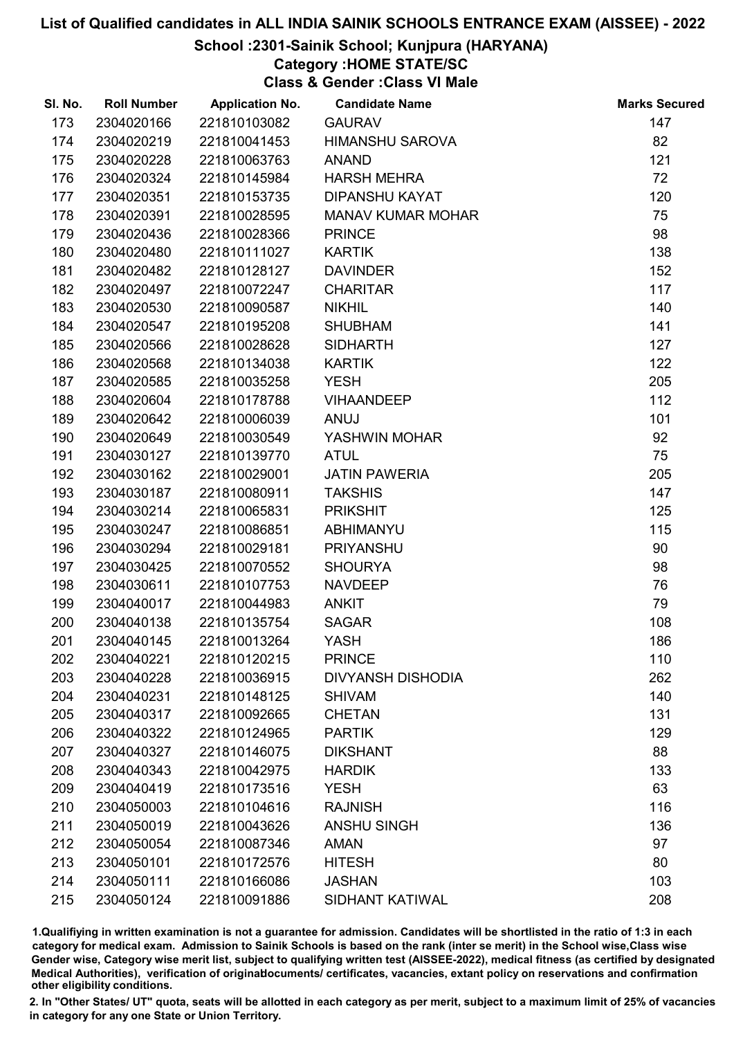# List of Qualified candidates in ALL INDIA SAINIK SCHOOLS ENTRANCE EXAM (AISSEE) - 2022

## School :2301-Sainik School; Kunjpura (HARYANA)

### Category :HOME STATE/SC

### Class & Gender :Class VI Male

| Sl. No. | Roll Number | Application No. | Candidate Name | Marks Secured |
|---|---|---|---|---|
| 173 | 2304020166 | 221810103082 | GAURAV | 147 |
| 174 | 2304020219 | 221810041453 | HIMANSHU SAROVA | 82 |
| 175 | 2304020228 | 221810063763 | ANAND | 121 |
| 176 | 2304020324 | 221810145984 | HARSH MEHRA | 72 |
| 177 | 2304020351 | 221810153735 | DIPANSHU KAYAT | 120 |
| 178 | 2304020391 | 221810028595 | MANAV KUMAR MOHAR | 75 |
| 179 | 2304020436 | 221810028366 | PRINCE | 98 |
| 180 | 2304020480 | 221810111027 | KARTIK | 138 |
| 181 | 2304020482 | 221810128127 | DAVINDER | 152 |
| 182 | 2304020497 | 221810072247 | CHARITAR | 117 |
| 183 | 2304020530 | 221810090587 | NIKHIL | 140 |
| 184 | 2304020547 | 221810195208 | SHUBHAM | 141 |
| 185 | 2304020566 | 221810028628 | SIDHARTH | 127 |
| 186 | 2304020568 | 221810134038 | KARTIK | 122 |
| 187 | 2304020585 | 221810035258 | YESH | 205 |
| 188 | 2304020604 | 221810178788 | VIHAANDEEP | 112 |
| 189 | 2304020642 | 221810006039 | ANUJ | 101 |
| 190 | 2304020649 | 221810030549 | YASHWIN MOHAR | 92 |
| 191 | 2304030127 | 221810139770 | ATUL | 75 |
| 192 | 2304030162 | 221810029001 | JATIN PAWERIA | 205 |
| 193 | 2304030187 | 221810080911 | TAKSHIS | 147 |
| 194 | 2304030214 | 221810065831 | PRIKSHIT | 125 |
| 195 | 2304030247 | 221810086851 | ABHIMANYU | 115 |
| 196 | 2304030294 | 221810029181 | PRIYANSHU | 90 |
| 197 | 2304030425 | 221810070552 | SHOURYA | 98 |
| 198 | 2304030611 | 221810107753 | NAVDEEP | 76 |
| 199 | 2304040017 | 221810044983 | ANKIT | 79 |
| 200 | 2304040138 | 221810135754 | SAGAR | 108 |
| 201 | 2304040145 | 221810013264 | YASH | 186 |
| 202 | 2304040221 | 221810120215 | PRINCE | 110 |
| 203 | 2304040228 | 221810036915 | DIVYANSH DISHODIA | 262 |
| 204 | 2304040231 | 221810148125 | SHIVAM | 140 |
| 205 | 2304040317 | 221810092665 | CHETAN | 131 |
| 206 | 2304040322 | 221810124965 | PARTIK | 129 |
| 207 | 2304040327 | 221810146075 | DIKSHANT | 88 |
| 208 | 2304040343 | 221810042975 | HARDIK | 133 |
| 209 | 2304040419 | 221810173516 | YESH | 63 |
| 210 | 2304050003 | 221810104616 | RAJNISH | 116 |
| 211 | 2304050019 | 221810043626 | ANSHU SINGH | 136 |
| 212 | 2304050054 | 221810087346 | AMAN | 97 |
| 213 | 2304050101 | 221810172576 | HITESH | 80 |
| 214 | 2304050111 | 221810166086 | JASHAN | 103 |
| 215 | 2304050124 | 221810091886 | SIDHANT KATIWAL | 208 |

1.Qualifiying in written examination is not a guarantee for admission. Candidates will be shortlisted in the ratio of 1:3 in each category for medical exam. Admission to Sainik Schools is based on the rank (inter se merit) in the School wise,Class wise Gender wise, Category wise merit list, subject to qualifying written test (AISSEE-2022), medical fitness (as certified by designated Medical Authorities), verification of originaldocuments/ certificates, vacancies, extant policy on reservations and confirmation other eligibility conditions.

2. In "Other States/ UT" quota, seats will be allotted in each category as per merit, subject to a maximum limit of 25% of vacancies in category for any one State or Union Territory.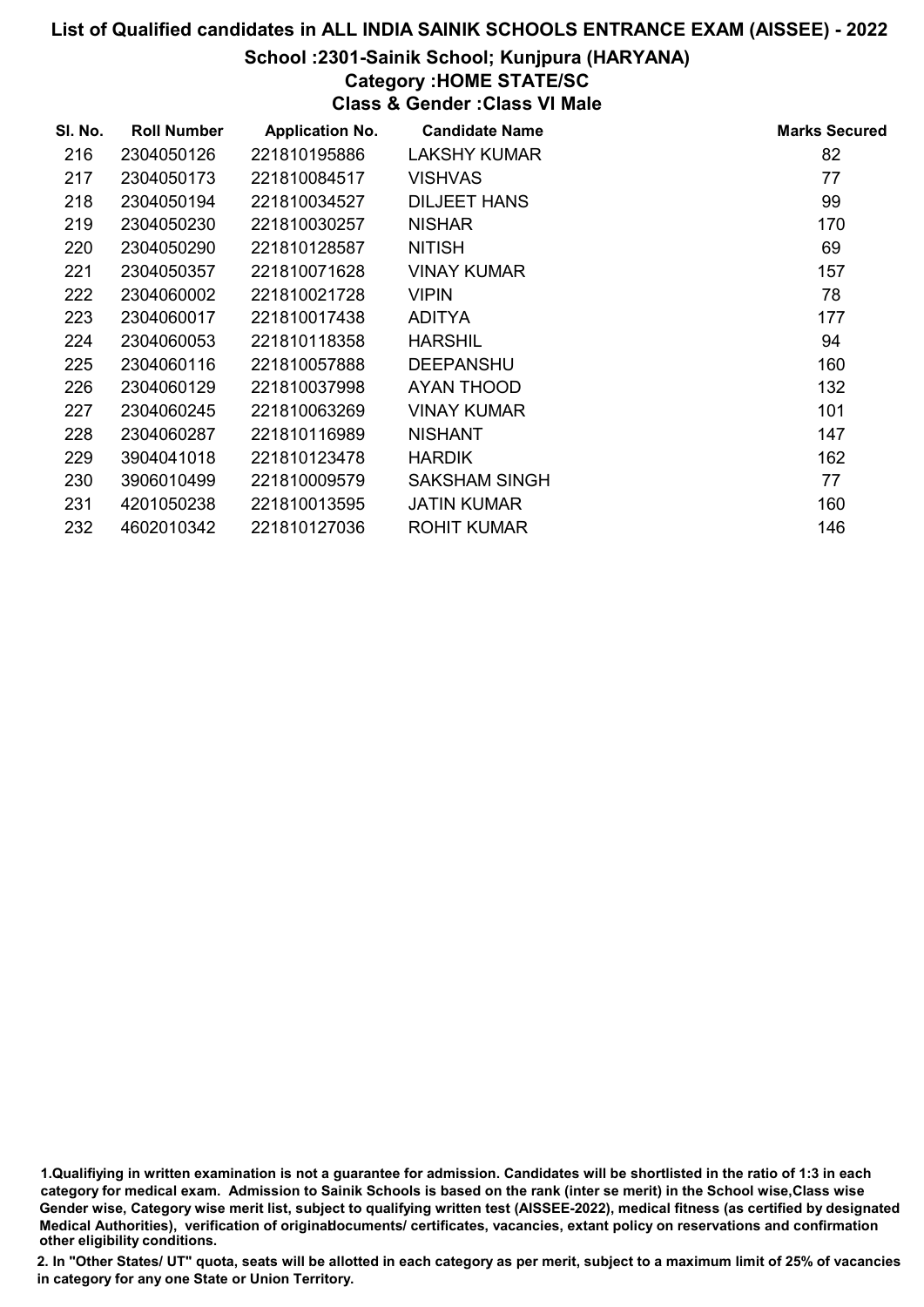# List of Qualified candidates in ALL INDIA SAINIK SCHOOLS ENTRANCE EXAM (AISSEE) - 2022

## School :2301-Sainik School; Kunjpura (HARYANA)

### Category :HOME STATE/SC

### Class & Gender :Class VI Male

| Sl. No. | Roll Number | Application No. | Candidate Name | Marks Secured |
|---|---|---|---|---|
| 216 | 2304050126 | 221810195886 | LAKSHY KUMAR | 82 |
| 217 | 2304050173 | 221810084517 | VISHVAS | 77 |
| 218 | 2304050194 | 221810034527 | DILJEET HANS | 99 |
| 219 | 2304050230 | 221810030257 | NISHAR | 170 |
| 220 | 2304050290 | 221810128587 | NITISH | 69 |
| 221 | 2304050357 | 221810071628 | VINAY KUMAR | 157 |
| 222 | 2304060002 | 221810021728 | VIPIN | 78 |
| 223 | 2304060017 | 221810017438 | ADITYA | 177 |
| 224 | 2304060053 | 221810118358 | HARSHIL | 94 |
| 225 | 2304060116 | 221810057888 | DEEPANSHU | 160 |
| 226 | 2304060129 | 221810037998 | AYAN THOOD | 132 |
| 227 | 2304060245 | 221810063269 | VINAY KUMAR | 101 |
| 228 | 2304060287 | 221810116989 | NISHANT | 147 |
| 229 | 3904041018 | 221810123478 | HARDIK | 162 |
| 230 | 3906010499 | 221810009579 | SAKSHAM SINGH | 77 |
| 231 | 4201050238 | 221810013595 | JATIN KUMAR | 160 |
| 232 | 4602010342 | 221810127036 | ROHIT KUMAR | 146 |

1.Qualifiying in written examination is not a guarantee for admission. Candidates will be shortlisted in the ratio of 1:3 in each category for medical exam. Admission to Sainik Schools is based on the rank (inter se merit) in the School wise,Class wise Gender wise, Category wise merit list, subject to qualifying written test (AISSEE-2022), medical fitness (as certified by designated Medical Authorities), verification of originaldocuments/ certificates, vacancies, extant policy on reservations and confirmation other eligibility conditions.

2. In "Other States/ UT" quota, seats will be allotted in each category as per merit, subject to a maximum limit of 25% of vacancies in category for any one State or Union Territory.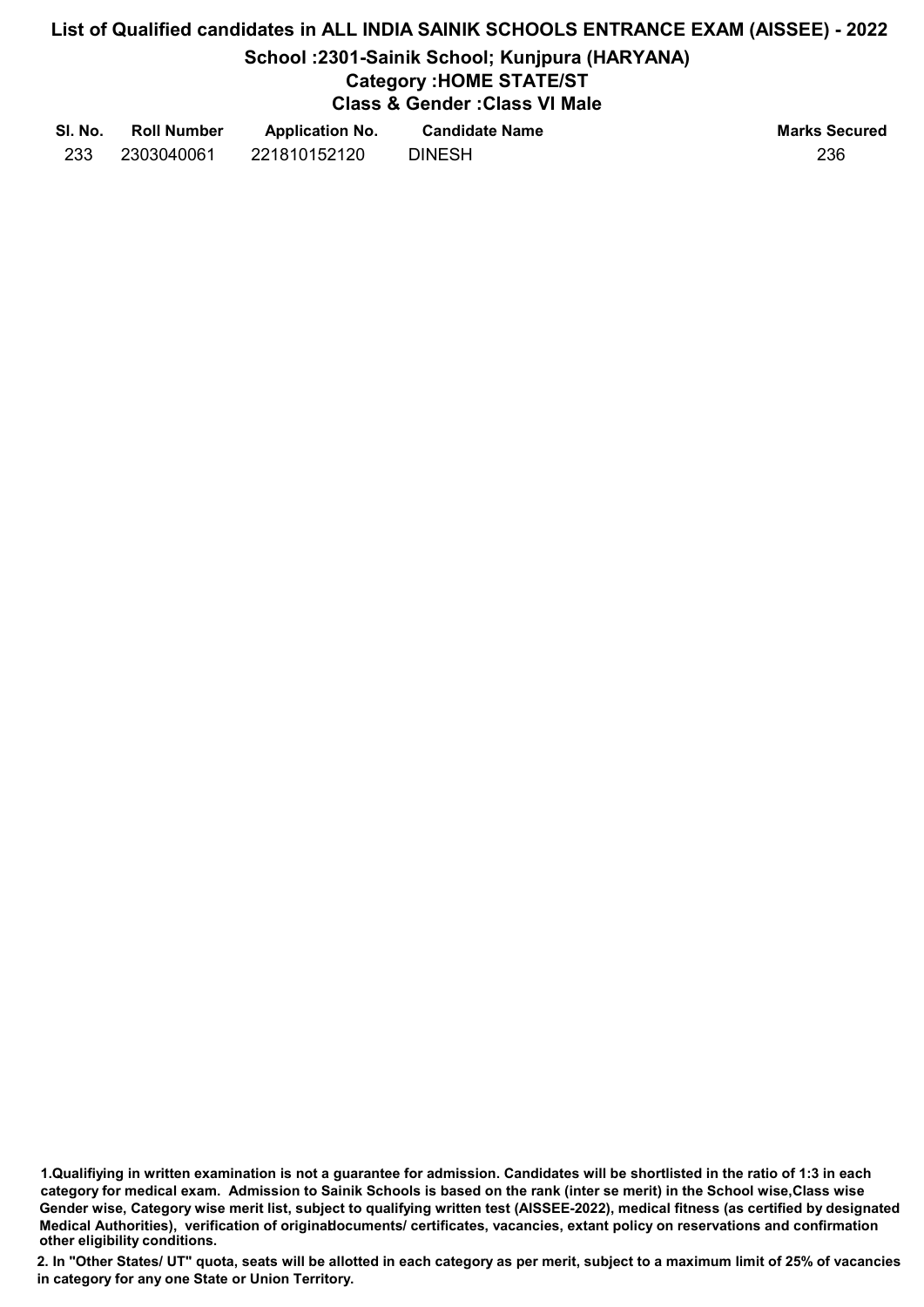# List of Qualified candidates in ALL INDIA SAINIK SCHOOLS ENTRANCE EXAM (AISSEE) - 2022

## School :2301-Sainik School; Kunjpura (HARYANA)

### Category :HOME STATE/ST

### Class & Gender :Class VI Male

| Sl. No. | Roll Number | Application No. | Candidate Name | Marks Secured |
|---|---|---|---|---|
| 233 | 2303040061 | 221810152120 | DINESH | 236 |

1.Qualifiying in written examination is not a guarantee for admission. Candidates will be shortlisted in the ratio of 1:3 in each category for medical exam. Admission to Sainik Schools is based on the rank (inter se merit) in the School wise,Class wise Gender wise, Category wise merit list, subject to qualifying written test (AISSEE-2022), medical fitness (as certified by designated Medical Authorities), verification of originaldocuments/ certificates, vacancies, extant policy on reservations and confirmation other eligibility conditions.

2. In "Other States/ UT" quota, seats will be allotted in each category as per merit, subject to a maximum limit of 25% of vacancies in category for any one State or Union Territory.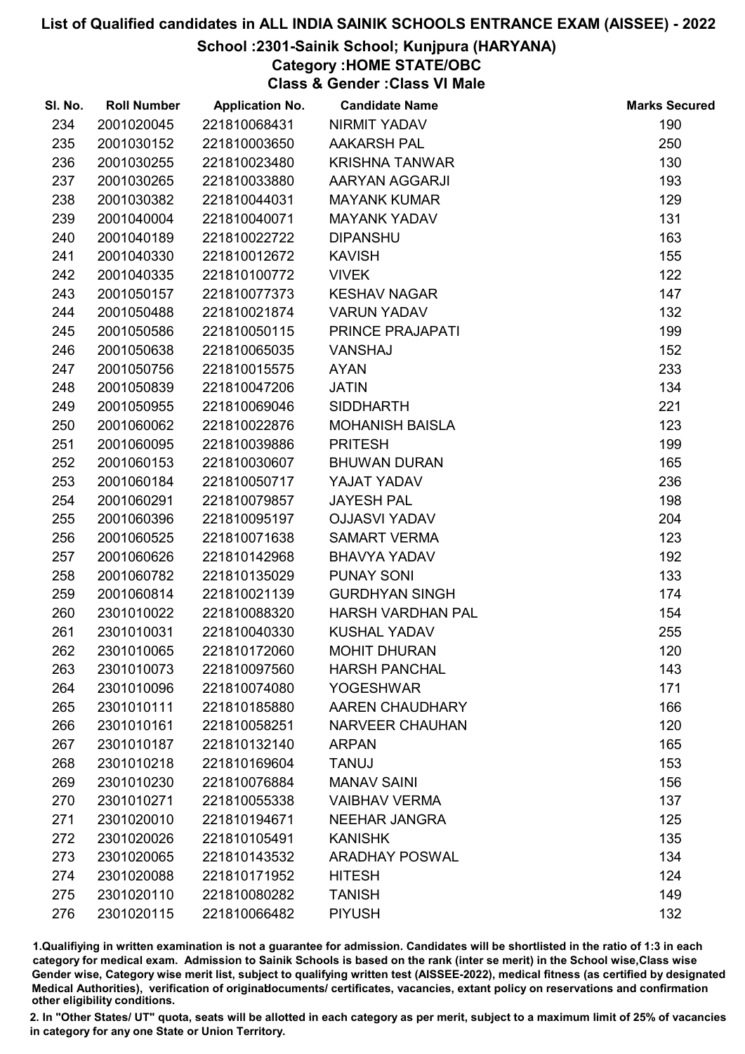# List of Qualified candidates in ALL INDIA SAINIK SCHOOLS ENTRANCE EXAM (AISSEE) - 2022

## School :2301-Sainik School; Kunjpura (HARYANA)

### Category :HOME STATE/OBC

### Class & Gender :Class VI Male

| Sl. No. | Roll Number | Application No. | Candidate Name | Marks Secured |
|---|---|---|---|---|
| 234 | 2001020045 | 221810068431 | NIRMIT YADAV | 190 |
| 235 | 2001030152 | 221810003650 | AAKARSH PAL | 250 |
| 236 | 2001030255 | 221810023480 | KRISHNA TANWAR | 130 |
| 237 | 2001030265 | 221810033880 | AARYAN AGGARJI | 193 |
| 238 | 2001030382 | 221810044031 | MAYANK KUMAR | 129 |
| 239 | 2001040004 | 221810040071 | MAYANK YADAV | 131 |
| 240 | 2001040189 | 221810022722 | DIPANSHU | 163 |
| 241 | 2001040330 | 221810012672 | KAVISH | 155 |
| 242 | 2001040335 | 221810100772 | VIVEK | 122 |
| 243 | 2001050157 | 221810077373 | KESHAV NAGAR | 147 |
| 244 | 2001050488 | 221810021874 | VARUN YADAV | 132 |
| 245 | 2001050586 | 221810050115 | PRINCE PRAJAPATI | 199 |
| 246 | 2001050638 | 221810065035 | VANSHAJ | 152 |
| 247 | 2001050756 | 221810015575 | AYAN | 233 |
| 248 | 2001050839 | 221810047206 | JATIN | 134 |
| 249 | 2001050955 | 221810069046 | SIDDHARTH | 221 |
| 250 | 2001060062 | 221810022876 | MOHANISH BAISLA | 123 |
| 251 | 2001060095 | 221810039886 | PRITESH | 199 |
| 252 | 2001060153 | 221810030607 | BHUWAN DURAN | 165 |
| 253 | 2001060184 | 221810050717 | YAJAT YADAV | 236 |
| 254 | 2001060291 | 221810079857 | JAYESH PAL | 198 |
| 255 | 2001060396 | 221810095197 | OJJASVI YADAV | 204 |
| 256 | 2001060525 | 221810071638 | SAMART VERMA | 123 |
| 257 | 2001060626 | 221810142968 | BHAVYA YADAV | 192 |
| 258 | 2001060782 | 221810135029 | PUNAY SONI | 133 |
| 259 | 2001060814 | 221810021139 | GURDHYAN SINGH | 174 |
| 260 | 2301010022 | 221810088320 | HARSH VARDHAN PAL | 154 |
| 261 | 2301010031 | 221810040330 | KUSHAL YADAV | 255 |
| 262 | 2301010065 | 221810172060 | MOHIT DHURAN | 120 |
| 263 | 2301010073 | 221810097560 | HARSH PANCHAL | 143 |
| 264 | 2301010096 | 221810074080 | YOGESHWAR | 171 |
| 265 | 2301010111 | 221810185880 | AAREN CHAUDHARY | 166 |
| 266 | 2301010161 | 221810058251 | NARVEER CHAUHAN | 120 |
| 267 | 2301010187 | 221810132140 | ARPAN | 165 |
| 268 | 2301010218 | 221810169604 | TANUJ | 153 |
| 269 | 2301010230 | 221810076884 | MANAV SAINI | 156 |
| 270 | 2301010271 | 221810055338 | VAIBHAV VERMA | 137 |
| 271 | 2301020010 | 221810194671 | NEEHAR JANGRA | 125 |
| 272 | 2301020026 | 221810105491 | KANISHK | 135 |
| 273 | 2301020065 | 221810143532 | ARADHAY POSWAL | 134 |
| 274 | 2301020088 | 221810171952 | HITESH | 124 |
| 275 | 2301020110 | 221810080282 | TANISH | 149 |
| 276 | 2301020115 | 221810066482 | PIYUSH | 132 |

1.Qualifying in written examination is not a guarantee for admission. Candidates will be shortlisted in the ratio of 1:3 in each category for medical exam. Admission to Sainik Schools is based on the rank (inter se merit) in the School wise,Class wise Gender wise, Category wise merit list, subject to qualifying written test (AISSEE-2022), medical fitness (as certified by designated Medical Authorities), verification of originaldocuments/ certificates, vacancies, extant policy on reservations and confirmation other eligibility conditions.

2. In "Other States/ UT" quota, seats will be allotted in each category as per merit, subject to a maximum limit of 25% of vacancies in category for any one State or Union Territory.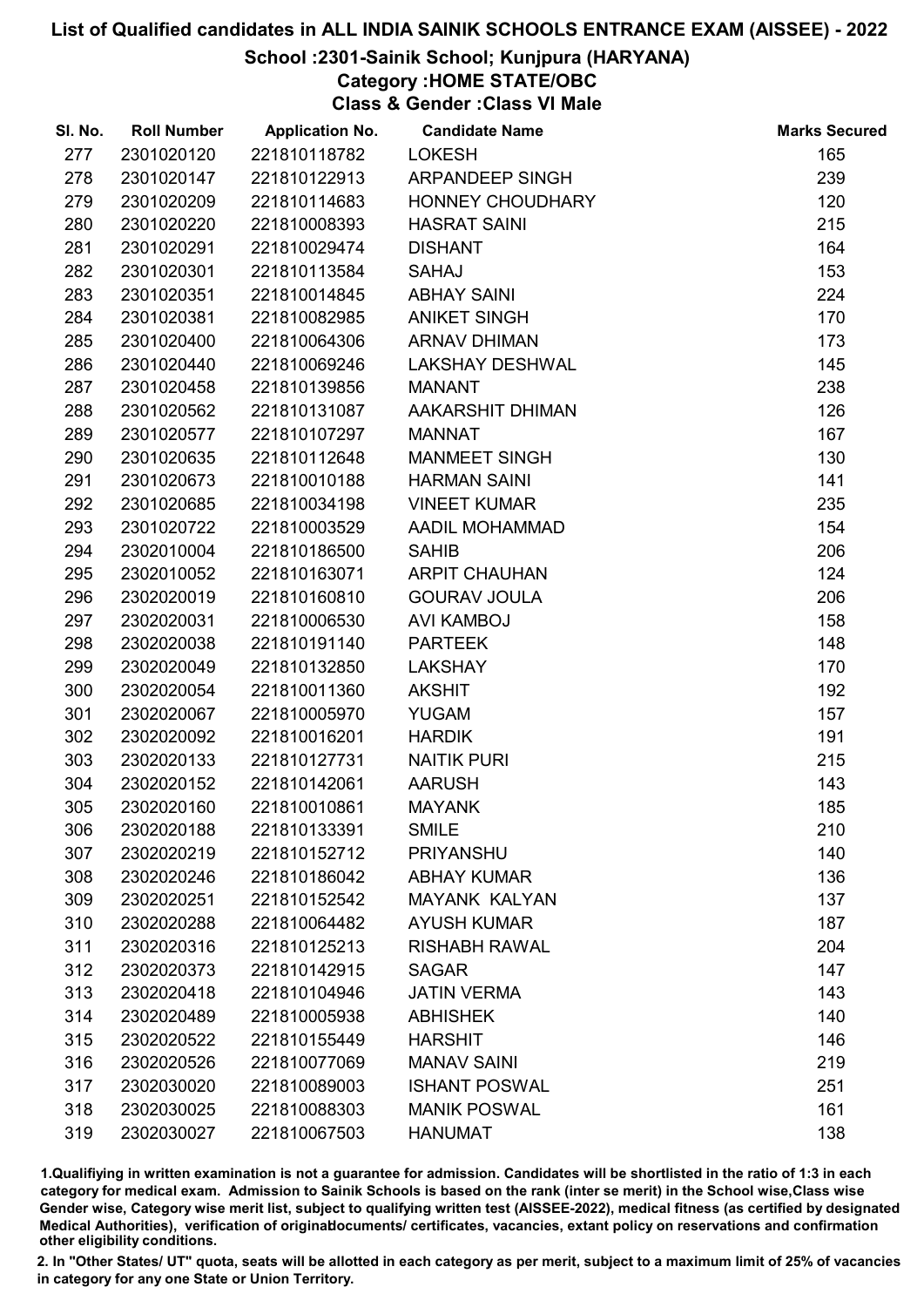# List of Qualified candidates in ALL INDIA SAINIK SCHOOLS ENTRANCE EXAM (AISSEE) - 2022

## School :2301-Sainik School; Kunjpura (HARYANA)

### Category :HOME STATE/OBC

### Class & Gender :Class VI Male

| Sl. No. | Roll Number | Application No. | Candidate Name | Marks Secured |
|---|---|---|---|---|
| 277 | 2301020120 | 221810118782 | LOKESH | 165 |
| 278 | 2301020147 | 221810122913 | ARPANDEEP SINGH | 239 |
| 279 | 2301020209 | 221810114683 | HONNEY CHOUDHARY | 120 |
| 280 | 2301020220 | 221810008393 | HASRAT SAINI | 215 |
| 281 | 2301020291 | 221810029474 | DISHANT | 164 |
| 282 | 2301020301 | 221810113584 | SAHAJ | 153 |
| 283 | 2301020351 | 221810014845 | ABHAY SAINI | 224 |
| 284 | 2301020381 | 221810082985 | ANIKET SINGH | 170 |
| 285 | 2301020400 | 221810064306 | ARNAV DHIMAN | 173 |
| 286 | 2301020440 | 221810069246 | LAKSHAY DESHWAL | 145 |
| 287 | 2301020458 | 221810139856 | MANANT | 238 |
| 288 | 2301020562 | 221810131087 | AAKARSHIT DHIMAN | 126 |
| 289 | 2301020577 | 221810107297 | MANNAT | 167 |
| 290 | 2301020635 | 221810112648 | MANMEET SINGH | 130 |
| 291 | 2301020673 | 221810010188 | HARMAN SAINI | 141 |
| 292 | 2301020685 | 221810034198 | VINEET KUMAR | 235 |
| 293 | 2301020722 | 221810003529 | AADIL MOHAMMAD | 154 |
| 294 | 2302010004 | 221810186500 | SAHIB | 206 |
| 295 | 2302010052 | 221810163071 | ARPIT CHAUHAN | 124 |
| 296 | 2302020019 | 221810160810 | GOURAV JOULA | 206 |
| 297 | 2302020031 | 221810006530 | AVI KAMBOJ | 158 |
| 298 | 2302020038 | 221810191140 | PARTEEK | 148 |
| 299 | 2302020049 | 221810132850 | LAKSHAY | 170 |
| 300 | 2302020054 | 221810011360 | AKSHIT | 192 |
| 301 | 2302020067 | 221810005970 | YUGAM | 157 |
| 302 | 2302020092 | 221810016201 | HARDIK | 191 |
| 303 | 2302020133 | 221810127731 | NAITIK PURI | 215 |
| 304 | 2302020152 | 221810142061 | AARUSH | 143 |
| 305 | 2302020160 | 221810010861 | MAYANK | 185 |
| 306 | 2302020188 | 221810133391 | SMILE | 210 |
| 307 | 2302020219 | 221810152712 | PRIYANSHU | 140 |
| 308 | 2302020246 | 221810186042 | ABHAY KUMAR | 136 |
| 309 | 2302020251 | 221810152542 | MAYANK KALYAN | 137 |
| 310 | 2302020288 | 221810064482 | AYUSH KUMAR | 187 |
| 311 | 2302020316 | 221810125213 | RISHABH RAWAL | 204 |
| 312 | 2302020373 | 221810142915 | SAGAR | 147 |
| 313 | 2302020418 | 221810104946 | JATIN VERMA | 143 |
| 314 | 2302020489 | 221810005938 | ABHISHEK | 140 |
| 315 | 2302020522 | 221810155449 | HARSHIT | 146 |
| 316 | 2302020526 | 221810077069 | MANAV SAINI | 219 |
| 317 | 2302030020 | 221810089003 | ISHANT POSWAL | 251 |
| 318 | 2302030025 | 221810088303 | MANIK POSWAL | 161 |
| 319 | 2302030027 | 221810067503 | HANUMAT | 138 |

1.Qualifiying in written examination is not a guarantee for admission. Candidates will be shortlisted in the ratio of 1:3 in each category for medical exam. Admission to Sainik Schools is based on the rank (inter se merit) in the School wise,Class wise Gender wise, Category wise merit list, subject to qualifying written test (AISSEE-2022), medical fitness (as certified by designated Medical Authorities), verification of originaldocuments/ certificates, vacancies, extant policy on reservations and confirmation other eligibility conditions.

2. In "Other States/ UT" quota, seats will be allotted in each category as per merit, subject to a maximum limit of 25% of vacancies in category for any one State or Union Territory.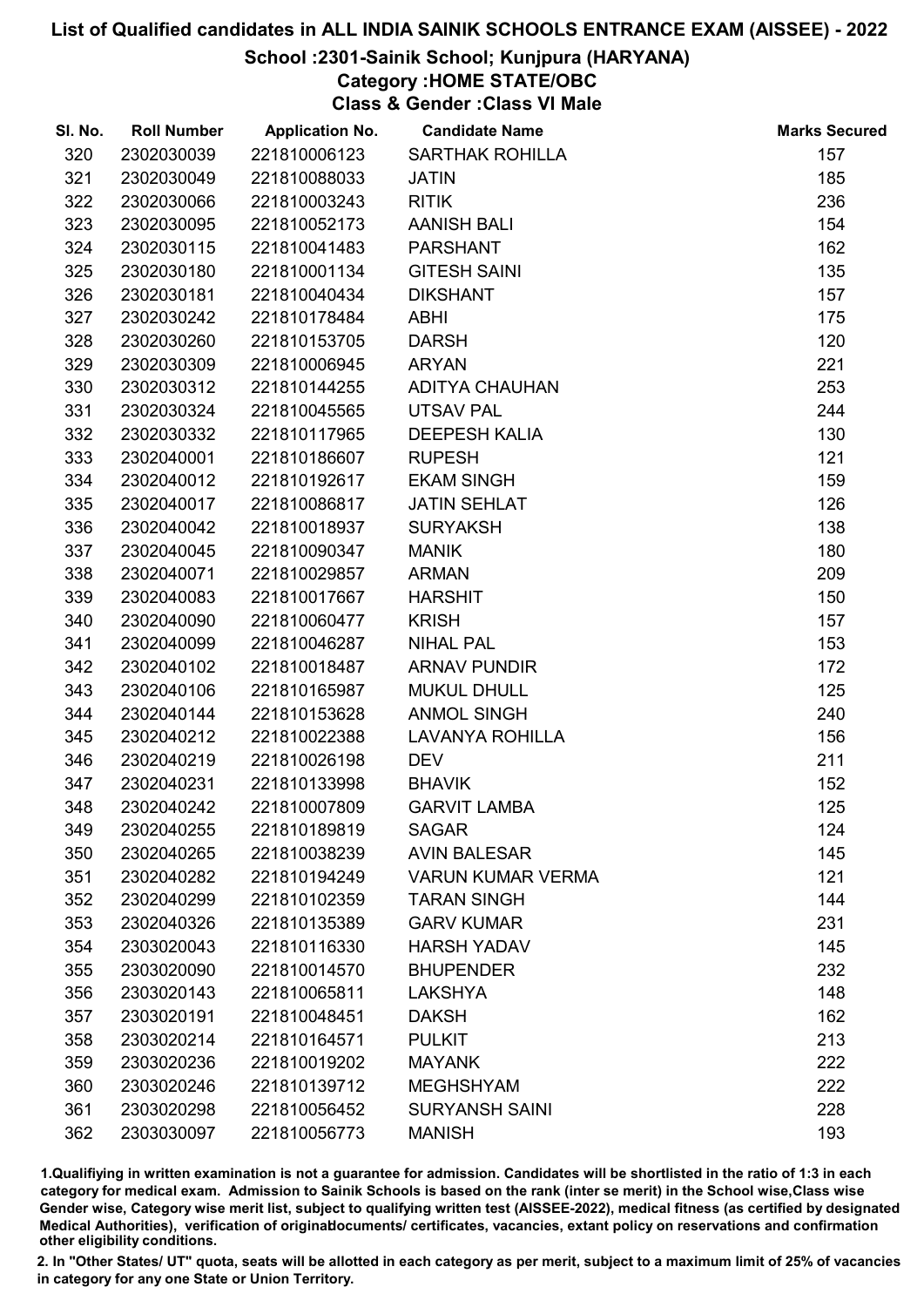# List of Qualified candidates in ALL INDIA SAINIK SCHOOLS ENTRANCE EXAM (AISSEE) - 2022

## School :2301-Sainik School; Kunjpura (HARYANA)

### Category :HOME STATE/OBC

### Class & Gender :Class VI Male

| Sl. No. | Roll Number | Application No. | Candidate Name | Marks Secured |
|---|---|---|---|---|
| 320 | 2302030039 | 221810006123 | SARTHAK ROHILLA | 157 |
| 321 | 2302030049 | 221810088033 | JATIN | 185 |
| 322 | 2302030066 | 221810003243 | RITIK | 236 |
| 323 | 2302030095 | 221810052173 | AANISH BALI | 154 |
| 324 | 2302030115 | 221810041483 | PARSHANT | 162 |
| 325 | 2302030180 | 221810001134 | GITESH SAINI | 135 |
| 326 | 2302030181 | 221810040434 | DIKSHANT | 157 |
| 327 | 2302030242 | 221810178484 | ABHI | 175 |
| 328 | 2302030260 | 221810153705 | DARSH | 120 |
| 329 | 2302030309 | 221810006945 | ARYAN | 221 |
| 330 | 2302030312 | 221810144255 | ADITYA CHAUHAN | 253 |
| 331 | 2302030324 | 221810045565 | UTSAV PAL | 244 |
| 332 | 2302030332 | 221810117965 | DEEPESH KALIA | 130 |
| 333 | 2302040001 | 221810186607 | RUPESH | 121 |
| 334 | 2302040012 | 221810192617 | EKAM SINGH | 159 |
| 335 | 2302040017 | 221810086817 | JATIN SEHLAT | 126 |
| 336 | 2302040042 | 221810018937 | SURYAKSH | 138 |
| 337 | 2302040045 | 221810090347 | MANIK | 180 |
| 338 | 2302040071 | 221810029857 | ARMAN | 209 |
| 339 | 2302040083 | 221810017667 | HARSHIT | 150 |
| 340 | 2302040090 | 221810060477 | KRISH | 157 |
| 341 | 2302040099 | 221810046287 | NIHAL PAL | 153 |
| 342 | 2302040102 | 221810018487 | ARNAV PUNDIR | 172 |
| 343 | 2302040106 | 221810165987 | MUKUL DHULL | 125 |
| 344 | 2302040144 | 221810153628 | ANMOL SINGH | 240 |
| 345 | 2302040212 | 221810022388 | LAVANYA ROHILLA | 156 |
| 346 | 2302040219 | 221810026198 | DEV | 211 |
| 347 | 2302040231 | 221810133998 | BHAVIK | 152 |
| 348 | 2302040242 | 221810007809 | GARVIT LAMBA | 125 |
| 349 | 2302040255 | 221810189819 | SAGAR | 124 |
| 350 | 2302040265 | 221810038239 | AVIN BALESAR | 145 |
| 351 | 2302040282 | 221810194249 | VARUN KUMAR VERMA | 121 |
| 352 | 2302040299 | 221810102359 | TARAN SINGH | 144 |
| 353 | 2302040326 | 221810135389 | GARV KUMAR | 231 |
| 354 | 2303020043 | 221810116330 | HARSH YADAV | 145 |
| 355 | 2303020090 | 221810014570 | BHUPENDER | 232 |
| 356 | 2303020143 | 221810065811 | LAKSHYA | 148 |
| 357 | 2303020191 | 221810048451 | DAKSH | 162 |
| 358 | 2303020214 | 221810164571 | PULKIT | 213 |
| 359 | 2303020236 | 221810019202 | MAYANK | 222 |
| 360 | 2303020246 | 221810139712 | MEGHSHYAM | 222 |
| 361 | 2303020298 | 221810056452 | SURYANSH SAINI | 228 |
| 362 | 2303030097 | 221810056773 | MANISH | 193 |

1.Qualifying in written examination is not a guarantee for admission. Candidates will be shortlisted in the ratio of 1:3 in each category for medical exam. Admission to Sainik Schools is based on the rank (inter se merit) in the School wise,Class wise Gender wise, Category wise merit list, subject to qualifying written test (AISSEE-2022), medical fitness (as certified by designated Medical Authorities), verification of originaldocuments/ certificates, vacancies, extant policy on reservations and confirmation other eligibility conditions.

2. In "Other States/ UT" quota, seats will be allotted in each category as per merit, subject to a maximum limit of 25% of vacancies in category for any one State or Union Territory.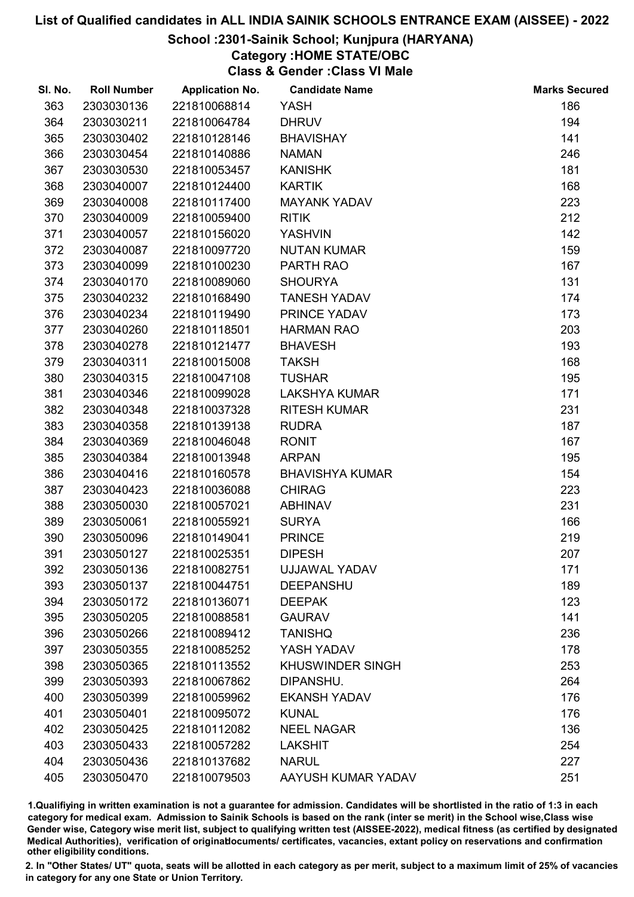# List of Qualified candidates in ALL INDIA SAINIK SCHOOLS ENTRANCE EXAM (AISSEE) - 2022

## School :2301-Sainik School; Kunjpura (HARYANA)

### Category :HOME STATE/OBC

### Class & Gender :Class VI Male

| Sl. No. | Roll Number | Application No. | Candidate Name | Marks Secured |
|---|---|---|---|---|
| 363 | 2303030136 | 221810068814 | YASH | 186 |
| 364 | 2303030211 | 221810064784 | DHRUV | 194 |
| 365 | 2303030402 | 221810128146 | BHAVISHAY | 141 |
| 366 | 2303030454 | 221810140886 | NAMAN | 246 |
| 367 | 2303030530 | 221810053457 | KANISHK | 181 |
| 368 | 2303040007 | 221810124400 | KARTIK | 168 |
| 369 | 2303040008 | 221810117400 | MAYANK YADAV | 223 |
| 370 | 2303040009 | 221810059400 | RITIK | 212 |
| 371 | 2303040057 | 221810156020 | YASHVIN | 142 |
| 372 | 2303040087 | 221810097720 | NUTAN KUMAR | 159 |
| 373 | 2303040099 | 221810100230 | PARTH RAO | 167 |
| 374 | 2303040170 | 221810089060 | SHOURYA | 131 |
| 375 | 2303040232 | 221810168490 | TANESH YADAV | 174 |
| 376 | 2303040234 | 221810119490 | PRINCE YADAV | 173 |
| 377 | 2303040260 | 221810118501 | HARMAN RAO | 203 |
| 378 | 2303040278 | 221810121477 | BHAVESH | 193 |
| 379 | 2303040311 | 221810015008 | TAKSH | 168 |
| 380 | 2303040315 | 221810047108 | TUSHAR | 195 |
| 381 | 2303040346 | 221810099028 | LAKSHYA KUMAR | 171 |
| 382 | 2303040348 | 221810037328 | RITESH KUMAR | 231 |
| 383 | 2303040358 | 221810139138 | RUDRA | 187 |
| 384 | 2303040369 | 221810046048 | RONIT | 167 |
| 385 | 2303040384 | 221810013948 | ARPAN | 195 |
| 386 | 2303040416 | 221810160578 | BHAVISHYA KUMAR | 154 |
| 387 | 2303040423 | 221810036088 | CHIRAG | 223 |
| 388 | 2303050030 | 221810057021 | ABHINAV | 231 |
| 389 | 2303050061 | 221810055921 | SURYA | 166 |
| 390 | 2303050096 | 221810149041 | PRINCE | 219 |
| 391 | 2303050127 | 221810025351 | DIPESH | 207 |
| 392 | 2303050136 | 221810082751 | UJJAWAL YADAV | 171 |
| 393 | 2303050137 | 221810044751 | DEEPANSHU | 189 |
| 394 | 2303050172 | 221810136071 | DEEPAK | 123 |
| 395 | 2303050205 | 221810088581 | GAURAV | 141 |
| 396 | 2303050266 | 221810089412 | TANISHQ | 236 |
| 397 | 2303050355 | 221810085252 | YASH YADAV | 178 |
| 398 | 2303050365 | 221810113552 | KHUSWINDER SINGH | 253 |
| 399 | 2303050393 | 221810067862 | DIPANSHU. | 264 |
| 400 | 2303050399 | 221810059962 | EKANSH YADAV | 176 |
| 401 | 2303050401 | 221810095072 | KUNAL | 176 |
| 402 | 2303050425 | 221810112082 | NEEL NAGAR | 136 |
| 403 | 2303050433 | 221810057282 | LAKSHIT | 254 |
| 404 | 2303050436 | 221810137682 | NARUL | 227 |
| 405 | 2303050470 | 221810079503 | AAYUSH KUMAR YADAV | 251 |

1.Qualifying in written examination is not a guarantee for admission. Candidates will be shortlisted in the ratio of 1:3 in each category for medical exam. Admission to Sainik Schools is based on the rank (inter se merit) in the School wise,Class wise Gender wise, Category wise merit list, subject to qualifying written test (AISSEE-2022), medical fitness (as certified by designated Medical Authorities), verification of originaldocuments/ certificates, vacancies, extant policy on reservations and confirmation other eligibility conditions.

2. In "Other States/ UT" quota, seats will be allotted in each category as per merit, subject to a maximum limit of 25% of vacancies in category for any one State or Union Territory.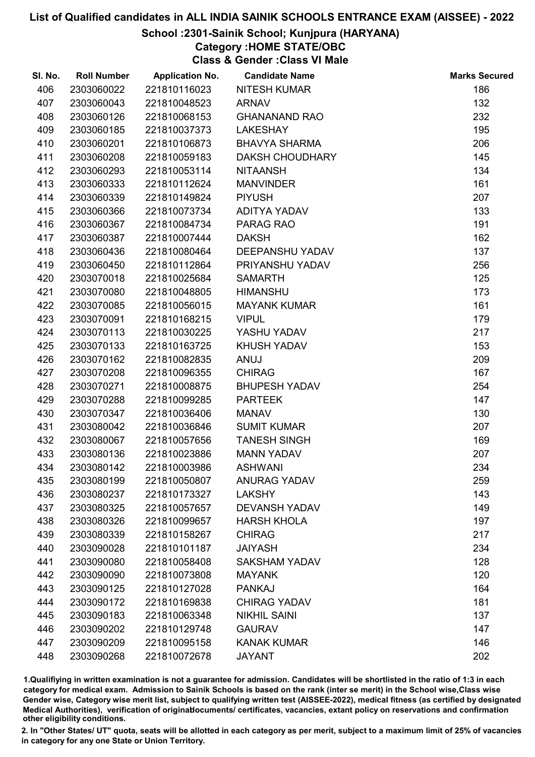# List of Qualified candidates in ALL INDIA SAINIK SCHOOLS ENTRANCE EXAM (AISSEE) - 2022

## School :2301-Sainik School; Kunjpura (HARYANA)

### Category :HOME STATE/OBC

### Class & Gender :Class VI Male

| Sl. No. | Roll Number | Application No. | Candidate Name | Marks Secured |
|---|---|---|---|---|
| 406 | 2303060022 | 221810116023 | NITESH KUMAR | 186 |
| 407 | 2303060043 | 221810048523 | ARNAV | 132 |
| 408 | 2303060126 | 221810068153 | GHANANAND RAO | 232 |
| 409 | 2303060185 | 221810037373 | LAKESHAY | 195 |
| 410 | 2303060201 | 221810106873 | BHAVYA SHARMA | 206 |
| 411 | 2303060208 | 221810059183 | DAKSH CHOUDHARY | 145 |
| 412 | 2303060293 | 221810053114 | NITAANSH | 134 |
| 413 | 2303060333 | 221810112624 | MANVINDER | 161 |
| 414 | 2303060339 | 221810149824 | PIYUSH | 207 |
| 415 | 2303060366 | 221810073734 | ADITYA YADAV | 133 |
| 416 | 2303060367 | 221810084734 | PARAG RAO | 191 |
| 417 | 2303060387 | 221810007444 | DAKSH | 162 |
| 418 | 2303060436 | 221810080464 | DEEPANSHU YADAV | 137 |
| 419 | 2303060450 | 221810112864 | PRIYANSHU YADAV | 256 |
| 420 | 2303070018 | 221810025684 | SAMARTH | 125 |
| 421 | 2303070080 | 221810048805 | HIMANSHU | 173 |
| 422 | 2303070085 | 221810056015 | MAYANK KUMAR | 161 |
| 423 | 2303070091 | 221810168215 | VIPUL | 179 |
| 424 | 2303070113 | 221810030225 | YASHU YADAV | 217 |
| 425 | 2303070133 | 221810163725 | KHUSH YADAV | 153 |
| 426 | 2303070162 | 221810082835 | ANUJ | 209 |
| 427 | 2303070208 | 221810096355 | CHIRAG | 167 |
| 428 | 2303070271 | 221810008875 | BHUPESH YADAV | 254 |
| 429 | 2303070288 | 221810099285 | PARTEEK | 147 |
| 430 | 2303070347 | 221810036406 | MANAV | 130 |
| 431 | 2303080042 | 221810036846 | SUMIT KUMAR | 207 |
| 432 | 2303080067 | 221810057656 | TANESH SINGH | 169 |
| 433 | 2303080136 | 221810023886 | MANN YADAV | 207 |
| 434 | 2303080142 | 221810003986 | ASHWANI | 234 |
| 435 | 2303080199 | 221810050807 | ANURAG YADAV | 259 |
| 436 | 2303080237 | 221810173327 | LAKSHY | 143 |
| 437 | 2303080325 | 221810057657 | DEVANSH YADAV | 149 |
| 438 | 2303080326 | 221810099657 | HARSH KHOLA | 197 |
| 439 | 2303080339 | 221810158267 | CHIRAG | 217 |
| 440 | 2303090028 | 221810101187 | JAIYASH | 234 |
| 441 | 2303090080 | 221810058408 | SAKSHAM YADAV | 128 |
| 442 | 2303090090 | 221810073808 | MAYANK | 120 |
| 443 | 2303090125 | 221810127028 | PANKAJ | 164 |
| 444 | 2303090172 | 221810169838 | CHIRAG YADAV | 181 |
| 445 | 2303090183 | 221810063348 | NIKHIL SAINI | 137 |
| 446 | 2303090202 | 221810129748 | GAURAV | 147 |
| 447 | 2303090209 | 221810095158 | KANAK KUMAR | 146 |
| 448 | 2303090268 | 221810072678 | JAYANT | 202 |

1.Qualifiying in written examination is not a guarantee for admission. Candidates will be shortlisted in the ratio of 1:3 in each category for medical exam. Admission to Sainik Schools is based on the rank (inter se merit) in the School wise,Class wise Gender wise, Category wise merit list, subject to qualifying written test (AISSEE-2022), medical fitness (as certified by designated Medical Authorities), verification of originaldocuments/ certificates, vacancies, extant policy on reservations and confirmation other eligibility conditions.

2. In "Other States/ UT" quota, seats will be allotted in each category as per merit, subject to a maximum limit of 25% of vacancies in category for any one State or Union Territory.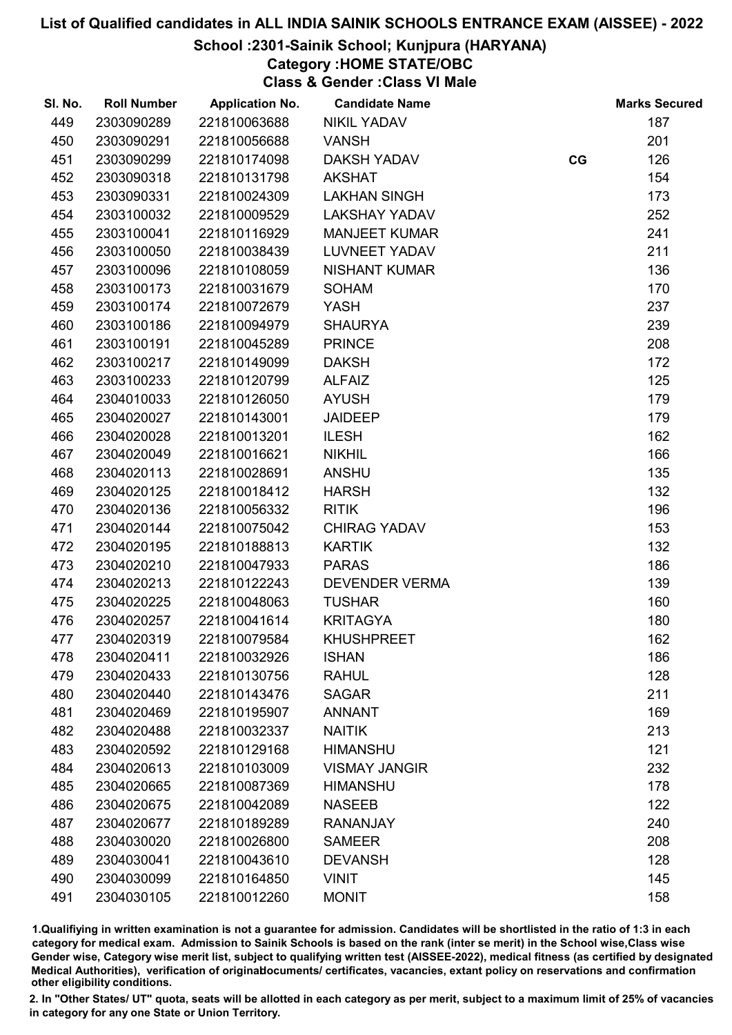# List of Qualified candidates in ALL INDIA SAINIK SCHOOLS ENTRANCE EXAM (AISSEE) - 2022

## School :2301-Sainik School; Kunjpura (HARYANA)

### Category :HOME STATE/OBC

### Class & Gender :Class VI Male

| Sl. No. | Roll Number | Application No. | Candidate Name | | Marks Secured |
|---|---|---|---|---|---|
| 449 | 2303090289 | 221810063688 | NIKIL YADAV | | 187 |
| 450 | 2303090291 | 221810056688 | VANSH | | 201 |
| 451 | 2303090299 | 221810174098 | DAKSH YADAV | CG | 126 |
| 452 | 2303090318 | 221810131798 | AKSHAT | | 154 |
| 453 | 2303090331 | 221810024309 | LAKHAN SINGH | | 173 |
| 454 | 2303100032 | 221810009529 | LAKSHAY YADAV | | 252 |
| 455 | 2303100041 | 221810116929 | MANJEET KUMAR | | 241 |
| 456 | 2303100050 | 221810038439 | LUVNEET YADAV | | 211 |
| 457 | 2303100096 | 221810108059 | NISHANT KUMAR | | 136 |
| 458 | 2303100173 | 221810031679 | SOHAM | | 170 |
| 459 | 2303100174 | 221810072679 | YASH | | 237 |
| 460 | 2303100186 | 221810094979 | SHAURYA | | 239 |
| 461 | 2303100191 | 221810045289 | PRINCE | | 208 |
| 462 | 2303100217 | 221810149099 | DAKSH | | 172 |
| 463 | 2303100233 | 221810120799 | ALFAIZ | | 125 |
| 464 | 2304010033 | 221810126050 | AYUSH | | 179 |
| 465 | 2304020027 | 221810143001 | JAIDEEP | | 179 |
| 466 | 2304020028 | 221810013201 | ILESH | | 162 |
| 467 | 2304020049 | 221810016621 | NIKHIL | | 166 |
| 468 | 2304020113 | 221810028691 | ANSHU | | 135 |
| 469 | 2304020125 | 221810018412 | HARSH | | 132 |
| 470 | 2304020136 | 221810056332 | RITIK | | 196 |
| 471 | 2304020144 | 221810075042 | CHIRAG YADAV | | 153 |
| 472 | 2304020195 | 221810188813 | KARTIK | | 132 |
| 473 | 2304020210 | 221810047933 | PARAS | | 186 |
| 474 | 2304020213 | 221810122243 | DEVENDER VERMA | | 139 |
| 475 | 2304020225 | 221810048063 | TUSHAR | | 160 |
| 476 | 2304020257 | 221810041614 | KRITAGYA | | 180 |
| 477 | 2304020319 | 221810079584 | KHUSHPREET | | 162 |
| 478 | 2304020411 | 221810032926 | ISHAN | | 186 |
| 479 | 2304020433 | 221810130756 | RAHUL | | 128 |
| 480 | 2304020440 | 221810143476 | SAGAR | | 211 |
| 481 | 2304020469 | 221810195907 | ANNANT | | 169 |
| 482 | 2304020488 | 221810032337 | NAITIK | | 213 |
| 483 | 2304020592 | 221810129168 | HIMANSHU | | 121 |
| 484 | 2304020613 | 221810103009 | VISMAY JANGIR | | 232 |
| 485 | 2304020665 | 221810087369 | HIMANSHU | | 178 |
| 486 | 2304020675 | 221810042089 | NASEEB | | 122 |
| 487 | 2304020677 | 221810189289 | RANANJAY | | 240 |
| 488 | 2304030020 | 221810026800 | SAMEER | | 208 |
| 489 | 2304030041 | 221810043610 | DEVANSH | | 128 |
| 490 | 2304030099 | 221810164850 | VINIT | | 145 |
| 491 | 2304030105 | 221810012260 | MONIT | | 158 |

1.Qualifiying in written examination is not a guarantee for admission. Candidates will be shortlisted in the ratio of 1:3 in each category for medical exam. Admission to Sainik Schools is based on the rank (inter se merit) in the School wise,Class wise Gender wise, Category wise merit list, subject to qualifying written test (AISSEE-2022), medical fitness (as certified by designated Medical Authorities), verification of originaldocuments/ certificates, vacancies, extant policy on reservations and confirmation other eligibility conditions.

2. In "Other States/ UT" quota, seats will be allotted in each category as per merit, subject to a maximum limit of 25% of vacancies in category for any one State or Union Territory.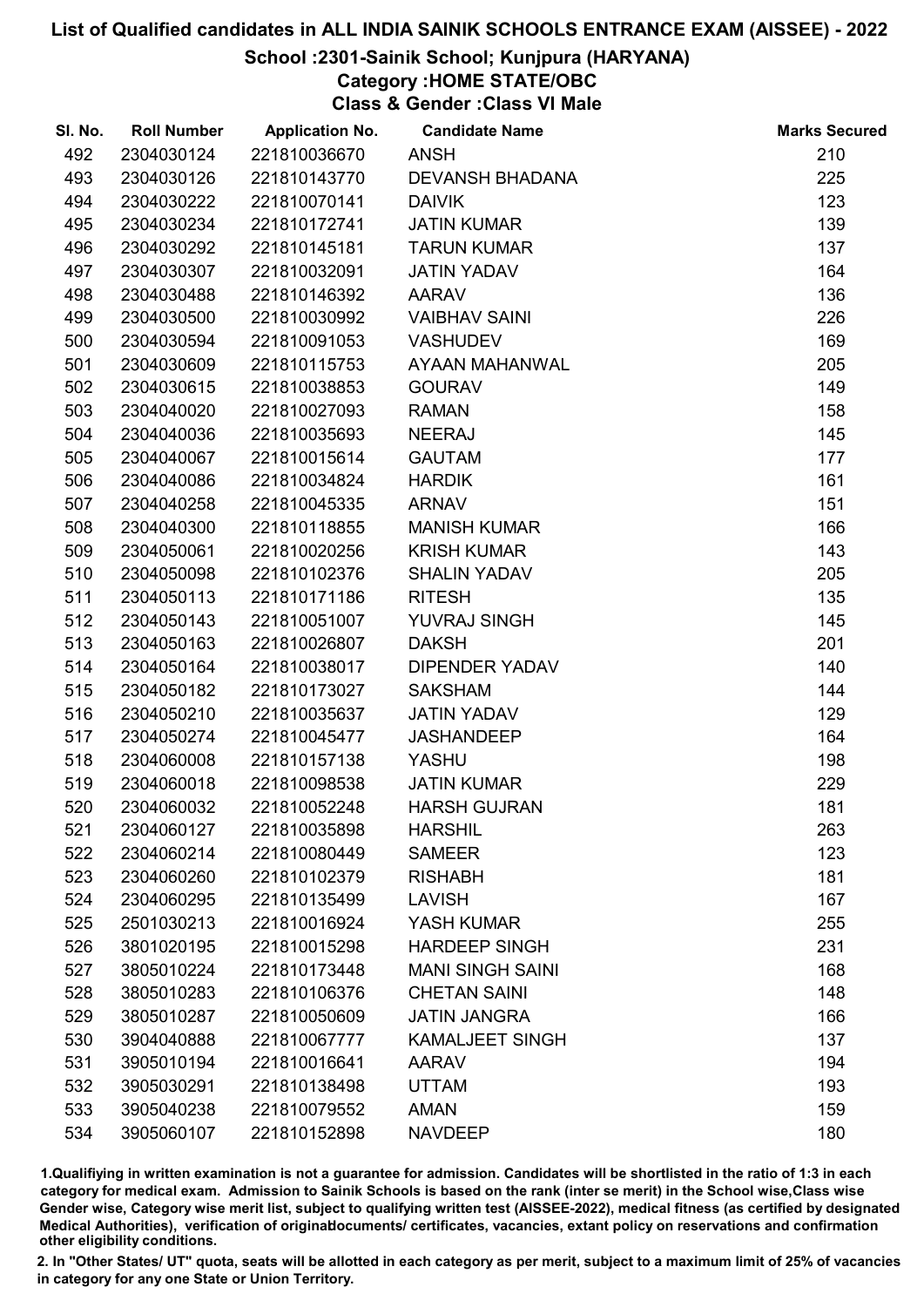# List of Qualified candidates in ALL INDIA SAINIK SCHOOLS ENTRANCE EXAM (AISSEE) - 2022

## School :2301-Sainik School; Kunjpura (HARYANA)

### Category :HOME STATE/OBC

### Class & Gender :Class VI Male

| Sl. No. | Roll Number | Application No. | Candidate Name | Marks Secured |
|---|---|---|---|---|
| 492 | 2304030124 | 221810036670 | ANSH | 210 |
| 493 | 2304030126 | 221810143770 | DEVANSH BHADANA | 225 |
| 494 | 2304030222 | 221810070141 | DAIVIK | 123 |
| 495 | 2304030234 | 221810172741 | JATIN KUMAR | 139 |
| 496 | 2304030292 | 221810145181 | TARUN KUMAR | 137 |
| 497 | 2304030307 | 221810032091 | JATIN YADAV | 164 |
| 498 | 2304030488 | 221810146392 | AARAV | 136 |
| 499 | 2304030500 | 221810030992 | VAIBHAV SAINI | 226 |
| 500 | 2304030594 | 221810091053 | VASHUDEV | 169 |
| 501 | 2304030609 | 221810115753 | AYAAN MAHANWAL | 205 |
| 502 | 2304030615 | 221810038853 | GOURAV | 149 |
| 503 | 2304040020 | 221810027093 | RAMAN | 158 |
| 504 | 2304040036 | 221810035693 | NEERAJ | 145 |
| 505 | 2304040067 | 221810015614 | GAUTAM | 177 |
| 506 | 2304040086 | 221810034824 | HARDIK | 161 |
| 507 | 2304040258 | 221810045335 | ARNAV | 151 |
| 508 | 2304040300 | 221810118855 | MANISH KUMAR | 166 |
| 509 | 2304050061 | 221810020256 | KRISH KUMAR | 143 |
| 510 | 2304050098 | 221810102376 | SHALIN YADAV | 205 |
| 511 | 2304050113 | 221810171186 | RITESH | 135 |
| 512 | 2304050143 | 221810051007 | YUVRAJ SINGH | 145 |
| 513 | 2304050163 | 221810026807 | DAKSH | 201 |
| 514 | 2304050164 | 221810038017 | DIPENDER YADAV | 140 |
| 515 | 2304050182 | 221810173027 | SAKSHAM | 144 |
| 516 | 2304050210 | 221810035637 | JATIN YADAV | 129 |
| 517 | 2304050274 | 221810045477 | JASHANDEEP | 164 |
| 518 | 2304060008 | 221810157138 | YASHU | 198 |
| 519 | 2304060018 | 221810098538 | JATIN KUMAR | 229 |
| 520 | 2304060032 | 221810052248 | HARSH GUJRAN | 181 |
| 521 | 2304060127 | 221810035898 | HARSHIL | 263 |
| 522 | 2304060214 | 221810080449 | SAMEER | 123 |
| 523 | 2304060260 | 221810102379 | RISHABH | 181 |
| 524 | 2304060295 | 221810135499 | LAVISH | 167 |
| 525 | 2501030213 | 221810016924 | YASH KUMAR | 255 |
| 526 | 3801020195 | 221810015298 | HARDEEP SINGH | 231 |
| 527 | 3805010224 | 221810173448 | MANI SINGH SAINI | 168 |
| 528 | 3805010283 | 221810106376 | CHETAN SAINI | 148 |
| 529 | 3805010287 | 221810050609 | JATIN JANGRA | 166 |
| 530 | 3904040888 | 221810067777 | KAMALJEET SINGH | 137 |
| 531 | 3905010194 | 221810016641 | AARAV | 194 |
| 532 | 3905030291 | 221810138498 | UTTAM | 193 |
| 533 | 3905040238 | 221810079552 | AMAN | 159 |
| 534 | 3905060107 | 221810152898 | NAVDEEP | 180 |

1.Qualifying in written examination is not a guarantee for admission. Candidates will be shortlisted in the ratio of 1:3 in each category for medical exam. Admission to Sainik Schools is based on the rank (inter se merit) in the School wise,Class wise Gender wise, Category wise merit list, subject to qualifying written test (AISSEE-2022), medical fitness (as certified by designated Medical Authorities), verification of originaldocuments/ certificates, vacancies, extant policy on reservations and confirmation other eligibility conditions.

2. In "Other States/ UT" quota, seats will be allotted in each category as per merit, subject to a maximum limit of 25% of vacancies in category for any one State or Union Territory.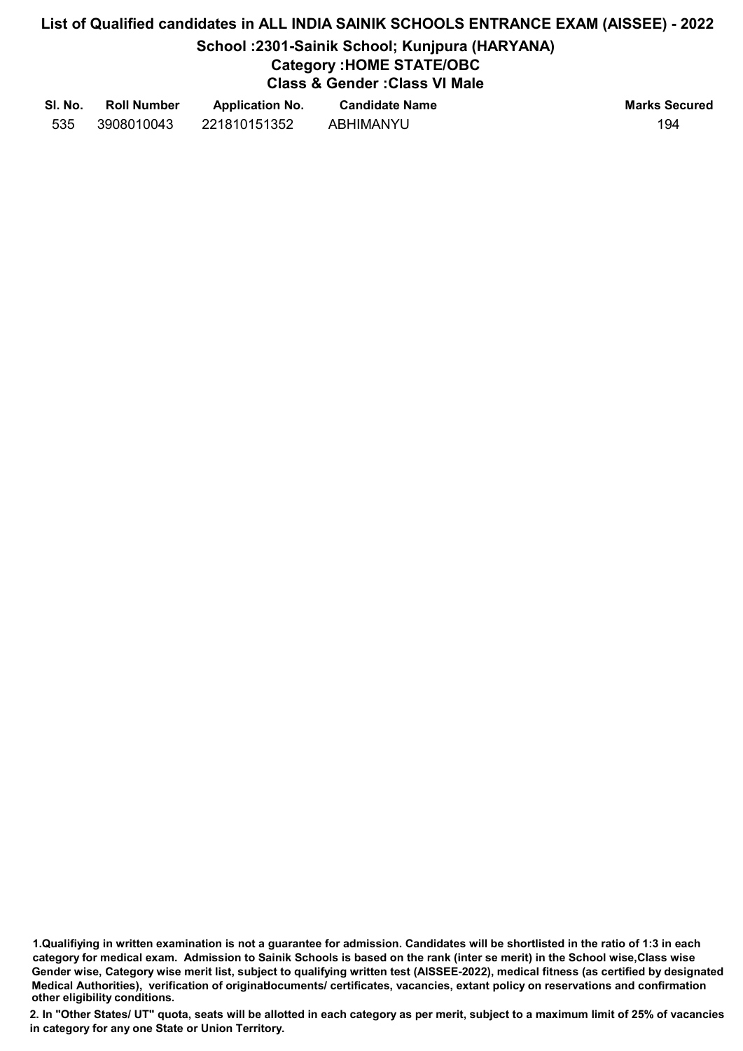# List of Qualified candidates in ALL INDIA SAINIK SCHOOLS ENTRANCE EXAM (AISSEE) - 2022

## School :2301-Sainik School; Kunjpura (HARYANA)

### Category :HOME STATE/OBC

### Class & Gender :Class VI Male

| Sl. No. | Roll Number | Application No. | Candidate Name | Marks Secured |
|---|---|---|---|---|
| 535 | 3908010043 | 221810151352 | ABHIMANYU | 194 |

**1.Qualifiying in written examination is not a guarantee for admission. Candidates will be shortlisted in the ratio of 1:3 in each category for medical exam. Admission to Sainik Schools is based on the rank (inter se merit) in the School wise,Class wise Gender wise, Category wise merit list, subject to qualifying written test (AISSEE-2022), medical fitness (as certified by designated Medical Authorities), verification of originaldocuments/ certificates, vacancies, extant policy on reservations and confirmation other eligibility conditions.**

**2. In "Other States/ UT" quota, seats will be allotted in each category as per merit, subject to a maximum limit of 25% of vacancies in category for any one State or Union Territory.**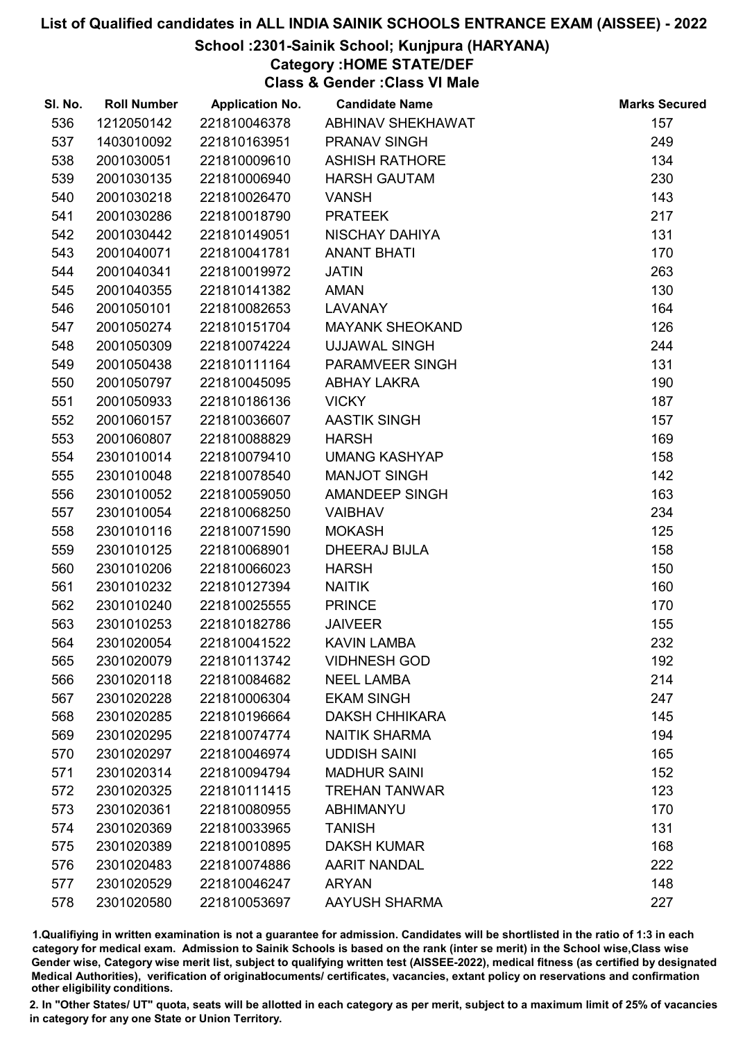# List of Qualified candidates in ALL INDIA SAINIK SCHOOLS ENTRANCE EXAM (AISSEE) - 2022

## School :2301-Sainik School; Kunjpura (HARYANA)

### Category :HOME STATE/DEF

### Class & Gender :Class VI Male

| Sl. No. | Roll Number | Application No. | Candidate Name | Marks Secured |
|---|---|---|---|---|
| 536 | 1212050142 | 221810046378 | ABHINAV SHEKHAWAT | 157 |
| 537 | 1403010092 | 221810163951 | PRANAV SINGH | 249 |
| 538 | 2001030051 | 221810009610 | ASHISH RATHORE | 134 |
| 539 | 2001030135 | 221810006940 | HARSH GAUTAM | 230 |
| 540 | 2001030218 | 221810026470 | VANSH | 143 |
| 541 | 2001030286 | 221810018790 | PRATEEK | 217 |
| 542 | 2001030442 | 221810149051 | NISCHAY DAHIYA | 131 |
| 543 | 2001040071 | 221810041781 | ANANT BHATI | 170 |
| 544 | 2001040341 | 221810019972 | JATIN | 263 |
| 545 | 2001040355 | 221810141382 | AMAN | 130 |
| 546 | 2001050101 | 221810082653 | LAVANAY | 164 |
| 547 | 2001050274 | 221810151704 | MAYANK SHEOKAND | 126 |
| 548 | 2001050309 | 221810074224 | UJJAWAL SINGH | 244 |
| 549 | 2001050438 | 221810111164 | PARAMVEER SINGH | 131 |
| 550 | 2001050797 | 221810045095 | ABHAY LAKRA | 190 |
| 551 | 2001050933 | 221810186136 | VICKY | 187 |
| 552 | 2001060157 | 221810036607 | AASTIK SINGH | 157 |
| 553 | 2001060807 | 221810088829 | HARSH | 169 |
| 554 | 2301010014 | 221810079410 | UMANG KASHYAP | 158 |
| 555 | 2301010048 | 221810078540 | MANJOT SINGH | 142 |
| 556 | 2301010052 | 221810059050 | AMANDEEP SINGH | 163 |
| 557 | 2301010054 | 221810068250 | VAIBHAV | 234 |
| 558 | 2301010116 | 221810071590 | MOKASH | 125 |
| 559 | 2301010125 | 221810068901 | DHEERAJ BIJLA | 158 |
| 560 | 2301010206 | 221810066023 | HARSH | 150 |
| 561 | 2301010232 | 221810127394 | NAITIK | 160 |
| 562 | 2301010240 | 221810025555 | PRINCE | 170 |
| 563 | 2301010253 | 221810182786 | JAIVEER | 155 |
| 564 | 2301020054 | 221810041522 | KAVIN LAMBA | 232 |
| 565 | 2301020079 | 221810113742 | VIDHNESH GOD | 192 |
| 566 | 2301020118 | 221810084682 | NEEL LAMBA | 214 |
| 567 | 2301020228 | 221810006304 | EKAM SINGH | 247 |
| 568 | 2301020285 | 221810196664 | DAKSH CHHIKARA | 145 |
| 569 | 2301020295 | 221810074774 | NAITIK SHARMA | 194 |
| 570 | 2301020297 | 221810046974 | UDDISH SAINI | 165 |
| 571 | 2301020314 | 221810094794 | MADHUR SAINI | 152 |
| 572 | 2301020325 | 221810111415 | TREHAN TANWAR | 123 |
| 573 | 2301020361 | 221810080955 | ABHIMANYU | 170 |
| 574 | 2301020369 | 221810033965 | TANISH | 131 |
| 575 | 2301020389 | 221810010895 | DAKSH KUMAR | 168 |
| 576 | 2301020483 | 221810074886 | AARIT NANDAL | 222 |
| 577 | 2301020529 | 221810046247 | ARYAN | 148 |
| 578 | 2301020580 | 221810053697 | AAYUSH SHARMA | 227 |

1.Qualifiying in written examination is not a guarantee for admission. Candidates will be shortlisted in the ratio of 1:3 in each category for medical exam. Admission to Sainik Schools is based on the rank (inter se merit) in the School wise,Class wise Gender wise, Category wise merit list, subject to qualifying written test (AISSEE-2022), medical fitness (as certified by designated Medical Authorities), verification of originaldocuments/ certificates, vacancies, extant policy on reservations and confirmation other eligibility conditions.

2. In "Other States/ UT" quota, seats will be allotted in each category as per merit, subject to a maximum limit of 25% of vacancies in category for any one State or Union Territory.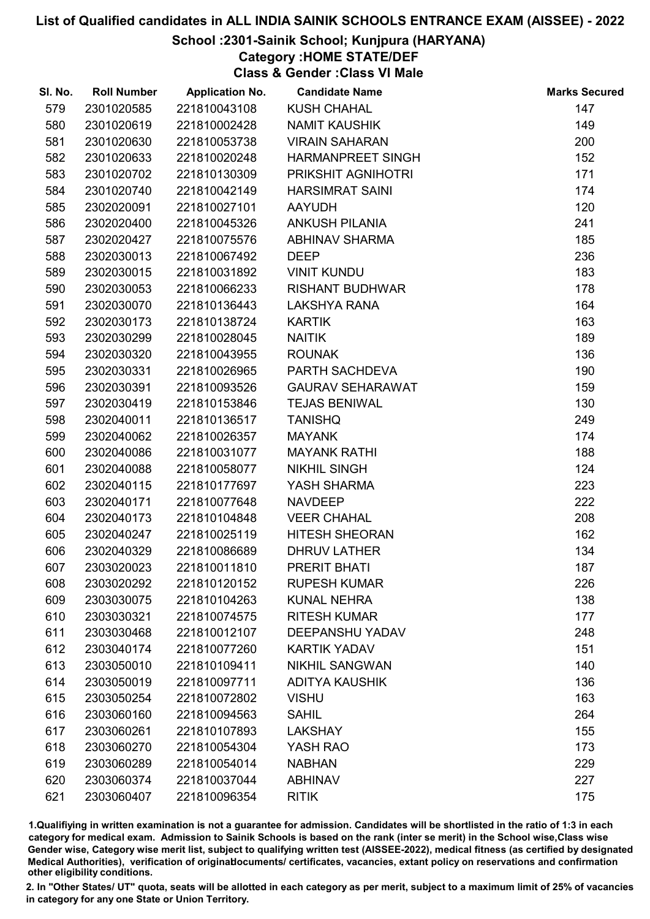# List of Qualified candidates in ALL INDIA SAINIK SCHOOLS ENTRANCE EXAM (AISSEE) - 2022

## School :2301-Sainik School; Kunjpura (HARYANA)

### Category :HOME STATE/DEF

### Class & Gender :Class VI Male

| Sl. No. | Roll Number | Application No. | Candidate Name | Marks Secured |
|---|---|---|---|---|
| 579 | 2301020585 | 221810043108 | KUSH CHAHAL | 147 |
| 580 | 2301020619 | 221810002428 | NAMIT KAUSHIK | 149 |
| 581 | 2301020630 | 221810053738 | VIRAIN SAHARAN | 200 |
| 582 | 2301020633 | 221810020248 | HARMANPREET SINGH | 152 |
| 583 | 2301020702 | 221810130309 | PRIKSHIT AGNIHOTRI | 171 |
| 584 | 2301020740 | 221810042149 | HARSIMRAT SAINI | 174 |
| 585 | 2302020091 | 221810027101 | AAYUDH | 120 |
| 586 | 2302020400 | 221810045326 | ANKUSH PILANIA | 241 |
| 587 | 2302020427 | 221810075576 | ABHINAV SHARMA | 185 |
| 588 | 2302030013 | 221810067492 | DEEP | 236 |
| 589 | 2302030015 | 221810031892 | VINIT KUNDU | 183 |
| 590 | 2302030053 | 221810066233 | RISHANT BUDHWAR | 178 |
| 591 | 2302030070 | 221810136443 | LAKSHYA RANA | 164 |
| 592 | 2302030173 | 221810138724 | KARTIK | 163 |
| 593 | 2302030299 | 221810028045 | NAITIK | 189 |
| 594 | 2302030320 | 221810043955 | ROUNAK | 136 |
| 595 | 2302030331 | 221810026965 | PARTH SACHDEVA | 190 |
| 596 | 2302030391 | 221810093526 | GAURAV SEHARAWAT | 159 |
| 597 | 2302030419 | 221810153846 | TEJAS BENIWAL | 130 |
| 598 | 2302040011 | 221810136517 | TANISHQ | 249 |
| 599 | 2302040062 | 221810026357 | MAYANK | 174 |
| 600 | 2302040086 | 221810031077 | MAYANK RATHI | 188 |
| 601 | 2302040088 | 221810058077 | NIKHIL SINGH | 124 |
| 602 | 2302040115 | 221810177697 | YASH SHARMA | 223 |
| 603 | 2302040171 | 221810077648 | NAVDEEP | 222 |
| 604 | 2302040173 | 221810104848 | VEER CHAHAL | 208 |
| 605 | 2302040247 | 221810025119 | HITESH SHEORAN | 162 |
| 606 | 2302040329 | 221810086689 | DHRUV LATHER | 134 |
| 607 | 2303020023 | 221810011810 | PRERIT BHATI | 187 |
| 608 | 2303020292 | 221810120152 | RUPESH KUMAR | 226 |
| 609 | 2303030075 | 221810104263 | KUNAL NEHRA | 138 |
| 610 | 2303030321 | 221810074575 | RITESH KUMAR | 177 |
| 611 | 2303030468 | 221810012107 | DEEPANSHU YADAV | 248 |
| 612 | 2303040174 | 221810077260 | KARTIK YADAV | 151 |
| 613 | 2303050010 | 221810109411 | NIKHIL SANGWAN | 140 |
| 614 | 2303050019 | 221810097711 | ADITYA KAUSHIK | 136 |
| 615 | 2303050254 | 221810072802 | VISHU | 163 |
| 616 | 2303060160 | 221810094563 | SAHIL | 264 |
| 617 | 2303060261 | 221810107893 | LAKSHAY | 155 |
| 618 | 2303060270 | 221810054304 | YASH RAO | 173 |
| 619 | 2303060289 | 221810054014 | NABHAN | 229 |
| 620 | 2303060374 | 221810037044 | ABHINAV | 227 |
| 621 | 2303060407 | 221810096354 | RITIK | 175 |

1.Qualifiying in written examination is not a guarantee for admission. Candidates will be shortlisted in the ratio of 1:3 in each category for medical exam. Admission to Sainik Schools is based on the rank (inter se merit) in the School wise,Class wise Gender wise, Category wise merit list, subject to qualifying written test (AISSEE-2022), medical fitness (as certified by designated Medical Authorities), verification of originaldocuments/ certificates, vacancies, extant policy on reservations and confirmation other eligibility conditions.

2. In "Other States/ UT" quota, seats will be allotted in each category as per merit, subject to a maximum limit of 25% of vacancies in category for any one State or Union Territory.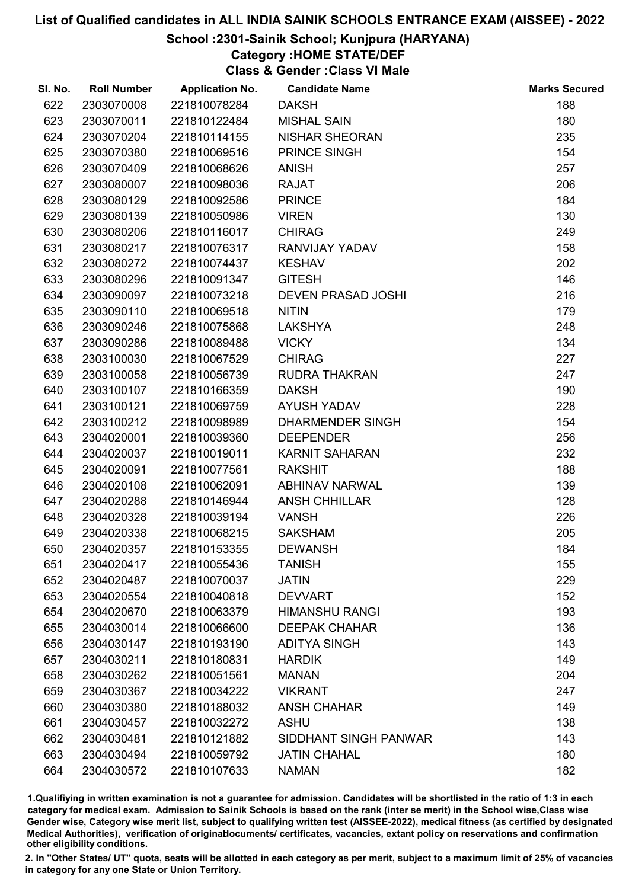# List of Qualified candidates in ALL INDIA SAINIK SCHOOLS ENTRANCE EXAM (AISSEE) - 2022

## School :2301-Sainik School; Kunjpura (HARYANA)

### Category :HOME STATE/DEF

### Class & Gender :Class VI Male

| Sl. No. | Roll Number | Application No. | Candidate Name | Marks Secured |
|---|---|---|---|---|
| 622 | 2303070008 | 221810078284 | DAKSH | 188 |
| 623 | 2303070011 | 221810122484 | MISHAL SAIN | 180 |
| 624 | 2303070204 | 221810114155 | NISHAR SHEORAN | 235 |
| 625 | 2303070380 | 221810069516 | PRINCE SINGH | 154 |
| 626 | 2303070409 | 221810068626 | ANISH | 257 |
| 627 | 2303080007 | 221810098036 | RAJAT | 206 |
| 628 | 2303080129 | 221810092586 | PRINCE | 184 |
| 629 | 2303080139 | 221810050986 | VIREN | 130 |
| 630 | 2303080206 | 221810116017 | CHIRAG | 249 |
| 631 | 2303080217 | 221810076317 | RANVIJAY YADAV | 158 |
| 632 | 2303080272 | 221810074437 | KESHAV | 202 |
| 633 | 2303080296 | 221810091347 | GITESH | 146 |
| 634 | 2303090097 | 221810073218 | DEVEN PRASAD JOSHI | 216 |
| 635 | 2303090110 | 221810069518 | NITIN | 179 |
| 636 | 2303090246 | 221810075868 | LAKSHYA | 248 |
| 637 | 2303090286 | 221810089488 | VICKY | 134 |
| 638 | 2303100030 | 221810067529 | CHIRAG | 227 |
| 639 | 2303100058 | 221810056739 | RUDRA THAKRAN | 247 |
| 640 | 2303100107 | 221810166359 | DAKSH | 190 |
| 641 | 2303100121 | 221810069759 | AYUSH YADAV | 228 |
| 642 | 2303100212 | 221810098989 | DHARMENDER SINGH | 154 |
| 643 | 2304020001 | 221810039360 | DEEPENDER | 256 |
| 644 | 2304020037 | 221810019011 | KARNIT SAHARAN | 232 |
| 645 | 2304020091 | 221810077561 | RAKSHIT | 188 |
| 646 | 2304020108 | 221810062091 | ABHINAV NARWAL | 139 |
| 647 | 2304020288 | 221810146944 | ANSH CHHILLAR | 128 |
| 648 | 2304020328 | 221810039194 | VANSH | 226 |
| 649 | 2304020338 | 221810068215 | SAKSHAM | 205 |
| 650 | 2304020357 | 221810153355 | DEWANSH | 184 |
| 651 | 2304020417 | 221810055436 | TANISH | 155 |
| 652 | 2304020487 | 221810070037 | JATIN | 229 |
| 653 | 2304020554 | 221810040818 | DEVVART | 152 |
| 654 | 2304020670 | 221810063379 | HIMANSHU RANGI | 193 |
| 655 | 2304030014 | 221810066600 | DEEPAK CHAHAR | 136 |
| 656 | 2304030147 | 221810193190 | ADITYA SINGH | 143 |
| 657 | 2304030211 | 221810180831 | HARDIK | 149 |
| 658 | 2304030262 | 221810051561 | MANAN | 204 |
| 659 | 2304030367 | 221810034222 | VIKRANT | 247 |
| 660 | 2304030380 | 221810188032 | ANSH CHAHAR | 149 |
| 661 | 2304030457 | 221810032272 | ASHU | 138 |
| 662 | 2304030481 | 221810121882 | SIDDHANT SINGH PANWAR | 143 |
| 663 | 2304030494 | 221810059792 | JATIN CHAHAL | 180 |
| 664 | 2304030572 | 221810107633 | NAMAN | 182 |

1.Qualifying in written examination is not a guarantee for admission. Candidates will be shortlisted in the ratio of 1:3 in each category for medical exam. Admission to Sainik Schools is based on the rank (inter se merit) in the School wise,Class wise Gender wise, Category wise merit list, subject to qualifying written test (AISSEE-2022), medical fitness (as certified by designated Medical Authorities), verification of originaldocuments/ certificates, vacancies, extant policy on reservations and confirmation other eligibility conditions.

2. In "Other States/ UT" quota, seats will be allotted in each category as per merit, subject to a maximum limit of 25% of vacancies in category for any one State or Union Territory.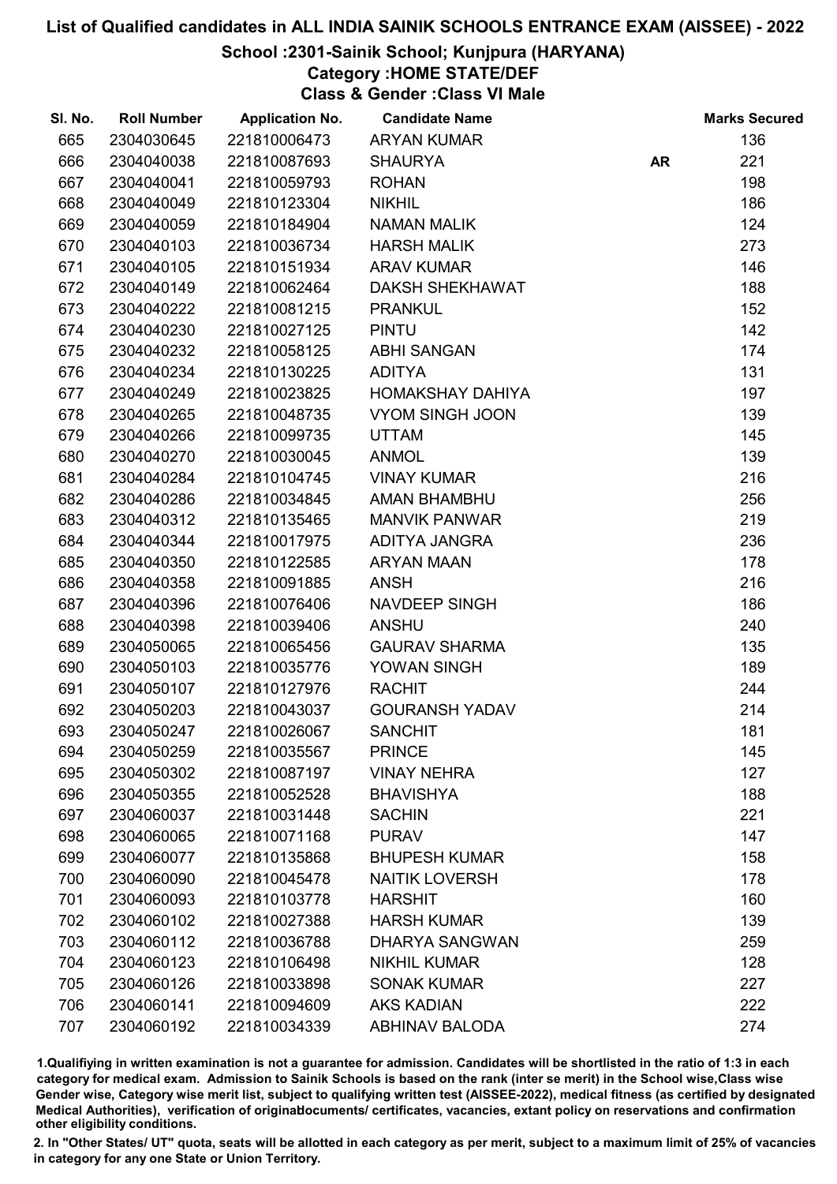# List of Qualified candidates in ALL INDIA SAINIK SCHOOLS ENTRANCE EXAM (AISSEE) - 2022

## School :2301-Sainik School; Kunjpura (HARYANA)

### Category :HOME STATE/DEF

### Class & Gender :Class VI Male

| Sl. No. | Roll Number | Application No. | Candidate Name | | Marks Secured |
|---|---|---|---|---|---|
| 665 | 2304030645 | 221810006473 | ARYAN KUMAR | | 136 |
| 666 | 2304040038 | 221810087693 | SHAURYA | AR | 221 |
| 667 | 2304040041 | 221810059793 | ROHAN | | 198 |
| 668 | 2304040049 | 221810123304 | NIKHIL | | 186 |
| 669 | 2304040059 | 221810184904 | NAMAN MALIK | | 124 |
| 670 | 2304040103 | 221810036734 | HARSH MALIK | | 273 |
| 671 | 2304040105 | 221810151934 | ARAV KUMAR | | 146 |
| 672 | 2304040149 | 221810062464 | DAKSH SHEKHAWAT | | 188 |
| 673 | 2304040222 | 221810081215 | PRANKUL | | 152 |
| 674 | 2304040230 | 221810027125 | PINTU | | 142 |
| 675 | 2304040232 | 221810058125 | ABHI SANGAN | | 174 |
| 676 | 2304040234 | 221810130225 | ADITYA | | 131 |
| 677 | 2304040249 | 221810023825 | HOMAKSHAY DAHIYA | | 197 |
| 678 | 2304040265 | 221810048735 | VYOM SINGH JOON | | 139 |
| 679 | 2304040266 | 221810099735 | UTTAM | | 145 |
| 680 | 2304040270 | 221810030045 | ANMOL | | 139 |
| 681 | 2304040284 | 221810104745 | VINAY KUMAR | | 216 |
| 682 | 2304040286 | 221810034845 | AMAN BHAMBHU | | 256 |
| 683 | 2304040312 | 221810135465 | MANVIK PANWAR | | 219 |
| 684 | 2304040344 | 221810017975 | ADITYA JANGRA | | 236 |
| 685 | 2304040350 | 221810122585 | ARYAN MAAN | | 178 |
| 686 | 2304040358 | 221810091885 | ANSH | | 216 |
| 687 | 2304040396 | 221810076406 | NAVDEEP SINGH | | 186 |
| 688 | 2304040398 | 221810039406 | ANSHU | | 240 |
| 689 | 2304050065 | 221810065456 | GAURAV SHARMA | | 135 |
| 690 | 2304050103 | 221810035776 | YOWAN SINGH | | 189 |
| 691 | 2304050107 | 221810127976 | RACHIT | | 244 |
| 692 | 2304050203 | 221810043037 | GOURANSH YADAV | | 214 |
| 693 | 2304050247 | 221810026067 | SANCHIT | | 181 |
| 694 | 2304050259 | 221810035567 | PRINCE | | 145 |
| 695 | 2304050302 | 221810087197 | VINAY NEHRA | | 127 |
| 696 | 2304050355 | 221810052528 | BHAVISHYA | | 188 |
| 697 | 2304060037 | 221810031448 | SACHIN | | 221 |
| 698 | 2304060065 | 221810071168 | PURAV | | 147 |
| 699 | 2304060077 | 221810135868 | BHUPESH KUMAR | | 158 |
| 700 | 2304060090 | 221810045478 | NAITIK LOVERSH | | 178 |
| 701 | 2304060093 | 221810103778 | HARSHIT | | 160 |
| 702 | 2304060102 | 221810027388 | HARSH KUMAR | | 139 |
| 703 | 2304060112 | 221810036788 | DHARYA SANGWAN | | 259 |
| 704 | 2304060123 | 221810106498 | NIKHIL KUMAR | | 128 |
| 705 | 2304060126 | 221810033898 | SONAK KUMAR | | 227 |
| 706 | 2304060141 | 221810094609 | AKS KADIAN | | 222 |
| 707 | 2304060192 | 221810034339 | ABHINAV BALODA | | 274 |

1.Qualifying in written examination is not a guarantee for admission. Candidates will be shortlisted in the ratio of 1:3 in each category for medical exam. Admission to Sainik Schools is based on the rank (inter se merit) in the School wise,Class wise Gender wise, Category wise merit list, subject to qualifying written test (AISSEE-2022), medical fitness (as certified by designated Medical Authorities), verification of originaldocuments/ certificates, vacancies, extant policy on reservations and confirmation other eligibility conditions.

2. In "Other States/ UT" quota, seats will be allotted in each category as per merit, subject to a maximum limit of 25% of vacancies in category for any one State or Union Territory.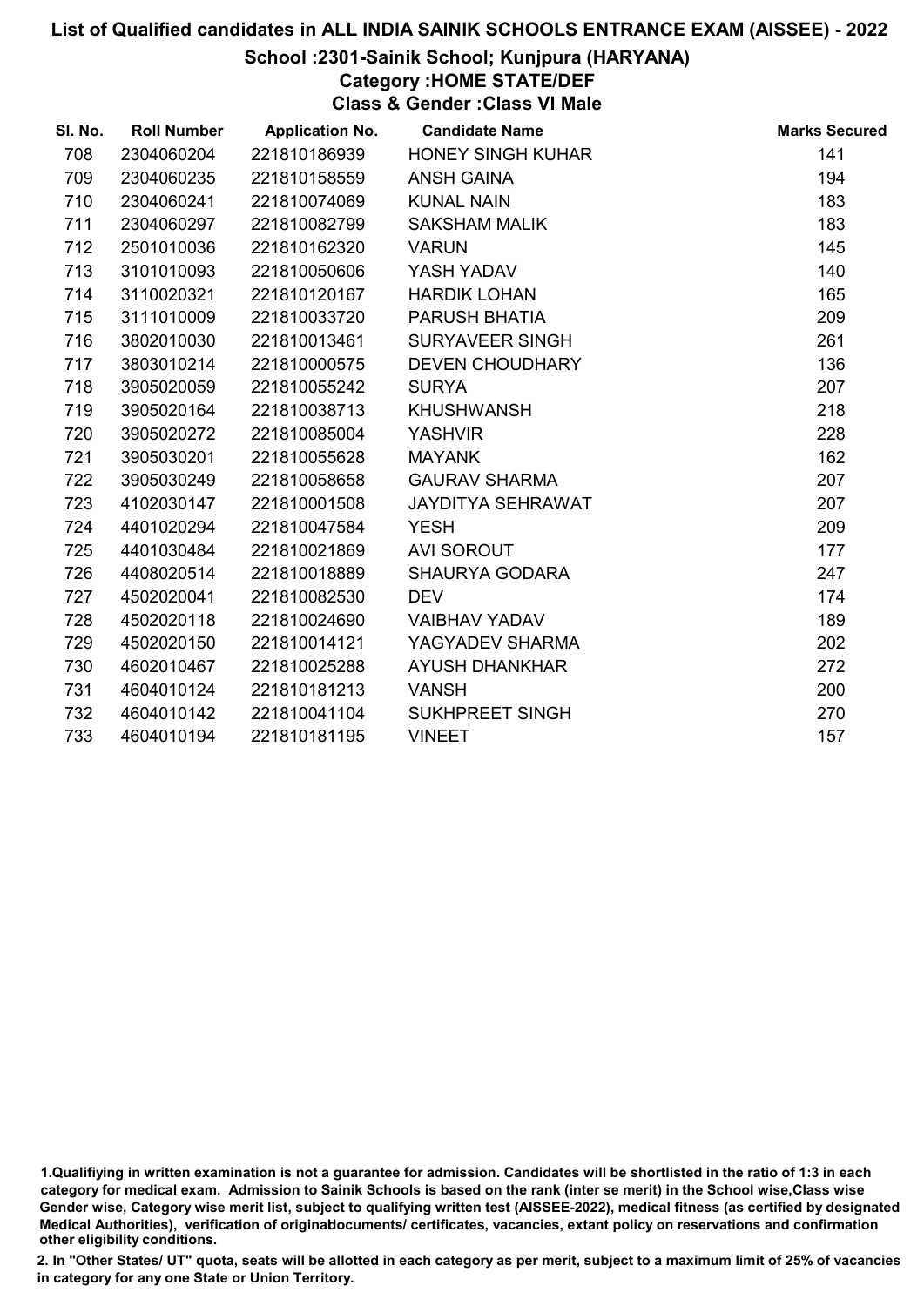# List of Qualified candidates in ALL INDIA SAINIK SCHOOLS ENTRANCE EXAM (AISSEE) - 2022

## School :2301-Sainik School; Kunjpura (HARYANA)

### Category :HOME STATE/DEF

### Class & Gender :Class VI Male

| Sl. No. | Roll Number | Application No. | Candidate Name | Marks Secured |
|---|---|---|---|---|
| 708 | 2304060204 | 221810186939 | HONEY SINGH KUHAR | 141 |
| 709 | 2304060235 | 221810158559 | ANSH GAINA | 194 |
| 710 | 2304060241 | 221810074069 | KUNAL NAIN | 183 |
| 711 | 2304060297 | 221810082799 | SAKSHAM MALIK | 183 |
| 712 | 2501010036 | 221810162320 | VARUN | 145 |
| 713 | 3101010093 | 221810050606 | YASH YADAV | 140 |
| 714 | 3110020321 | 221810120167 | HARDIK LOHAN | 165 |
| 715 | 3111010009 | 221810033720 | PARUSH BHATIA | 209 |
| 716 | 3802010030 | 221810013461 | SURYAVEER SINGH | 261 |
| 717 | 3803010214 | 221810000575 | DEVEN CHOUDHARY | 136 |
| 718 | 3905020059 | 221810055242 | SURYA | 207 |
| 719 | 3905020164 | 221810038713 | KHUSHWANSH | 218 |
| 720 | 3905020272 | 221810085004 | YASHVIR | 228 |
| 721 | 3905030201 | 221810055628 | MAYANK | 162 |
| 722 | 3905030249 | 221810058658 | GAURAV SHARMA | 207 |
| 723 | 4102030147 | 221810001508 | JAYDITYA SEHRAWAT | 207 |
| 724 | 4401020294 | 221810047584 | YESH | 209 |
| 725 | 4401030484 | 221810021869 | AVI SOROUT | 177 |
| 726 | 4408020514 | 221810018889 | SHAURYA GODARA | 247 |
| 727 | 4502020041 | 221810082530 | DEV | 174 |
| 728 | 4502020118 | 221810024690 | VAIBHAV YADAV | 189 |
| 729 | 4502020150 | 221810014121 | YAGYADEV SHARMA | 202 |
| 730 | 4602010467 | 221810025288 | AYUSH DHANKHAR | 272 |
| 731 | 4604010124 | 221810181213 | VANSH | 200 |
| 732 | 4604010142 | 221810041104 | SUKHPREET SINGH | 270 |
| 733 | 4604010194 | 221810181195 | VINEET | 157 |

1.Qualifiying in written examination is not a guarantee for admission. Candidates will be shortlisted in the ratio of 1:3 in each category for medical exam. Admission to Sainik Schools is based on the rank (inter se merit) in the School wise,Class wise Gender wise, Category wise merit list, subject to qualifying written test (AISSEE-2022), medical fitness (as certified by designated Medical Authorities), verification of originaldocuments/ certificates, vacancies, extant policy on reservations and confirmation other eligibility conditions.

2. In "Other States/ UT" quota, seats will be allotted in each category as per merit, subject to a maximum limit of 25% of vacancies in category for any one State or Union Territory.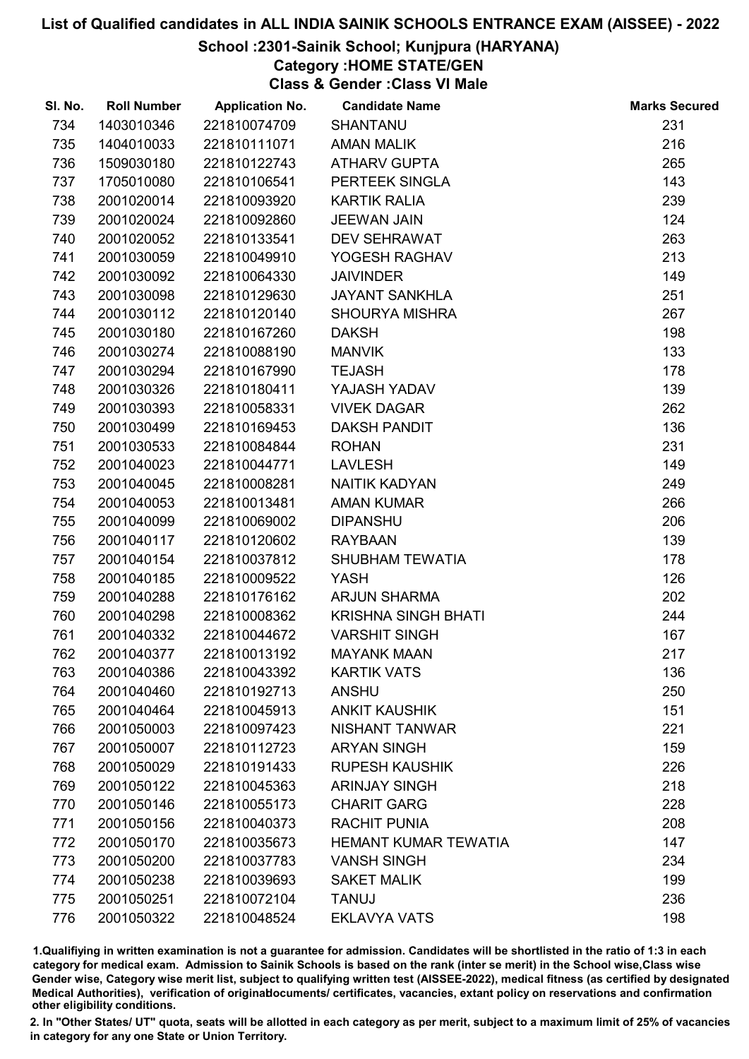# List of Qualified candidates in ALL INDIA SAINIK SCHOOLS ENTRANCE EXAM (AISSEE) - 2022

## School :2301-Sainik School; Kunjpura (HARYANA)

### Category :HOME STATE/GEN

### Class & Gender :Class VI Male

| Sl. No. | Roll Number | Application No. | Candidate Name | Marks Secured |
|---|---|---|---|---|
| 734 | 1403010346 | 221810074709 | SHANTANU | 231 |
| 735 | 1404010033 | 221810111071 | AMAN MALIK | 216 |
| 736 | 1509030180 | 221810122743 | ATHARV GUPTA | 265 |
| 737 | 1705010080 | 221810106541 | PERTEEK SINGLA | 143 |
| 738 | 2001020014 | 221810093920 | KARTIK RALIA | 239 |
| 739 | 2001020024 | 221810092860 | JEEWAN JAIN | 124 |
| 740 | 2001020052 | 221810133541 | DEV SEHRAWAT | 263 |
| 741 | 2001030059 | 221810049910 | YOGESH RAGHAV | 213 |
| 742 | 2001030092 | 221810064330 | JAIVINDER | 149 |
| 743 | 2001030098 | 221810129630 | JAYANT SANKHLA | 251 |
| 744 | 2001030112 | 221810120140 | SHOURYA MISHRA | 267 |
| 745 | 2001030180 | 221810167260 | DAKSH | 198 |
| 746 | 2001030274 | 221810088190 | MANVIK | 133 |
| 747 | 2001030294 | 221810167990 | TEJASH | 178 |
| 748 | 2001030326 | 221810180411 | YAJASH YADAV | 139 |
| 749 | 2001030393 | 221810058331 | VIVEK DAGAR | 262 |
| 750 | 2001030499 | 221810169453 | DAKSH PANDIT | 136 |
| 751 | 2001030533 | 221810084844 | ROHAN | 231 |
| 752 | 2001040023 | 221810044771 | LAVLESH | 149 |
| 753 | 2001040045 | 221810008281 | NAITIK KADYAN | 249 |
| 754 | 2001040053 | 221810013481 | AMAN KUMAR | 266 |
| 755 | 2001040099 | 221810069002 | DIPANSHU | 206 |
| 756 | 2001040117 | 221810120602 | RAYBAAN | 139 |
| 757 | 2001040154 | 221810037812 | SHUBHAM TEWATIA | 178 |
| 758 | 2001040185 | 221810009522 | YASH | 126 |
| 759 | 2001040288 | 221810176162 | ARJUN SHARMA | 202 |
| 760 | 2001040298 | 221810008362 | KRISHNA SINGH BHATI | 244 |
| 761 | 2001040332 | 221810044672 | VARSHIT SINGH | 167 |
| 762 | 2001040377 | 221810013192 | MAYANK MAAN | 217 |
| 763 | 2001040386 | 221810043392 | KARTIK VATS | 136 |
| 764 | 2001040460 | 221810192713 | ANSHU | 250 |
| 765 | 2001040464 | 221810045913 | ANKIT KAUSHIK | 151 |
| 766 | 2001050003 | 221810097423 | NISHANT TANWAR | 221 |
| 767 | 2001050007 | 221810112723 | ARYAN SINGH | 159 |
| 768 | 2001050029 | 221810191433 | RUPESH KAUSHIK | 226 |
| 769 | 2001050122 | 221810045363 | ARINJAY SINGH | 218 |
| 770 | 2001050146 | 221810055173 | CHARIT GARG | 228 |
| 771 | 2001050156 | 221810040373 | RACHIT PUNIA | 208 |
| 772 | 2001050170 | 221810035673 | HEMANT KUMAR TEWATIA | 147 |
| 773 | 2001050200 | 221810037783 | VANSH SINGH | 234 |
| 774 | 2001050238 | 221810039693 | SAKET MALIK | 199 |
| 775 | 2001050251 | 221810072104 | TANUJ | 236 |
| 776 | 2001050322 | 221810048524 | EKLAVYA VATS | 198 |

1.Qualifiying in written examination is not a guarantee for admission. Candidates will be shortlisted in the ratio of 1:3 in each category for medical exam. Admission to Sainik Schools is based on the rank (inter se merit) in the School wise,Class wise Gender wise, Category wise merit list, subject to qualifying written test (AISSEE-2022), medical fitness (as certified by designated Medical Authorities), verification of originaldocuments/ certificates, vacancies, extant policy on reservations and confirmation other eligibility conditions.

2. In "Other States/ UT" quota, seats will be allotted in each category as per merit, subject to a maximum limit of 25% of vacancies in category for any one State or Union Territory.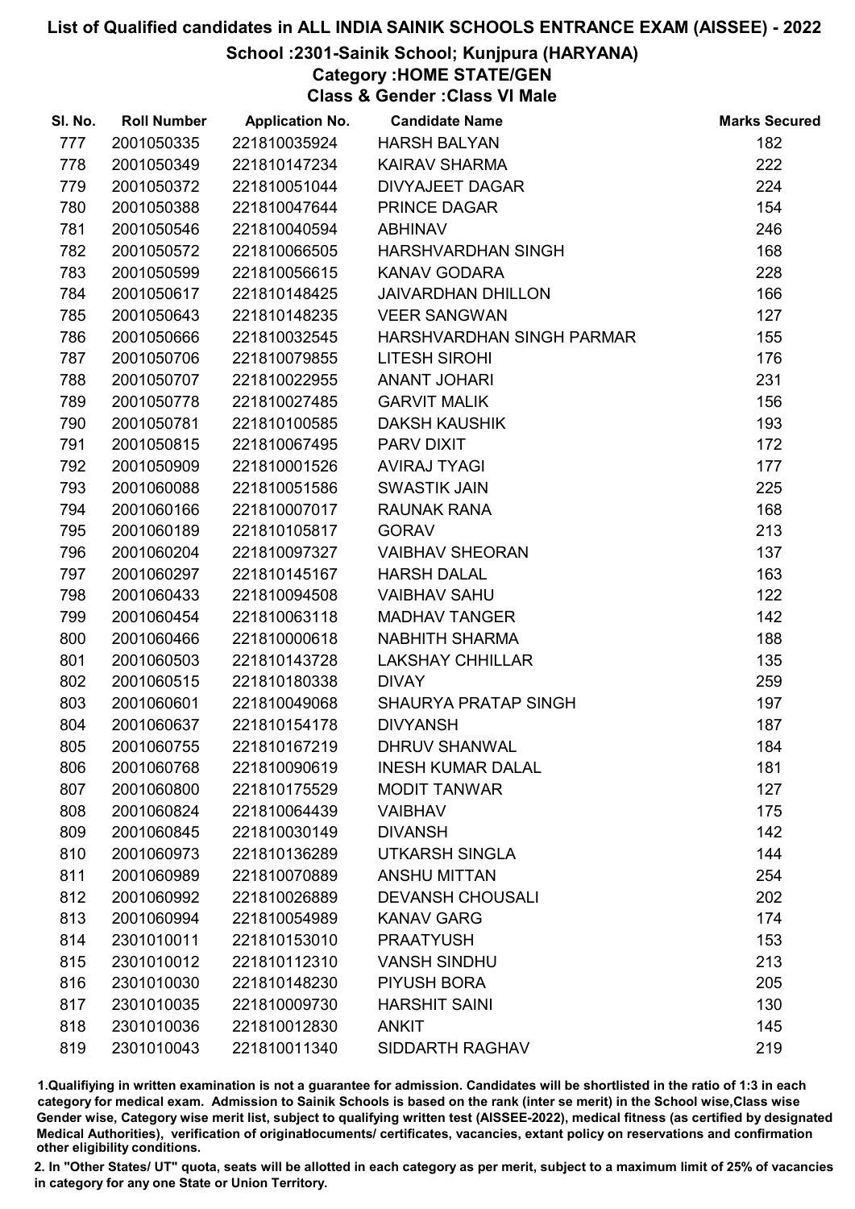# List of Qualified candidates in ALL INDIA SAINIK SCHOOLS ENTRANCE EXAM (AISSEE) - 2022

## School :2301-Sainik School; Kunjpura (HARYANA)

### Category :HOME STATE/GEN

### Class & Gender :Class VI Male

| Sl. No. | Roll Number | Application No. | Candidate Name | Marks Secured |
|---|---|---|---|---|
| 777 | 2001050335 | 221810035924 | HARSH BALYAN | 182 |
| 778 | 2001050349 | 221810147234 | KAIRAV SHARMA | 222 |
| 779 | 2001050372 | 221810051044 | DIVYAJEET DAGAR | 224 |
| 780 | 2001050388 | 221810047644 | PRINCE DAGAR | 154 |
| 781 | 2001050546 | 221810040594 | ABHINAV | 246 |
| 782 | 2001050572 | 221810066505 | HARSHVARDHAN SINGH | 168 |
| 783 | 2001050599 | 221810056615 | KANAV GODARA | 228 |
| 784 | 2001050617 | 221810148425 | JAIVARDHAN DHILLON | 166 |
| 785 | 2001050643 | 221810148235 | VEER SANGWAN | 127 |
| 786 | 2001050666 | 221810032545 | HARSHVARDHAN SINGH PARMAR | 155 |
| 787 | 2001050706 | 221810079855 | LITESH SIROHI | 176 |
| 788 | 2001050707 | 221810022955 | ANANT JOHARI | 231 |
| 789 | 2001050778 | 221810027485 | GARVIT MALIK | 156 |
| 790 | 2001050781 | 221810100585 | DAKSH KAUSHIK | 193 |
| 791 | 2001050815 | 221810067495 | PARV DIXIT | 172 |
| 792 | 2001050909 | 221810001526 | AVIRAJ TYAGI | 177 |
| 793 | 2001060088 | 221810051586 | SWASTIK JAIN | 225 |
| 794 | 2001060166 | 221810007017 | RAUNAK RANA | 168 |
| 795 | 2001060189 | 221810105817 | GORAV | 213 |
| 796 | 2001060204 | 221810097327 | VAIBHAV SHEORAN | 137 |
| 797 | 2001060297 | 221810145167 | HARSH DALAL | 163 |
| 798 | 2001060433 | 221810094508 | VAIBHAV SAHU | 122 |
| 799 | 2001060454 | 221810063118 | MADHAV TANGER | 142 |
| 800 | 2001060466 | 221810000618 | NABHITH SHARMA | 188 |
| 801 | 2001060503 | 221810143728 | LAKSHAY CHHILLAR | 135 |
| 802 | 2001060515 | 221810180338 | DIVAY | 259 |
| 803 | 2001060601 | 221810049068 | SHAURYA PRATAP SINGH | 197 |
| 804 | 2001060637 | 221810154178 | DIVYANSH | 187 |
| 805 | 2001060755 | 221810167219 | DHRUV SHANWAL | 184 |
| 806 | 2001060768 | 221810090619 | INESH KUMAR DALAL | 181 |
| 807 | 2001060800 | 221810175529 | MODIT TANWAR | 127 |
| 808 | 2001060824 | 221810064439 | VAIBHAV | 175 |
| 809 | 2001060845 | 221810030149 | DIVANSH | 142 |
| 810 | 2001060973 | 221810136289 | UTKARSH SINGLA | 144 |
| 811 | 2001060989 | 221810070889 | ANSHU MITTAN | 254 |
| 812 | 2001060992 | 221810026889 | DEVANSH CHOUSALI | 202 |
| 813 | 2001060994 | 221810054989 | KANAV GARG | 174 |
| 814 | 2301010011 | 221810153010 | PRAATYUSH | 153 |
| 815 | 2301010012 | 221810112310 | VANSH SINDHU | 213 |
| 816 | 2301010030 | 221810148230 | PIYUSH BORA | 205 |
| 817 | 2301010035 | 221810009730 | HARSHIT SAINI | 130 |
| 818 | 2301010036 | 221810012830 | ANKIT | 145 |
| 819 | 2301010043 | 221810011340 | SIDDARTH RAGHAV | 219 |

1.Qualifiying in written examination is not a guarantee for admission. Candidates will be shortlisted in the ratio of 1:3 in each category for medical exam. Admission to Sainik Schools is based on the rank (inter se merit) in the School wise,Class wise Gender wise, Category wise merit list, subject to qualifying written test (AISSEE-2022), medical fitness (as certified by designated Medical Authorities), verification of originaldocuments/ certificates, vacancies, extant policy on reservations and confirmation other eligibility conditions.

2. In "Other States/ UT" quota, seats will be allotted in each category as per merit, subject to a maximum limit of 25% of vacancies in category for any one State or Union Territory.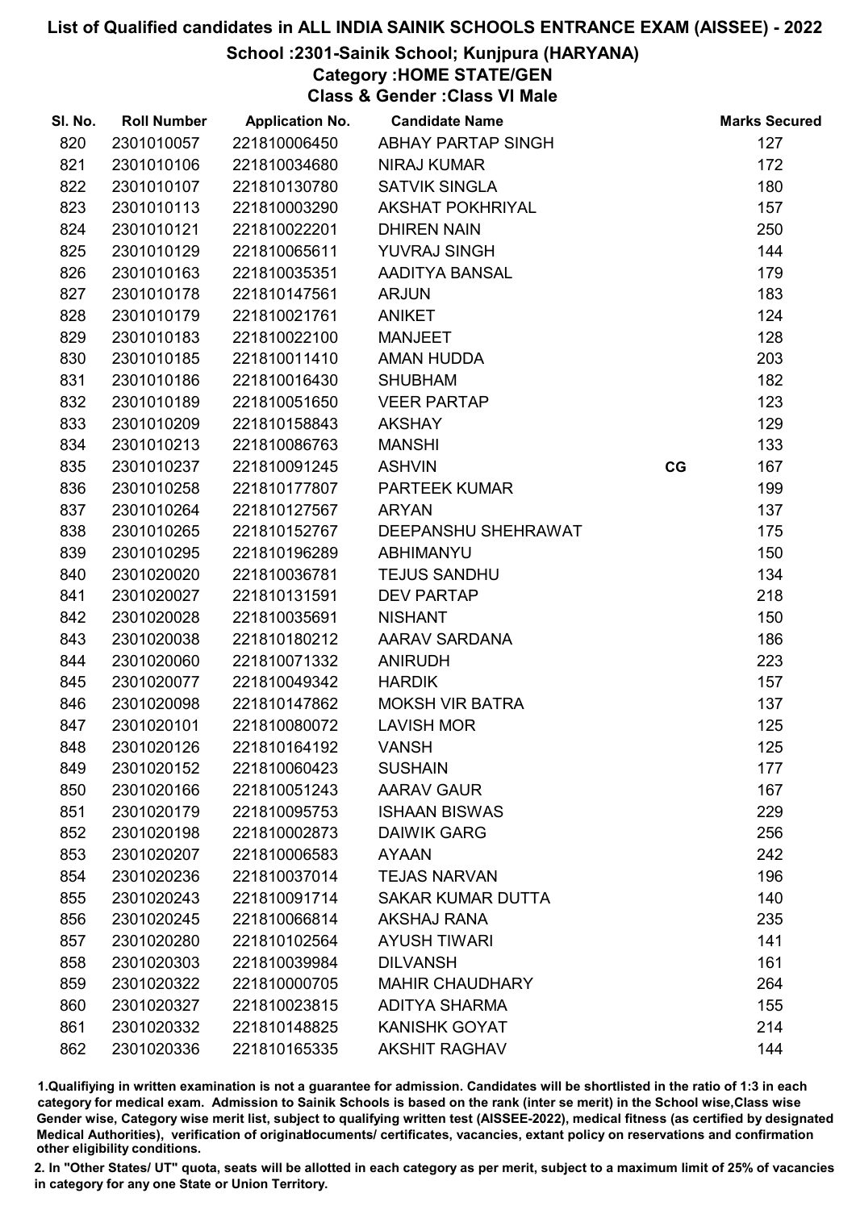# List of Qualified candidates in ALL INDIA SAINIK SCHOOLS ENTRANCE EXAM (AISSEE) - 2022

## School :2301-Sainik School; Kunjpura (HARYANA)

### Category :HOME STATE/GEN

### Class & Gender :Class VI Male

| Sl. No. | Roll Number | Application No. | Candidate Name | | Marks Secured |
|---|---|---|---|---|---|
| 820 | 2301010057 | 221810006450 | ABHAY PARTAP SINGH | | 127 |
| 821 | 2301010106 | 221810034680 | NIRAJ KUMAR | | 172 |
| 822 | 2301010107 | 221810130780 | SATVIK SINGLA | | 180 |
| 823 | 2301010113 | 221810003290 | AKSHAT POKHRIYAL | | 157 |
| 824 | 2301010121 | 221810022201 | DHIREN NAIN | | 250 |
| 825 | 2301010129 | 221810065611 | YUVRAJ SINGH | | 144 |
| 826 | 2301010163 | 221810035351 | AADITYA BANSAL | | 179 |
| 827 | 2301010178 | 221810147561 | ARJUN | | 183 |
| 828 | 2301010179 | 221810021761 | ANIKET | | 124 |
| 829 | 2301010183 | 221810022100 | MANJEET | | 128 |
| 830 | 2301010185 | 221810011410 | AMAN HUDDA | | 203 |
| 831 | 2301010186 | 221810016430 | SHUBHAM | | 182 |
| 832 | 2301010189 | 221810051650 | VEER PARTAP | | 123 |
| 833 | 2301010209 | 221810158843 | AKSHAY | | 129 |
| 834 | 2301010213 | 221810086763 | MANSHI | | 133 |
| 835 | 2301010237 | 221810091245 | ASHVIN | CG | 167 |
| 836 | 2301010258 | 221810177807 | PARTEEK KUMAR | | 199 |
| 837 | 2301010264 | 221810127567 | ARYAN | | 137 |
| 838 | 2301010265 | 221810152767 | DEEPANSHU SHEHRAWAT | | 175 |
| 839 | 2301010295 | 221810196289 | ABHIMANYU | | 150 |
| 840 | 2301020020 | 221810036781 | TEJUS SANDHU | | 134 |
| 841 | 2301020027 | 221810131591 | DEV PARTAP | | 218 |
| 842 | 2301020028 | 221810035691 | NISHANT | | 150 |
| 843 | 2301020038 | 221810180212 | AARAV SARDANA | | 186 |
| 844 | 2301020060 | 221810071332 | ANIRUDH | | 223 |
| 845 | 2301020077 | 221810049342 | HARDIK | | 157 |
| 846 | 2301020098 | 221810147862 | MOKSH VIR BATRA | | 137 |
| 847 | 2301020101 | 221810080072 | LAVISH MOR | | 125 |
| 848 | 2301020126 | 221810164192 | VANSH | | 125 |
| 849 | 2301020152 | 221810060423 | SUSHAIN | | 177 |
| 850 | 2301020166 | 221810051243 | AARAV GAUR | | 167 |
| 851 | 2301020179 | 221810095753 | ISHAAN BISWAS | | 229 |
| 852 | 2301020198 | 221810002873 | DAIWIK GARG | | 256 |
| 853 | 2301020207 | 221810006583 | AYAAN | | 242 |
| 854 | 2301020236 | 221810037014 | TEJAS NARVAN | | 196 |
| 855 | 2301020243 | 221810091714 | SAKAR KUMAR DUTTA | | 140 |
| 856 | 2301020245 | 221810066814 | AKSHAJ RANA | | 235 |
| 857 | 2301020280 | 221810102564 | AYUSH TIWARI | | 141 |
| 858 | 2301020303 | 221810039984 | DILVANSH | | 161 |
| 859 | 2301020322 | 221810000705 | MAHIR CHAUDHARY | | 264 |
| 860 | 2301020327 | 221810023815 | ADITYA SHARMA | | 155 |
| 861 | 2301020332 | 221810148825 | KANISHK GOYAT | | 214 |
| 862 | 2301020336 | 221810165335 | AKSHIT RAGHAV | | 144 |

1.Qualifiying in written examination is not a guarantee for admission. Candidates will be shortlisted in the ratio of 1:3 in each category for medical exam. Admission to Sainik Schools is based on the rank (inter se merit) in the School wise,Class wise Gender wise, Category wise merit list, subject to qualifying written test (AISSEE-2022), medical fitness (as certified by designated Medical Authorities), verification of originaldocuments/ certificates, vacancies, extant policy on reservations and confirmation other eligibility conditions.

2. In "Other States/ UT" quota, seats will be allotted in each category as per merit, subject to a maximum limit of 25% of vacancies in category for any one State or Union Territory.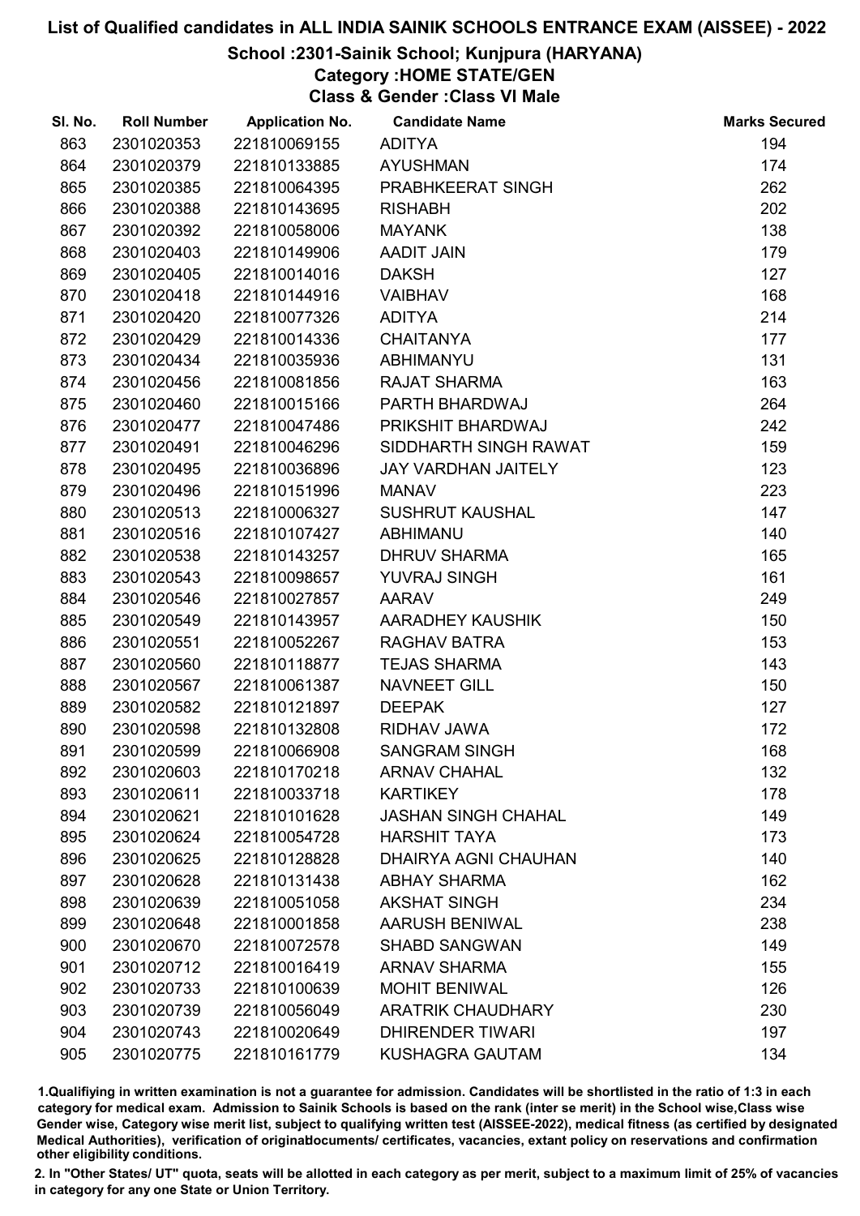# List of Qualified candidates in ALL INDIA SAINIK SCHOOLS ENTRANCE EXAM (AISSEE) - 2022

## School :2301-Sainik School; Kunjpura (HARYANA)

### Category :HOME STATE/GEN

### Class & Gender :Class VI Male

| Sl. No. | Roll Number | Application No. | Candidate Name | Marks Secured |
|---|---|---|---|---|
| 863 | 2301020353 | 221810069155 | ADITYA | 194 |
| 864 | 2301020379 | 221810133885 | AYUSHMAN | 174 |
| 865 | 2301020385 | 221810064395 | PRABHKEERAT SINGH | 262 |
| 866 | 2301020388 | 221810143695 | RISHABH | 202 |
| 867 | 2301020392 | 221810058006 | MAYANK | 138 |
| 868 | 2301020403 | 221810149906 | AADIT JAIN | 179 |
| 869 | 2301020405 | 221810014016 | DAKSH | 127 |
| 870 | 2301020418 | 221810144916 | VAIBHAV | 168 |
| 871 | 2301020420 | 221810077326 | ADITYA | 214 |
| 872 | 2301020429 | 221810014336 | CHAITANYA | 177 |
| 873 | 2301020434 | 221810035936 | ABHIMANYU | 131 |
| 874 | 2301020456 | 221810081856 | RAJAT SHARMA | 163 |
| 875 | 2301020460 | 221810015166 | PARTH BHARDWAJ | 264 |
| 876 | 2301020477 | 221810047486 | PRIKSHIT BHARDWAJ | 242 |
| 877 | 2301020491 | 221810046296 | SIDDHARTH SINGH RAWAT | 159 |
| 878 | 2301020495 | 221810036896 | JAY VARDHAN JAITELY | 123 |
| 879 | 2301020496 | 221810151996 | MANAV | 223 |
| 880 | 2301020513 | 221810006327 | SUSHRUT KAUSHAL | 147 |
| 881 | 2301020516 | 221810107427 | ABHIMANU | 140 |
| 882 | 2301020538 | 221810143257 | DHRUV SHARMA | 165 |
| 883 | 2301020543 | 221810098657 | YUVRAJ SINGH | 161 |
| 884 | 2301020546 | 221810027857 | AARAV | 249 |
| 885 | 2301020549 | 221810143957 | AARADHEY KAUSHIK | 150 |
| 886 | 2301020551 | 221810052267 | RAGHAV BATRA | 153 |
| 887 | 2301020560 | 221810118877 | TEJAS SHARMA | 143 |
| 888 | 2301020567 | 221810061387 | NAVNEET GILL | 150 |
| 889 | 2301020582 | 221810121897 | DEEPAK | 127 |
| 890 | 2301020598 | 221810132808 | RIDHAV JAWA | 172 |
| 891 | 2301020599 | 221810066908 | SANGRAM SINGH | 168 |
| 892 | 2301020603 | 221810170218 | ARNAV CHAHAL | 132 |
| 893 | 2301020611 | 221810033718 | KARTIKEY | 178 |
| 894 | 2301020621 | 221810101628 | JASHAN SINGH CHAHAL | 149 |
| 895 | 2301020624 | 221810054728 | HARSHIT TAYA | 173 |
| 896 | 2301020625 | 221810128828 | DHAIRYA AGNI CHAUHAN | 140 |
| 897 | 2301020628 | 221810131438 | ABHAY SHARMA | 162 |
| 898 | 2301020639 | 221810051058 | AKSHAT SINGH | 234 |
| 899 | 2301020648 | 221810001858 | AARUSH BENIWAL | 238 |
| 900 | 2301020670 | 221810072578 | SHABD SANGWAN | 149 |
| 901 | 2301020712 | 221810016419 | ARNAV SHARMA | 155 |
| 902 | 2301020733 | 221810100639 | MOHIT BENIWAL | 126 |
| 903 | 2301020739 | 221810056049 | ARATRIK CHAUDHARY | 230 |
| 904 | 2301020743 | 221810020649 | DHIRENDER TIWARI | 197 |
| 905 | 2301020775 | 221810161779 | KUSHAGRA GAUTAM | 134 |

1.Qualifiying in written examination is not a guarantee for admission. Candidates will be shortlisted in the ratio of 1:3 in each category for medical exam. Admission to Sainik Schools is based on the rank (inter se merit) in the School wise,Class wise Gender wise, Category wise merit list, subject to qualifying written test (AISSEE-2022), medical fitness (as certified by designated Medical Authorities), verification of originaldocuments/ certificates, vacancies, extant policy on reservations and confirmation other eligibility conditions.

2. In "Other States/ UT" quota, seats will be allotted in each category as per merit, subject to a maximum limit of 25% of vacancies in category for any one State or Union Territory.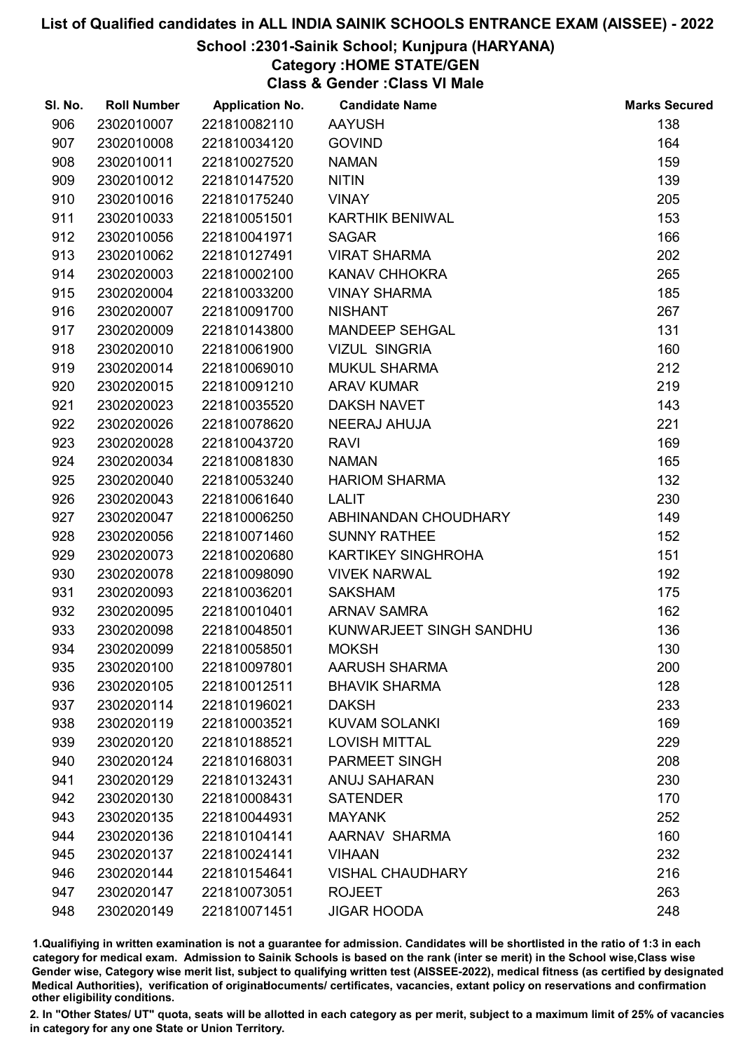# List of Qualified candidates in ALL INDIA SAINIK SCHOOLS ENTRANCE EXAM (AISSEE) - 2022

## School :2301-Sainik School; Kunjpura (HARYANA)

### Category :HOME STATE/GEN

### Class & Gender :Class VI Male

| Sl. No. | Roll Number | Application No. | Candidate Name | Marks Secured |
|---|---|---|---|---|
| 906 | 2302010007 | 221810082110 | AAYUSH | 138 |
| 907 | 2302010008 | 221810034120 | GOVIND | 164 |
| 908 | 2302010011 | 221810027520 | NAMAN | 159 |
| 909 | 2302010012 | 221810147520 | NITIN | 139 |
| 910 | 2302010016 | 221810175240 | VINAY | 205 |
| 911 | 2302010033 | 221810051501 | KARTHIK BENIWAL | 153 |
| 912 | 2302010056 | 221810041971 | SAGAR | 166 |
| 913 | 2302010062 | 221810127491 | VIRAT SHARMA | 202 |
| 914 | 2302020003 | 221810002100 | KANAV CHHOKRA | 265 |
| 915 | 2302020004 | 221810033200 | VINAY SHARMA | 185 |
| 916 | 2302020007 | 221810091700 | NISHANT | 267 |
| 917 | 2302020009 | 221810143800 | MANDEEP SEHGAL | 131 |
| 918 | 2302020010 | 221810061900 | VIZUL SINGRIA | 160 |
| 919 | 2302020014 | 221810069010 | MUKUL SHARMA | 212 |
| 920 | 2302020015 | 221810091210 | ARAV KUMAR | 219 |
| 921 | 2302020023 | 221810035520 | DAKSH NAVET | 143 |
| 922 | 2302020026 | 221810078620 | NEERAJ AHUJA | 221 |
| 923 | 2302020028 | 221810043720 | RAVI | 169 |
| 924 | 2302020034 | 221810081830 | NAMAN | 165 |
| 925 | 2302020040 | 221810053240 | HARIOM SHARMA | 132 |
| 926 | 2302020043 | 221810061640 | LALIT | 230 |
| 927 | 2302020047 | 221810006250 | ABHINANDAN CHOUDHARY | 149 |
| 928 | 2302020056 | 221810071460 | SUNNY RATHEE | 152 |
| 929 | 2302020073 | 221810020680 | KARTIKEY SINGHROHA | 151 |
| 930 | 2302020078 | 221810098090 | VIVEK NARWAL | 192 |
| 931 | 2302020093 | 221810036201 | SAKSHAM | 175 |
| 932 | 2302020095 | 221810010401 | ARNAV SAMRA | 162 |
| 933 | 2302020098 | 221810048501 | KUNWARJEET SINGH SANDHU | 136 |
| 934 | 2302020099 | 221810058501 | MOKSH | 130 |
| 935 | 2302020100 | 221810097801 | AARUSH SHARMA | 200 |
| 936 | 2302020105 | 221810012511 | BHAVIK SHARMA | 128 |
| 937 | 2302020114 | 221810196021 | DAKSH | 233 |
| 938 | 2302020119 | 221810003521 | KUVAM SOLANKI | 169 |
| 939 | 2302020120 | 221810188521 | LOVISH MITTAL | 229 |
| 940 | 2302020124 | 221810168031 | PARMEET SINGH | 208 |
| 941 | 2302020129 | 221810132431 | ANUJ SAHARAN | 230 |
| 942 | 2302020130 | 221810008431 | SATENDER | 170 |
| 943 | 2302020135 | 221810044931 | MAYANK | 252 |
| 944 | 2302020136 | 221810104141 | AARNAV SHARMA | 160 |
| 945 | 2302020137 | 221810024141 | VIHAAN | 232 |
| 946 | 2302020144 | 221810154641 | VISHAL CHAUDHARY | 216 |
| 947 | 2302020147 | 221810073051 | ROJEET | 263 |
| 948 | 2302020149 | 221810071451 | JIGAR HOODA | 248 |

1.Qualifying in written examination is not a guarantee for admission. Candidates will be shortlisted in the ratio of 1:3 in each category for medical exam. Admission to Sainik Schools is based on the rank (inter se merit) in the School wise,Class wise Gender wise, Category wise merit list, subject to qualifying written test (AISSEE-2022), medical fitness (as certified by designated Medical Authorities), verification of originaldocuments/ certificates, vacancies, extant policy on reservations and confirmation other eligibility conditions.

2. In "Other States/ UT" quota, seats will be allotted in each category as per merit, subject to a maximum limit of 25% of vacancies in category for any one State or Union Territory.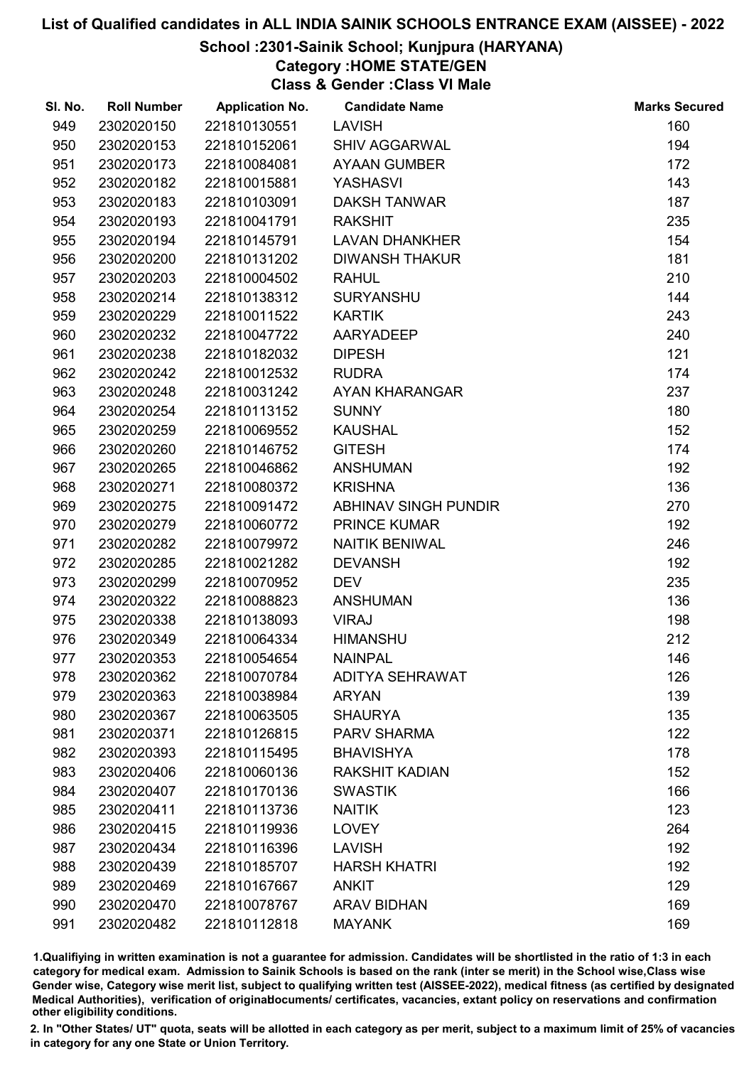# List of Qualified candidates in ALL INDIA SAINIK SCHOOLS ENTRANCE EXAM (AISSEE) - 2022

## School :2301-Sainik School; Kunjpura (HARYANA)

### Category :HOME STATE/GEN

### Class & Gender :Class VI Male

| Sl. No. | Roll Number | Application No. | Candidate Name | Marks Secured |
|---|---|---|---|---|
| 949 | 2302020150 | 221810130551 | LAVISH | 160 |
| 950 | 2302020153 | 221810152061 | SHIV AGGARWAL | 194 |
| 951 | 2302020173 | 221810084081 | AYAAN GUMBER | 172 |
| 952 | 2302020182 | 221810015881 | YASHASVI | 143 |
| 953 | 2302020183 | 221810103091 | DAKSH TANWAR | 187 |
| 954 | 2302020193 | 221810041791 | RAKSHIT | 235 |
| 955 | 2302020194 | 221810145791 | LAVAN DHANKHER | 154 |
| 956 | 2302020200 | 221810131202 | DIWANSH THAKUR | 181 |
| 957 | 2302020203 | 221810004502 | RAHUL | 210 |
| 958 | 2302020214 | 221810138312 | SURYANSHU | 144 |
| 959 | 2302020229 | 221810011522 | KARTIK | 243 |
| 960 | 2302020232 | 221810047722 | AARYADEEP | 240 |
| 961 | 2302020238 | 221810182032 | DIPESH | 121 |
| 962 | 2302020242 | 221810012532 | RUDRA | 174 |
| 963 | 2302020248 | 221810031242 | AYAN KHARANGAR | 237 |
| 964 | 2302020254 | 221810113152 | SUNNY | 180 |
| 965 | 2302020259 | 221810069552 | KAUSHAL | 152 |
| 966 | 2302020260 | 221810146752 | GITESH | 174 |
| 967 | 2302020265 | 221810046862 | ANSHUMAN | 192 |
| 968 | 2302020271 | 221810080372 | KRISHNA | 136 |
| 969 | 2302020275 | 221810091472 | ABHINAV SINGH PUNDIR | 270 |
| 970 | 2302020279 | 221810060772 | PRINCE KUMAR | 192 |
| 971 | 2302020282 | 221810079972 | NAITIK BENIWAL | 246 |
| 972 | 2302020285 | 221810021282 | DEVANSH | 192 |
| 973 | 2302020299 | 221810070952 | DEV | 235 |
| 974 | 2302020322 | 221810088823 | ANSHUMAN | 136 |
| 975 | 2302020338 | 221810138093 | VIRAJ | 198 |
| 976 | 2302020349 | 221810064334 | HIMANSHU | 212 |
| 977 | 2302020353 | 221810054654 | NAINPAL | 146 |
| 978 | 2302020362 | 221810070784 | ADITYA SEHRAWAT | 126 |
| 979 | 2302020363 | 221810038984 | ARYAN | 139 |
| 980 | 2302020367 | 221810063505 | SHAURYA | 135 |
| 981 | 2302020371 | 221810126815 | PARV SHARMA | 122 |
| 982 | 2302020393 | 221810115495 | BHAVISHYA | 178 |
| 983 | 2302020406 | 221810060136 | RAKSHIT KADIAN | 152 |
| 984 | 2302020407 | 221810170136 | SWASTIK | 166 |
| 985 | 2302020411 | 221810113736 | NAITIK | 123 |
| 986 | 2302020415 | 221810119936 | LOVEY | 264 |
| 987 | 2302020434 | 221810116396 | LAVISH | 192 |
| 988 | 2302020439 | 221810185707 | HARSH KHATRI | 192 |
| 989 | 2302020469 | 221810167667 | ANKIT | 129 |
| 990 | 2302020470 | 221810078767 | ARAV BIDHAN | 169 |
| 991 | 2302020482 | 221810112818 | MAYANK | 169 |

1.Qualifying in written examination is not a guarantee for admission. Candidates will be shortlisted in the ratio of 1:3 in each category for medical exam. Admission to Sainik Schools is based on the rank (inter se merit) in the School wise,Class wise Gender wise, Category wise merit list, subject to qualifying written test (AISSEE-2022), medical fitness (as certified by designated Medical Authorities), verification of originaldocuments/ certificates, vacancies, extant policy on reservations and confirmation other eligibility conditions.

2. In "Other States/ UT" quota, seats will be allotted in each category as per merit, subject to a maximum limit of 25% of vacancies in category for any one State or Union Territory.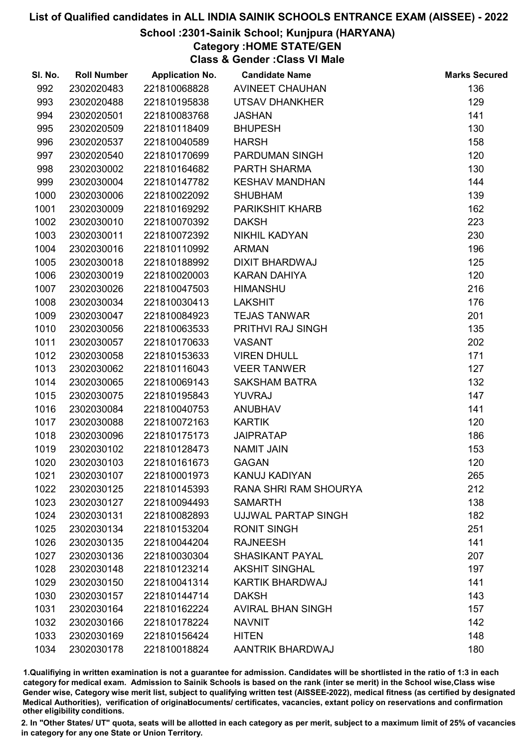# List of Qualified candidates in ALL INDIA SAINIK SCHOOLS ENTRANCE EXAM (AISSEE) - 2022

## School :2301-Sainik School; Kunjpura (HARYANA)

### Category :HOME STATE/GEN

### Class & Gender :Class VI Male

| Sl. No. | Roll Number | Application No. | Candidate Name | Marks Secured |
|---|---|---|---|---|
| 992 | 2302020483 | 221810068828 | AVINEET CHAUHAN | 136 |
| 993 | 2302020488 | 221810195838 | UTSAV DHANKHER | 129 |
| 994 | 2302020501 | 221810083768 | JASHAN | 141 |
| 995 | 2302020509 | 221810118409 | BHUPESH | 130 |
| 996 | 2302020537 | 221810040589 | HARSH | 158 |
| 997 | 2302020540 | 221810170699 | PARDUMAN SINGH | 120 |
| 998 | 2302030002 | 221810164682 | PARTH SHARMA | 130 |
| 999 | 2302030004 | 221810147782 | KESHAV MANDHAN | 144 |
| 1000 | 2302030006 | 221810022092 | SHUBHAM | 139 |
| 1001 | 2302030009 | 221810169292 | PARIKSHIT KHARB | 162 |
| 1002 | 2302030010 | 221810070392 | DAKSH | 223 |
| 1003 | 2302030011 | 221810072392 | NIKHIL KADYAN | 230 |
| 1004 | 2302030016 | 221810110992 | ARMAN | 196 |
| 1005 | 2302030018 | 221810188992 | DIXIT BHARDWAJ | 125 |
| 1006 | 2302030019 | 221810020003 | KARAN DAHIYA | 120 |
| 1007 | 2302030026 | 221810047503 | HIMANSHU | 216 |
| 1008 | 2302030034 | 221810030413 | LAKSHIT | 176 |
| 1009 | 2302030047 | 221810084923 | TEJAS TANWAR | 201 |
| 1010 | 2302030056 | 221810063533 | PRITHVI RAJ SINGH | 135 |
| 1011 | 2302030057 | 221810170633 | VASANT | 202 |
| 1012 | 2302030058 | 221810153633 | VIREN DHULL | 171 |
| 1013 | 2302030062 | 221810116043 | VEER TANWER | 127 |
| 1014 | 2302030065 | 221810069143 | SAKSHAM BATRA | 132 |
| 1015 | 2302030075 | 221810195843 | YUVRAJ | 147 |
| 1016 | 2302030084 | 221810040753 | ANUBHAV | 141 |
| 1017 | 2302030088 | 221810072163 | KARTIK | 120 |
| 1018 | 2302030096 | 221810175173 | JAIPRATAP | 186 |
| 1019 | 2302030102 | 221810128473 | NAMIT JAIN | 153 |
| 1020 | 2302030103 | 221810161673 | GAGAN | 120 |
| 1021 | 2302030107 | 221810001973 | KANUJ KADIYAN | 265 |
| 1022 | 2302030125 | 221810145393 | RANA SHRI RAM SHOURYA | 212 |
| 1023 | 2302030127 | 221810094493 | SAMARTH | 138 |
| 1024 | 2302030131 | 221810082893 | UJJWAL PARTAP SINGH | 182 |
| 1025 | 2302030134 | 221810153204 | RONIT SINGH | 251 |
| 1026 | 2302030135 | 221810044204 | RAJNEESH | 141 |
| 1027 | 2302030136 | 221810030304 | SHASIKANT PAYAL | 207 |
| 1028 | 2302030148 | 221810123214 | AKSHIT SINGHAL | 197 |
| 1029 | 2302030150 | 221810041314 | KARTIK BHARDWAJ | 141 |
| 1030 | 2302030157 | 221810144714 | DAKSH | 143 |
| 1031 | 2302030164 | 221810162224 | AVIRAL BHAN SINGH | 157 |
| 1032 | 2302030166 | 221810178224 | NAVNIT | 142 |
| 1033 | 2302030169 | 221810156424 | HITEN | 148 |
| 1034 | 2302030178 | 221810018824 | AANTRIK BHARDWAJ | 180 |

1.Qualifying in written examination is not a guarantee for admission. Candidates will be shortlisted in the ratio of 1:3 in each category for medical exam. Admission to Sainik Schools is based on the rank (inter se merit) in the School wise,Class wise Gender wise, Category wise merit list, subject to qualifying written test (AISSEE-2022), medical fitness (as certified by designated Medical Authorities), verification of originaldocuments/ certificates, vacancies, extant policy on reservations and confirmation other eligibility conditions.

2. In "Other States/ UT" quota, seats will be allotted in each category as per merit, subject to a maximum limit of 25% of vacancies in category for any one State or Union Territory.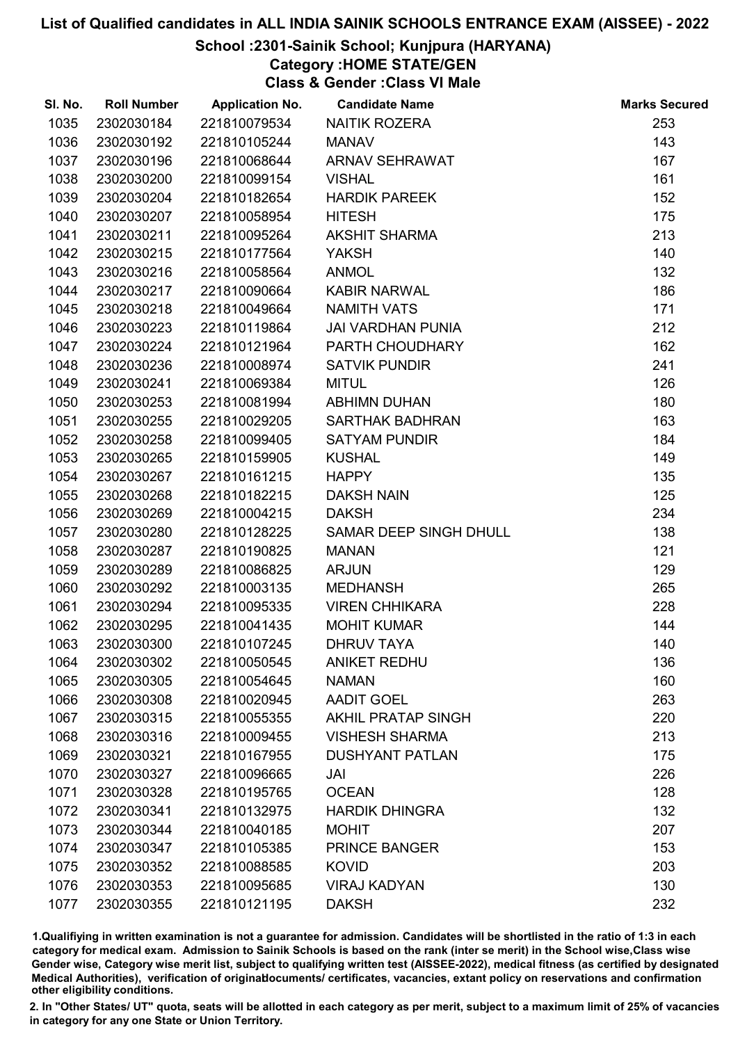# List of Qualified candidates in ALL INDIA SAINIK SCHOOLS ENTRANCE EXAM (AISSEE) - 2022

## School :2301-Sainik School; Kunjpura (HARYANA)

### Category :HOME STATE/GEN

### Class & Gender :Class VI Male

| Sl. No. | Roll Number | Application No. | Candidate Name | Marks Secured |
|---|---|---|---|---|
| 1035 | 2302030184 | 221810079534 | NAITIK ROZERA | 253 |
| 1036 | 2302030192 | 221810105244 | MANAV | 143 |
| 1037 | 2302030196 | 221810068644 | ARNAV SEHRAWAT | 167 |
| 1038 | 2302030200 | 221810099154 | VISHAL | 161 |
| 1039 | 2302030204 | 221810182654 | HARDIK PAREEK | 152 |
| 1040 | 2302030207 | 221810058954 | HITESH | 175 |
| 1041 | 2302030211 | 221810095264 | AKSHIT SHARMA | 213 |
| 1042 | 2302030215 | 221810177564 | YAKSH | 140 |
| 1043 | 2302030216 | 221810058564 | ANMOL | 132 |
| 1044 | 2302030217 | 221810090664 | KABIR NARWAL | 186 |
| 1045 | 2302030218 | 221810049664 | NAMITH VATS | 171 |
| 1046 | 2302030223 | 221810119864 | JAI VARDHAN PUNIA | 212 |
| 1047 | 2302030224 | 221810121964 | PARTH CHOUDHARY | 162 |
| 1048 | 2302030236 | 221810008974 | SATVIK PUNDIR | 241 |
| 1049 | 2302030241 | 221810069384 | MITUL | 126 |
| 1050 | 2302030253 | 221810081994 | ABHIMN DUHAN | 180 |
| 1051 | 2302030255 | 221810029205 | SARTHAK BADHRAN | 163 |
| 1052 | 2302030258 | 221810099405 | SATYAM PUNDIR | 184 |
| 1053 | 2302030265 | 221810159905 | KUSHAL | 149 |
| 1054 | 2302030267 | 221810161215 | HAPPY | 135 |
| 1055 | 2302030268 | 221810182215 | DAKSH NAIN | 125 |
| 1056 | 2302030269 | 221810004215 | DAKSH | 234 |
| 1057 | 2302030280 | 221810128225 | SAMAR DEEP SINGH DHULL | 138 |
| 1058 | 2302030287 | 221810190825 | MANAN | 121 |
| 1059 | 2302030289 | 221810086825 | ARJUN | 129 |
| 1060 | 2302030292 | 221810003135 | MEDHANSH | 265 |
| 1061 | 2302030294 | 221810095335 | VIREN CHHIKARA | 228 |
| 1062 | 2302030295 | 221810041435 | MOHIT KUMAR | 144 |
| 1063 | 2302030300 | 221810107245 | DHRUV TAYA | 140 |
| 1064 | 2302030302 | 221810050545 | ANIKET REDHU | 136 |
| 1065 | 2302030305 | 221810054645 | NAMAN | 160 |
| 1066 | 2302030308 | 221810020945 | AADIT GOEL | 263 |
| 1067 | 2302030315 | 221810055355 | AKHIL PRATAP SINGH | 220 |
| 1068 | 2302030316 | 221810009455 | VISHESH SHARMA | 213 |
| 1069 | 2302030321 | 221810167955 | DUSHYANT PATLAN | 175 |
| 1070 | 2302030327 | 221810096665 | JAI | 226 |
| 1071 | 2302030328 | 221810195765 | OCEAN | 128 |
| 1072 | 2302030341 | 221810132975 | HARDIK DHINGRA | 132 |
| 1073 | 2302030344 | 221810040185 | MOHIT | 207 |
| 1074 | 2302030347 | 221810105385 | PRINCE BANGER | 153 |
| 1075 | 2302030352 | 221810088585 | KOVID | 203 |
| 1076 | 2302030353 | 221810095685 | VIRAJ KADYAN | 130 |
| 1077 | 2302030355 | 221810121195 | DAKSH | 232 |

1.Qualifiying in written examination is not a guarantee for admission. Candidates will be shortlisted in the ratio of 1:3 in each category for medical exam. Admission to Sainik Schools is based on the rank (inter se merit) in the School wise,Class wise Gender wise, Category wise merit list, subject to qualifying written test (AISSEE-2022), medical fitness (as certified by designated Medical Authorities), verification of originaldocuments/ certificates, vacancies, extant policy on reservations and confirmation other eligibility conditions.

2. In "Other States/ UT" quota, seats will be allotted in each category as per merit, subject to a maximum limit of 25% of vacancies in category for any one State or Union Territory.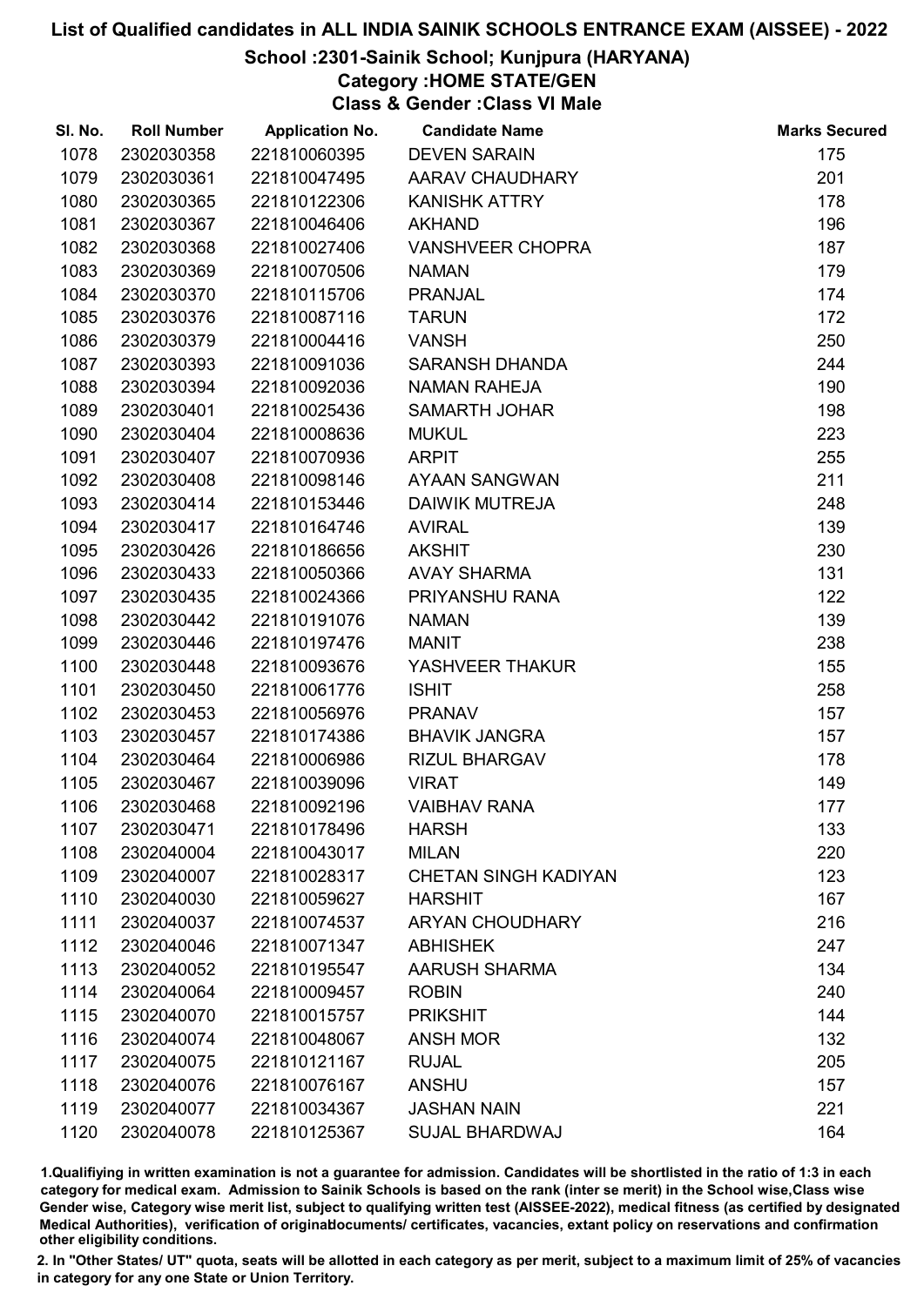# List of Qualified candidates in ALL INDIA SAINIK SCHOOLS ENTRANCE EXAM (AISSEE) - 2022

## School :2301-Sainik School; Kunjpura (HARYANA)

### Category :HOME STATE/GEN

### Class & Gender :Class VI Male

| Sl. No. | Roll Number | Application No. | Candidate Name | Marks Secured |
|---|---|---|---|---|
| 1078 | 2302030358 | 221810060395 | DEVEN SARAIN | 175 |
| 1079 | 2302030361 | 221810047495 | AARAV CHAUDHARY | 201 |
| 1080 | 2302030365 | 221810122306 | KANISHK ATTRY | 178 |
| 1081 | 2302030367 | 221810046406 | AKHAND | 196 |
| 1082 | 2302030368 | 221810027406 | VANSHVEER CHOPRA | 187 |
| 1083 | 2302030369 | 221810070506 | NAMAN | 179 |
| 1084 | 2302030370 | 221810115706 | PRANJAL | 174 |
| 1085 | 2302030376 | 221810087116 | TARUN | 172 |
| 1086 | 2302030379 | 221810004416 | VANSH | 250 |
| 1087 | 2302030393 | 221810091036 | SARANSH DHANDA | 244 |
| 1088 | 2302030394 | 221810092036 | NAMAN RAHEJA | 190 |
| 1089 | 2302030401 | 221810025436 | SAMARTH JOHAR | 198 |
| 1090 | 2302030404 | 221810008636 | MUKUL | 223 |
| 1091 | 2302030407 | 221810070936 | ARPIT | 255 |
| 1092 | 2302030408 | 221810098146 | AYAAN SANGWAN | 211 |
| 1093 | 2302030414 | 221810153446 | DAIWIK MUTREJA | 248 |
| 1094 | 2302030417 | 221810164746 | AVIRAL | 139 |
| 1095 | 2302030426 | 221810186656 | AKSHIT | 230 |
| 1096 | 2302030433 | 221810050366 | AVAY SHARMA | 131 |
| 1097 | 2302030435 | 221810024366 | PRIYANSHU RANA | 122 |
| 1098 | 2302030442 | 221810191076 | NAMAN | 139 |
| 1099 | 2302030446 | 221810197476 | MANIT | 238 |
| 1100 | 2302030448 | 221810093676 | YASHVEER THAKUR | 155 |
| 1101 | 2302030450 | 221810061776 | ISHIT | 258 |
| 1102 | 2302030453 | 221810056976 | PRANAV | 157 |
| 1103 | 2302030457 | 221810174386 | BHAVIK JANGRA | 157 |
| 1104 | 2302030464 | 221810006986 | RIZUL BHARGAV | 178 |
| 1105 | 2302030467 | 221810039096 | VIRAT | 149 |
| 1106 | 2302030468 | 221810092196 | VAIBHAV RANA | 177 |
| 1107 | 2302030471 | 221810178496 | HARSH | 133 |
| 1108 | 2302040004 | 221810043017 | MILAN | 220 |
| 1109 | 2302040007 | 221810028317 | CHETAN SINGH KADIYAN | 123 |
| 1110 | 2302040030 | 221810059627 | HARSHIT | 167 |
| 1111 | 2302040037 | 221810074537 | ARYAN CHOUDHARY | 216 |
| 1112 | 2302040046 | 221810071347 | ABHISHEK | 247 |
| 1113 | 2302040052 | 221810195547 | AARUSH SHARMA | 134 |
| 1114 | 2302040064 | 221810009457 | ROBIN | 240 |
| 1115 | 2302040070 | 221810015757 | PRIKSHIT | 144 |
| 1116 | 2302040074 | 221810048067 | ANSH MOR | 132 |
| 1117 | 2302040075 | 221810121167 | RUJAL | 205 |
| 1118 | 2302040076 | 221810076167 | ANSHU | 157 |
| 1119 | 2302040077 | 221810034367 | JASHAN NAIN | 221 |
| 1120 | 2302040078 | 221810125367 | SUJAL BHARDWAJ | 164 |

1.Qualifying in written examination is not a guarantee for admission. Candidates will be shortlisted in the ratio of 1:3 in each category for medical exam. Admission to Sainik Schools is based on the rank (inter se merit) in the School wise,Class wise Gender wise, Category wise merit list, subject to qualifying written test (AISSEE-2022), medical fitness (as certified by designated Medical Authorities), verification of originaldocuments/ certificates, vacancies, extant policy on reservations and confirmation other eligibility conditions.

2. In "Other States/ UT" quota, seats will be allotted in each category as per merit, subject to a maximum limit of 25% of vacancies in category for any one State or Union Territory.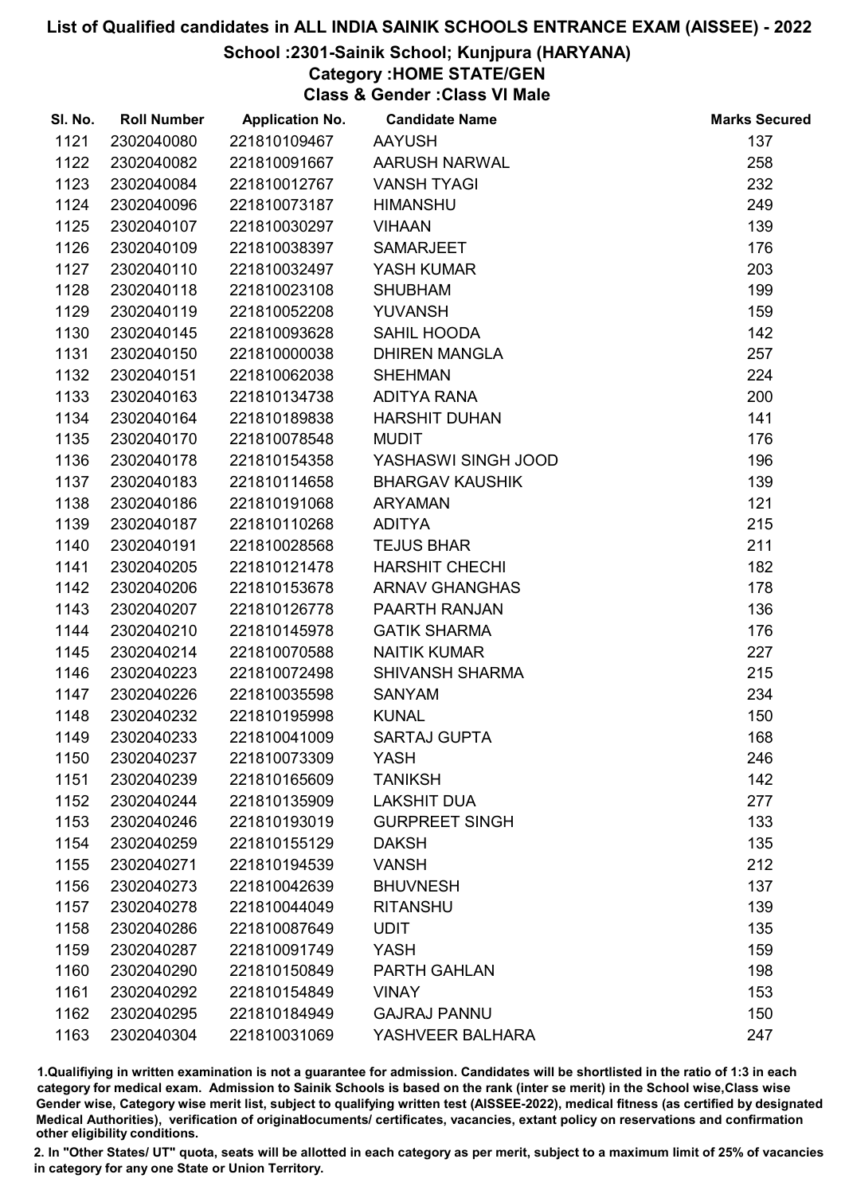# List of Qualified candidates in ALL INDIA SAINIK SCHOOLS ENTRANCE EXAM (AISSEE) - 2022

## School :2301-Sainik School; Kunjpura (HARYANA)

### Category :HOME STATE/GEN

### Class & Gender :Class VI Male

| Sl. No. | Roll Number | Application No. | Candidate Name | Marks Secured |
|---|---|---|---|---|
| 1121 | 2302040080 | 221810109467 | AAYUSH | 137 |
| 1122 | 2302040082 | 221810091667 | AARUSH NARWAL | 258 |
| 1123 | 2302040084 | 221810012767 | VANSH TYAGI | 232 |
| 1124 | 2302040096 | 221810073187 | HIMANSHU | 249 |
| 1125 | 2302040107 | 221810030297 | VIHAAN | 139 |
| 1126 | 2302040109 | 221810038397 | SAMARJEET | 176 |
| 1127 | 2302040110 | 221810032497 | YASH KUMAR | 203 |
| 1128 | 2302040118 | 221810023108 | SHUBHAM | 199 |
| 1129 | 2302040119 | 221810052208 | YUVANSH | 159 |
| 1130 | 2302040145 | 221810093628 | SAHIL HOODA | 142 |
| 1131 | 2302040150 | 221810000038 | DHIREN MANGLA | 257 |
| 1132 | 2302040151 | 221810062038 | SHEHMAN | 224 |
| 1133 | 2302040163 | 221810134738 | ADITYA RANA | 200 |
| 1134 | 2302040164 | 221810189838 | HARSHIT DUHAN | 141 |
| 1135 | 2302040170 | 221810078548 | MUDIT | 176 |
| 1136 | 2302040178 | 221810154358 | YASHASWI SINGH JOOD | 196 |
| 1137 | 2302040183 | 221810114658 | BHARGAV KAUSHIK | 139 |
| 1138 | 2302040186 | 221810191068 | ARYAMAN | 121 |
| 1139 | 2302040187 | 221810110268 | ADITYA | 215 |
| 1140 | 2302040191 | 221810028568 | TEJUS BHAR | 211 |
| 1141 | 2302040205 | 221810121478 | HARSHIT CHECHI | 182 |
| 1142 | 2302040206 | 221810153678 | ARNAV GHANGHAS | 178 |
| 1143 | 2302040207 | 221810126778 | PAARTH RANJAN | 136 |
| 1144 | 2302040210 | 221810145978 | GATIK SHARMA | 176 |
| 1145 | 2302040214 | 221810070588 | NAITIK KUMAR | 227 |
| 1146 | 2302040223 | 221810072498 | SHIVANSH SHARMA | 215 |
| 1147 | 2302040226 | 221810035598 | SANYAM | 234 |
| 1148 | 2302040232 | 221810195998 | KUNAL | 150 |
| 1149 | 2302040233 | 221810041009 | SARTAJ GUPTA | 168 |
| 1150 | 2302040237 | 221810073309 | YASH | 246 |
| 1151 | 2302040239 | 221810165609 | TANIKSH | 142 |
| 1152 | 2302040244 | 221810135909 | LAKSHIT DUA | 277 |
| 1153 | 2302040246 | 221810193019 | GURPREET SINGH | 133 |
| 1154 | 2302040259 | 221810155129 | DAKSH | 135 |
| 1155 | 2302040271 | 221810194539 | VANSH | 212 |
| 1156 | 2302040273 | 221810042639 | BHUVNESH | 137 |
| 1157 | 2302040278 | 221810044049 | RITANSHU | 139 |
| 1158 | 2302040286 | 221810087649 | UDIT | 135 |
| 1159 | 2302040287 | 221810091749 | YASH | 159 |
| 1160 | 2302040290 | 221810150849 | PARTH GAHLAN | 198 |
| 1161 | 2302040292 | 221810154849 | VINAY | 153 |
| 1162 | 2302040295 | 221810184949 | GAJRAJ PANNU | 150 |
| 1163 | 2302040304 | 221810031069 | YASHVEER BALHARA | 247 |

1.Qualifying in written examination is not a guarantee for admission. Candidates will be shortlisted in the ratio of 1:3 in each category for medical exam. Admission to Sainik Schools is based on the rank (inter se merit) in the School wise,Class wise Gender wise, Category wise merit list, subject to qualifying written test (AISSEE-2022), medical fitness (as certified by designated Medical Authorities), verification of originaldocuments/ certificates, vacancies, extant policy on reservations and confirmation other eligibility conditions.

2. In "Other States/ UT" quota, seats will be allotted in each category as per merit, subject to a maximum limit of 25% of vacancies in category for any one State or Union Territory.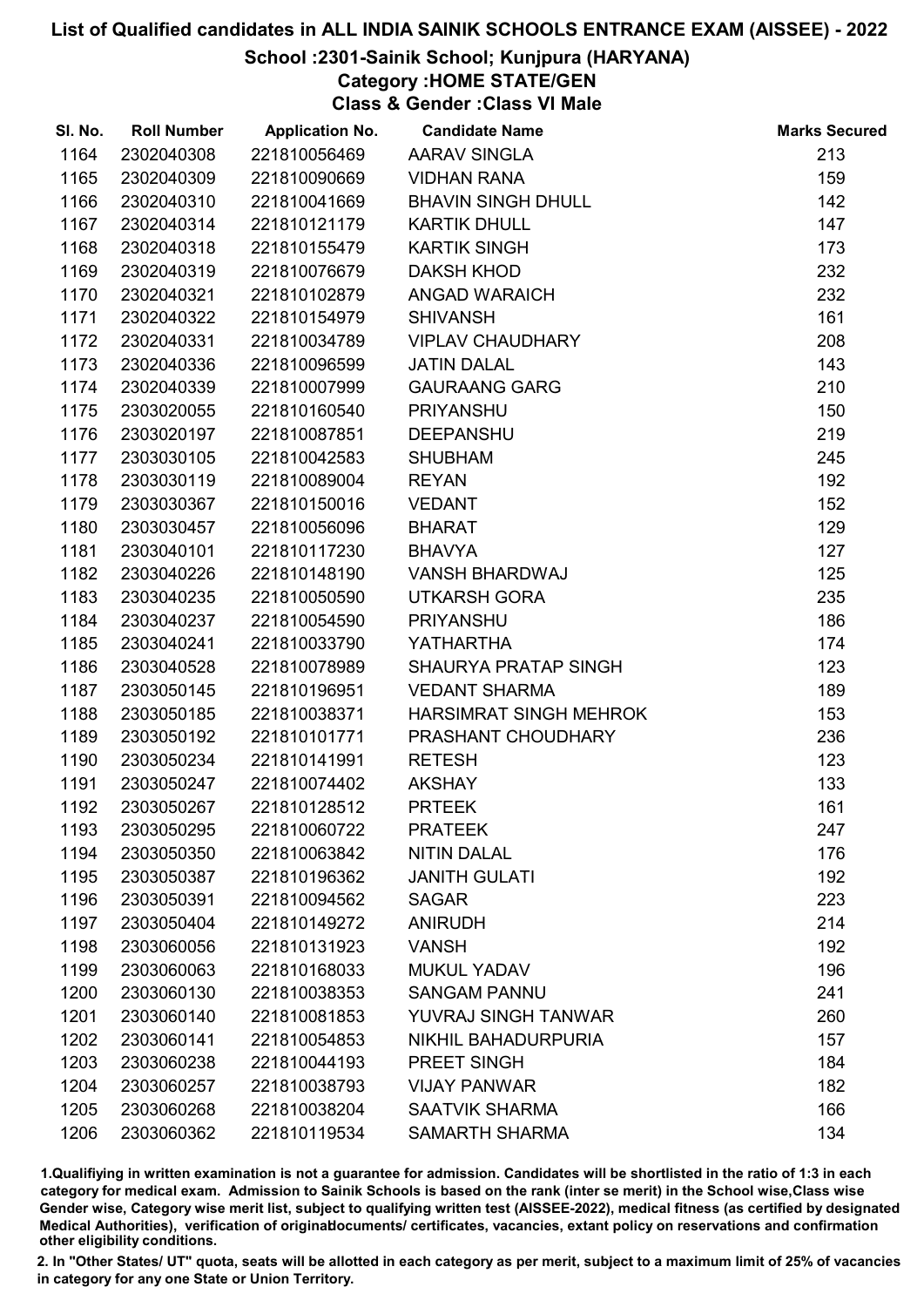# List of Qualified candidates in ALL INDIA SAINIK SCHOOLS ENTRANCE EXAM (AISSEE) - 2022

## School :2301-Sainik School; Kunjpura (HARYANA)

### Category :HOME STATE/GEN

### Class & Gender :Class VI Male

| Sl. No. | Roll Number | Application No. | Candidate Name | Marks Secured |
|---|---|---|---|---|
| 1164 | 2302040308 | 221810056469 | AARAV SINGLA | 213 |
| 1165 | 2302040309 | 221810090669 | VIDHAN RANA | 159 |
| 1166 | 2302040310 | 221810041669 | BHAVIN SINGH DHULL | 142 |
| 1167 | 2302040314 | 221810121179 | KARTIK DHULL | 147 |
| 1168 | 2302040318 | 221810155479 | KARTIK SINGH | 173 |
| 1169 | 2302040319 | 221810076679 | DAKSH KHOD | 232 |
| 1170 | 2302040321 | 221810102879 | ANGAD WARAICH | 232 |
| 1171 | 2302040322 | 221810154979 | SHIVANSH | 161 |
| 1172 | 2302040331 | 221810034789 | VIPLAV CHAUDHARY | 208 |
| 1173 | 2302040336 | 221810096599 | JATIN DALAL | 143 |
| 1174 | 2302040339 | 221810007999 | GAURAANG GARG | 210 |
| 1175 | 2303020055 | 221810160540 | PRIYANSHU | 150 |
| 1176 | 2303020197 | 221810087851 | DEEPANSHU | 219 |
| 1177 | 2303030105 | 221810042583 | SHUBHAM | 245 |
| 1178 | 2303030119 | 221810089004 | REYAN | 192 |
| 1179 | 2303030367 | 221810150016 | VEDANT | 152 |
| 1180 | 2303030457 | 221810056096 | BHARAT | 129 |
| 1181 | 2303040101 | 221810117230 | BHAVYA | 127 |
| 1182 | 2303040226 | 221810148190 | VANSH BHARDWAJ | 125 |
| 1183 | 2303040235 | 221810050590 | UTKARSH GORA | 235 |
| 1184 | 2303040237 | 221810054590 | PRIYANSHU | 186 |
| 1185 | 2303040241 | 221810033790 | YATHARTHA | 174 |
| 1186 | 2303040528 | 221810078989 | SHAURYA PRATAP SINGH | 123 |
| 1187 | 2303050145 | 221810196951 | VEDANT SHARMA | 189 |
| 1188 | 2303050185 | 221810038371 | HARSIMRAT SINGH MEHROK | 153 |
| 1189 | 2303050192 | 221810101771 | PRASHANT CHOUDHARY | 236 |
| 1190 | 2303050234 | 221810141991 | RETESH | 123 |
| 1191 | 2303050247 | 221810074402 | AKSHAY | 133 |
| 1192 | 2303050267 | 221810128512 | PRTEEK | 161 |
| 1193 | 2303050295 | 221810060722 | PRATEEK | 247 |
| 1194 | 2303050350 | 221810063842 | NITIN DALAL | 176 |
| 1195 | 2303050387 | 221810196362 | JANITH GULATI | 192 |
| 1196 | 2303050391 | 221810094562 | SAGAR | 223 |
| 1197 | 2303050404 | 221810149272 | ANIRUDH | 214 |
| 1198 | 2303060056 | 221810131923 | VANSH | 192 |
| 1199 | 2303060063 | 221810168033 | MUKUL YADAV | 196 |
| 1200 | 2303060130 | 221810038353 | SANGAM PANNU | 241 |
| 1201 | 2303060140 | 221810081853 | YUVRAJ SINGH TANWAR | 260 |
| 1202 | 2303060141 | 221810054853 | NIKHIL BAHADURPURIA | 157 |
| 1203 | 2303060238 | 221810044193 | PREET SINGH | 184 |
| 1204 | 2303060257 | 221810038793 | VIJAY PANWAR | 182 |
| 1205 | 2303060268 | 221810038204 | SAATVIK SHARMA | 166 |
| 1206 | 2303060362 | 221810119534 | SAMARTH SHARMA | 134 |

1.Qualifiying in written examination is not a guarantee for admission. Candidates will be shortlisted in the ratio of 1:3 in each category for medical exam. Admission to Sainik Schools is based on the rank (inter se merit) in the School wise,Class wise Gender wise, Category wise merit list, subject to qualifying written test (AISSEE-2022), medical fitness (as certified by designated Medical Authorities), verification of originaldocuments/ certificates, vacancies, extant policy on reservations and confirmation other eligibility conditions.

2. In "Other States/ UT" quota, seats will be allotted in each category as per merit, subject to a maximum limit of 25% of vacancies in category for any one State or Union Territory.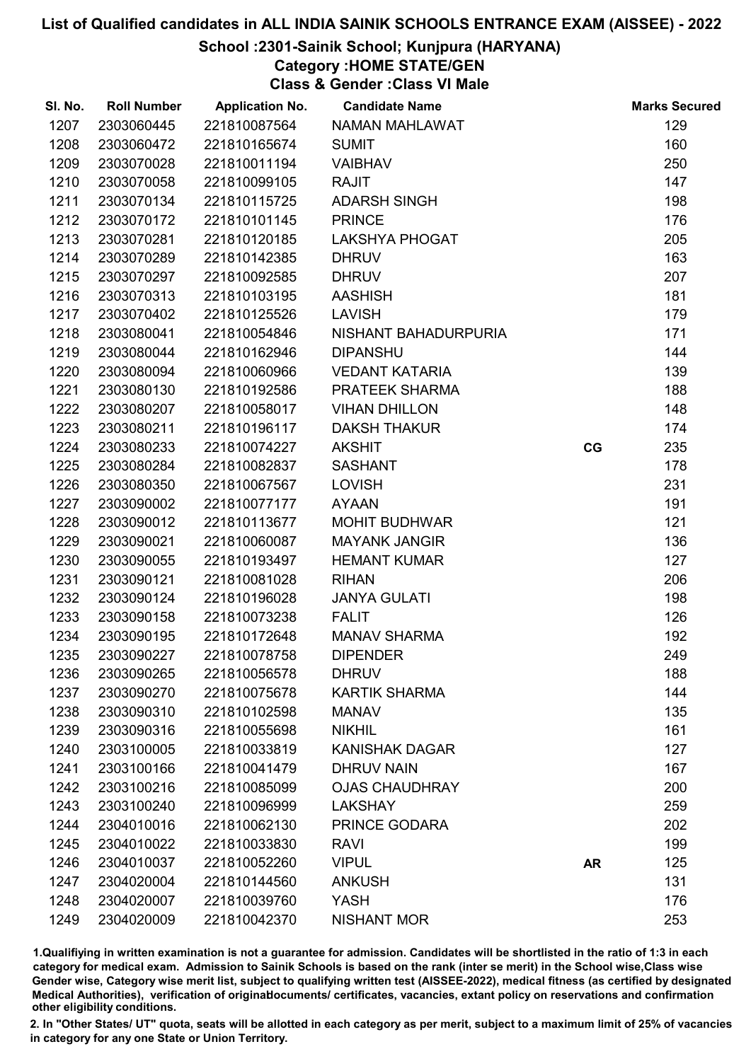# List of Qualified candidates in ALL INDIA SAINIK SCHOOLS ENTRANCE EXAM (AISSEE) - 2022

## School :2301-Sainik School; Kunjpura (HARYANA)

### Category :HOME STATE/GEN

### Class & Gender :Class VI Male

| Sl. No. | Roll Number | Application No. | Candidate Name | | Marks Secured |
|---|---|---|---|---|---|
| 1207 | 2303060445 | 221810087564 | NAMAN MAHLAWAT | | 129 |
| 1208 | 2303060472 | 221810165674 | SUMIT | | 160 |
| 1209 | 2303070028 | 221810011194 | VAIBHAV | | 250 |
| 1210 | 2303070058 | 221810099105 | RAJIT | | 147 |
| 1211 | 2303070134 | 221810115725 | ADARSH SINGH | | 198 |
| 1212 | 2303070172 | 221810101145 | PRINCE | | 176 |
| 1213 | 2303070281 | 221810120185 | LAKSHYA PHOGAT | | 205 |
| 1214 | 2303070289 | 221810142385 | DHRUV | | 163 |
| 1215 | 2303070297 | 221810092585 | DHRUV | | 207 |
| 1216 | 2303070313 | 221810103195 | AASHISH | | 181 |
| 1217 | 2303070402 | 221810125526 | LAVISH | | 179 |
| 1218 | 2303080041 | 221810054846 | NISHANT BAHADURPURIA | | 171 |
| 1219 | 2303080044 | 221810162946 | DIPANSHU | | 144 |
| 1220 | 2303080094 | 221810060966 | VEDANT KATARIA | | 139 |
| 1221 | 2303080130 | 221810192586 | PRATEEK SHARMA | | 188 |
| 1222 | 2303080207 | 221810058017 | VIHAN DHILLON | | 148 |
| 1223 | 2303080211 | 221810196117 | DAKSH THAKUR | | 174 |
| 1224 | 2303080233 | 221810074227 | AKSHIT | CG | 235 |
| 1225 | 2303080284 | 221810082837 | SASHANT | | 178 |
| 1226 | 2303080350 | 221810067567 | LOVISH | | 231 |
| 1227 | 2303090002 | 221810077177 | AYAAN | | 191 |
| 1228 | 2303090012 | 221810113677 | MOHIT BUDHWAR | | 121 |
| 1229 | 2303090021 | 221810060087 | MAYANK JANGIR | | 136 |
| 1230 | 2303090055 | 221810193497 | HEMANT KUMAR | | 127 |
| 1231 | 2303090121 | 221810081028 | RIHAN | | 206 |
| 1232 | 2303090124 | 221810196028 | JANYA GULATI | | 198 |
| 1233 | 2303090158 | 221810073238 | FALIT | | 126 |
| 1234 | 2303090195 | 221810172648 | MANAV SHARMA | | 192 |
| 1235 | 2303090227 | 221810078758 | DIPENDER | | 249 |
| 1236 | 2303090265 | 221810056578 | DHRUV | | 188 |
| 1237 | 2303090270 | 221810075678 | KARTIK SHARMA | | 144 |
| 1238 | 2303090310 | 221810102598 | MANAV | | 135 |
| 1239 | 2303090316 | 221810055698 | NIKHIL | | 161 |
| 1240 | 2303100005 | 221810033819 | KANISHAK DAGAR | | 127 |
| 1241 | 2303100166 | 221810041479 | DHRUV NAIN | | 167 |
| 1242 | 2303100216 | 221810085099 | OJAS CHAUDHRAY | | 200 |
| 1243 | 2303100240 | 221810096999 | LAKSHAY | | 259 |
| 1244 | 2304010016 | 221810062130 | PRINCE GODARA | | 202 |
| 1245 | 2304010022 | 221810033830 | RAVI | | 199 |
| 1246 | 2304010037 | 221810052260 | VIPUL | AR | 125 |
| 1247 | 2304020004 | 221810144560 | ANKUSH | | 131 |
| 1248 | 2304020007 | 221810039760 | YASH | | 176 |
| 1249 | 2304020009 | 221810042370 | NISHANT MOR | | 253 |

1.Qualifiying in written examination is not a guarantee for admission. Candidates will be shortlisted in the ratio of 1:3 in each category for medical exam. Admission to Sainik Schools is based on the rank (inter se merit) in the School wise,Class wise Gender wise, Category wise merit list, subject to qualifying written test (AISSEE-2022), medical fitness (as certified by designated Medical Authorities), verification of originaldocuments/ certificates, vacancies, extant policy on reservations and confirmation other eligibility conditions.

2. In "Other States/ UT" quota, seats will be allotted in each category as per merit, subject to a maximum limit of 25% of vacancies in category for any one State or Union Territory.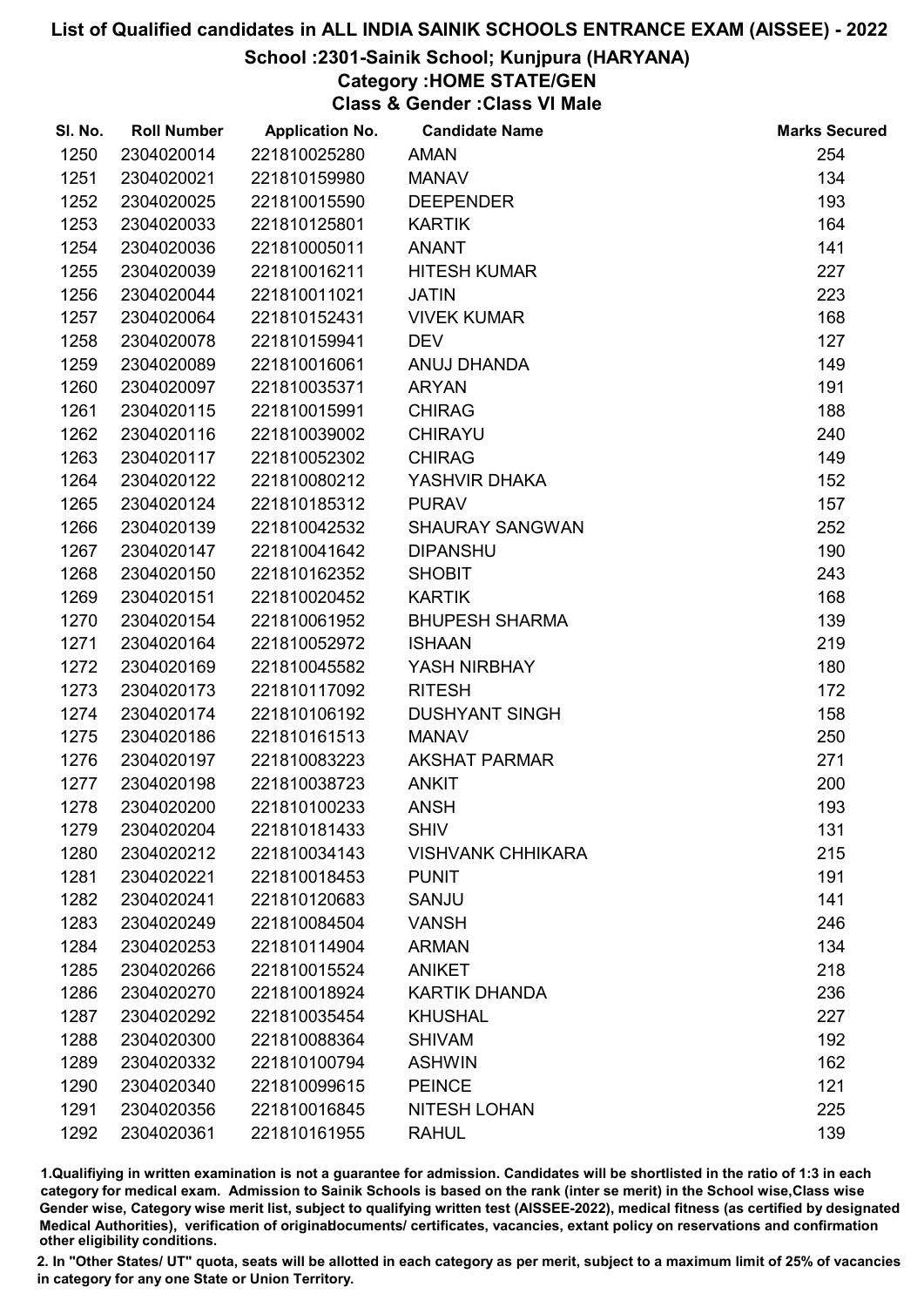# List of Qualified candidates in ALL INDIA SAINIK SCHOOLS ENTRANCE EXAM (AISSEE) - 2022

## School :2301-Sainik School; Kunjpura (HARYANA)

### Category :HOME STATE/GEN

### Class & Gender :Class VI Male

| Sl. No. | Roll Number | Application No. | Candidate Name | Marks Secured |
|---|---|---|---|---|
| 1250 | 2304020014 | 221810025280 | AMAN | 254 |
| 1251 | 2304020021 | 221810159980 | MANAV | 134 |
| 1252 | 2304020025 | 221810015590 | DEEPENDER | 193 |
| 1253 | 2304020033 | 221810125801 | KARTIK | 164 |
| 1254 | 2304020036 | 221810005011 | ANANT | 141 |
| 1255 | 2304020039 | 221810016211 | HITESH KUMAR | 227 |
| 1256 | 2304020044 | 221810011021 | JATIN | 223 |
| 1257 | 2304020064 | 221810152431 | VIVEK KUMAR | 168 |
| 1258 | 2304020078 | 221810159941 | DEV | 127 |
| 1259 | 2304020089 | 221810016061 | ANUJ DHANDA | 149 |
| 1260 | 2304020097 | 221810035371 | ARYAN | 191 |
| 1261 | 2304020115 | 221810015991 | CHIRAG | 188 |
| 1262 | 2304020116 | 221810039002 | CHIRAYU | 240 |
| 1263 | 2304020117 | 221810052302 | CHIRAG | 149 |
| 1264 | 2304020122 | 221810080212 | YASHVIR DHAKA | 152 |
| 1265 | 2304020124 | 221810185312 | PURAV | 157 |
| 1266 | 2304020139 | 221810042532 | SHAURAY SANGWAN | 252 |
| 1267 | 2304020147 | 221810041642 | DIPANSHU | 190 |
| 1268 | 2304020150 | 221810162352 | SHOBIT | 243 |
| 1269 | 2304020151 | 221810020452 | KARTIK | 168 |
| 1270 | 2304020154 | 221810061952 | BHUPESH SHARMA | 139 |
| 1271 | 2304020164 | 221810052972 | ISHAAN | 219 |
| 1272 | 2304020169 | 221810045582 | YASH NIRBHAY | 180 |
| 1273 | 2304020173 | 221810117092 | RITESH | 172 |
| 1274 | 2304020174 | 221810106192 | DUSHYANT SINGH | 158 |
| 1275 | 2304020186 | 221810161513 | MANAV | 250 |
| 1276 | 2304020197 | 221810083223 | AKSHAT PARMAR | 271 |
| 1277 | 2304020198 | 221810038723 | ANKIT | 200 |
| 1278 | 2304020200 | 221810100233 | ANSH | 193 |
| 1279 | 2304020204 | 221810181433 | SHIV | 131 |
| 1280 | 2304020212 | 221810034143 | VISHVANK CHHIKARA | 215 |
| 1281 | 2304020221 | 221810018453 | PUNIT | 191 |
| 1282 | 2304020241 | 221810120683 | SANJU | 141 |
| 1283 | 2304020249 | 221810084504 | VANSH | 246 |
| 1284 | 2304020253 | 221810114904 | ARMAN | 134 |
| 1285 | 2304020266 | 221810015524 | ANIKET | 218 |
| 1286 | 2304020270 | 221810018924 | KARTIK DHANDA | 236 |
| 1287 | 2304020292 | 221810035454 | KHUSHAL | 227 |
| 1288 | 2304020300 | 221810088364 | SHIVAM | 192 |
| 1289 | 2304020332 | 221810100794 | ASHWIN | 162 |
| 1290 | 2304020340 | 221810099615 | PEINCE | 121 |
| 1291 | 2304020356 | 221810016845 | NITESH LOHAN | 225 |
| 1292 | 2304020361 | 221810161955 | RAHUL | 139 |

1.Qualifiying in written examination is not a guarantee for admission. Candidates will be shortlisted in the ratio of 1:3 in each category for medical exam. Admission to Sainik Schools is based on the rank (inter se merit) in the School wise,Class wise Gender wise, Category wise merit list, subject to qualifying written test (AISSEE-2022), medical fitness (as certified by designated Medical Authorities), verification of originaldocuments/ certificates, vacancies, extant policy on reservations and confirmation other eligibility conditions.

2. In "Other States/ UT" quota, seats will be allotted in each category as per merit, subject to a maximum limit of 25% of vacancies in category for any one State or Union Territory.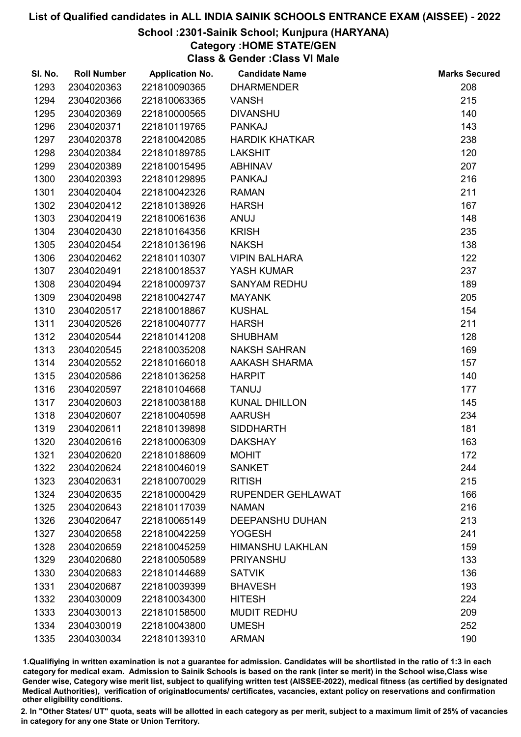# List of Qualified candidates in ALL INDIA SAINIK SCHOOLS ENTRANCE EXAM (AISSEE) - 2022

## School :2301-Sainik School; Kunjpura (HARYANA)

### Category :HOME STATE/GEN

### Class & Gender :Class VI Male

| Sl. No. | Roll Number | Application No. | Candidate Name | Marks Secured |
|---|---|---|---|---|
| 1293 | 2304020363 | 221810090365 | DHARMENDER | 208 |
| 1294 | 2304020366 | 221810063365 | VANSH | 215 |
| 1295 | 2304020369 | 221810000565 | DIVANSHU | 140 |
| 1296 | 2304020371 | 221810119765 | PANKAJ | 143 |
| 1297 | 2304020378 | 221810042085 | HARDIK KHATKAR | 238 |
| 1298 | 2304020384 | 221810189785 | LAKSHIT | 120 |
| 1299 | 2304020389 | 221810015495 | ABHINAV | 207 |
| 1300 | 2304020393 | 221810129895 | PANKAJ | 216 |
| 1301 | 2304020404 | 221810042326 | RAMAN | 211 |
| 1302 | 2304020412 | 221810138926 | HARSH | 167 |
| 1303 | 2304020419 | 221810061636 | ANUJ | 148 |
| 1304 | 2304020430 | 221810164356 | KRISH | 235 |
| 1305 | 2304020454 | 221810136196 | NAKSH | 138 |
| 1306 | 2304020462 | 221810110307 | VIPIN BALHARA | 122 |
| 1307 | 2304020491 | 221810018537 | YASH KUMAR | 237 |
| 1308 | 2304020494 | 221810009737 | SANYAM REDHU | 189 |
| 1309 | 2304020498 | 221810042747 | MAYANK | 205 |
| 1310 | 2304020517 | 221810018867 | KUSHAL | 154 |
| 1311 | 2304020526 | 221810040777 | HARSH | 211 |
| 1312 | 2304020544 | 221810141208 | SHUBHAM | 128 |
| 1313 | 2304020545 | 221810035208 | NAKSH SAHRAN | 169 |
| 1314 | 2304020552 | 221810166018 | AAKASH SHARMA | 157 |
| 1315 | 2304020586 | 221810136258 | HARPIT | 140 |
| 1316 | 2304020597 | 221810104668 | TANUJ | 177 |
| 1317 | 2304020603 | 221810038188 | KUNAL DHILLON | 145 |
| 1318 | 2304020607 | 221810040598 | AARUSH | 234 |
| 1319 | 2304020611 | 221810139898 | SIDDHARTH | 181 |
| 1320 | 2304020616 | 221810006309 | DAKSHAY | 163 |
| 1321 | 2304020620 | 221810188609 | MOHIT | 172 |
| 1322 | 2304020624 | 221810046019 | SANKET | 244 |
| 1323 | 2304020631 | 221810070029 | RITISH | 215 |
| 1324 | 2304020635 | 221810000429 | RUPENDER GEHLAWAT | 166 |
| 1325 | 2304020643 | 221810117039 | NAMAN | 216 |
| 1326 | 2304020647 | 221810065149 | DEEPANSHU DUHAN | 213 |
| 1327 | 2304020658 | 221810042259 | YOGESH | 241 |
| 1328 | 2304020659 | 221810045259 | HIMANSHU LAKHLAN | 159 |
| 1329 | 2304020680 | 221810050589 | PRIYANSHU | 133 |
| 1330 | 2304020683 | 221810144689 | SATVIK | 136 |
| 1331 | 2304020687 | 221810039399 | BHAVESH | 193 |
| 1332 | 2304030009 | 221810034300 | HITESH | 224 |
| 1333 | 2304030013 | 221810158500 | MUDIT REDHU | 209 |
| 1334 | 2304030019 | 221810043800 | UMESH | 252 |
| 1335 | 2304030034 | 221810139310 | ARMAN | 190 |

1.Qualifiying in written examination is not a guarantee for admission. Candidates will be shortlisted in the ratio of 1:3 in each category for medical exam. Admission to Sainik Schools is based on the rank (inter se merit) in the School wise,Class wise Gender wise, Category wise merit list, subject to qualifying written test (AISSEE-2022), medical fitness (as certified by designated Medical Authorities), verification of originaldocuments/ certificates, vacancies, extant policy on reservations and confirmation other eligibility conditions.

2. In "Other States/ UT" quota, seats will be allotted in each category as per merit, subject to a maximum limit of 25% of vacancies in category for any one State or Union Territory.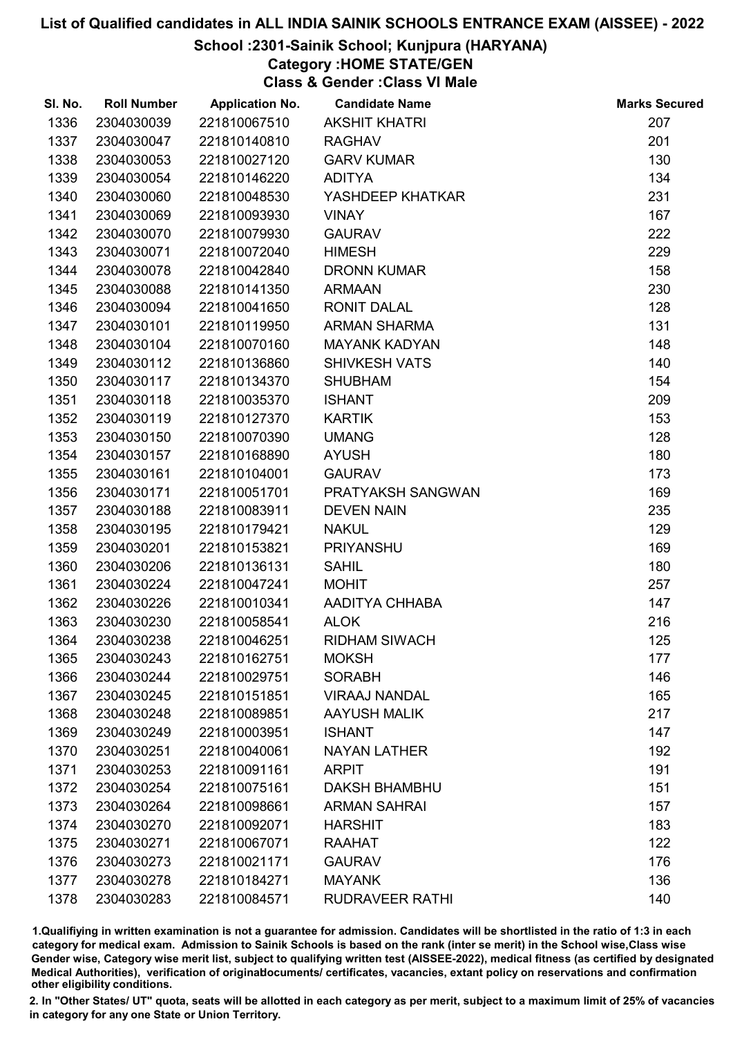# List of Qualified candidates in ALL INDIA SAINIK SCHOOLS ENTRANCE EXAM (AISSEE) - 2022

## School :2301-Sainik School; Kunjpura (HARYANA)

### Category :HOME STATE/GEN

### Class & Gender :Class VI Male

| Sl. No. | Roll Number | Application No. | Candidate Name | Marks Secured |
|---|---|---|---|---|
| 1336 | 2304030039 | 221810067510 | AKSHIT KHATRI | 207 |
| 1337 | 2304030047 | 221810140810 | RAGHAV | 201 |
| 1338 | 2304030053 | 221810027120 | GARV KUMAR | 130 |
| 1339 | 2304030054 | 221810146220 | ADITYA | 134 |
| 1340 | 2304030060 | 221810048530 | YASHDEEP KHATKAR | 231 |
| 1341 | 2304030069 | 221810093930 | VINAY | 167 |
| 1342 | 2304030070 | 221810079930 | GAURAV | 222 |
| 1343 | 2304030071 | 221810072040 | HIMESH | 229 |
| 1344 | 2304030078 | 221810042840 | DRONN KUMAR | 158 |
| 1345 | 2304030088 | 221810141350 | ARMAAN | 230 |
| 1346 | 2304030094 | 221810041650 | RONIT DALAL | 128 |
| 1347 | 2304030101 | 221810119950 | ARMAN SHARMA | 131 |
| 1348 | 2304030104 | 221810070160 | MAYANK KADYAN | 148 |
| 1349 | 2304030112 | 221810136860 | SHIVKESH VATS | 140 |
| 1350 | 2304030117 | 221810134370 | SHUBHAM | 154 |
| 1351 | 2304030118 | 221810035370 | ISHANT | 209 |
| 1352 | 2304030119 | 221810127370 | KARTIK | 153 |
| 1353 | 2304030150 | 221810070390 | UMANG | 128 |
| 1354 | 2304030157 | 221810168890 | AYUSH | 180 |
| 1355 | 2304030161 | 221810104001 | GAURAV | 173 |
| 1356 | 2304030171 | 221810051701 | PRATYAKSH SANGWAN | 169 |
| 1357 | 2304030188 | 221810083911 | DEVEN NAIN | 235 |
| 1358 | 2304030195 | 221810179421 | NAKUL | 129 |
| 1359 | 2304030201 | 221810153821 | PRIYANSHU | 169 |
| 1360 | 2304030206 | 221810136131 | SAHIL | 180 |
| 1361 | 2304030224 | 221810047241 | MOHIT | 257 |
| 1362 | 2304030226 | 221810010341 | AADITYA CHHABA | 147 |
| 1363 | 2304030230 | 221810058541 | ALOK | 216 |
| 1364 | 2304030238 | 221810046251 | RIDHAM SIWACH | 125 |
| 1365 | 2304030243 | 221810162751 | MOKSH | 177 |
| 1366 | 2304030244 | 221810029751 | SORABH | 146 |
| 1367 | 2304030245 | 221810151851 | VIRAAJ NANDAL | 165 |
| 1368 | 2304030248 | 221810089851 | AAYUSH MALIK | 217 |
| 1369 | 2304030249 | 221810003951 | ISHANT | 147 |
| 1370 | 2304030251 | 221810040061 | NAYAN LATHER | 192 |
| 1371 | 2304030253 | 221810091161 | ARPIT | 191 |
| 1372 | 2304030254 | 221810075161 | DAKSH BHAMBHU | 151 |
| 1373 | 2304030264 | 221810098661 | ARMAN SAHRAI | 157 |
| 1374 | 2304030270 | 221810092071 | HARSHIT | 183 |
| 1375 | 2304030271 | 221810067071 | RAAHAT | 122 |
| 1376 | 2304030273 | 221810021171 | GAURAV | 176 |
| 1377 | 2304030278 | 221810184271 | MAYANK | 136 |
| 1378 | 2304030283 | 221810084571 | RUDRAVEER RATHI | 140 |

1.Qualifying in written examination is not a guarantee for admission. Candidates will be shortlisted in the ratio of 1:3 in each category for medical exam. Admission to Sainik Schools is based on the rank (inter se merit) in the School wise,Class wise Gender wise, Category wise merit list, subject to qualifying written test (AISSEE-2022), medical fitness (as certified by designated Medical Authorities), verification of originaldocuments/ certificates, vacancies, extant policy on reservations and confirmation other eligibility conditions.

2. In "Other States/ UT" quota, seats will be allotted in each category as per merit, subject to a maximum limit of 25% of vacancies in category for any one State or Union Territory.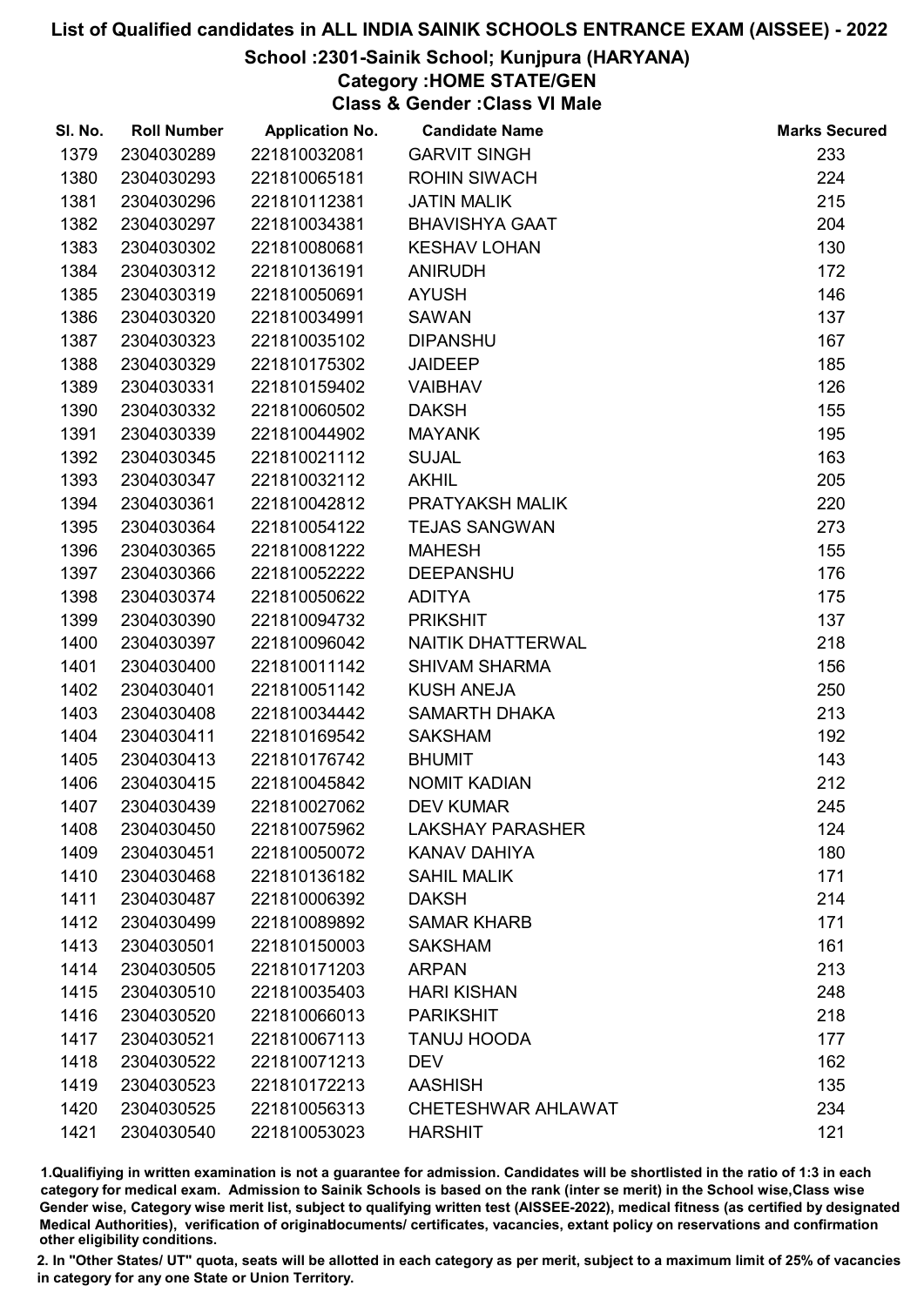# List of Qualified candidates in ALL INDIA SAINIK SCHOOLS ENTRANCE EXAM (AISSEE) - 2022

## School :2301-Sainik School; Kunjpura (HARYANA)

### Category :HOME STATE/GEN

### Class & Gender :Class VI Male

| Sl. No. | Roll Number | Application No. | Candidate Name | Marks Secured |
|---|---|---|---|---|
| 1379 | 2304030289 | 221810032081 | GARVIT SINGH | 233 |
| 1380 | 2304030293 | 221810065181 | ROHIN SIWACH | 224 |
| 1381 | 2304030296 | 221810112381 | JATIN MALIK | 215 |
| 1382 | 2304030297 | 221810034381 | BHAVISHYA GAAT | 204 |
| 1383 | 2304030302 | 221810080681 | KESHAV LOHAN | 130 |
| 1384 | 2304030312 | 221810136191 | ANIRUDH | 172 |
| 1385 | 2304030319 | 221810050691 | AYUSH | 146 |
| 1386 | 2304030320 | 221810034991 | SAWAN | 137 |
| 1387 | 2304030323 | 221810035102 | DIPANSHU | 167 |
| 1388 | 2304030329 | 221810175302 | JAIDEEP | 185 |
| 1389 | 2304030331 | 221810159402 | VAIBHAV | 126 |
| 1390 | 2304030332 | 221810060502 | DAKSH | 155 |
| 1391 | 2304030339 | 221810044902 | MAYANK | 195 |
| 1392 | 2304030345 | 221810021112 | SUJAL | 163 |
| 1393 | 2304030347 | 221810032112 | AKHIL | 205 |
| 1394 | 2304030361 | 221810042812 | PRATYAKSH MALIK | 220 |
| 1395 | 2304030364 | 221810054122 | TEJAS SANGWAN | 273 |
| 1396 | 2304030365 | 221810081222 | MAHESH | 155 |
| 1397 | 2304030366 | 221810052222 | DEEPANSHU | 176 |
| 1398 | 2304030374 | 221810050622 | ADITYA | 175 |
| 1399 | 2304030390 | 221810094732 | PRIKSHIT | 137 |
| 1400 | 2304030397 | 221810096042 | NAITIK DHATTERWAL | 218 |
| 1401 | 2304030400 | 221810011142 | SHIVAM SHARMA | 156 |
| 1402 | 2304030401 | 221810051142 | KUSH ANEJA | 250 |
| 1403 | 2304030408 | 221810034442 | SAMARTH DHAKA | 213 |
| 1404 | 2304030411 | 221810169542 | SAKSHAM | 192 |
| 1405 | 2304030413 | 221810176742 | BHUMIT | 143 |
| 1406 | 2304030415 | 221810045842 | NOMIT KADIAN | 212 |
| 1407 | 2304030439 | 221810027062 | DEV KUMAR | 245 |
| 1408 | 2304030450 | 221810075962 | LAKSHAY PARASHER | 124 |
| 1409 | 2304030451 | 221810050072 | KANAV DAHIYA | 180 |
| 1410 | 2304030468 | 221810136182 | SAHIL MALIK | 171 |
| 1411 | 2304030487 | 221810006392 | DAKSH | 214 |
| 1412 | 2304030499 | 221810089892 | SAMAR KHARB | 171 |
| 1413 | 2304030501 | 221810150003 | SAKSHAM | 161 |
| 1414 | 2304030505 | 221810171203 | ARPAN | 213 |
| 1415 | 2304030510 | 221810035403 | HARI KISHAN | 248 |
| 1416 | 2304030520 | 221810066013 | PARIKSHIT | 218 |
| 1417 | 2304030521 | 221810067113 | TANUJ HOODA | 177 |
| 1418 | 2304030522 | 221810071213 | DEV | 162 |
| 1419 | 2304030523 | 221810172213 | AASHISH | 135 |
| 1420 | 2304030525 | 221810056313 | CHETESHWAR AHLAWAT | 234 |
| 1421 | 2304030540 | 221810053023 | HARSHIT | 121 |

1.Qualifiying in written examination is not a guarantee for admission. Candidates will be shortlisted in the ratio of 1:3 in each category for medical exam. Admission to Sainik Schools is based on the rank (inter se merit) in the School wise,Class wise Gender wise, Category wise merit list, subject to qualifying written test (AISSEE-2022), medical fitness (as certified by designated Medical Authorities), verification of originaldocuments/ certificates, vacancies, extant policy on reservations and confirmation other eligibility conditions.

2. In "Other States/ UT" quota, seats will be allotted in each category as per merit, subject to a maximum limit of 25% of vacancies in category for any one State or Union Territory.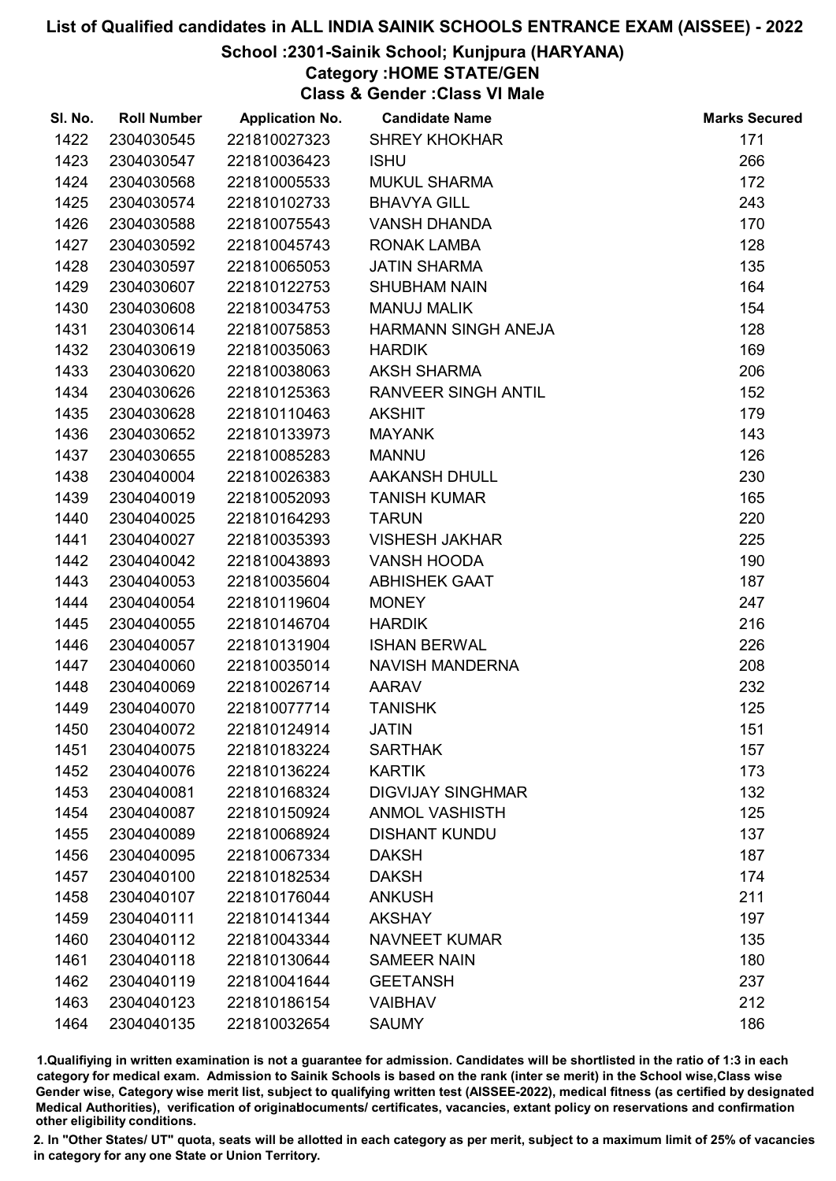# List of Qualified candidates in ALL INDIA SAINIK SCHOOLS ENTRANCE EXAM (AISSEE) - 2022

## School :2301-Sainik School; Kunjpura (HARYANA)

### Category :HOME STATE/GEN

### Class & Gender :Class VI Male

| Sl. No. | Roll Number | Application No. | Candidate Name | Marks Secured |
|---|---|---|---|---|
| 1422 | 2304030545 | 221810027323 | SHREY KHOKHAR | 171 |
| 1423 | 2304030547 | 221810036423 | ISHU | 266 |
| 1424 | 2304030568 | 221810005533 | MUKUL SHARMA | 172 |
| 1425 | 2304030574 | 221810102733 | BHAVYA GILL | 243 |
| 1426 | 2304030588 | 221810075543 | VANSH DHANDA | 170 |
| 1427 | 2304030592 | 221810045743 | RONAK LAMBA | 128 |
| 1428 | 2304030597 | 221810065053 | JATIN SHARMA | 135 |
| 1429 | 2304030607 | 221810122753 | SHUBHAM NAIN | 164 |
| 1430 | 2304030608 | 221810034753 | MANUJ MALIK | 154 |
| 1431 | 2304030614 | 221810075853 | HARMANN SINGH ANEJA | 128 |
| 1432 | 2304030619 | 221810035063 | HARDIK | 169 |
| 1433 | 2304030620 | 221810038063 | AKSH SHARMA | 206 |
| 1434 | 2304030626 | 221810125363 | RANVEER SINGH ANTIL | 152 |
| 1435 | 2304030628 | 221810110463 | AKSHIT | 179 |
| 1436 | 2304030652 | 221810133973 | MAYANK | 143 |
| 1437 | 2304030655 | 221810085283 | MANNU | 126 |
| 1438 | 2304040004 | 221810026383 | AAKANSH DHULL | 230 |
| 1439 | 2304040019 | 221810052093 | TANISH KUMAR | 165 |
| 1440 | 2304040025 | 221810164293 | TARUN | 220 |
| 1441 | 2304040027 | 221810035393 | VISHESH JAKHAR | 225 |
| 1442 | 2304040042 | 221810043893 | VANSH HOODA | 190 |
| 1443 | 2304040053 | 221810035604 | ABHISHEK GAAT | 187 |
| 1444 | 2304040054 | 221810119604 | MONEY | 247 |
| 1445 | 2304040055 | 221810146704 | HARDIK | 216 |
| 1446 | 2304040057 | 221810131904 | ISHAN BERWAL | 226 |
| 1447 | 2304040060 | 221810035014 | NAVISH MANDERNA | 208 |
| 1448 | 2304040069 | 221810026714 | AARAV | 232 |
| 1449 | 2304040070 | 221810077714 | TANISHK | 125 |
| 1450 | 2304040072 | 221810124914 | JATIN | 151 |
| 1451 | 2304040075 | 221810183224 | SARTHAK | 157 |
| 1452 | 2304040076 | 221810136224 | KARTIK | 173 |
| 1453 | 2304040081 | 221810168324 | DIGVIJAY SINGHMAR | 132 |
| 1454 | 2304040087 | 221810150924 | ANMOL VASHISTH | 125 |
| 1455 | 2304040089 | 221810068924 | DISHANT KUNDU | 137 |
| 1456 | 2304040095 | 221810067334 | DAKSH | 187 |
| 1457 | 2304040100 | 221810182534 | DAKSH | 174 |
| 1458 | 2304040107 | 221810176044 | ANKUSH | 211 |
| 1459 | 2304040111 | 221810141344 | AKSHAY | 197 |
| 1460 | 2304040112 | 221810043344 | NAVNEET KUMAR | 135 |
| 1461 | 2304040118 | 221810130644 | SAMEER NAIN | 180 |
| 1462 | 2304040119 | 221810041644 | GEETANSH | 237 |
| 1463 | 2304040123 | 221810186154 | VAIBHAV | 212 |
| 1464 | 2304040135 | 221810032654 | SAUMY | 186 |

1.Qualifiying in written examination is not a guarantee for admission. Candidates will be shortlisted in the ratio of 1:3 in each category for medical exam. Admission to Sainik Schools is based on the rank (inter se merit) in the School wise,Class wise Gender wise, Category wise merit list, subject to qualifying written test (AISSEE-2022), medical fitness (as certified by designated Medical Authorities), verification of originaldocuments/ certificates, vacancies, extant policy on reservations and confirmation other eligibility conditions.

2. In "Other States/ UT" quota, seats will be allotted in each category as per merit, subject to a maximum limit of 25% of vacancies in category for any one State or Union Territory.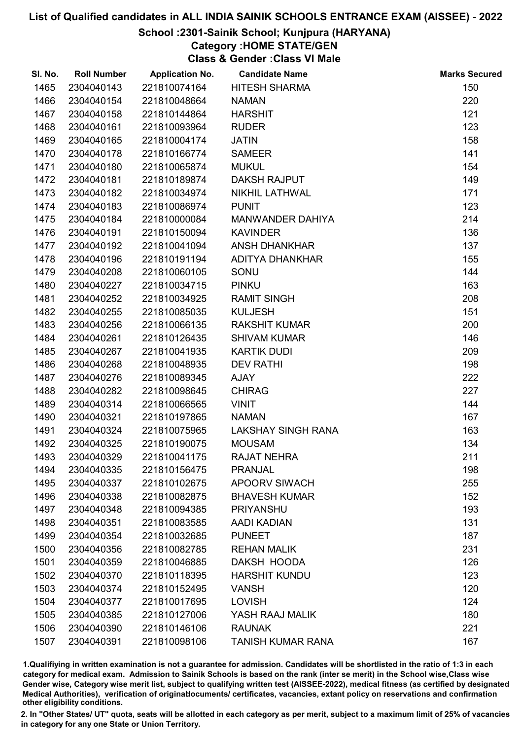# List of Qualified candidates in ALL INDIA SAINIK SCHOOLS ENTRANCE EXAM (AISSEE) - 2022

## School :2301-Sainik School; Kunjpura (HARYANA)

### Category :HOME STATE/GEN

### Class & Gender :Class VI Male

| Sl. No. | Roll Number | Application No. | Candidate Name | Marks Secured |
|---|---|---|---|---|
| 1465 | 2304040143 | 221810074164 | HITESH SHARMA | 150 |
| 1466 | 2304040154 | 221810048664 | NAMAN | 220 |
| 1467 | 2304040158 | 221810144864 | HARSHIT | 121 |
| 1468 | 2304040161 | 221810093964 | RUDER | 123 |
| 1469 | 2304040165 | 221810004174 | JATIN | 158 |
| 1470 | 2304040178 | 221810166774 | SAMEER | 141 |
| 1471 | 2304040180 | 221810065874 | MUKUL | 154 |
| 1472 | 2304040181 | 221810189874 | DAKSH RAJPUT | 149 |
| 1473 | 2304040182 | 221810034974 | NIKHIL LATHWAL | 171 |
| 1474 | 2304040183 | 221810086974 | PUNIT | 123 |
| 1475 | 2304040184 | 221810000084 | MANWANDER DAHIYA | 214 |
| 1476 | 2304040191 | 221810150094 | KAVINDER | 136 |
| 1477 | 2304040192 | 221810041094 | ANSH DHANKHAR | 137 |
| 1478 | 2304040196 | 221810191194 | ADITYA DHANKHAR | 155 |
| 1479 | 2304040208 | 221810060105 | SONU | 144 |
| 1480 | 2304040227 | 221810034715 | PINKU | 163 |
| 1481 | 2304040252 | 221810034925 | RAMIT SINGH | 208 |
| 1482 | 2304040255 | 221810085035 | KULJESH | 151 |
| 1483 | 2304040256 | 221810066135 | RAKSHIT KUMAR | 200 |
| 1484 | 2304040261 | 221810126435 | SHIVAM KUMAR | 146 |
| 1485 | 2304040267 | 221810041935 | KARTIK DUDI | 209 |
| 1486 | 2304040268 | 221810048935 | DEV RATHI | 198 |
| 1487 | 2304040276 | 221810089345 | AJAY | 222 |
| 1488 | 2304040282 | 221810098645 | CHIRAG | 227 |
| 1489 | 2304040314 | 221810066565 | VINIT | 144 |
| 1490 | 2304040321 | 221810197865 | NAMAN | 167 |
| 1491 | 2304040324 | 221810075965 | LAKSHAY SINGH RANA | 163 |
| 1492 | 2304040325 | 221810190075 | MOUSAM | 134 |
| 1493 | 2304040329 | 221810041175 | RAJAT NEHRA | 211 |
| 1494 | 2304040335 | 221810156475 | PRANJAL | 198 |
| 1495 | 2304040337 | 221810102675 | APOORV SIWACH | 255 |
| 1496 | 2304040338 | 221810082875 | BHAVESH KUMAR | 152 |
| 1497 | 2304040348 | 221810094385 | PRIYANSHU | 193 |
| 1498 | 2304040351 | 221810083585 | AADI KADIAN | 131 |
| 1499 | 2304040354 | 221810032685 | PUNEET | 187 |
| 1500 | 2304040356 | 221810082785 | REHAN MALIK | 231 |
| 1501 | 2304040359 | 221810046885 | DAKSH HOODA | 126 |
| 1502 | 2304040370 | 221810118395 | HARSHIT KUNDU | 123 |
| 1503 | 2304040374 | 221810152495 | VANSH | 120 |
| 1504 | 2304040377 | 221810017695 | LOVISH | 124 |
| 1505 | 2304040385 | 221810127006 | YASH RAAJ MALIK | 180 |
| 1506 | 2304040390 | 221810146106 | RAUNAK | 221 |
| 1507 | 2304040391 | 221810098106 | TANISH KUMAR RANA | 167 |

1.Qualifying in written examination is not a guarantee for admission. Candidates will be shortlisted in the ratio of 1:3 in each category for medical exam. Admission to Sainik Schools is based on the rank (inter se merit) in the School wise,Class wise Gender wise, Category wise merit list, subject to qualifying written test (AISSEE-2022), medical fitness (as certified by designated Medical Authorities), verification of originaldocuments/ certificates, vacancies, extant policy on reservations and confirmation other eligibility conditions.

2. In "Other States/ UT" quota, seats will be allotted in each category as per merit, subject to a maximum limit of 25% of vacancies in category for any one State or Union Territory.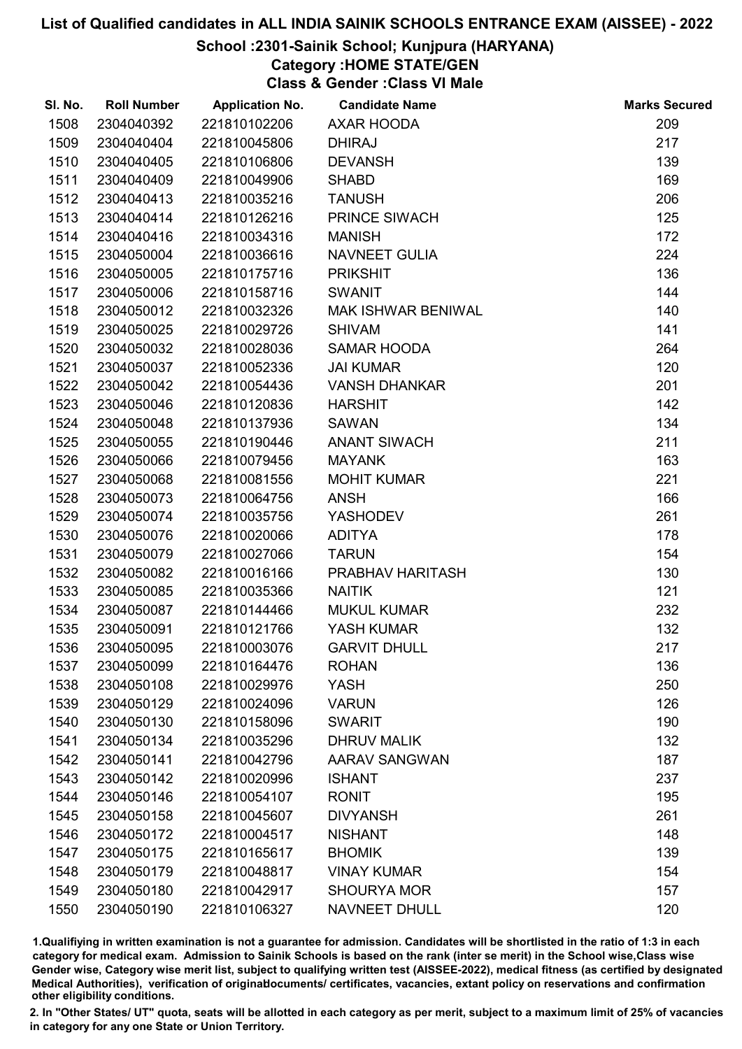# List of Qualified candidates in ALL INDIA SAINIK SCHOOLS ENTRANCE EXAM (AISSEE) - 2022

## School :2301-Sainik School; Kunjpura (HARYANA)

### Category :HOME STATE/GEN

### Class & Gender :Class VI Male

| Sl. No. | Roll Number | Application No. | Candidate Name | Marks Secured |
|---|---|---|---|---|
| 1508 | 2304040392 | 221810102206 | AXAR HOODA | 209 |
| 1509 | 2304040404 | 221810045806 | DHIRAJ | 217 |
| 1510 | 2304040405 | 221810106806 | DEVANSH | 139 |
| 1511 | 2304040409 | 221810049906 | SHABD | 169 |
| 1512 | 2304040413 | 221810035216 | TANUSH | 206 |
| 1513 | 2304040414 | 221810126216 | PRINCE SIWACH | 125 |
| 1514 | 2304040416 | 221810034316 | MANISH | 172 |
| 1515 | 2304050004 | 221810036616 | NAVNEET GULIA | 224 |
| 1516 | 2304050005 | 221810175716 | PRIKSHIT | 136 |
| 1517 | 2304050006 | 221810158716 | SWANIT | 144 |
| 1518 | 2304050012 | 221810032326 | MAK ISHWAR BENIWAL | 140 |
| 1519 | 2304050025 | 221810029726 | SHIVAM | 141 |
| 1520 | 2304050032 | 221810028036 | SAMAR HOODA | 264 |
| 1521 | 2304050037 | 221810052336 | JAI KUMAR | 120 |
| 1522 | 2304050042 | 221810054436 | VANSH DHANKAR | 201 |
| 1523 | 2304050046 | 221810120836 | HARSHIT | 142 |
| 1524 | 2304050048 | 221810137936 | SAWAN | 134 |
| 1525 | 2304050055 | 221810190446 | ANANT SIWACH | 211 |
| 1526 | 2304050066 | 221810079456 | MAYANK | 163 |
| 1527 | 2304050068 | 221810081556 | MOHIT KUMAR | 221 |
| 1528 | 2304050073 | 221810064756 | ANSH | 166 |
| 1529 | 2304050074 | 221810035756 | YASHODEV | 261 |
| 1530 | 2304050076 | 221810020066 | ADITYA | 178 |
| 1531 | 2304050079 | 221810027066 | TARUN | 154 |
| 1532 | 2304050082 | 221810016166 | PRABHAV HARITASH | 130 |
| 1533 | 2304050085 | 221810035366 | NAITIK | 121 |
| 1534 | 2304050087 | 221810144466 | MUKUL KUMAR | 232 |
| 1535 | 2304050091 | 221810121766 | YASH KUMAR | 132 |
| 1536 | 2304050095 | 221810003076 | GARVIT DHULL | 217 |
| 1537 | 2304050099 | 221810164476 | ROHAN | 136 |
| 1538 | 2304050108 | 221810029976 | YASH | 250 |
| 1539 | 2304050129 | 221810024096 | VARUN | 126 |
| 1540 | 2304050130 | 221810158096 | SWARIT | 190 |
| 1541 | 2304050134 | 221810035296 | DHRUV MALIK | 132 |
| 1542 | 2304050141 | 221810042796 | AARAV SANGWAN | 187 |
| 1543 | 2304050142 | 221810020996 | ISHANT | 237 |
| 1544 | 2304050146 | 221810054107 | RONIT | 195 |
| 1545 | 2304050158 | 221810045607 | DIVYANSH | 261 |
| 1546 | 2304050172 | 221810004517 | NISHANT | 148 |
| 1547 | 2304050175 | 221810165617 | BHOMIK | 139 |
| 1548 | 2304050179 | 221810048817 | VINAY KUMAR | 154 |
| 1549 | 2304050180 | 221810042917 | SHOURYA MOR | 157 |
| 1550 | 2304050190 | 221810106327 | NAVNEET DHULL | 120 |

1.Qualifiying in written examination is not a guarantee for admission. Candidates will be shortlisted in the ratio of 1:3 in each category for medical exam. Admission to Sainik Schools is based on the rank (inter se merit) in the School wise,Class wise Gender wise, Category wise merit list, subject to qualifying written test (AISSEE-2022), medical fitness (as certified by designated Medical Authorities), verification of originaldocuments/ certificates, vacancies, extant policy on reservations and confirmation other eligibility conditions.

2. In "Other States/ UT" quota, seats will be allotted in each category as per merit, subject to a maximum limit of 25% of vacancies in category for any one State or Union Territory.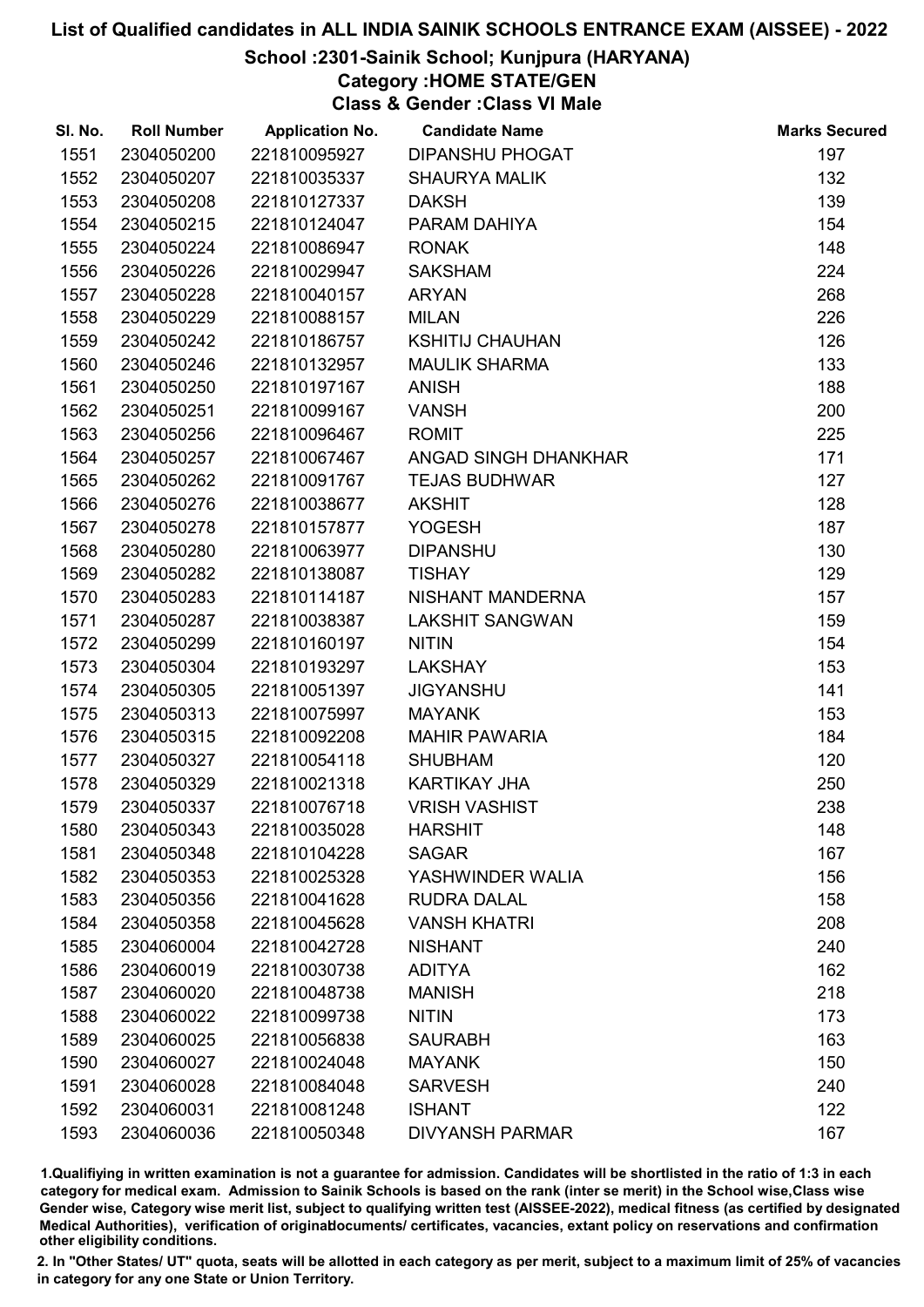# List of Qualified candidates in ALL INDIA SAINIK SCHOOLS ENTRANCE EXAM (AISSEE) - 2022

## School :2301-Sainik School; Kunjpura (HARYANA)

### Category :HOME STATE/GEN

### Class & Gender :Class VI Male

| Sl. No. | Roll Number | Application No. | Candidate Name | Marks Secured |
|---|---|---|---|---|
| 1551 | 2304050200 | 221810095927 | DIPANSHU PHOGAT | 197 |
| 1552 | 2304050207 | 221810035337 | SHAURYA MALIK | 132 |
| 1553 | 2304050208 | 221810127337 | DAKSH | 139 |
| 1554 | 2304050215 | 221810124047 | PARAM DAHIYA | 154 |
| 1555 | 2304050224 | 221810086947 | RONAK | 148 |
| 1556 | 2304050226 | 221810029947 | SAKSHAM | 224 |
| 1557 | 2304050228 | 221810040157 | ARYAN | 268 |
| 1558 | 2304050229 | 221810088157 | MILAN | 226 |
| 1559 | 2304050242 | 221810186757 | KSHITIJ CHAUHAN | 126 |
| 1560 | 2304050246 | 221810132957 | MAULIK SHARMA | 133 |
| 1561 | 2304050250 | 221810197167 | ANISH | 188 |
| 1562 | 2304050251 | 221810099167 | VANSH | 200 |
| 1563 | 2304050256 | 221810096467 | ROMIT | 225 |
| 1564 | 2304050257 | 221810067467 | ANGAD SINGH DHANKHAR | 171 |
| 1565 | 2304050262 | 221810091767 | TEJAS BUDHWAR | 127 |
| 1566 | 2304050276 | 221810038677 | AKSHIT | 128 |
| 1567 | 2304050278 | 221810157877 | YOGESH | 187 |
| 1568 | 2304050280 | 221810063977 | DIPANSHU | 130 |
| 1569 | 2304050282 | 221810138087 | TISHAY | 129 |
| 1570 | 2304050283 | 221810114187 | NISHANT MANDERNA | 157 |
| 1571 | 2304050287 | 221810038387 | LAKSHIT SANGWAN | 159 |
| 1572 | 2304050299 | 221810160197 | NITIN | 154 |
| 1573 | 2304050304 | 221810193297 | LAKSHAY | 153 |
| 1574 | 2304050305 | 221810051397 | JIGYANSHU | 141 |
| 1575 | 2304050313 | 221810075997 | MAYANK | 153 |
| 1576 | 2304050315 | 221810092208 | MAHIR PAWARIA | 184 |
| 1577 | 2304050327 | 221810054118 | SHUBHAM | 120 |
| 1578 | 2304050329 | 221810021318 | KARTIKAY JHA | 250 |
| 1579 | 2304050337 | 221810076718 | VRISH VASHIST | 238 |
| 1580 | 2304050343 | 221810035028 | HARSHIT | 148 |
| 1581 | 2304050348 | 221810104228 | SAGAR | 167 |
| 1582 | 2304050353 | 221810025328 | YASHWINDER WALIA | 156 |
| 1583 | 2304050356 | 221810041628 | RUDRA DALAL | 158 |
| 1584 | 2304050358 | 221810045628 | VANSH KHATRI | 208 |
| 1585 | 2304060004 | 221810042728 | NISHANT | 240 |
| 1586 | 2304060019 | 221810030738 | ADITYA | 162 |
| 1587 | 2304060020 | 221810048738 | MANISH | 218 |
| 1588 | 2304060022 | 221810099738 | NITIN | 173 |
| 1589 | 2304060025 | 221810056838 | SAURABH | 163 |
| 1590 | 2304060027 | 221810024048 | MAYANK | 150 |
| 1591 | 2304060028 | 221810084048 | SARVESH | 240 |
| 1592 | 2304060031 | 221810081248 | ISHANT | 122 |
| 1593 | 2304060036 | 221810050348 | DIVYANSH PARMAR | 167 |

1.Qualifiying in written examination is not a guarantee for admission. Candidates will be shortlisted in the ratio of 1:3 in each category for medical exam. Admission to Sainik Schools is based on the rank (inter se merit) in the School wise,Class wise Gender wise, Category wise merit list, subject to qualifying written test (AISSEE-2022), medical fitness (as certified by designated Medical Authorities), verification of originaldocuments/ certificates, vacancies, extant policy on reservations and confirmation other eligibility conditions.

2. In "Other States/ UT" quota, seats will be allotted in each category as per merit, subject to a maximum limit of 25% of vacancies in category for any one State or Union Territory.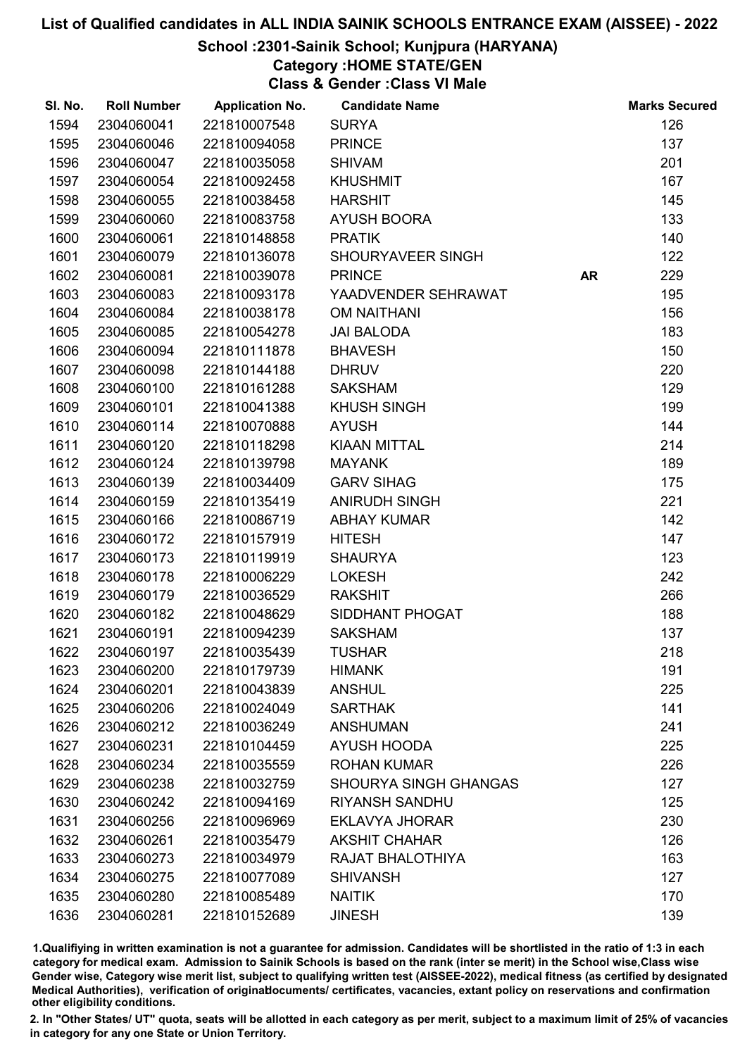# List of Qualified candidates in ALL INDIA SAINIK SCHOOLS ENTRANCE EXAM (AISSEE) - 2022

## School :2301-Sainik School; Kunjpura (HARYANA)

### Category :HOME STATE/GEN

### Class & Gender :Class VI Male

| Sl. No. | Roll Number | Application No. | Candidate Name | | Marks Secured |
|---|---|---|---|---|---|
| 1594 | 2304060041 | 221810007548 | SURYA | | 126 |
| 1595 | 2304060046 | 221810094058 | PRINCE | | 137 |
| 1596 | 2304060047 | 221810035058 | SHIVAM | | 201 |
| 1597 | 2304060054 | 221810092458 | KHUSHMIT | | 167 |
| 1598 | 2304060055 | 221810038458 | HARSHIT | | 145 |
| 1599 | 2304060060 | 221810083758 | AYUSH BOORA | | 133 |
| 1600 | 2304060061 | 221810148858 | PRATIK | | 140 |
| 1601 | 2304060079 | 221810136078 | SHOURYAVEER SINGH | | 122 |
| 1602 | 2304060081 | 221810039078 | PRINCE | AR | 229 |
| 1603 | 2304060083 | 221810093178 | YAADVENDER SEHRAWAT | | 195 |
| 1604 | 2304060084 | 221810038178 | OM NAITHANI | | 156 |
| 1605 | 2304060085 | 221810054278 | JAI BALODA | | 183 |
| 1606 | 2304060094 | 221810111878 | BHAVESH | | 150 |
| 1607 | 2304060098 | 221810144188 | DHRUV | | 220 |
| 1608 | 2304060100 | 221810161288 | SAKSHAM | | 129 |
| 1609 | 2304060101 | 221810041388 | KHUSH SINGH | | 199 |
| 1610 | 2304060114 | 221810070888 | AYUSH | | 144 |
| 1611 | 2304060120 | 221810118298 | KIAAN MITTAL | | 214 |
| 1612 | 2304060124 | 221810139798 | MAYANK | | 189 |
| 1613 | 2304060139 | 221810034409 | GARV SIHAG | | 175 |
| 1614 | 2304060159 | 221810135419 | ANIRUDH SINGH | | 221 |
| 1615 | 2304060166 | 221810086719 | ABHAY KUMAR | | 142 |
| 1616 | 2304060172 | 221810157919 | HITESH | | 147 |
| 1617 | 2304060173 | 221810119919 | SHAURYA | | 123 |
| 1618 | 2304060178 | 221810006229 | LOKESH | | 242 |
| 1619 | 2304060179 | 221810036529 | RAKSHIT | | 266 |
| 1620 | 2304060182 | 221810048629 | SIDDHANT PHOGAT | | 188 |
| 1621 | 2304060191 | 221810094239 | SAKSHAM | | 137 |
| 1622 | 2304060197 | 221810035439 | TUSHAR | | 218 |
| 1623 | 2304060200 | 221810179739 | HIMANK | | 191 |
| 1624 | 2304060201 | 221810043839 | ANSHUL | | 225 |
| 1625 | 2304060206 | 221810024049 | SARTHAK | | 141 |
| 1626 | 2304060212 | 221810036249 | ANSHUMAN | | 241 |
| 1627 | 2304060231 | 221810104459 | AYUSH HOODA | | 225 |
| 1628 | 2304060234 | 221810035559 | ROHAN KUMAR | | 226 |
| 1629 | 2304060238 | 221810032759 | SHOURYA SINGH GHANGAS | | 127 |
| 1630 | 2304060242 | 221810094169 | RIYANSH SANDHU | | 125 |
| 1631 | 2304060256 | 221810096969 | EKLAVYA JHORAR | | 230 |
| 1632 | 2304060261 | 221810035479 | AKSHIT CHAHAR | | 126 |
| 1633 | 2304060273 | 221810034979 | RAJAT BHALOTHIYA | | 163 |
| 1634 | 2304060275 | 221810077089 | SHIVANSH | | 127 |
| 1635 | 2304060280 | 221810085489 | NAITIK | | 170 |
| 1636 | 2304060281 | 221810152689 | JINESH | | 139 |

1.Qualifying in written examination is not a guarantee for admission. Candidates will be shortlisted in the ratio of 1:3 in each category for medical exam. Admission to Sainik Schools is based on the rank (inter se merit) in the School wise,Class wise Gender wise, Category wise merit list, subject to qualifying written test (AISSEE-2022), medical fitness (as certified by designated Medical Authorities), verification of originaldocuments/ certificates, vacancies, extant policy on reservations and confirmation other eligibility conditions.

2. In "Other States/ UT" quota, seats will be allotted in each category as per merit, subject to a maximum limit of 25% of vacancies in category for any one State or Union Territory.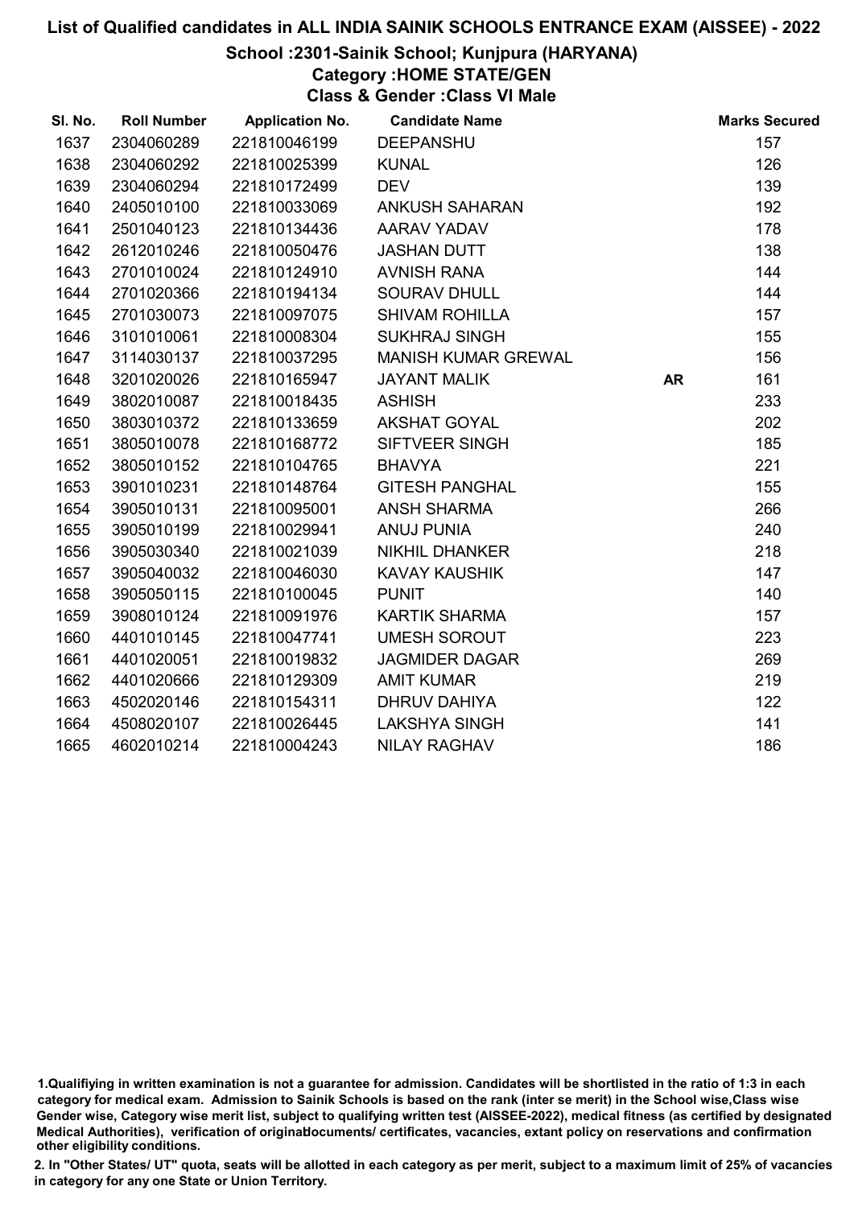# List of Qualified candidates in ALL INDIA SAINIK SCHOOLS ENTRANCE EXAM (AISSEE) - 2022

## School :2301-Sainik School; Kunjpura (HARYANA)

### Category :HOME STATE/GEN

### Class & Gender :Class VI Male

| Sl. No. | Roll Number | Application No. | Candidate Name | | Marks Secured |
|---|---|---|---|---|---|
| 1637 | 2304060289 | 221810046199 | DEEPANSHU | | 157 |
| 1638 | 2304060292 | 221810025399 | KUNAL | | 126 |
| 1639 | 2304060294 | 221810172499 | DEV | | 139 |
| 1640 | 2405010100 | 221810033069 | ANKUSH SAHARAN | | 192 |
| 1641 | 2501040123 | 221810134436 | AARAV YADAV | | 178 |
| 1642 | 2612010246 | 221810050476 | JASHAN DUTT | | 138 |
| 1643 | 2701010024 | 221810124910 | AVNISH RANA | | 144 |
| 1644 | 2701020366 | 221810194134 | SOURAV DHULL | | 144 |
| 1645 | 2701030073 | 221810097075 | SHIVAM ROHILLA | | 157 |
| 1646 | 3101010061 | 221810008304 | SUKHRAJ SINGH | | 155 |
| 1647 | 3114030137 | 221810037295 | MANISH KUMAR GREWAL | | 156 |
| 1648 | 3201020026 | 221810165947 | JAYANT MALIK | AR | 161 |
| 1649 | 3802010087 | 221810018435 | ASHISH | | 233 |
| 1650 | 3803010372 | 221810133659 | AKSHAT GOYAL | | 202 |
| 1651 | 3805010078 | 221810168772 | SIFTVEER SINGH | | 185 |
| 1652 | 3805010152 | 221810104765 | BHAVYA | | 221 |
| 1653 | 3901010231 | 221810148764 | GITESH PANGHAL | | 155 |
| 1654 | 3905010131 | 221810095001 | ANSH SHARMA | | 266 |
| 1655 | 3905010199 | 221810029941 | ANUJ PUNIA | | 240 |
| 1656 | 3905030340 | 221810021039 | NIKHIL DHANKER | | 218 |
| 1657 | 3905040032 | 221810046030 | KAVAY KAUSHIK | | 147 |
| 1658 | 3905050115 | 221810100045 | PUNIT | | 140 |
| 1659 | 3908010124 | 221810091976 | KARTIK SHARMA | | 157 |
| 1660 | 4401010145 | 221810047741 | UMESH SOROUT | | 223 |
| 1661 | 4401020051 | 221810019832 | JAGMIDER DAGAR | | 269 |
| 1662 | 4401020666 | 221810129309 | AMIT KUMAR | | 219 |
| 1663 | 4502020146 | 221810154311 | DHRUV DAHIYA | | 122 |
| 1664 | 4508020107 | 221810026445 | LAKSHYA SINGH | | 141 |
| 1665 | 4602010214 | 221810004243 | NILAY RAGHAV | | 186 |

1.Qualifiying in written examination is not a guarantee for admission. Candidates will be shortlisted in the ratio of 1:3 in each category for medical exam. Admission to Sainik Schools is based on the rank (inter se merit) in the School wise,Class wise Gender wise, Category wise merit list, subject to qualifying written test (AISSEE-2022), medical fitness (as certified by designated Medical Authorities), verification of originaldocuments/ certificates, vacancies, extant policy on reservations and confirmation other eligibility conditions.

2. In "Other States/ UT" quota, seats will be allotted in each category as per merit, subject to a maximum limit of 25% of vacancies in category for any one State or Union Territory.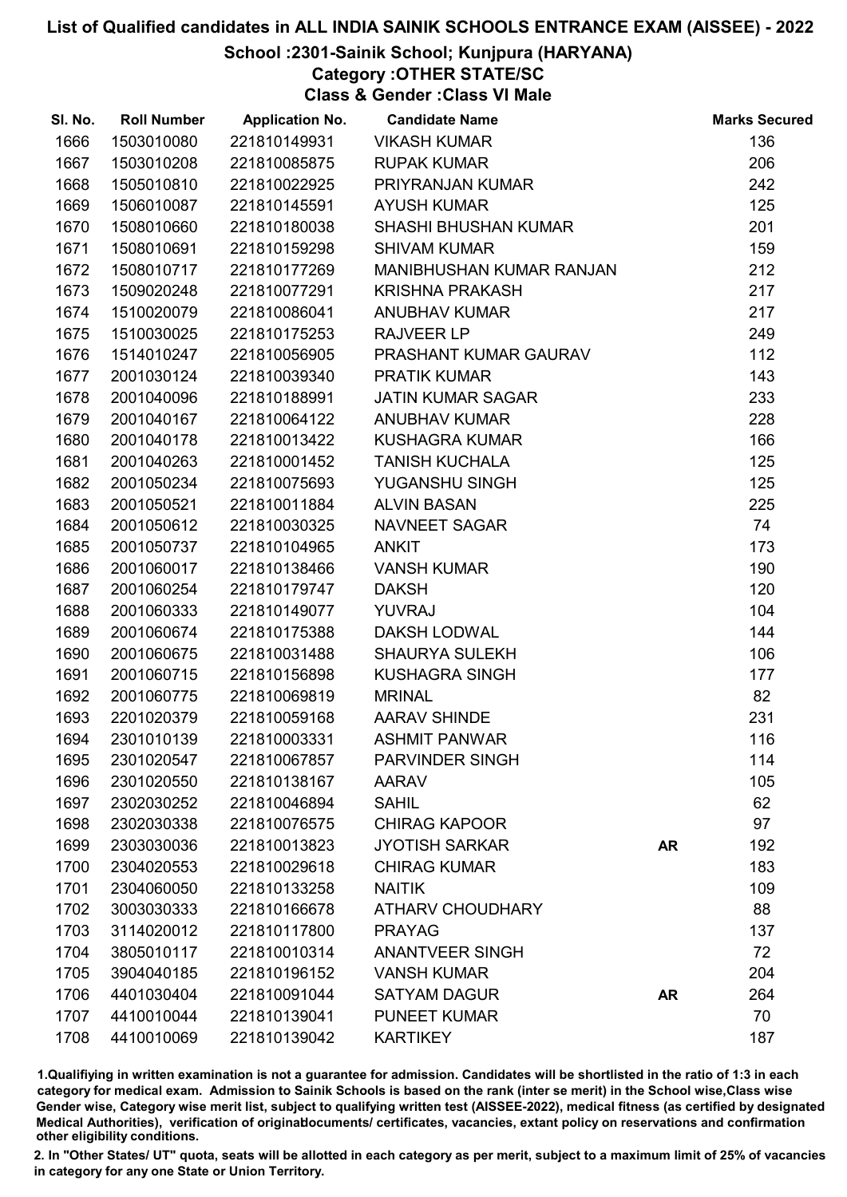# List of Qualified candidates in ALL INDIA SAINIK SCHOOLS ENTRANCE EXAM (AISSEE) - 2022

## School :2301-Sainik School; Kunjpura (HARYANA)

### Category :OTHER STATE/SC

### Class & Gender :Class VI Male

| Sl. No. | Roll Number | Application No. | Candidate Name | | Marks Secured |
|---|---|---|---|---|---|
| 1666 | 1503010080 | 221810149931 | VIKASH KUMAR | | 136 |
| 1667 | 1503010208 | 221810085875 | RUPAK KUMAR | | 206 |
| 1668 | 1505010810 | 221810022925 | PRIYRANJAN KUMAR | | 242 |
| 1669 | 1506010087 | 221810145591 | AYUSH KUMAR | | 125 |
| 1670 | 1508010660 | 221810180038 | SHASHI BHUSHAN KUMAR | | 201 |
| 1671 | 1508010691 | 221810159298 | SHIVAM KUMAR | | 159 |
| 1672 | 1508010717 | 221810177269 | MANIBHUSHAN KUMAR RANJAN | | 212 |
| 1673 | 1509020248 | 221810077291 | KRISHNA PRAKASH | | 217 |
| 1674 | 1510020079 | 221810086041 | ANUBHAV KUMAR | | 217 |
| 1675 | 1510030025 | 221810175253 | RAJVEER LP | | 249 |
| 1676 | 1514010247 | 221810056905 | PRASHANT KUMAR GAURAV | | 112 |
| 1677 | 2001030124 | 221810039340 | PRATIK KUMAR | | 143 |
| 1678 | 2001040096 | 221810188991 | JATIN KUMAR SAGAR | | 233 |
| 1679 | 2001040167 | 221810064122 | ANUBHAV KUMAR | | 228 |
| 1680 | 2001040178 | 221810013422 | KUSHAGRA KUMAR | | 166 |
| 1681 | 2001040263 | 221810001452 | TANISH KUCHALA | | 125 |
| 1682 | 2001050234 | 221810075693 | YUGANSHU SINGH | | 125 |
| 1683 | 2001050521 | 221810011884 | ALVIN BASAN | | 225 |
| 1684 | 2001050612 | 221810030325 | NAVNEET SAGAR | | 74 |
| 1685 | 2001050737 | 221810104965 | ANKIT | | 173 |
| 1686 | 2001060017 | 221810138466 | VANSH KUMAR | | 190 |
| 1687 | 2001060254 | 221810179747 | DAKSH | | 120 |
| 1688 | 2001060333 | 221810149077 | YUVRAJ | | 104 |
| 1689 | 2001060674 | 221810175388 | DAKSH LODWAL | | 144 |
| 1690 | 2001060675 | 221810031488 | SHAURYA SULEKH | | 106 |
| 1691 | 2001060715 | 221810156898 | KUSHAGRA SINGH | | 177 |
| 1692 | 2001060775 | 221810069819 | MRINAL | | 82 |
| 1693 | 2201020379 | 221810059168 | AARAV SHINDE | | 231 |
| 1694 | 2301010139 | 221810003331 | ASHMIT PANWAR | | 116 |
| 1695 | 2301020547 | 221810067857 | PARVINDER SINGH | | 114 |
| 1696 | 2301020550 | 221810138167 | AARAV | | 105 |
| 1697 | 2302030252 | 221810046894 | SAHIL | | 62 |
| 1698 | 2302030338 | 221810076575 | CHIRAG KAPOOR | | 97 |
| 1699 | 2303030036 | 221810013823 | JYOTISH SARKAR | AR | 192 |
| 1700 | 2304020553 | 221810029618 | CHIRAG KUMAR | | 183 |
| 1701 | 2304060050 | 221810133258 | NAITIK | | 109 |
| 1702 | 3003030333 | 221810166678 | ATHARV CHOUDHARY | | 88 |
| 1703 | 3114020012 | 221810117800 | PRAYAG | | 137 |
| 1704 | 3805010117 | 221810010314 | ANANTVEER SINGH | | 72 |
| 1705 | 3904040185 | 221810196152 | VANSH KUMAR | | 204 |
| 1706 | 4401030404 | 221810091044 | SATYAM DAGUR | AR | 264 |
| 1707 | 4410010044 | 221810139041 | PUNEET KUMAR | | 70 |
| 1708 | 4410010069 | 221810139042 | KARTIKEY | | 187 |

1.Qualifiying in written examination is not a guarantee for admission. Candidates will be shortlisted in the ratio of 1:3 in each category for medical exam. Admission to Sainik Schools is based on the rank (inter se merit) in the School wise,Class wise Gender wise, Category wise merit list, subject to qualifying written test (AISSEE-2022), medical fitness (as certified by designated Medical Authorities), verification of originaldocuments/ certificates, vacancies, extant policy on reservations and confirmation other eligibility conditions.

2. In "Other States/ UT" quota, seats will be allotted in each category as per merit, subject to a maximum limit of 25% of vacancies in category for any one State or Union Territory.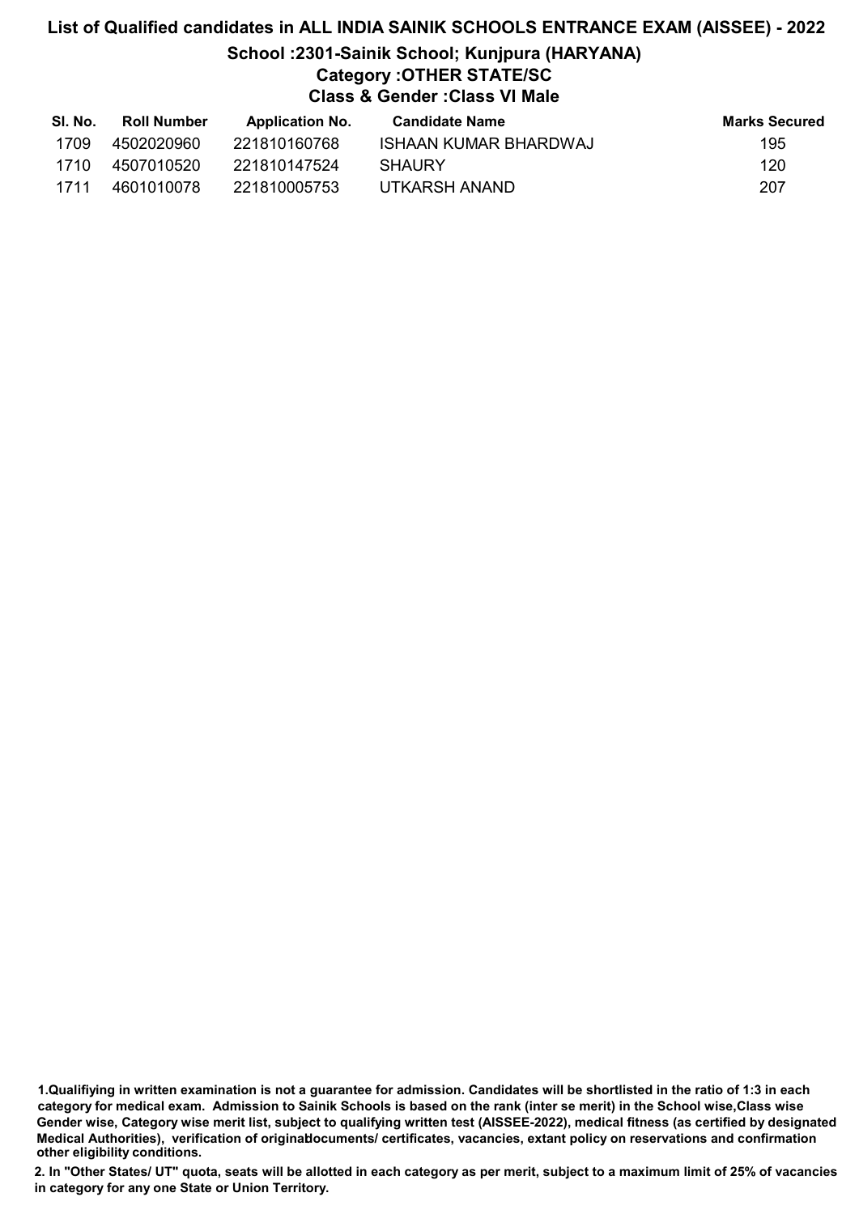# List of Qualified candidates in ALL INDIA SAINIK SCHOOLS ENTRANCE EXAM (AISSEE) - 2022

## School :2301-Sainik School; Kunjpura (HARYANA)

### Category :OTHER STATE/SC

### Class & Gender :Class VI Male

| Sl. No. | Roll Number | Application No. | Candidate Name | Marks Secured |
|---|---|---|---|---|
| 1709 | 4502020960 | 221810160768 | ISHAAN KUMAR BHARDWAJ | 195 |
| 1710 | 4507010520 | 221810147524 | SHAURY | 120 |
| 1711 | 4601010078 | 221810005753 | UTKARSH ANAND | 207 |

1.Qualifiying in written examination is not a guarantee for admission. Candidates will be shortlisted in the ratio of 1:3 in each category for medical exam. Admission to Sainik Schools is based on the rank (inter se merit) in the School wise,Class wise Gender wise, Category wise merit list, subject to qualifying written test (AISSEE-2022), medical fitness (as certified by designated Medical Authorities), verification of originaldocuments/ certificates, vacancies, extant policy on reservations and confirmation other eligibility conditions.

2. In "Other States/ UT" quota, seats will be allotted in each category as per merit, subject to a maximum limit of 25% of vacancies in category for any one State or Union Territory.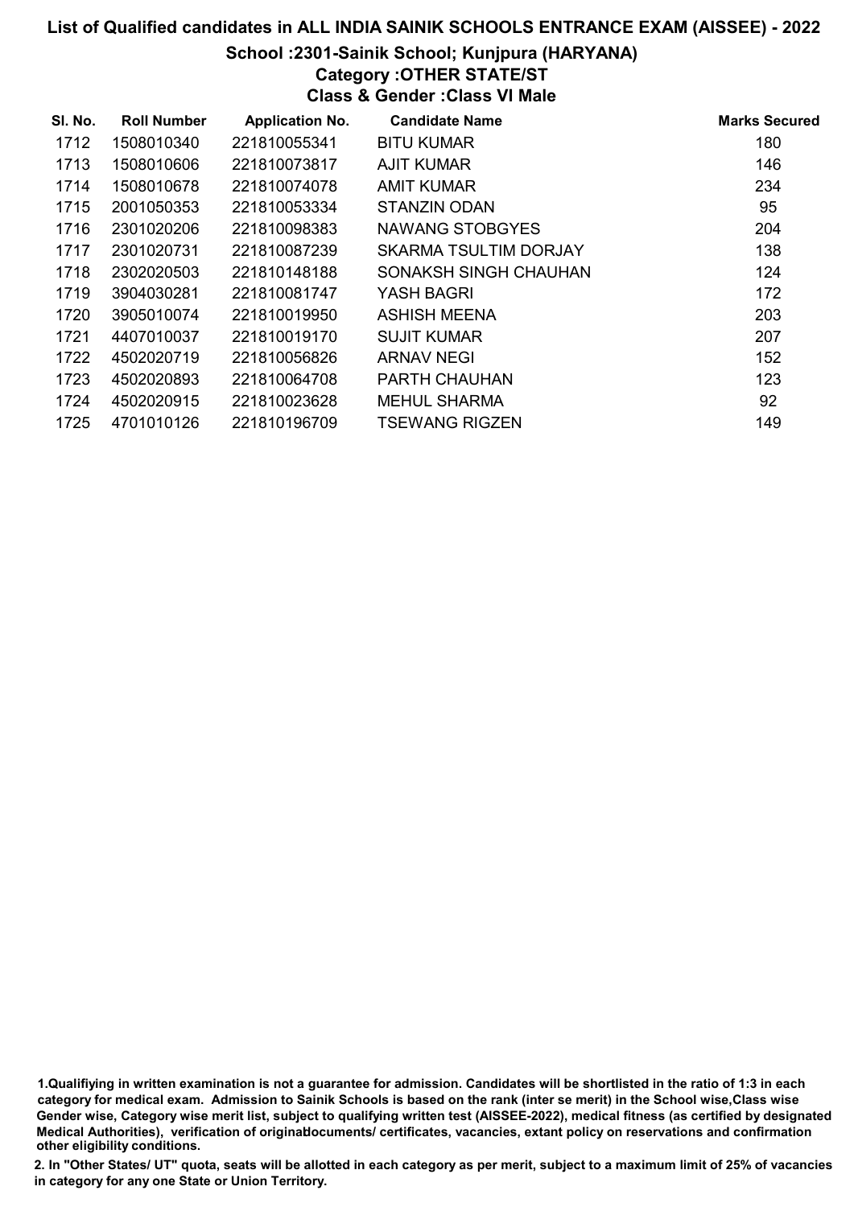# List of Qualified candidates in ALL INDIA SAINIK SCHOOLS ENTRANCE EXAM (AISSEE) - 2022

## School :2301-Sainik School; Kunjpura (HARYANA)

### Category :OTHER STATE/ST

### Class & Gender :Class VI Male

| Sl. No. | Roll Number | Application No. | Candidate Name | Marks Secured |
|---|---|---|---|---|
| 1712 | 1508010340 | 221810055341 | BITU KUMAR | 180 |
| 1713 | 1508010606 | 221810073817 | AJIT KUMAR | 146 |
| 1714 | 1508010678 | 221810074078 | AMIT KUMAR | 234 |
| 1715 | 2001050353 | 221810053334 | STANZIN ODAN | 95 |
| 1716 | 2301020206 | 221810098383 | NAWANG STOBGYES | 204 |
| 1717 | 2301020731 | 221810087239 | SKARMA TSULTIM DORJAY | 138 |
| 1718 | 2302020503 | 221810148188 | SONAKSH SINGH CHAUHAN | 124 |
| 1719 | 3904030281 | 221810081747 | YASH BAGRI | 172 |
| 1720 | 3905010074 | 221810019950 | ASHISH MEENA | 203 |
| 1721 | 4407010037 | 221810019170 | SUJIT KUMAR | 207 |
| 1722 | 4502020719 | 221810056826 | ARNAV NEGI | 152 |
| 1723 | 4502020893 | 221810064708 | PARTH CHAUHAN | 123 |
| 1724 | 4502020915 | 221810023628 | MEHUL SHARMA | 92 |
| 1725 | 4701010126 | 221810196709 | TSEWANG RIGZEN | 149 |

1.Qualifiying in written examination is not a guarantee for admission. Candidates will be shortlisted in the ratio of 1:3 in each category for medical exam. Admission to Sainik Schools is based on the rank (inter se merit) in the School wise,Class wise Gender wise, Category wise merit list, subject to qualifying written test (AISSEE-2022), medical fitness (as certified by designated Medical Authorities), verification of originaldocuments/ certificates, vacancies, extant policy on reservations and confirmation other eligibility conditions.

2. In "Other States/ UT" quota, seats will be allotted in each category as per merit, subject to a maximum limit of 25% of vacancies in category for any one State or Union Territory.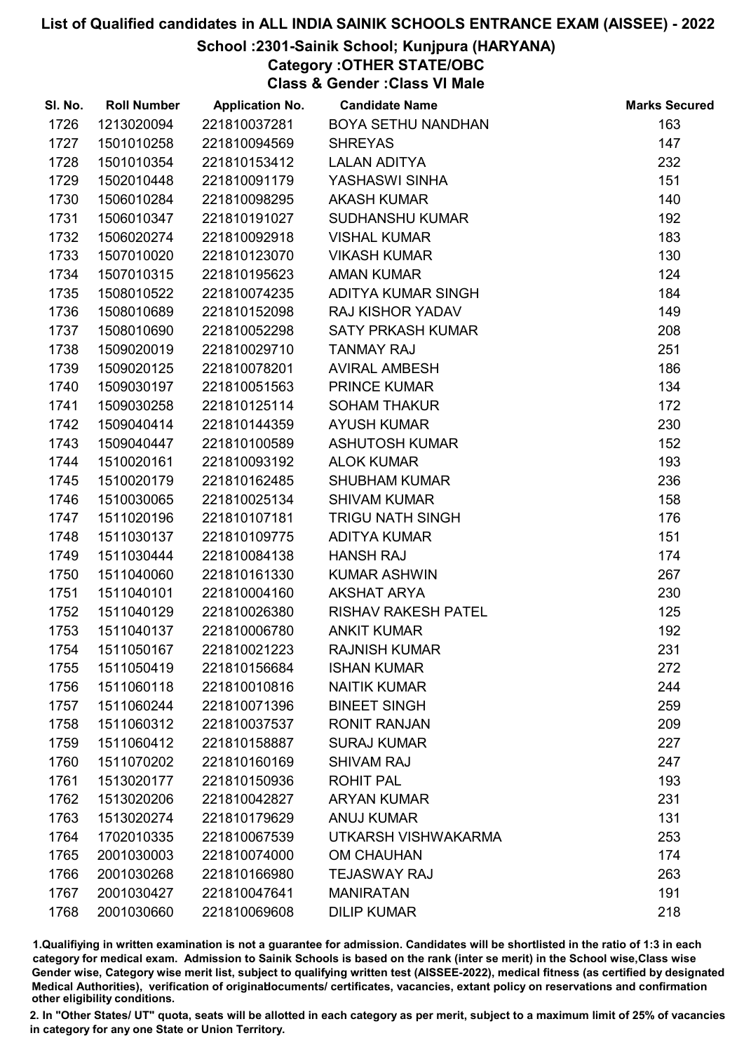# List of Qualified candidates in ALL INDIA SAINIK SCHOOLS ENTRANCE EXAM (AISSEE) - 2022

## School :2301-Sainik School; Kunjpura (HARYANA)

### Category :OTHER STATE/OBC

### Class & Gender :Class VI Male

| Sl. No. | Roll Number | Application No. | Candidate Name | Marks Secured |
|---|---|---|---|---|
| 1726 | 1213020094 | 221810037281 | BOYA SETHU NANDHAN | 163 |
| 1727 | 1501010258 | 221810094569 | SHREYAS | 147 |
| 1728 | 1501010354 | 221810153412 | LALAN ADITYA | 232 |
| 1729 | 1502010448 | 221810091179 | YASHASWI SINHA | 151 |
| 1730 | 1506010284 | 221810098295 | AKASH KUMAR | 140 |
| 1731 | 1506010347 | 221810191027 | SUDHANSHU KUMAR | 192 |
| 1732 | 1506020274 | 221810092918 | VISHAL KUMAR | 183 |
| 1733 | 1507010020 | 221810123070 | VIKASH KUMAR | 130 |
| 1734 | 1507010315 | 221810195623 | AMAN KUMAR | 124 |
| 1735 | 1508010522 | 221810074235 | ADITYA KUMAR SINGH | 184 |
| 1736 | 1508010689 | 221810152098 | RAJ KISHOR YADAV | 149 |
| 1737 | 1508010690 | 221810052298 | SATY PRKASH KUMAR | 208 |
| 1738 | 1509020019 | 221810029710 | TANMAY RAJ | 251 |
| 1739 | 1509020125 | 221810078201 | AVIRAL AMBESH | 186 |
| 1740 | 1509030197 | 221810051563 | PRINCE KUMAR | 134 |
| 1741 | 1509030258 | 221810125114 | SOHAM THAKUR | 172 |
| 1742 | 1509040414 | 221810144359 | AYUSH KUMAR | 230 |
| 1743 | 1509040447 | 221810100589 | ASHUTOSH KUMAR | 152 |
| 1744 | 1510020161 | 221810093192 | ALOK KUMAR | 193 |
| 1745 | 1510020179 | 221810162485 | SHUBHAM KUMAR | 236 |
| 1746 | 1510030065 | 221810025134 | SHIVAM KUMAR | 158 |
| 1747 | 1511020196 | 221810107181 | TRIGU NATH SINGH | 176 |
| 1748 | 1511030137 | 221810109775 | ADITYA KUMAR | 151 |
| 1749 | 1511030444 | 221810084138 | HANSH RAJ | 174 |
| 1750 | 1511040060 | 221810161330 | KUMAR ASHWIN | 267 |
| 1751 | 1511040101 | 221810004160 | AKSHAT ARYA | 230 |
| 1752 | 1511040129 | 221810026380 | RISHAV RAKESH PATEL | 125 |
| 1753 | 1511040137 | 221810006780 | ANKIT KUMAR | 192 |
| 1754 | 1511050167 | 221810021223 | RAJNISH KUMAR | 231 |
| 1755 | 1511050419 | 221810156684 | ISHAN KUMAR | 272 |
| 1756 | 1511060118 | 221810010816 | NAITIK KUMAR | 244 |
| 1757 | 1511060244 | 221810071396 | BINEET SINGH | 259 |
| 1758 | 1511060312 | 221810037537 | RONIT RANJAN | 209 |
| 1759 | 1511060412 | 221810158887 | SURAJ KUMAR | 227 |
| 1760 | 1511070202 | 221810160169 | SHIVAM RAJ | 247 |
| 1761 | 1513020177 | 221810150936 | ROHIT PAL | 193 |
| 1762 | 1513020206 | 221810042827 | ARYAN KUMAR | 231 |
| 1763 | 1513020274 | 221810179629 | ANUJ KUMAR | 131 |
| 1764 | 1702010335 | 221810067539 | UTKARSH VISHWAKARMA | 253 |
| 1765 | 2001030003 | 221810074000 | OM CHAUHAN | 174 |
| 1766 | 2001030268 | 221810166980 | TEJASWAY RAJ | 263 |
| 1767 | 2001030427 | 221810047641 | MANIRATAN | 191 |
| 1768 | 2001030660 | 221810069608 | DILIP KUMAR | 218 |

1.Qualifiying in written examination is not a guarantee for admission. Candidates will be shortlisted in the ratio of 1:3 in each category for medical exam. Admission to Sainik Schools is based on the rank (inter se merit) in the School wise,Class wise Gender wise, Category wise merit list, subject to qualifying written test (AISSEE-2022), medical fitness (as certified by designated Medical Authorities), verification of originaldocuments/ certificates, vacancies, extant policy on reservations and confirmation other eligibility conditions.

2. In "Other States/ UT" quota, seats will be allotted in each category as per merit, subject to a maximum limit of 25% of vacancies in category for any one State or Union Territory.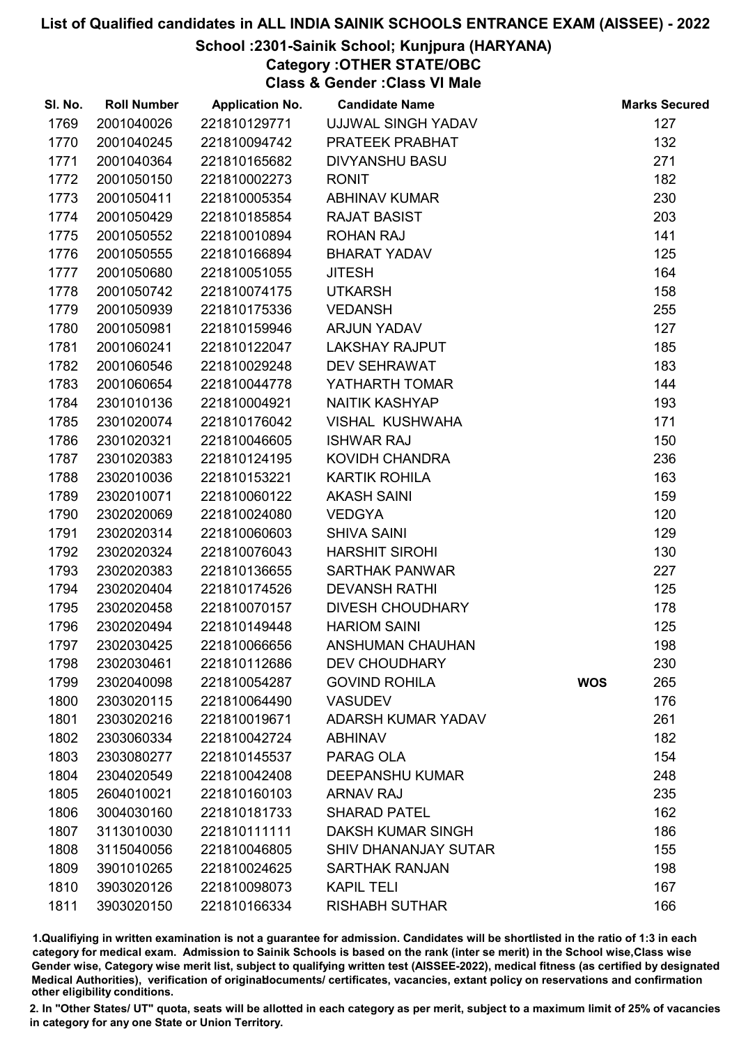# List of Qualified candidates in ALL INDIA SAINIK SCHOOLS ENTRANCE EXAM (AISSEE) - 2022

## School :2301-Sainik School; Kunjpura (HARYANA)

### Category :OTHER STATE/OBC

### Class & Gender :Class VI Male

| Sl. No. | Roll Number | Application No. | Candidate Name | | Marks Secured |
|---|---|---|---|---|---|
| 1769 | 2001040026 | 221810129771 | UJJWAL SINGH YADAV | | 127 |
| 1770 | 2001040245 | 221810094742 | PRATEEK PRABHAT | | 132 |
| 1771 | 2001040364 | 221810165682 | DIVYANSHU BASU | | 271 |
| 1772 | 2001050150 | 221810002273 | RONIT | | 182 |
| 1773 | 2001050411 | 221810005354 | ABHINAV KUMAR | | 230 |
| 1774 | 2001050429 | 221810185854 | RAJAT BASIST | | 203 |
| 1775 | 2001050552 | 221810010894 | ROHAN RAJ | | 141 |
| 1776 | 2001050555 | 221810166894 | BHARAT YADAV | | 125 |
| 1777 | 2001050680 | 221810051055 | JITESH | | 164 |
| 1778 | 2001050742 | 221810074175 | UTKARSH | | 158 |
| 1779 | 2001050939 | 221810175336 | VEDANSH | | 255 |
| 1780 | 2001050981 | 221810159946 | ARJUN YADAV | | 127 |
| 1781 | 2001060241 | 221810122047 | LAKSHAY RAJPUT | | 185 |
| 1782 | 2001060546 | 221810029248 | DEV SEHRAWAT | | 183 |
| 1783 | 2001060654 | 221810044778 | YATHARTH TOMAR | | 144 |
| 1784 | 2301010136 | 221810004921 | NAITIK KASHYAP | | 193 |
| 1785 | 2301020074 | 221810176042 | VISHAL KUSHWAHA | | 171 |
| 1786 | 2301020321 | 221810046605 | ISHWAR RAJ | | 150 |
| 1787 | 2301020383 | 221810124195 | KOVIDH CHANDRA | | 236 |
| 1788 | 2302010036 | 221810153221 | KARTIK ROHILA | | 163 |
| 1789 | 2302010071 | 221810060122 | AKASH SAINI | | 159 |
| 1790 | 2302020069 | 221810024080 | VEDGYA | | 120 |
| 1791 | 2302020314 | 221810060603 | SHIVA SAINI | | 129 |
| 1792 | 2302020324 | 221810076043 | HARSHIT SIROHI | | 130 |
| 1793 | 2302020383 | 221810136655 | SARTHAK PANWAR | | 227 |
| 1794 | 2302020404 | 221810174526 | DEVANSH RATHI | | 125 |
| 1795 | 2302020458 | 221810070157 | DIVESH CHOUDHARY | | 178 |
| 1796 | 2302020494 | 221810149448 | HARIOM SAINI | | 125 |
| 1797 | 2302030425 | 221810066656 | ANSHUMAN CHAUHAN | | 198 |
| 1798 | 2302030461 | 221810112686 | DEV CHOUDHARY | | 230 |
| 1799 | 2302040098 | 221810054287 | GOVIND ROHILA | WOS | 265 |
| 1800 | 2303020115 | 221810064490 | VASUDEV | | 176 |
| 1801 | 2303020216 | 221810019671 | ADARSH KUMAR YADAV | | 261 |
| 1802 | 2303060334 | 221810042724 | ABHINAV | | 182 |
| 1803 | 2303080277 | 221810145537 | PARAG OLA | | 154 |
| 1804 | 2304020549 | 221810042408 | DEEPANSHU KUMAR | | 248 |
| 1805 | 2604010021 | 221810160103 | ARNAV RAJ | | 235 |
| 1806 | 3004030160 | 221810181733 | SHARAD PATEL | | 162 |
| 1807 | 3113010030 | 221810111111 | DAKSH KUMAR SINGH | | 186 |
| 1808 | 3115040056 | 221810046805 | SHIV DHANANJAY SUTAR | | 155 |
| 1809 | 3901010265 | 221810024625 | SARTHAK RANJAN | | 198 |
| 1810 | 3903020126 | 221810098073 | KAPIL TELI | | 167 |
| 1811 | 3903020150 | 221810166334 | RISHABH SUTHAR | | 166 |

1.Qualifiying in written examination is not a guarantee for admission. Candidates will be shortlisted in the ratio of 1:3 in each category for medical exam. Admission to Sainik Schools is based on the rank (inter se merit) in the School wise,Class wise Gender wise, Category wise merit list, subject to qualifying written test (AISSEE-2022), medical fitness (as certified by designated Medical Authorities), verification of originaldocuments/ certificates, vacancies, extant policy on reservations and confirmation other eligibility conditions.

2. In "Other States/ UT" quota, seats will be allotted in each category as per merit, subject to a maximum limit of 25% of vacancies in category for any one State or Union Territory.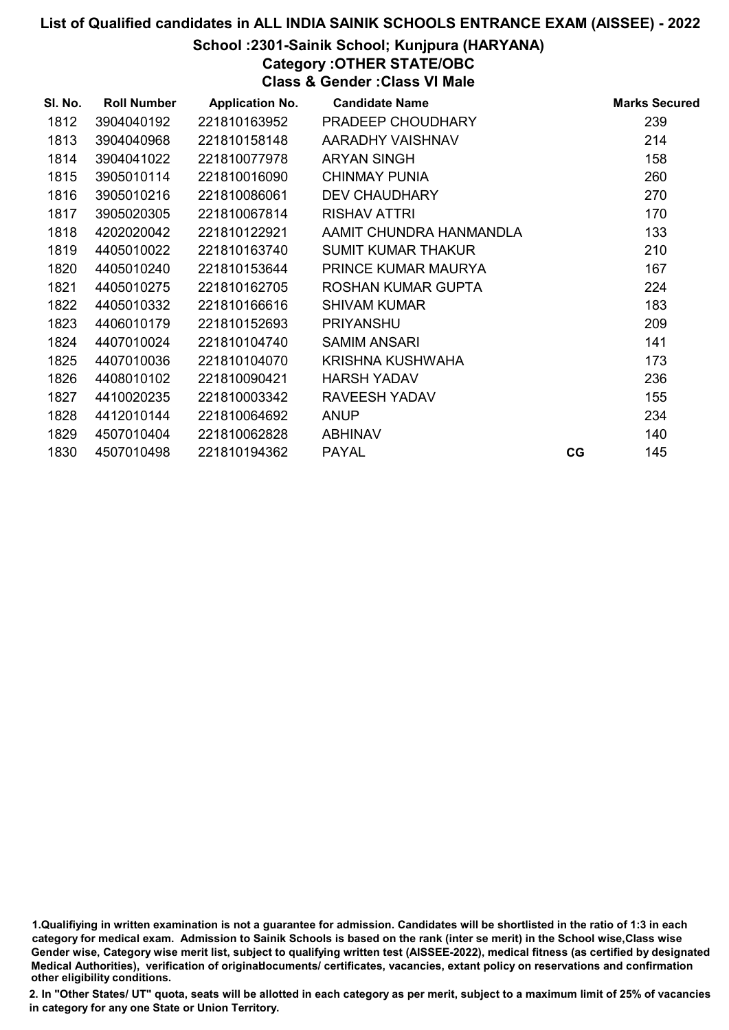# List of Qualified candidates in ALL INDIA SAINIK SCHOOLS ENTRANCE EXAM (AISSEE) - 2022

## School :2301-Sainik School; Kunjpura (HARYANA)

### Category :OTHER STATE/OBC

### Class & Gender :Class VI Male

| Sl. No. | Roll Number | Application No. | Candidate Name | | Marks Secured |
|---|---|---|---|---|---|
| 1812 | 3904040192 | 221810163952 | PRADEEP CHOUDHARY | | 239 |
| 1813 | 3904040968 | 221810158148 | AARADHY VAISHNAV | | 214 |
| 1814 | 3904041022 | 221810077978 | ARYAN SINGH | | 158 |
| 1815 | 3905010114 | 221810016090 | CHINMAY PUNIA | | 260 |
| 1816 | 3905010216 | 221810086061 | DEV CHAUDHARY | | 270 |
| 1817 | 3905020305 | 221810067814 | RISHAV ATTRI | | 170 |
| 1818 | 4202020042 | 221810122921 | AAMIT CHUNDRA HANMANDLA | | 133 |
| 1819 | 4405010022 | 221810163740 | SUMIT KUMAR THAKUR | | 210 |
| 1820 | 4405010240 | 221810153644 | PRINCE KUMAR MAURYA | | 167 |
| 1821 | 4405010275 | 221810162705 | ROSHAN KUMAR GUPTA | | 224 |
| 1822 | 4405010332 | 221810166616 | SHIVAM KUMAR | | 183 |
| 1823 | 4406010179 | 221810152693 | PRIYANSHU | | 209 |
| 1824 | 4407010024 | 221810104740 | SAMIM ANSARI | | 141 |
| 1825 | 4407010036 | 221810104070 | KRISHNA KUSHWAHA | | 173 |
| 1826 | 4408010102 | 221810090421 | HARSH YADAV | | 236 |
| 1827 | 4410020235 | 221810003342 | RAVEESH YADAV | | 155 |
| 1828 | 4412010144 | 221810064692 | ANUP | | 234 |
| 1829 | 4507010404 | 221810062828 | ABHINAV | | 140 |
| 1830 | 4507010498 | 221810194362 | PAYAL | CG | 145 |

1.Qualifiying in written examination is not a guarantee for admission. Candidates will be shortlisted in the ratio of 1:3 in each category for medical exam. Admission to Sainik Schools is based on the rank (inter se merit) in the School wise,Class wise Gender wise, Category wise merit list, subject to qualifying written test (AISSEE-2022), medical fitness (as certified by designated Medical Authorities), verification of originaldocuments/ certificates, vacancies, extant policy on reservations and confirmation other eligibility conditions.

2. In "Other States/ UT" quota, seats will be allotted in each category as per merit, subject to a maximum limit of 25% of vacancies in category for any one State or Union Territory.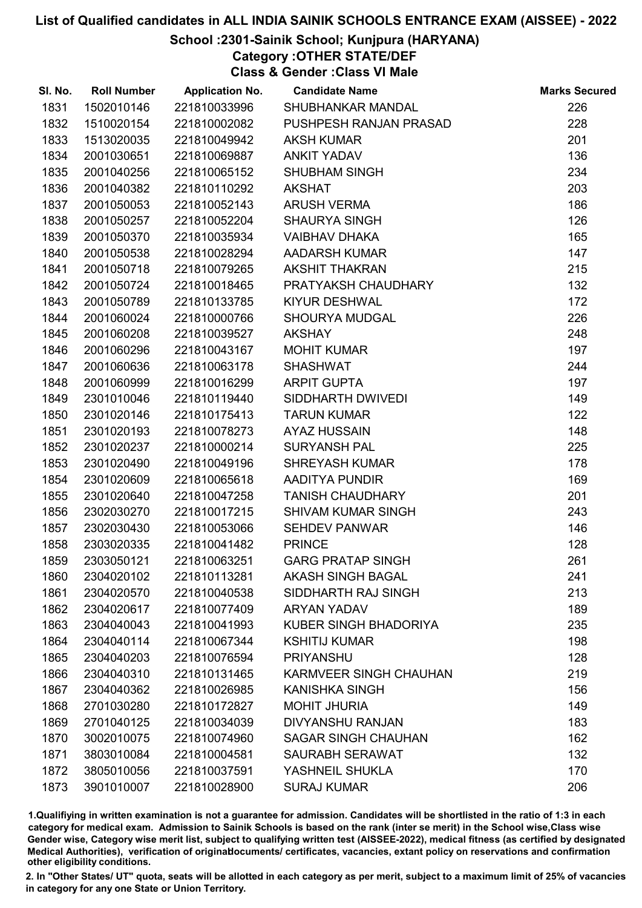# List of Qualified candidates in ALL INDIA SAINIK SCHOOLS ENTRANCE EXAM (AISSEE) - 2022

## School :2301-Sainik School; Kunjpura (HARYANA)

### Category :OTHER STATE/DEF

### Class & Gender :Class VI Male

| Sl. No. | Roll Number | Application No. | Candidate Name | Marks Secured |
|---|---|---|---|---|
| 1831 | 1502010146 | 221810033996 | SHUBHANKAR MANDAL | 226 |
| 1832 | 1510020154 | 221810002082 | PUSHPESH RANJAN PRASAD | 228 |
| 1833 | 1513020035 | 221810049942 | AKSH KUMAR | 201 |
| 1834 | 2001030651 | 221810069887 | ANKIT YADAV | 136 |
| 1835 | 2001040256 | 221810065152 | SHUBHAM SINGH | 234 |
| 1836 | 2001040382 | 221810110292 | AKSHAT | 203 |
| 1837 | 2001050053 | 221810052143 | ARUSH VERMA | 186 |
| 1838 | 2001050257 | 221810052204 | SHAURYA SINGH | 126 |
| 1839 | 2001050370 | 221810035934 | VAIBHAV DHAKA | 165 |
| 1840 | 2001050538 | 221810028294 | AADARSH KUMAR | 147 |
| 1841 | 2001050718 | 221810079265 | AKSHIT THAKRAN | 215 |
| 1842 | 2001050724 | 221810018465 | PRATYAKSH CHAUDHARY | 132 |
| 1843 | 2001050789 | 221810133785 | KIYUR DESHWAL | 172 |
| 1844 | 2001060024 | 221810000766 | SHOURYA MUDGAL | 226 |
| 1845 | 2001060208 | 221810039527 | AKSHAY | 248 |
| 1846 | 2001060296 | 221810043167 | MOHIT KUMAR | 197 |
| 1847 | 2001060636 | 221810063178 | SHASHWAT | 244 |
| 1848 | 2001060999 | 221810016299 | ARPIT GUPTA | 197 |
| 1849 | 2301010046 | 221810119440 | SIDDHARTH DWIVEDI | 149 |
| 1850 | 2301020146 | 221810175413 | TARUN KUMAR | 122 |
| 1851 | 2301020193 | 221810078273 | AYAZ HUSSAIN | 148 |
| 1852 | 2301020237 | 221810000214 | SURYANSH PAL | 225 |
| 1853 | 2301020490 | 221810049196 | SHREYASH KUMAR | 178 |
| 1854 | 2301020609 | 221810065618 | AADITYA PUNDIR | 169 |
| 1855 | 2301020640 | 221810047258 | TANISH CHAUDHARY | 201 |
| 1856 | 2302030270 | 221810017215 | SHIVAM KUMAR SINGH | 243 |
| 1857 | 2302030430 | 221810053066 | SEHDEV PANWAR | 146 |
| 1858 | 2303020335 | 221810041482 | PRINCE | 128 |
| 1859 | 2303050121 | 221810063251 | GARG PRATAP SINGH | 261 |
| 1860 | 2304020102 | 221810113281 | AKASH SINGH BAGAL | 241 |
| 1861 | 2304020570 | 221810040538 | SIDDHARTH RAJ SINGH | 213 |
| 1862 | 2304020617 | 221810077409 | ARYAN YADAV | 189 |
| 1863 | 2304040043 | 221810041993 | KUBER SINGH BHADORIYA | 235 |
| 1864 | 2304040114 | 221810067344 | KSHITIJ KUMAR | 198 |
| 1865 | 2304040203 | 221810076594 | PRIYANSHU | 128 |
| 1866 | 2304040310 | 221810131465 | KARMVEER SINGH CHAUHAN | 219 |
| 1867 | 2304040362 | 221810026985 | KANISHKA SINGH | 156 |
| 1868 | 2701030280 | 221810172827 | MOHIT JHURIA | 149 |
| 1869 | 2701040125 | 221810034039 | DIVYANSHU RANJAN | 183 |
| 1870 | 3002010075 | 221810074960 | SAGAR SINGH CHAUHAN | 162 |
| 1871 | 3803010084 | 221810004581 | SAURABH SERAWAT | 132 |
| 1872 | 3805010056 | 221810037591 | YASHNEIL SHUKLA | 170 |
| 1873 | 3901010007 | 221810028900 | SURAJ KUMAR | 206 |

1.Qualifiying in written examination is not a guarantee for admission. Candidates will be shortlisted in the ratio of 1:3 in each category for medical exam. Admission to Sainik Schools is based on the rank (inter se merit) in the School wise,Class wise Gender wise, Category wise merit list, subject to qualifying written test (AISSEE-2022), medical fitness (as certified by designated Medical Authorities), verification of originaldocuments/ certificates, vacancies, extant policy on reservations and confirmation other eligibility conditions.

2. In "Other States/ UT" quota, seats will be allotted in each category as per merit, subject to a maximum limit of 25% of vacancies in category for any one State or Union Territory.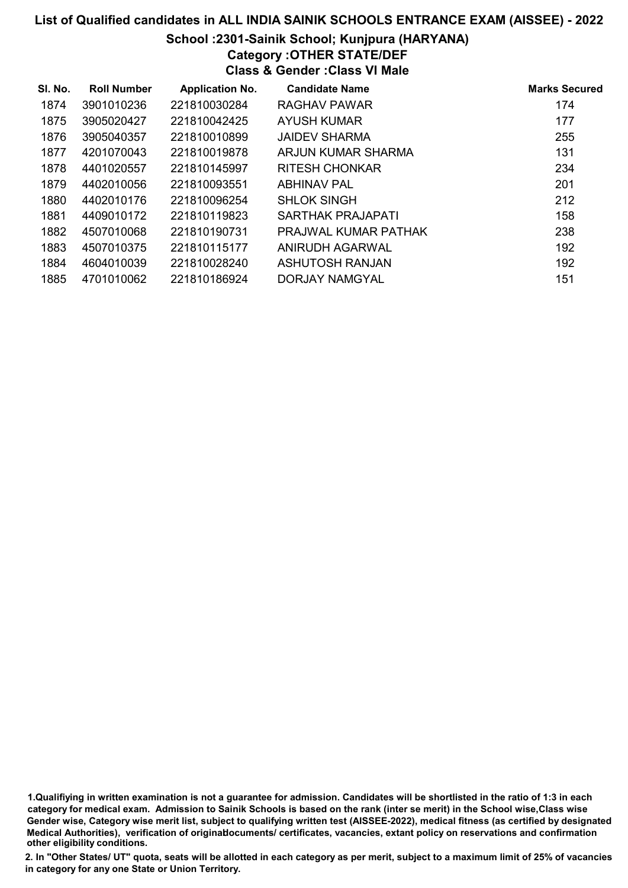# List of Qualified candidates in ALL INDIA SAINIK SCHOOLS ENTRANCE EXAM (AISSEE) - 2022

## School :2301-Sainik School; Kunjpura (HARYANA)

### Category :OTHER STATE/DEF

### Class & Gender :Class VI Male

| Sl. No. | Roll Number | Application No. | Candidate Name | Marks Secured |
|---|---|---|---|---|
| 1874 | 3901010236 | 221810030284 | RAGHAV PAWAR | 174 |
| 1875 | 3905020427 | 221810042425 | AYUSH KUMAR | 177 |
| 1876 | 3905040357 | 221810010899 | JAIDEV SHARMA | 255 |
| 1877 | 4201070043 | 221810019878 | ARJUN KUMAR SHARMA | 131 |
| 1878 | 4401020557 | 221810145997 | RITESH CHONKAR | 234 |
| 1879 | 4402010056 | 221810093551 | ABHINAV PAL | 201 |
| 1880 | 4402010176 | 221810096254 | SHLOK SINGH | 212 |
| 1881 | 4409010172 | 221810119823 | SARTHAK PRAJAPATI | 158 |
| 1882 | 4507010068 | 221810190731 | PRAJWAL KUMAR PATHAK | 238 |
| 1883 | 4507010375 | 221810115177 | ANIRUDH AGARWAL | 192 |
| 1884 | 4604010039 | 221810028240 | ASHUTOSH RANJAN | 192 |
| 1885 | 4701010062 | 221810186924 | DORJAY NAMGYAL | 151 |

1.Qualifiying in written examination is not a guarantee for admission. Candidates will be shortlisted in the ratio of 1:3 in each category for medical exam. Admission to Sainik Schools is based on the rank (inter se merit) in the School wise,Class wise Gender wise, Category wise merit list, subject to qualifying written test (AISSEE-2022), medical fitness (as certified by designated Medical Authorities), verification of originaldocuments/ certificates, vacancies, extant policy on reservations and confirmation other eligibility conditions.

2. In "Other States/ UT" quota, seats will be allotted in each category as per merit, subject to a maximum limit of 25% of vacancies in category for any one State or Union Territory.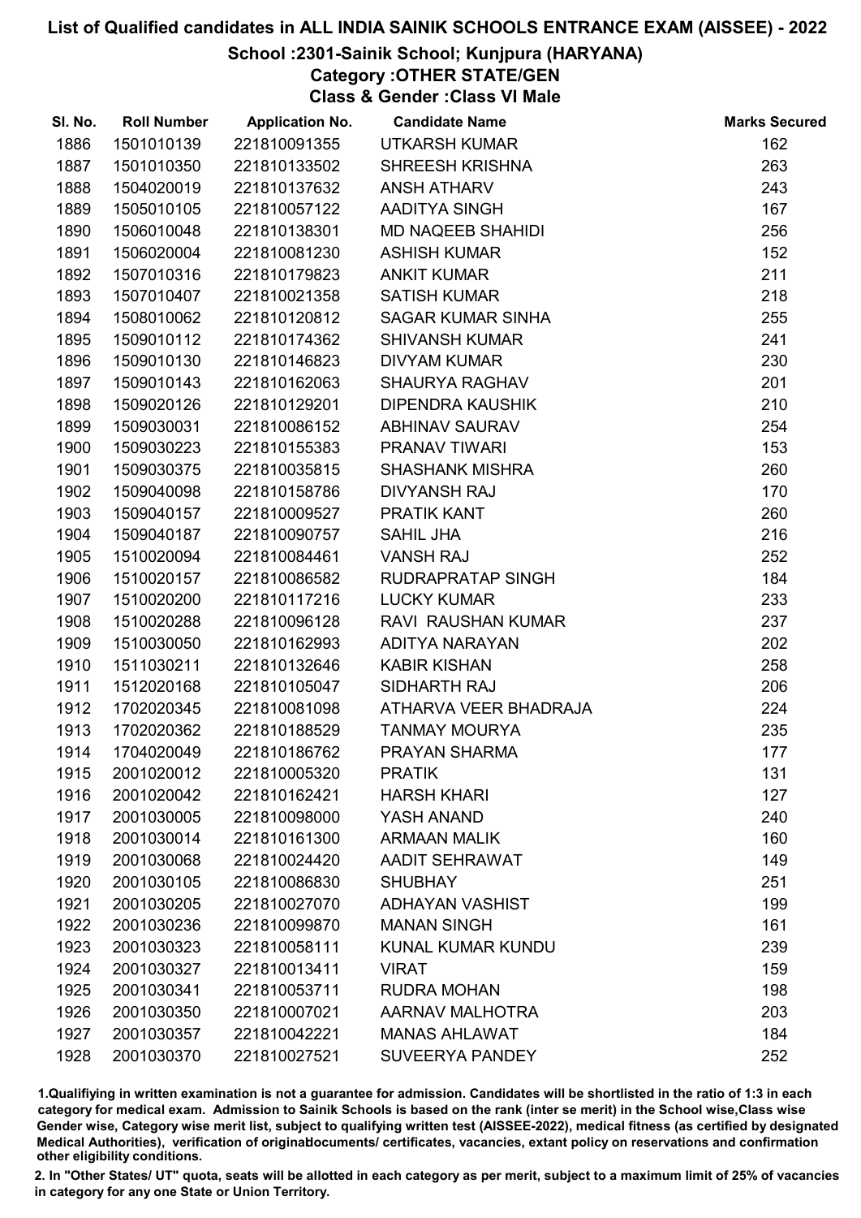# List of Qualified candidates in ALL INDIA SAINIK SCHOOLS ENTRANCE EXAM (AISSEE) - 2022

## School :2301-Sainik School; Kunjpura (HARYANA)

### Category :OTHER STATE/GEN

### Class & Gender :Class VI Male

| Sl. No. | Roll Number | Application No. | Candidate Name | Marks Secured |
|---|---|---|---|---|
| 1886 | 1501010139 | 221810091355 | UTKARSH KUMAR | 162 |
| 1887 | 1501010350 | 221810133502 | SHREESH KRISHNA | 263 |
| 1888 | 1504020019 | 221810137632 | ANSH ATHARV | 243 |
| 1889 | 1505010105 | 221810057122 | AADITYA SINGH | 167 |
| 1890 | 1506010048 | 221810138301 | MD NAQEEB SHAHIDI | 256 |
| 1891 | 1506020004 | 221810081230 | ASHISH KUMAR | 152 |
| 1892 | 1507010316 | 221810179823 | ANKIT KUMAR | 211 |
| 1893 | 1507010407 | 221810021358 | SATISH KUMAR | 218 |
| 1894 | 1508010062 | 221810120812 | SAGAR KUMAR SINHA | 255 |
| 1895 | 1509010112 | 221810174362 | SHIVANSH KUMAR | 241 |
| 1896 | 1509010130 | 221810146823 | DIVYAM KUMAR | 230 |
| 1897 | 1509010143 | 221810162063 | SHAURYA RAGHAV | 201 |
| 1898 | 1509020126 | 221810129201 | DIPENDRA KAUSHIK | 210 |
| 1899 | 1509030031 | 221810086152 | ABHINAV SAURAV | 254 |
| 1900 | 1509030223 | 221810155383 | PRANAV TIWARI | 153 |
| 1901 | 1509030375 | 221810035815 | SHASHANK MISHRA | 260 |
| 1902 | 1509040098 | 221810158786 | DIVYANSH RAJ | 170 |
| 1903 | 1509040157 | 221810009527 | PRATIK KANT | 260 |
| 1904 | 1509040187 | 221810090757 | SAHIL JHA | 216 |
| 1905 | 1510020094 | 221810084461 | VANSH RAJ | 252 |
| 1906 | 1510020157 | 221810086582 | RUDRAPRATAP SINGH | 184 |
| 1907 | 1510020200 | 221810117216 | LUCKY KUMAR | 233 |
| 1908 | 1510020288 | 221810096128 | RAVI RAUSHAN KUMAR | 237 |
| 1909 | 1510030050 | 221810162993 | ADITYA NARAYAN | 202 |
| 1910 | 1511030211 | 221810132646 | KABIR KISHAN | 258 |
| 1911 | 1512020168 | 221810105047 | SIDHARTH RAJ | 206 |
| 1912 | 1702020345 | 221810081098 | ATHARVA VEER BHADRAJA | 224 |
| 1913 | 1702020362 | 221810188529 | TANMAY MOURYA | 235 |
| 1914 | 1704020049 | 221810186762 | PRAYAN SHARMA | 177 |
| 1915 | 2001020012 | 221810005320 | PRATIK | 131 |
| 1916 | 2001020042 | 221810162421 | HARSH KHARI | 127 |
| 1917 | 2001030005 | 221810098000 | YASH ANAND | 240 |
| 1918 | 2001030014 | 221810161300 | ARMAAN MALIK | 160 |
| 1919 | 2001030068 | 221810024420 | AADIT SEHRAWAT | 149 |
| 1920 | 2001030105 | 221810086830 | SHUBHAY | 251 |
| 1921 | 2001030205 | 221810027070 | ADHAYAN VASHIST | 199 |
| 1922 | 2001030236 | 221810099870 | MANAN SINGH | 161 |
| 1923 | 2001030323 | 221810058111 | KUNAL KUMAR KUNDU | 239 |
| 1924 | 2001030327 | 221810013411 | VIRAT | 159 |
| 1925 | 2001030341 | 221810053711 | RUDRA MOHAN | 198 |
| 1926 | 2001030350 | 221810007021 | AARNAV MALHOTRA | 203 |
| 1927 | 2001030357 | 221810042221 | MANAS AHLAWAT | 184 |
| 1928 | 2001030370 | 221810027521 | SUVEERYA PANDEY | 252 |

1.Qualifying in written examination is not a guarantee for admission. Candidates will be shortlisted in the ratio of 1:3 in each category for medical exam. Admission to Sainik Schools is based on the rank (inter se merit) in the School wise,Class wise Gender wise, Category wise merit list, subject to qualifying written test (AISSEE-2022), medical fitness (as certified by designated Medical Authorities), verification of originaldocuments/ certificates, vacancies, extant policy on reservations and confirmation other eligibility conditions.

2. In "Other States/ UT" quota, seats will be allotted in each category as per merit, subject to a maximum limit of 25% of vacancies in category for any one State or Union Territory.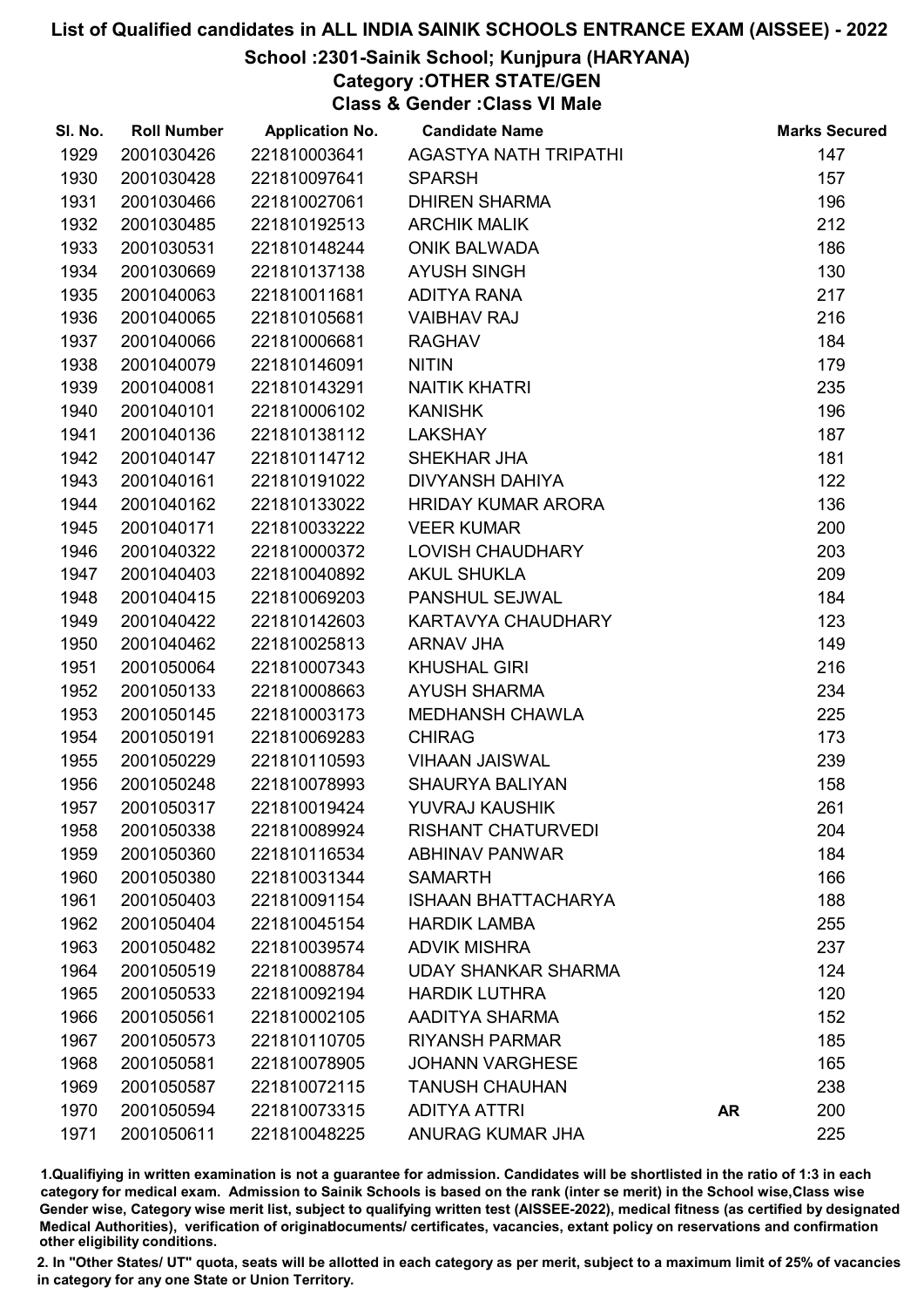# List of Qualified candidates in ALL INDIA SAINIK SCHOOLS ENTRANCE EXAM (AISSEE) - 2022

## School :2301-Sainik School; Kunjpura (HARYANA)

### Category :OTHER STATE/GEN

### Class & Gender :Class VI Male

| Sl. No. | Roll Number | Application No. | Candidate Name | | Marks Secured |
|---|---|---|---|---|---|
| 1929 | 2001030426 | 221810003641 | AGASTYA NATH TRIPATHI | | 147 |
| 1930 | 2001030428 | 221810097641 | SPARSH | | 157 |
| 1931 | 2001030466 | 221810027061 | DHIREN SHARMA | | 196 |
| 1932 | 2001030485 | 221810192513 | ARCHIK MALIK | | 212 |
| 1933 | 2001030531 | 221810148244 | ONIK BALWADA | | 186 |
| 1934 | 2001030669 | 221810137138 | AYUSH SINGH | | 130 |
| 1935 | 2001040063 | 221810011681 | ADITYA RANA | | 217 |
| 1936 | 2001040065 | 221810105681 | VAIBHAV RAJ | | 216 |
| 1937 | 2001040066 | 221810006681 | RAGHAV | | 184 |
| 1938 | 2001040079 | 221810146091 | NITIN | | 179 |
| 1939 | 2001040081 | 221810143291 | NAITIK KHATRI | | 235 |
| 1940 | 2001040101 | 221810006102 | KANISHK | | 196 |
| 1941 | 2001040136 | 221810138112 | LAKSHAY | | 187 |
| 1942 | 2001040147 | 221810114712 | SHEKHAR JHA | | 181 |
| 1943 | 2001040161 | 221810191022 | DIVYANSH DAHIYA | | 122 |
| 1944 | 2001040162 | 221810133022 | HRIDAY KUMAR ARORA | | 136 |
| 1945 | 2001040171 | 221810033222 | VEER KUMAR | | 200 |
| 1946 | 2001040322 | 221810000372 | LOVISH CHAUDHARY | | 203 |
| 1947 | 2001040403 | 221810040892 | AKUL SHUKLA | | 209 |
| 1948 | 2001040415 | 221810069203 | PANSHUL SEJWAL | | 184 |
| 1949 | 2001040422 | 221810142603 | KARTAVYA CHAUDHARY | | 123 |
| 1950 | 2001040462 | 221810025813 | ARNAV JHA | | 149 |
| 1951 | 2001050064 | 221810007343 | KHUSHAL GIRI | | 216 |
| 1952 | 2001050133 | 221810008663 | AYUSH SHARMA | | 234 |
| 1953 | 2001050145 | 221810003173 | MEDHANSH CHAWLA | | 225 |
| 1954 | 2001050191 | 221810069283 | CHIRAG | | 173 |
| 1955 | 2001050229 | 221810110593 | VIHAAN JAISWAL | | 239 |
| 1956 | 2001050248 | 221810078993 | SHAURYA BALIYAN | | 158 |
| 1957 | 2001050317 | 221810019424 | YUVRAJ KAUSHIK | | 261 |
| 1958 | 2001050338 | 221810089924 | RISHANT CHATURVEDI | | 204 |
| 1959 | 2001050360 | 221810116534 | ABHINAV PANWAR | | 184 |
| 1960 | 2001050380 | 221810031344 | SAMARTH | | 166 |
| 1961 | 2001050403 | 221810091154 | ISHAAN BHATTACHARYA | | 188 |
| 1962 | 2001050404 | 221810045154 | HARDIK LAMBA | | 255 |
| 1963 | 2001050482 | 221810039574 | ADVIK MISHRA | | 237 |
| 1964 | 2001050519 | 221810088784 | UDAY SHANKAR SHARMA | | 124 |
| 1965 | 2001050533 | 221810092194 | HARDIK LUTHRA | | 120 |
| 1966 | 2001050561 | 221810002105 | AADITYA SHARMA | | 152 |
| 1967 | 2001050573 | 221810110705 | RIYANSH PARMAR | | 185 |
| 1968 | 2001050581 | 221810078905 | JOHANN VARGHESE | | 165 |
| 1969 | 2001050587 | 221810072115 | TANUSH CHAUHAN | | 238 |
| 1970 | 2001050594 | 221810073315 | ADITYA ATTRI | **AR** | 200 |
| 1971 | 2001050611 | 221810048225 | ANURAG KUMAR JHA | | 225 |

1.Qualifiying in written examination is not a guarantee for admission. Candidates will be shortlisted in the ratio of 1:3 in each category for medical exam. Admission to Sainik Schools is based on the rank (inter se merit) in the School wise,Class wise Gender wise, Category wise merit list, subject to qualifying written test (AISSEE-2022), medical fitness (as certified by designated Medical Authorities), verification of originaldocuments/ certificates, vacancies, extant policy on reservations and confirmation other eligibility conditions.

2. In "Other States/ UT" quota, seats will be allotted in each category as per merit, subject to a maximum limit of 25% of vacancies in category for any one State or Union Territory.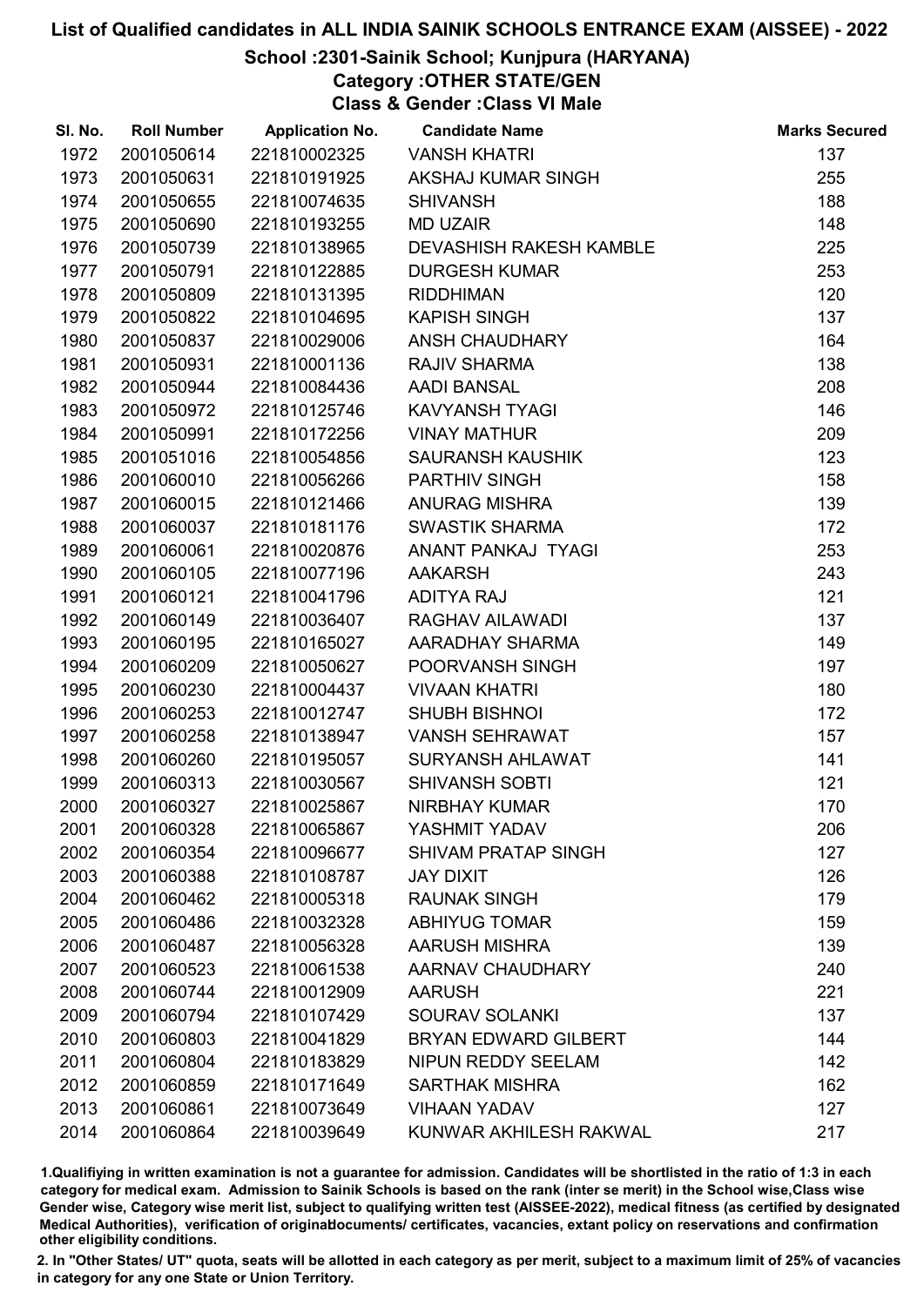# List of Qualified candidates in ALL INDIA SAINIK SCHOOLS ENTRANCE EXAM (AISSEE) - 2022

## School :2301-Sainik School; Kunjpura (HARYANA)

### Category :OTHER STATE/GEN

### Class & Gender :Class VI Male

| Sl. No. | Roll Number | Application No. | Candidate Name | Marks Secured |
|---|---|---|---|---|
| 1972 | 2001050614 | 221810002325 | VANSH KHATRI | 137 |
| 1973 | 2001050631 | 221810191925 | AKSHAJ KUMAR SINGH | 255 |
| 1974 | 2001050655 | 221810074635 | SHIVANSH | 188 |
| 1975 | 2001050690 | 221810193255 | MD UZAIR | 148 |
| 1976 | 2001050739 | 221810138965 | DEVASHISH RAKESH KAMBLE | 225 |
| 1977 | 2001050791 | 221810122885 | DURGESH KUMAR | 253 |
| 1978 | 2001050809 | 221810131395 | RIDDHIMAN | 120 |
| 1979 | 2001050822 | 221810104695 | KAPISH SINGH | 137 |
| 1980 | 2001050837 | 221810029006 | ANSH CHAUDHARY | 164 |
| 1981 | 2001050931 | 221810001136 | RAJIV SHARMA | 138 |
| 1982 | 2001050944 | 221810084436 | AADI BANSAL | 208 |
| 1983 | 2001050972 | 221810125746 | KAVYANSH TYAGI | 146 |
| 1984 | 2001050991 | 221810172256 | VINAY MATHUR | 209 |
| 1985 | 2001051016 | 221810054856 | SAURANSH KAUSHIK | 123 |
| 1986 | 2001060010 | 221810056266 | PARTHIV SINGH | 158 |
| 1987 | 2001060015 | 221810121466 | ANURAG MISHRA | 139 |
| 1988 | 2001060037 | 221810181176 | SWASTIK SHARMA | 172 |
| 1989 | 2001060061 | 221810020876 | ANANT PANKAJ TYAGI | 253 |
| 1990 | 2001060105 | 221810077196 | AAKARSH | 243 |
| 1991 | 2001060121 | 221810041796 | ADITYA RAJ | 121 |
| 1992 | 2001060149 | 221810036407 | RAGHAV AILAWADI | 137 |
| 1993 | 2001060195 | 221810165027 | AARADHAY SHARMA | 149 |
| 1994 | 2001060209 | 221810050627 | POORVANSH SINGH | 197 |
| 1995 | 2001060230 | 221810004437 | VIVAAN KHATRI | 180 |
| 1996 | 2001060253 | 221810012747 | SHUBH BISHNOI | 172 |
| 1997 | 2001060258 | 221810138947 | VANSH SEHRAWAT | 157 |
| 1998 | 2001060260 | 221810195057 | SURYANSH AHLAWAT | 141 |
| 1999 | 2001060313 | 221810030567 | SHIVANSH SOBTI | 121 |
| 2000 | 2001060327 | 221810025867 | NIRBHAY KUMAR | 170 |
| 2001 | 2001060328 | 221810065867 | YASHMIT YADAV | 206 |
| 2002 | 2001060354 | 221810096677 | SHIVAM PRATAP SINGH | 127 |
| 2003 | 2001060388 | 221810108787 | JAY DIXIT | 126 |
| 2004 | 2001060462 | 221810005318 | RAUNAK SINGH | 179 |
| 2005 | 2001060486 | 221810032328 | ABHIYUG TOMAR | 159 |
| 2006 | 2001060487 | 221810056328 | AARUSH MISHRA | 139 |
| 2007 | 2001060523 | 221810061538 | AARNAV CHAUDHARY | 240 |
| 2008 | 2001060744 | 221810012909 | AARUSH | 221 |
| 2009 | 2001060794 | 221810107429 | SOURAV SOLANKI | 137 |
| 2010 | 2001060803 | 221810041829 | BRYAN EDWARD GILBERT | 144 |
| 2011 | 2001060804 | 221810183829 | NIPUN REDDY SEELAM | 142 |
| 2012 | 2001060859 | 221810171649 | SARTHAK MISHRA | 162 |
| 2013 | 2001060861 | 221810073649 | VIHAAN YADAV | 127 |
| 2014 | 2001060864 | 221810039649 | KUNWAR AKHILESH RAKWAL | 217 |

1.Qualifiying in written examination is not a guarantee for admission. Candidates will be shortlisted in the ratio of 1:3 in each category for medical exam. Admission to Sainik Schools is based on the rank (inter se merit) in the School wise,Class wise Gender wise, Category wise merit list, subject to qualifying written test (AISSEE-2022), medical fitness (as certified by designated Medical Authorities), verification of originaldocuments/ certificates, vacancies, extant policy on reservations and confirmation other eligibility conditions.

2. In "Other States/ UT" quota, seats will be allotted in each category as per merit, subject to a maximum limit of 25% of vacancies in category for any one State or Union Territory.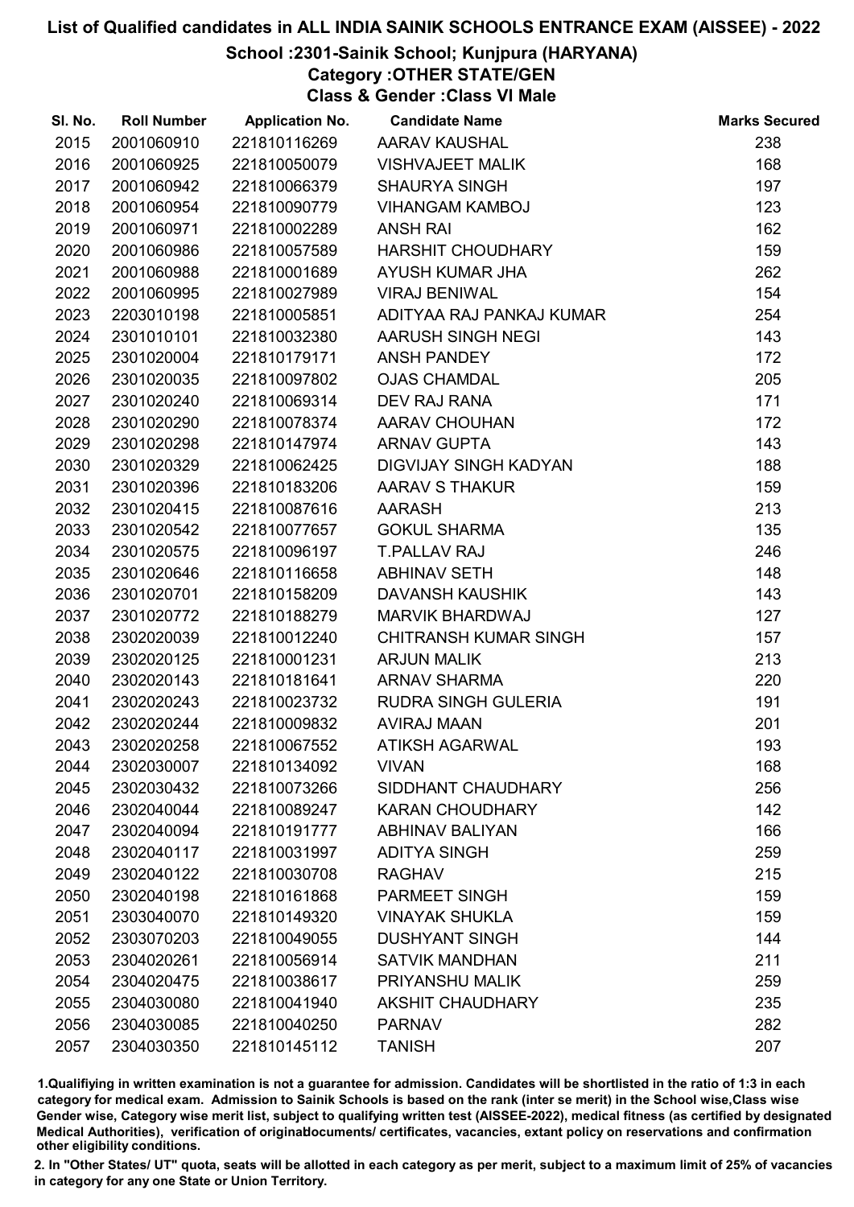# List of Qualified candidates in ALL INDIA SAINIK SCHOOLS ENTRANCE EXAM (AISSEE) - 2022

## School :2301-Sainik School; Kunjpura (HARYANA)

### Category :OTHER STATE/GEN

### Class & Gender :Class VI Male

| Sl. No. | Roll Number | Application No. | Candidate Name | Marks Secured |
|---|---|---|---|---|
| 2015 | 2001060910 | 221810116269 | AARAV KAUSHAL | 238 |
| 2016 | 2001060925 | 221810050079 | VISHVAJEET MALIK | 168 |
| 2017 | 2001060942 | 221810066379 | SHAURYA SINGH | 197 |
| 2018 | 2001060954 | 221810090779 | VIHANGAM KAMBOJ | 123 |
| 2019 | 2001060971 | 221810002289 | ANSH RAI | 162 |
| 2020 | 2001060986 | 221810057589 | HARSHIT CHOUDHARY | 159 |
| 2021 | 2001060988 | 221810001689 | AYUSH KUMAR JHA | 262 |
| 2022 | 2001060995 | 221810027989 | VIRAJ BENIWAL | 154 |
| 2023 | 2203010198 | 221810005851 | ADITYAA RAJ PANKAJ KUMAR | 254 |
| 2024 | 2301010101 | 221810032380 | AARUSH SINGH NEGI | 143 |
| 2025 | 2301020004 | 221810179171 | ANSH PANDEY | 172 |
| 2026 | 2301020035 | 221810097802 | OJAS CHAMDAL | 205 |
| 2027 | 2301020240 | 221810069314 | DEV RAJ RANA | 171 |
| 2028 | 2301020290 | 221810078374 | AARAV CHOUHAN | 172 |
| 2029 | 2301020298 | 221810147974 | ARNAV GUPTA | 143 |
| 2030 | 2301020329 | 221810062425 | DIGVIJAY SINGH KADYAN | 188 |
| 2031 | 2301020396 | 221810183206 | AARAV S THAKUR | 159 |
| 2032 | 2301020415 | 221810087616 | AARASH | 213 |
| 2033 | 2301020542 | 221810077657 | GOKUL SHARMA | 135 |
| 2034 | 2301020575 | 221810096197 | T.PALLAV RAJ | 246 |
| 2035 | 2301020646 | 221810116658 | ABHINAV SETH | 148 |
| 2036 | 2301020701 | 221810158209 | DAVANSH KAUSHIK | 143 |
| 2037 | 2301020772 | 221810188279 | MARVIK BHARDWAJ | 127 |
| 2038 | 2302020039 | 221810012240 | CHITRANSH KUMAR SINGH | 157 |
| 2039 | 2302020125 | 221810001231 | ARJUN MALIK | 213 |
| 2040 | 2302020143 | 221810181641 | ARNAV SHARMA | 220 |
| 2041 | 2302020243 | 221810023732 | RUDRA SINGH GULERIA | 191 |
| 2042 | 2302020244 | 221810009832 | AVIRAJ MAAN | 201 |
| 2043 | 2302020258 | 221810067552 | ATIKSH AGARWAL | 193 |
| 2044 | 2302030007 | 221810134092 | VIVAN | 168 |
| 2045 | 2302030432 | 221810073266 | SIDDHANT CHAUDHARY | 256 |
| 2046 | 2302040044 | 221810089247 | KARAN CHOUDHARY | 142 |
| 2047 | 2302040094 | 221810191777 | ABHINAV BALIYAN | 166 |
| 2048 | 2302040117 | 221810031997 | ADITYA SINGH | 259 |
| 2049 | 2302040122 | 221810030708 | RAGHAV | 215 |
| 2050 | 2302040198 | 221810161868 | PARMEET SINGH | 159 |
| 2051 | 2303040070 | 221810149320 | VINAYAK SHUKLA | 159 |
| 2052 | 2303070203 | 221810049055 | DUSHYANT SINGH | 144 |
| 2053 | 2304020261 | 221810056914 | SATVIK MANDHAN | 211 |
| 2054 | 2304020475 | 221810038617 | PRIYANSHU MALIK | 259 |
| 2055 | 2304030080 | 221810041940 | AKSHIT CHAUDHARY | 235 |
| 2056 | 2304030085 | 221810040250 | PARNAV | 282 |
| 2057 | 2304030350 | 221810145112 | TANISH | 207 |

1.Qualifiying in written examination is not a guarantee for admission. Candidates will be shortlisted in the ratio of 1:3 in each category for medical exam. Admission to Sainik Schools is based on the rank (inter se merit) in the School wise,Class wise Gender wise, Category wise merit list, subject to qualifying written test (AISSEE-2022), medical fitness (as certified by designated Medical Authorities), verification of originaldocuments/ certificates, vacancies, extant policy on reservations and confirmation other eligibility conditions.

2. In "Other States/ UT" quota, seats will be allotted in each category as per merit, subject to a maximum limit of 25% of vacancies in category for any one State or Union Territory.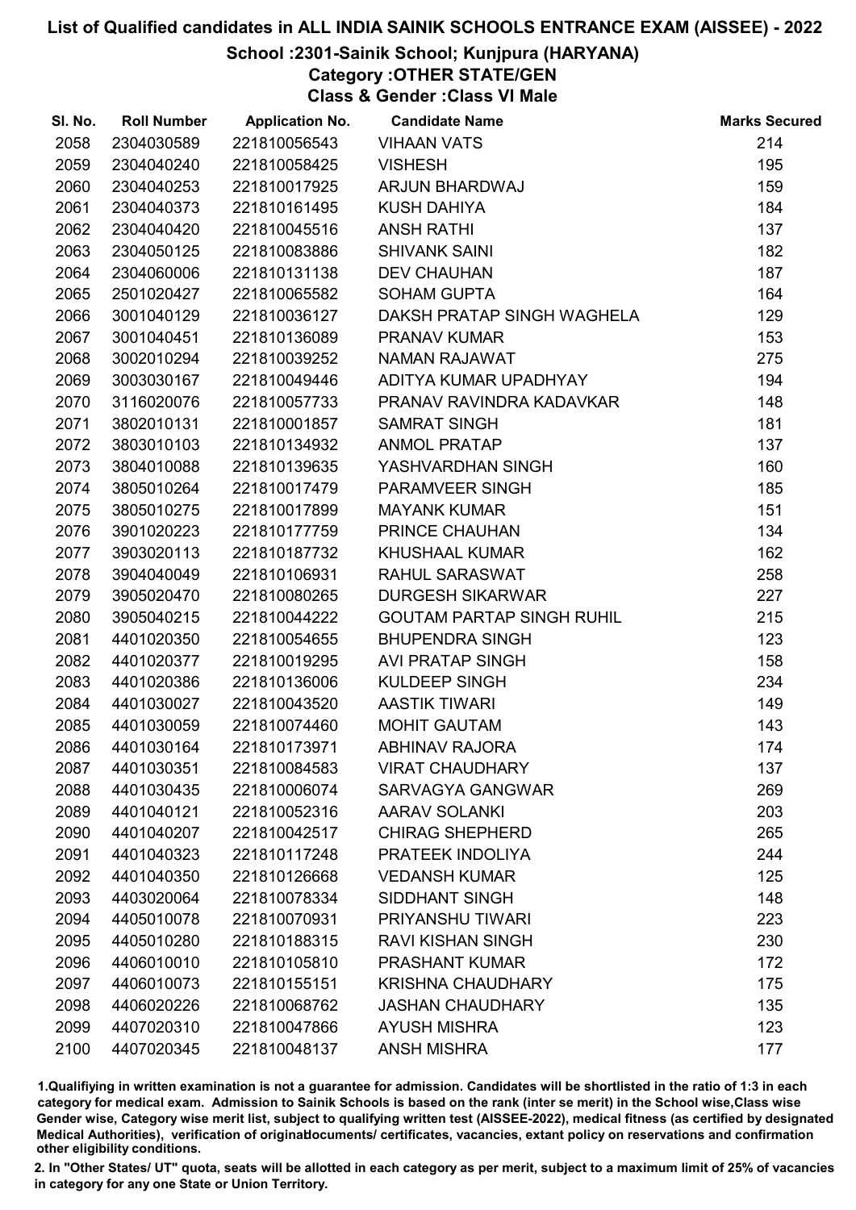# List of Qualified candidates in ALL INDIA SAINIK SCHOOLS ENTRANCE EXAM (AISSEE) - 2022

## School :2301-Sainik School; Kunjpura (HARYANA)

### Category :OTHER STATE/GEN

### Class & Gender :Class VI Male

| Sl. No. | Roll Number | Application No. | Candidate Name | Marks Secured |
|---|---|---|---|---|
| 2058 | 2304030589 | 221810056543 | VIHAAN VATS | 214 |
| 2059 | 2304040240 | 221810058425 | VISHESH | 195 |
| 2060 | 2304040253 | 221810017925 | ARJUN BHARDWAJ | 159 |
| 2061 | 2304040373 | 221810161495 | KUSH DAHIYA | 184 |
| 2062 | 2304040420 | 221810045516 | ANSH RATHI | 137 |
| 2063 | 2304050125 | 221810083886 | SHIVANK SAINI | 182 |
| 2064 | 2304060006 | 221810131138 | DEV CHAUHAN | 187 |
| 2065 | 2501020427 | 221810065582 | SOHAM GUPTA | 164 |
| 2066 | 3001040129 | 221810036127 | DAKSH PRATAP SINGH WAGHELA | 129 |
| 2067 | 3001040451 | 221810136089 | PRANAV KUMAR | 153 |
| 2068 | 3002010294 | 221810039252 | NAMAN RAJAWAT | 275 |
| 2069 | 3003030167 | 221810049446 | ADITYA KUMAR UPADHYAY | 194 |
| 2070 | 3116020076 | 221810057733 | PRANAV RAVINDRA KADAVKAR | 148 |
| 2071 | 3802010131 | 221810001857 | SAMRAT SINGH | 181 |
| 2072 | 3803010103 | 221810134932 | ANMOL PRATAP | 137 |
| 2073 | 3804010088 | 221810139635 | YASHVARDHAN SINGH | 160 |
| 2074 | 3805010264 | 221810017479 | PARAMVEER SINGH | 185 |
| 2075 | 3805010275 | 221810017899 | MAYANK KUMAR | 151 |
| 2076 | 3901020223 | 221810177759 | PRINCE CHAUHAN | 134 |
| 2077 | 3903020113 | 221810187732 | KHUSHAAL KUMAR | 162 |
| 2078 | 3904040049 | 221810106931 | RAHUL SARASWAT | 258 |
| 2079 | 3905020470 | 221810080265 | DURGESH SIKARWAR | 227 |
| 2080 | 3905040215 | 221810044222 | GOUTAM PARTAP SINGH RUHIL | 215 |
| 2081 | 4401020350 | 221810054655 | BHUPENDRA SINGH | 123 |
| 2082 | 4401020377 | 221810019295 | AVI PRATAP SINGH | 158 |
| 2083 | 4401020386 | 221810136006 | KULDEEP SINGH | 234 |
| 2084 | 4401030027 | 221810043520 | AASTIK TIWARI | 149 |
| 2085 | 4401030059 | 221810074460 | MOHIT GAUTAM | 143 |
| 2086 | 4401030164 | 221810173971 | ABHINAV RAJORA | 174 |
| 2087 | 4401030351 | 221810084583 | VIRAT CHAUDHARY | 137 |
| 2088 | 4401030435 | 221810006074 | SARVAGYA GANGWAR | 269 |
| 2089 | 4401040121 | 221810052316 | AARAV SOLANKI | 203 |
| 2090 | 4401040207 | 221810042517 | CHIRAG SHEPHERD | 265 |
| 2091 | 4401040323 | 221810117248 | PRATEEK INDOLIYA | 244 |
| 2092 | 4401040350 | 221810126668 | VEDANSH KUMAR | 125 |
| 2093 | 4403020064 | 221810078334 | SIDDHANT SINGH | 148 |
| 2094 | 4405010078 | 221810070931 | PRIYANSHU TIWARI | 223 |
| 2095 | 4405010280 | 221810188315 | RAVI KISHAN SINGH | 230 |
| 2096 | 4406010010 | 221810105810 | PRASHANT KUMAR | 172 |
| 2097 | 4406010073 | 221810155151 | KRISHNA CHAUDHARY | 175 |
| 2098 | 4406020226 | 221810068762 | JASHAN CHAUDHARY | 135 |
| 2099 | 4407020310 | 221810047866 | AYUSH MISHRA | 123 |
| 2100 | 4407020345 | 221810048137 | ANSH MISHRA | 177 |

1.Qualifiying in written examination is not a guarantee for admission. Candidates will be shortlisted in the ratio of 1:3 in each category for medical exam. Admission to Sainik Schools is based on the rank (inter se merit) in the School wise,Class wise Gender wise, Category wise merit list, subject to qualifying written test (AISSEE-2022), medical fitness (as certified by designated Medical Authorities), verification of originaldocuments/ certificates, vacancies, extant policy on reservations and confirmation other eligibility conditions.

2. In "Other States/ UT" quota, seats will be allotted in each category as per merit, subject to a maximum limit of 25% of vacancies in category for any one State or Union Territory.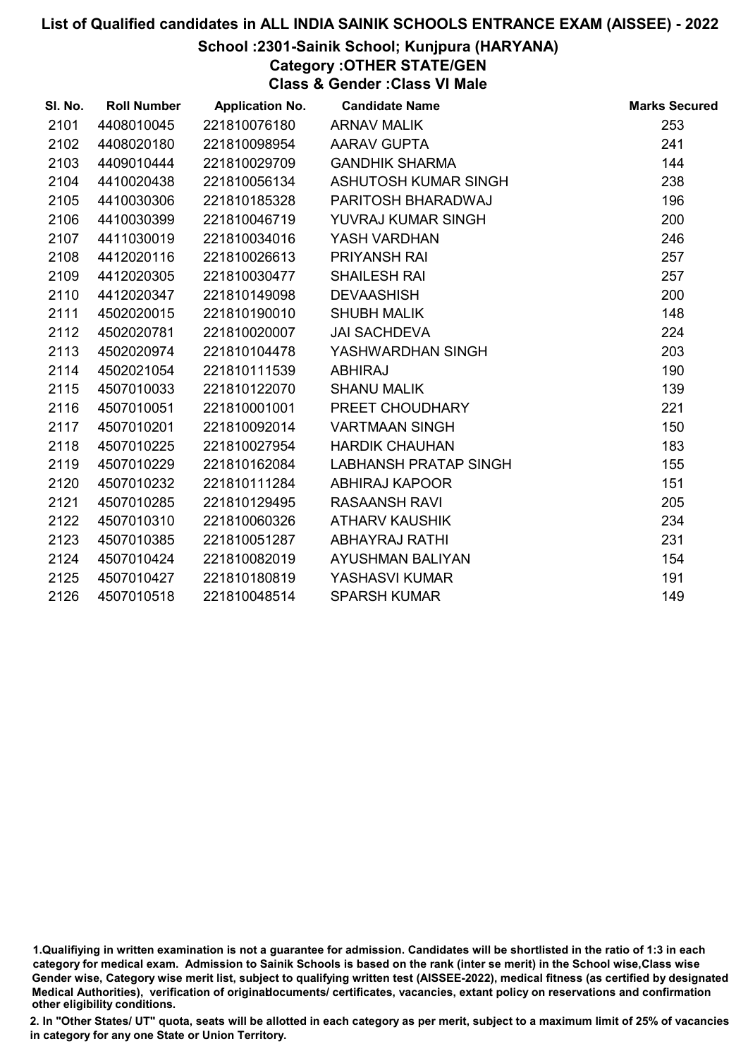# List of Qualified candidates in ALL INDIA SAINIK SCHOOLS ENTRANCE EXAM (AISSEE) - 2022

## School :2301-Sainik School; Kunjpura (HARYANA)

### Category :OTHER STATE/GEN

### Class & Gender :Class VI Male

| Sl. No. | Roll Number | Application No. | Candidate Name | Marks Secured |
|---|---|---|---|---|
| 2101 | 4408010045 | 221810076180 | ARNAV MALIK | 253 |
| 2102 | 4408020180 | 221810098954 | AARAV GUPTA | 241 |
| 2103 | 4409010444 | 221810029709 | GANDHIK SHARMA | 144 |
| 2104 | 4410020438 | 221810056134 | ASHUTOSH KUMAR SINGH | 238 |
| 2105 | 4410030306 | 221810185328 | PARITOSH BHARADWAJ | 196 |
| 2106 | 4410030399 | 221810046719 | YUVRAJ KUMAR SINGH | 200 |
| 2107 | 4411030019 | 221810034016 | YASH VARDHAN | 246 |
| 2108 | 4412020116 | 221810026613 | PRIYANSH RAI | 257 |
| 2109 | 4412020305 | 221810030477 | SHAILESH RAI | 257 |
| 2110 | 4412020347 | 221810149098 | DEVAASHISH | 200 |
| 2111 | 4502020015 | 221810190010 | SHUBH MALIK | 148 |
| 2112 | 4502020781 | 221810020007 | JAI SACHDEVA | 224 |
| 2113 | 4502020974 | 221810104478 | YASHWARDHAN SINGH | 203 |
| 2114 | 4502021054 | 221810111539 | ABHIRAJ | 190 |
| 2115 | 4507010033 | 221810122070 | SHANU MALIK | 139 |
| 2116 | 4507010051 | 221810001001 | PREET CHOUDHARY | 221 |
| 2117 | 4507010201 | 221810092014 | VARTMAAN SINGH | 150 |
| 2118 | 4507010225 | 221810027954 | HARDIK CHAUHAN | 183 |
| 2119 | 4507010229 | 221810162084 | LABHANSH PRATAP SINGH | 155 |
| 2120 | 4507010232 | 221810111284 | ABHIRAJ KAPOOR | 151 |
| 2121 | 4507010285 | 221810129495 | RASAANSH RAVI | 205 |
| 2122 | 4507010310 | 221810060326 | ATHARV KAUSHIK | 234 |
| 2123 | 4507010385 | 221810051287 | ABHAYRAJ RATHI | 231 |
| 2124 | 4507010424 | 221810082019 | AYUSHMAN BALIYAN | 154 |
| 2125 | 4507010427 | 221810180819 | YASHASVI KUMAR | 191 |
| 2126 | 4507010518 | 221810048514 | SPARSH KUMAR | 149 |

1.Qualifiying in written examination is not a guarantee for admission. Candidates will be shortlisted in the ratio of 1:3 in each category for medical exam. Admission to Sainik Schools is based on the rank (inter se merit) in the School wise,Class wise Gender wise, Category wise merit list, subject to qualifying written test (AISSEE-2022), medical fitness (as certified by designated Medical Authorities), verification of originaldocuments/ certificates, vacancies, extant policy on reservations and confirmation other eligibility conditions.

2. In "Other States/ UT" quota, seats will be allotted in each category as per merit, subject to a maximum limit of 25% of vacancies in category for any one State or Union Territory.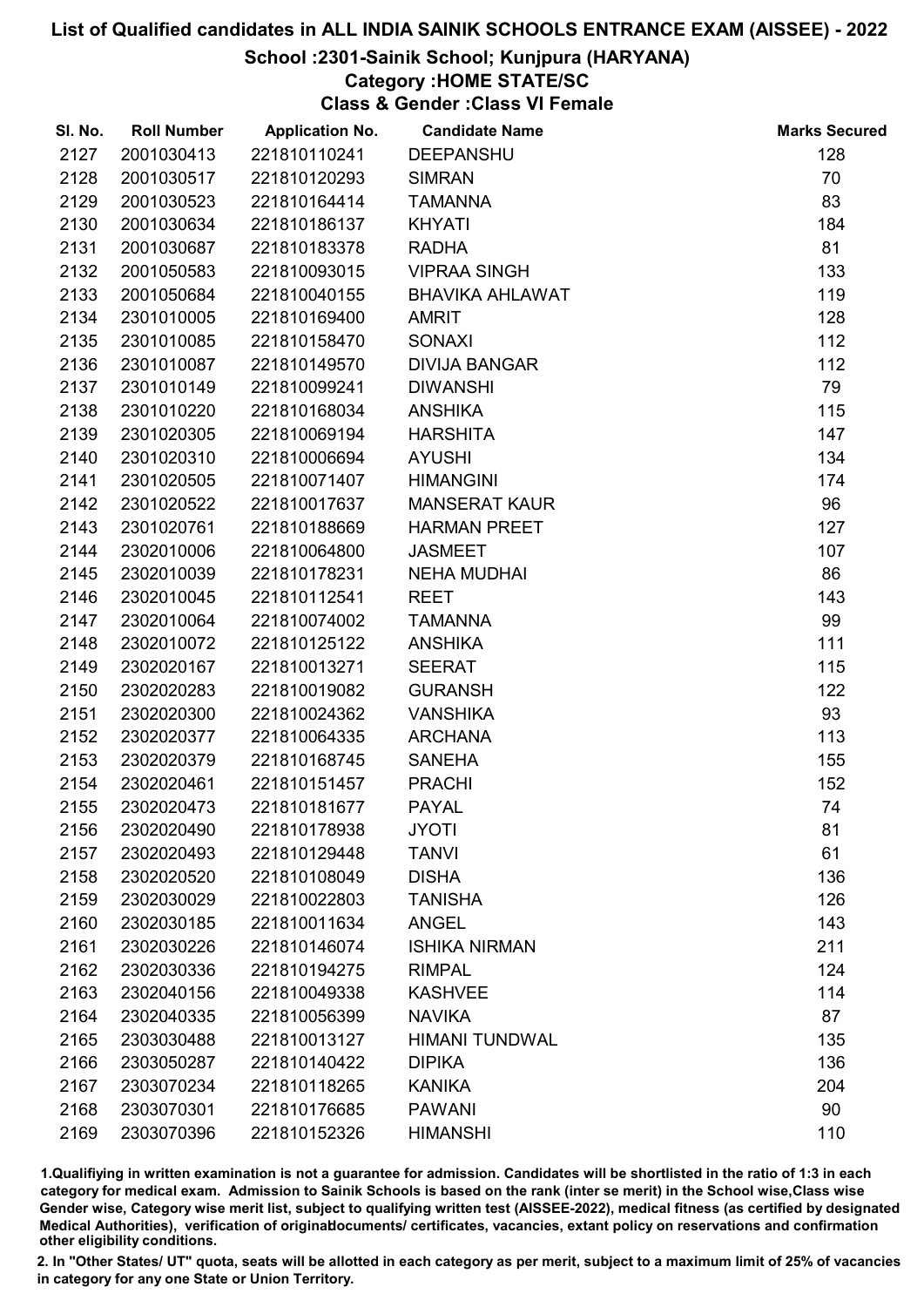# List of Qualified candidates in ALL INDIA SAINIK SCHOOLS ENTRANCE EXAM (AISSEE) - 2022

## School :2301-Sainik School; Kunjpura (HARYANA)

### Category :HOME STATE/SC

### Class & Gender :Class VI Female

| Sl. No. | Roll Number | Application No. | Candidate Name | Marks Secured |
|---|---|---|---|---|
| 2127 | 2001030413 | 221810110241 | DEEPANSHU | 128 |
| 2128 | 2001030517 | 221810120293 | SIMRAN | 70 |
| 2129 | 2001030523 | 221810164414 | TAMANNA | 83 |
| 2130 | 2001030634 | 221810186137 | KHYATI | 184 |
| 2131 | 2001030687 | 221810183378 | RADHA | 81 |
| 2132 | 2001050583 | 221810093015 | VIPRAA SINGH | 133 |
| 2133 | 2001050684 | 221810040155 | BHAVIKA AHLAWAT | 119 |
| 2134 | 2301010005 | 221810169400 | AMRIT | 128 |
| 2135 | 2301010085 | 221810158470 | SONAXI | 112 |
| 2136 | 2301010087 | 221810149570 | DIVIJA BANGAR | 112 |
| 2137 | 2301010149 | 221810099241 | DIWANSHI | 79 |
| 2138 | 2301010220 | 221810168034 | ANSHIKA | 115 |
| 2139 | 2301020305 | 221810069194 | HARSHITA | 147 |
| 2140 | 2301020310 | 221810006694 | AYUSHI | 134 |
| 2141 | 2301020505 | 221810071407 | HIMANGINI | 174 |
| 2142 | 2301020522 | 221810017637 | MANSERAT KAUR | 96 |
| 2143 | 2301020761 | 221810188669 | HARMAN PREET | 127 |
| 2144 | 2302010006 | 221810064800 | JASMEET | 107 |
| 2145 | 2302010039 | 221810178231 | NEHA MUDHAI | 86 |
| 2146 | 2302010045 | 221810112541 | REET | 143 |
| 2147 | 2302010064 | 221810074002 | TAMANNA | 99 |
| 2148 | 2302010072 | 221810125122 | ANSHIKA | 111 |
| 2149 | 2302020167 | 221810013271 | SEERAT | 115 |
| 2150 | 2302020283 | 221810019082 | GURANSH | 122 |
| 2151 | 2302020300 | 221810024362 | VANSHIKA | 93 |
| 2152 | 2302020377 | 221810064335 | ARCHANA | 113 |
| 2153 | 2302020379 | 221810168745 | SANEHA | 155 |
| 2154 | 2302020461 | 221810151457 | PRACHI | 152 |
| 2155 | 2302020473 | 221810181677 | PAYAL | 74 |
| 2156 | 2302020490 | 221810178938 | JYOTI | 81 |
| 2157 | 2302020493 | 221810129448 | TANVI | 61 |
| 2158 | 2302020520 | 221810108049 | DISHA | 136 |
| 2159 | 2302030029 | 221810022803 | TANISHA | 126 |
| 2160 | 2302030185 | 221810011634 | ANGEL | 143 |
| 2161 | 2302030226 | 221810146074 | ISHIKA NIRMAN | 211 |
| 2162 | 2302030336 | 221810194275 | RIMPAL | 124 |
| 2163 | 2302040156 | 221810049338 | KASHVEE | 114 |
| 2164 | 2302040335 | 221810056399 | NAVIKA | 87 |
| 2165 | 2303030488 | 221810013127 | HIMANI TUNDWAL | 135 |
| 2166 | 2303050287 | 221810140422 | DIPIKA | 136 |
| 2167 | 2303070234 | 221810118265 | KANIKA | 204 |
| 2168 | 2303070301 | 221810176685 | PAWANI | 90 |
| 2169 | 2303070396 | 221810152326 | HIMANSHI | 110 |

1.Qualifiying in written examination is not a guarantee for admission. Candidates will be shortlisted in the ratio of 1:3 in each category for medical exam. Admission to Sainik Schools is based on the rank (inter se merit) in the School wise,Class wise Gender wise, Category wise merit list, subject to qualifying written test (AISSEE-2022), medical fitness (as certified by designated Medical Authorities), verification of originaldocuments/ certificates, vacancies, extant policy on reservations and confirmation other eligibility conditions.

2. In "Other States/ UT" quota, seats will be allotted in each category as per merit, subject to a maximum limit of 25% of vacancies in category for any one State or Union Territory.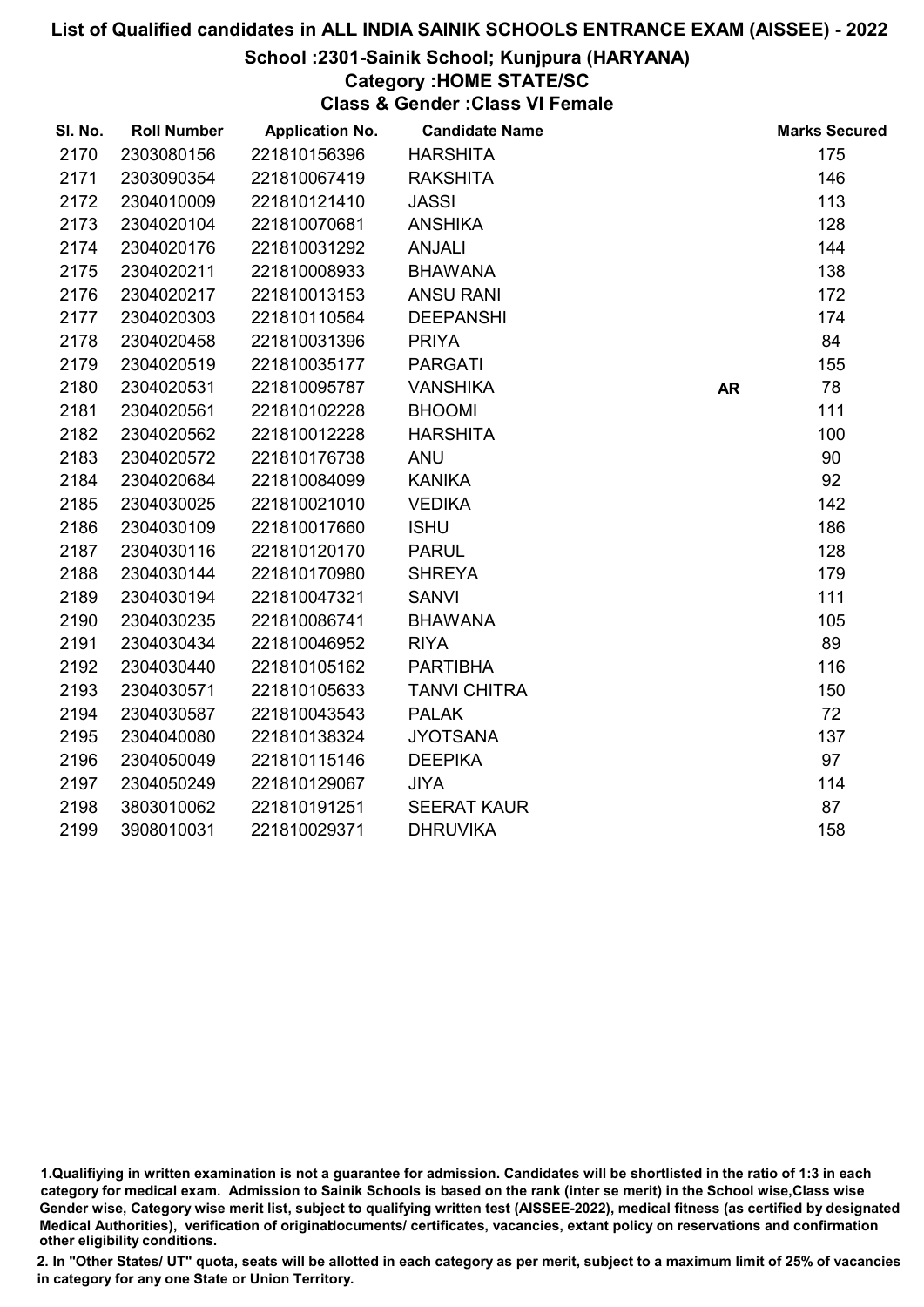# List of Qualified candidates in ALL INDIA SAINIK SCHOOLS ENTRANCE EXAM (AISSEE) - 2022

## School :2301-Sainik School; Kunjpura (HARYANA)

### Category :HOME STATE/SC

### Class & Gender :Class VI Female

| Sl. No. | Roll Number | Application No. | Candidate Name | | Marks Secured |
|---|---|---|---|---|---|
| 2170 | 2303080156 | 221810156396 | HARSHITA | | 175 |
| 2171 | 2303090354 | 221810067419 | RAKSHITA | | 146 |
| 2172 | 2304010009 | 221810121410 | JASSI | | 113 |
| 2173 | 2304020104 | 221810070681 | ANSHIKA | | 128 |
| 2174 | 2304020176 | 221810031292 | ANJALI | | 144 |
| 2175 | 2304020211 | 221810008933 | BHAWANA | | 138 |
| 2176 | 2304020217 | 221810013153 | ANSU RANI | | 172 |
| 2177 | 2304020303 | 221810110564 | DEEPANSHI | | 174 |
| 2178 | 2304020458 | 221810031396 | PRIYA | | 84 |
| 2179 | 2304020519 | 221810035177 | PARGATI | | 155 |
| 2180 | 2304020531 | 221810095787 | VANSHIKA | AR | 78 |
| 2181 | 2304020561 | 221810102228 | BHOOMI | | 111 |
| 2182 | 2304020562 | 221810012228 | HARSHITA | | 100 |
| 2183 | 2304020572 | 221810176738 | ANU | | 90 |
| 2184 | 2304020684 | 221810084099 | KANIKA | | 92 |
| 2185 | 2304030025 | 221810021010 | VEDIKA | | 142 |
| 2186 | 2304030109 | 221810017660 | ISHU | | 186 |
| 2187 | 2304030116 | 221810120170 | PARUL | | 128 |
| 2188 | 2304030144 | 221810170980 | SHREYA | | 179 |
| 2189 | 2304030194 | 221810047321 | SANVI | | 111 |
| 2190 | 2304030235 | 221810086741 | BHAWANA | | 105 |
| 2191 | 2304030434 | 221810046952 | RIYA | | 89 |
| 2192 | 2304030440 | 221810105162 | PARTIBHA | | 116 |
| 2193 | 2304030571 | 221810105633 | TANVI CHITRA | | 150 |
| 2194 | 2304030587 | 221810043543 | PALAK | | 72 |
| 2195 | 2304040080 | 221810138324 | JYOTSANA | | 137 |
| 2196 | 2304050049 | 221810115146 | DEEPIKA | | 97 |
| 2197 | 2304050249 | 221810129067 | JIYA | | 114 |
| 2198 | 3803010062 | 221810191251 | SEERAT KAUR | | 87 |
| 2199 | 3908010031 | 221810029371 | DHRUVIKA | | 158 |

1.Qualifiying in written examination is not a guarantee for admission. Candidates will be shortlisted in the ratio of 1:3 in each category for medical exam. Admission to Sainik Schools is based on the rank (inter se merit) in the School wise,Class wise Gender wise, Category wise merit list, subject to qualifying written test (AISSEE-2022), medical fitness (as certified by designated Medical Authorities), verification of originaldocuments/ certificates, vacancies, extant policy on reservations and confirmation other eligibility conditions.

2. In "Other States/ UT" quota, seats will be allotted in each category as per merit, subject to a maximum limit of 25% of vacancies in category for any one State or Union Territory.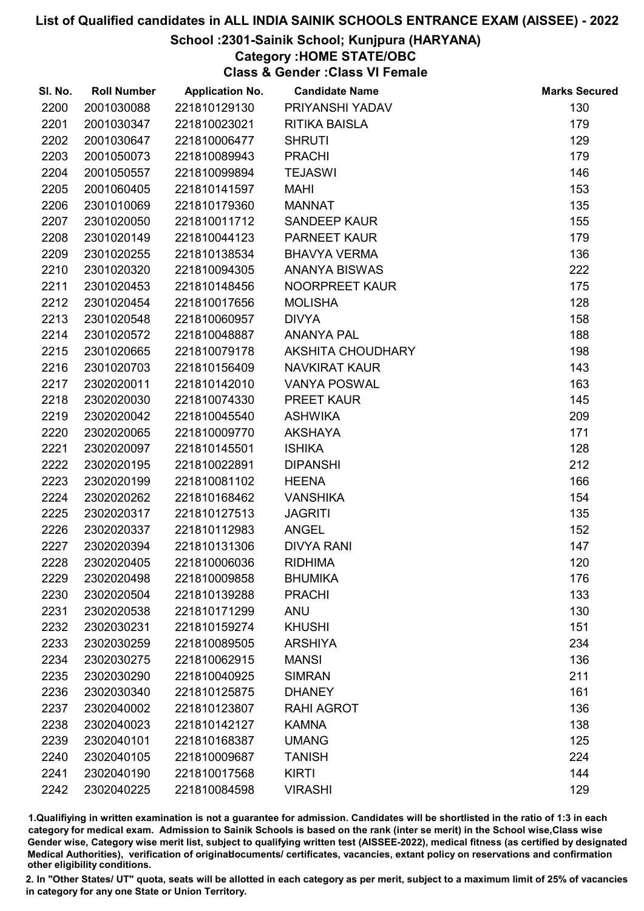# List of Qualified candidates in ALL INDIA SAINIK SCHOOLS ENTRANCE EXAM (AISSEE) - 2022

## School :2301-Sainik School; Kunjpura (HARYANA)

### Category :HOME STATE/OBC

### Class & Gender :Class VI Female

| Sl. No. | Roll Number | Application No. | Candidate Name | Marks Secured |
|---|---|---|---|---|
| 2200 | 2001030088 | 221810129130 | PRIYANSHI YADAV | 130 |
| 2201 | 2001030347 | 221810023021 | RITIKA BAISLA | 179 |
| 2202 | 2001030647 | 221810006477 | SHRUTI | 129 |
| 2203 | 2001050073 | 221810089943 | PRACHI | 179 |
| 2204 | 2001050557 | 221810099894 | TEJASWI | 146 |
| 2205 | 2001060405 | 221810141597 | MAHI | 153 |
| 2206 | 2301010069 | 221810179360 | MANNAT | 135 |
| 2207 | 2301020050 | 221810011712 | SANDEEP KAUR | 155 |
| 2208 | 2301020149 | 221810044123 | PARNEET KAUR | 179 |
| 2209 | 2301020255 | 221810138534 | BHAVYA VERMA | 136 |
| 2210 | 2301020320 | 221810094305 | ANANYA BISWAS | 222 |
| 2211 | 2301020453 | 221810148456 | NOORPREET KAUR | 175 |
| 2212 | 2301020454 | 221810017656 | MOLISHA | 128 |
| 2213 | 2301020548 | 221810060957 | DIVYA | 158 |
| 2214 | 2301020572 | 221810048887 | ANANYA PAL | 188 |
| 2215 | 2301020665 | 221810079178 | AKSHITA CHOUDHARY | 198 |
| 2216 | 2301020703 | 221810156409 | NAVKIRAT KAUR | 143 |
| 2217 | 2302020011 | 221810142010 | VANYA POSWAL | 163 |
| 2218 | 2302020030 | 221810074330 | PREET KAUR | 145 |
| 2219 | 2302020042 | 221810045540 | ASHWIKA | 209 |
| 2220 | 2302020065 | 221810009770 | AKSHAYA | 171 |
| 2221 | 2302020097 | 221810145501 | ISHIKA | 128 |
| 2222 | 2302020195 | 221810022891 | DIPANSHI | 212 |
| 2223 | 2302020199 | 221810081102 | HEENA | 166 |
| 2224 | 2302020262 | 221810168462 | VANSHIKA | 154 |
| 2225 | 2302020317 | 221810127513 | JAGRITI | 135 |
| 2226 | 2302020337 | 221810112983 | ANGEL | 152 |
| 2227 | 2302020394 | 221810131306 | DIVYA RANI | 147 |
| 2228 | 2302020405 | 221810006036 | RIDHIMA | 120 |
| 2229 | 2302020498 | 221810009858 | BHUMIKA | 176 |
| 2230 | 2302020504 | 221810139288 | PRACHI | 133 |
| 2231 | 2302020538 | 221810171299 | ANU | 130 |
| 2232 | 2302030231 | 221810159274 | KHUSHI | 151 |
| 2233 | 2302030259 | 221810089505 | ARSHIYA | 234 |
| 2234 | 2302030275 | 221810062915 | MANSI | 136 |
| 2235 | 2302030290 | 221810040925 | SIMRAN | 211 |
| 2236 | 2302030340 | 221810125875 | DHANEY | 161 |
| 2237 | 2302040002 | 221810123807 | RAHI AGROT | 136 |
| 2238 | 2302040023 | 221810142127 | KAMNA | 138 |
| 2239 | 2302040101 | 221810168387 | UMANG | 125 |
| 2240 | 2302040105 | 221810009687 | TANISH | 224 |
| 2241 | 2302040190 | 221810017568 | KIRTI | 144 |
| 2242 | 2302040225 | 221810084598 | VIRASHI | 129 |

1.Qualifiying in written examination is not a guarantee for admission. Candidates will be shortlisted in the ratio of 1:3 in each category for medical exam. Admission to Sainik Schools is based on the rank (inter se merit) in the School wise,Class wise Gender wise, Category wise merit list, subject to qualifying written test (AISSEE-2022), medical fitness (as certified by designated Medical Authorities), verification of originaldocuments/ certificates, vacancies, extant policy on reservations and confirmation other eligibility conditions.

2. In "Other States/ UT" quota, seats will be allotted in each category as per merit, subject to a maximum limit of 25% of vacancies in category for any one State or Union Territory.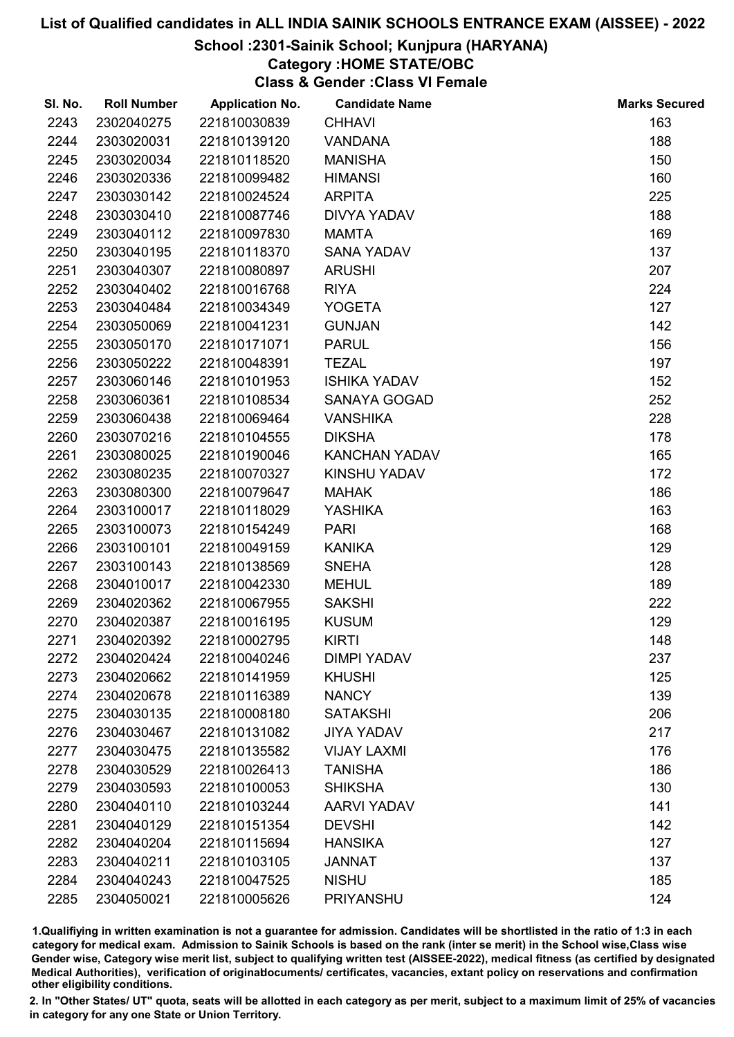# List of Qualified candidates in ALL INDIA SAINIK SCHOOLS ENTRANCE EXAM (AISSEE) - 2022

## School :2301-Sainik School; Kunjpura (HARYANA)

### Category :HOME STATE/OBC

### Class & Gender :Class VI Female

| Sl. No. | Roll Number | Application No. | Candidate Name | Marks Secured |
|---|---|---|---|---|
| 2243 | 2302040275 | 221810030839 | CHHAVI | 163 |
| 2244 | 2303020031 | 221810139120 | VANDANA | 188 |
| 2245 | 2303020034 | 221810118520 | MANISHA | 150 |
| 2246 | 2303020336 | 221810099482 | HIMANSI | 160 |
| 2247 | 2303030142 | 221810024524 | ARPITA | 225 |
| 2248 | 2303030410 | 221810087746 | DIVYA YADAV | 188 |
| 2249 | 2303040112 | 221810097830 | MAMTA | 169 |
| 2250 | 2303040195 | 221810118370 | SANA YADAV | 137 |
| 2251 | 2303040307 | 221810080897 | ARUSHI | 207 |
| 2252 | 2303040402 | 221810016768 | RIYA | 224 |
| 2253 | 2303040484 | 221810034349 | YOGETA | 127 |
| 2254 | 2303050069 | 221810041231 | GUNJAN | 142 |
| 2255 | 2303050170 | 221810171071 | PARUL | 156 |
| 2256 | 2303050222 | 221810048391 | TEZAL | 197 |
| 2257 | 2303060146 | 221810101953 | ISHIKA YADAV | 152 |
| 2258 | 2303060361 | 221810108534 | SANAYA GOGAD | 252 |
| 2259 | 2303060438 | 221810069464 | VANSHIKA | 228 |
| 2260 | 2303070216 | 221810104555 | DIKSHA | 178 |
| 2261 | 2303080025 | 221810190046 | KANCHAN YADAV | 165 |
| 2262 | 2303080235 | 221810070327 | KINSHU YADAV | 172 |
| 2263 | 2303080300 | 221810079647 | MAHAK | 186 |
| 2264 | 2303100017 | 221810118029 | YASHIKA | 163 |
| 2265 | 2303100073 | 221810154249 | PARI | 168 |
| 2266 | 2303100101 | 221810049159 | KANIKA | 129 |
| 2267 | 2303100143 | 221810138569 | SNEHA | 128 |
| 2268 | 2304010017 | 221810042330 | MEHUL | 189 |
| 2269 | 2304020362 | 221810067955 | SAKSHI | 222 |
| 2270 | 2304020387 | 221810016195 | KUSUM | 129 |
| 2271 | 2304020392 | 221810002795 | KIRTI | 148 |
| 2272 | 2304020424 | 221810040246 | DIMPI YADAV | 237 |
| 2273 | 2304020662 | 221810141959 | KHUSHI | 125 |
| 2274 | 2304020678 | 221810116389 | NANCY | 139 |
| 2275 | 2304030135 | 221810008180 | SATAKSHI | 206 |
| 2276 | 2304030467 | 221810131082 | JIYA YADAV | 217 |
| 2277 | 2304030475 | 221810135582 | VIJAY LAXMI | 176 |
| 2278 | 2304030529 | 221810026413 | TANISHA | 186 |
| 2279 | 2304030593 | 221810100053 | SHIKSHA | 130 |
| 2280 | 2304040110 | 221810103244 | AARVI YADAV | 141 |
| 2281 | 2304040129 | 221810151354 | DEVSHI | 142 |
| 2282 | 2304040204 | 221810115694 | HANSIKA | 127 |
| 2283 | 2304040211 | 221810103105 | JANNAT | 137 |
| 2284 | 2304040243 | 221810047525 | NISHU | 185 |
| 2285 | 2304050021 | 221810005626 | PRIYANSHU | 124 |

1.Qualifiying in written examination is not a guarantee for admission. Candidates will be shortlisted in the ratio of 1:3 in each category for medical exam. Admission to Sainik Schools is based on the rank (inter se merit) in the School wise,Class wise Gender wise, Category wise merit list, subject to qualifying written test (AISSEE-2022), medical fitness (as certified by designated Medical Authorities), verification of originaldocuments/ certificates, vacancies, extant policy on reservations and confirmation other eligibility conditions.

2. In "Other States/ UT" quota, seats will be allotted in each category as per merit, subject to a maximum limit of 25% of vacancies in category for any one State or Union Territory.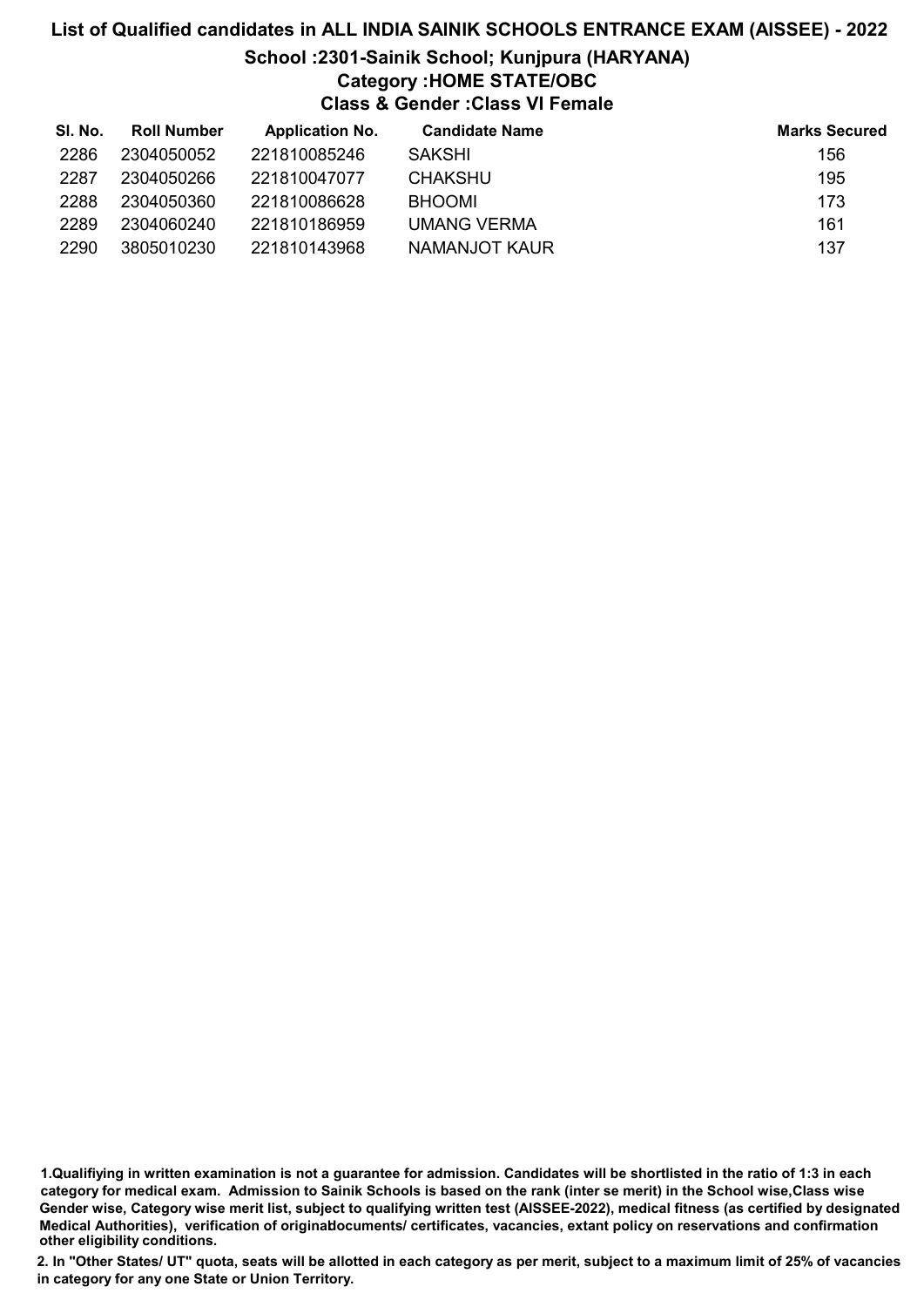# List of Qualified candidates in ALL INDIA SAINIK SCHOOLS ENTRANCE EXAM (AISSEE) - 2022

## School :2301-Sainik School; Kunjpura (HARYANA)

### Category :HOME STATE/OBC

### Class & Gender :Class VI Female

| Sl. No. | Roll Number | Application No. | Candidate Name | Marks Secured |
|---|---|---|---|---|
| 2286 | 2304050052 | 221810085246 | SAKSHI | 156 |
| 2287 | 2304050266 | 221810047077 | CHAKSHU | 195 |
| 2288 | 2304050360 | 221810086628 | BHOOMI | 173 |
| 2289 | 2304060240 | 221810186959 | UMANG VERMA | 161 |
| 2290 | 3805010230 | 221810143968 | NAMANJOT KAUR | 137 |

**1.Qualifiying in written examination is not a guarantee for admission. Candidates will be shortlisted in the ratio of 1:3 in each category for medical exam. Admission to Sainik Schools is based on the rank (inter se merit) in the School wise,Class wise Gender wise, Category wise merit list, subject to qualifying written test (AISSEE-2022), medical fitness (as certified by designated Medical Authorities), verification of originaldocuments/ certificates, vacancies, extant policy on reservations and confirmation other eligibility conditions.**

**2. In "Other States/ UT" quota, seats will be allotted in each category as per merit, subject to a maximum limit of 25% of vacancies in category for any one State or Union Territory.**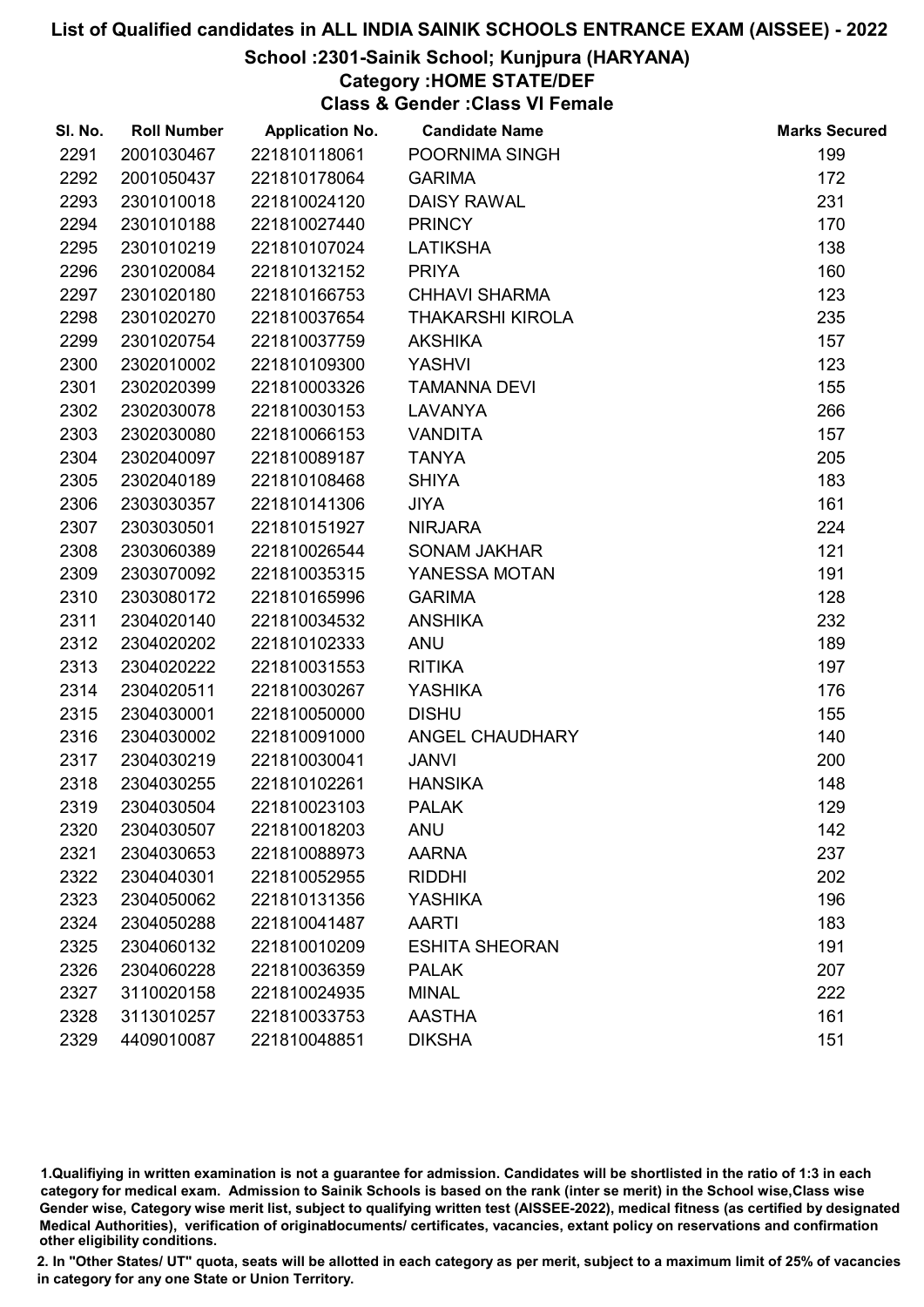# List of Qualified candidates in ALL INDIA SAINIK SCHOOLS ENTRANCE EXAM (AISSEE) - 2022

## School :2301-Sainik School; Kunjpura (HARYANA)

### Category :HOME STATE/DEF

### Class & Gender :Class VI Female

| Sl. No. | Roll Number | Application No. | Candidate Name | Marks Secured |
|---|---|---|---|---|
| 2291 | 2001030467 | 221810118061 | POORNIMA SINGH | 199 |
| 2292 | 2001050437 | 221810178064 | GARIMA | 172 |
| 2293 | 2301010018 | 221810024120 | DAISY RAWAL | 231 |
| 2294 | 2301010188 | 221810027440 | PRINCY | 170 |
| 2295 | 2301010219 | 221810107024 | LATIKSHA | 138 |
| 2296 | 2301020084 | 221810132152 | PRIYA | 160 |
| 2297 | 2301020180 | 221810166753 | CHHAVI SHARMA | 123 |
| 2298 | 2301020270 | 221810037654 | THAKARSHI KIROLA | 235 |
| 2299 | 2301020754 | 221810037759 | AKSHIKA | 157 |
| 2300 | 2302010002 | 221810109300 | YASHVI | 123 |
| 2301 | 2302020399 | 221810003326 | TAMANNA DEVI | 155 |
| 2302 | 2302030078 | 221810030153 | LAVANYA | 266 |
| 2303 | 2302030080 | 221810066153 | VANDITA | 157 |
| 2304 | 2302040097 | 221810089187 | TANYA | 205 |
| 2305 | 2302040189 | 221810108468 | SHIYA | 183 |
| 2306 | 2303030357 | 221810141306 | JIYA | 161 |
| 2307 | 2303030501 | 221810151927 | NIRJARA | 224 |
| 2308 | 2303060389 | 221810026544 | SONAM JAKHAR | 121 |
| 2309 | 2303070092 | 221810035315 | YANESSA MOTAN | 191 |
| 2310 | 2303080172 | 221810165996 | GARIMA | 128 |
| 2311 | 2304020140 | 221810034532 | ANSHIKA | 232 |
| 2312 | 2304020202 | 221810102333 | ANU | 189 |
| 2313 | 2304020222 | 221810031553 | RITIKA | 197 |
| 2314 | 2304020511 | 221810030267 | YASHIKA | 176 |
| 2315 | 2304030001 | 221810050000 | DISHU | 155 |
| 2316 | 2304030002 | 221810091000 | ANGEL CHAUDHARY | 140 |
| 2317 | 2304030219 | 221810030041 | JANVI | 200 |
| 2318 | 2304030255 | 221810102261 | HANSIKA | 148 |
| 2319 | 2304030504 | 221810023103 | PALAK | 129 |
| 2320 | 2304030507 | 221810018203 | ANU | 142 |
| 2321 | 2304030653 | 221810088973 | AARNA | 237 |
| 2322 | 2304040301 | 221810052955 | RIDDHI | 202 |
| 2323 | 2304050062 | 221810131356 | YASHIKA | 196 |
| 2324 | 2304050288 | 221810041487 | AARTI | 183 |
| 2325 | 2304060132 | 221810010209 | ESHITA SHEORAN | 191 |
| 2326 | 2304060228 | 221810036359 | PALAK | 207 |
| 2327 | 3110020158 | 221810024935 | MINAL | 222 |
| 2328 | 3113010257 | 221810033753 | AASTHA | 161 |
| 2329 | 4409010087 | 221810048851 | DIKSHA | 151 |

1.Qualifiying in written examination is not a guarantee for admission. Candidates will be shortlisted in the ratio of 1:3 in each category for medical exam. Admission to Sainik Schools is based on the rank (inter se merit) in the School wise,Class wise Gender wise, Category wise merit list, subject to qualifying written test (AISSEE-2022), medical fitness (as certified by designated Medical Authorities), verification of originaldocuments/ certificates, vacancies, extant policy on reservations and confirmation other eligibility conditions.

2. In "Other States/ UT" quota, seats will be allotted in each category as per merit, subject to a maximum limit of 25% of vacancies in category for any one State or Union Territory.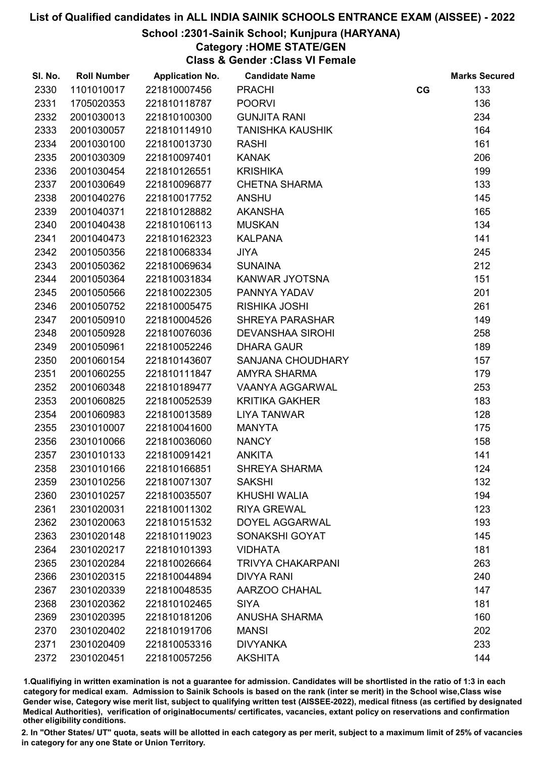# List of Qualified candidates in ALL INDIA SAINIK SCHOOLS ENTRANCE EXAM (AISSEE) - 2022

## School :2301-Sainik School; Kunjpura (HARYANA)

### Category :HOME STATE/GEN

### Class & Gender :Class VI Female

| Sl. No. | Roll Number | Application No. | Candidate Name | | Marks Secured |
|---|---|---|---|---|---|
| 2330 | 1101010017 | 221810007456 | PRACHI | CG | 133 |
| 2331 | 1705020353 | 221810118787 | POORVI | | 136 |
| 2332 | 2001030013 | 221810100300 | GUNJITA RANI | | 234 |
| 2333 | 2001030057 | 221810114910 | TANISHKA KAUSHIK | | 164 |
| 2334 | 2001030100 | 221810013730 | RASHI | | 161 |
| 2335 | 2001030309 | 221810097401 | KANAK | | 206 |
| 2336 | 2001030454 | 221810126551 | KRISHIKA | | 199 |
| 2337 | 2001030649 | 221810096877 | CHETNA SHARMA | | 133 |
| 2338 | 2001040276 | 221810017752 | ANSHU | | 145 |
| 2339 | 2001040371 | 221810128882 | AKANSHA | | 165 |
| 2340 | 2001040438 | 221810106113 | MUSKAN | | 134 |
| 2341 | 2001040473 | 221810162323 | KALPANA | | 141 |
| 2342 | 2001050356 | 221810068334 | JIYA | | 245 |
| 2343 | 2001050362 | 221810069634 | SUNAINA | | 212 |
| 2344 | 2001050364 | 221810031834 | KANWAR JYOTSNA | | 151 |
| 2345 | 2001050566 | 221810022305 | PANNYA YADAV | | 201 |
| 2346 | 2001050752 | 221810005475 | RISHIKA JOSHI | | 261 |
| 2347 | 2001050910 | 221810004526 | SHREYA PARASHAR | | 149 |
| 2348 | 2001050928 | 221810076036 | DEVANSHAA SIROHI | | 258 |
| 2349 | 2001050961 | 221810052246 | DHARA GAUR | | 189 |
| 2350 | 2001060154 | 221810143607 | SANJANA CHOUDHARY | | 157 |
| 2351 | 2001060255 | 221810111847 | AMYRA SHARMA | | 179 |
| 2352 | 2001060348 | 221810189477 | VAANYA AGGARWAL | | 253 |
| 2353 | 2001060825 | 221810052539 | KRITIKA GAKHER | | 183 |
| 2354 | 2001060983 | 221810013589 | LIYA TANWAR | | 128 |
| 2355 | 2301010007 | 221810041600 | MANYTA | | 175 |
| 2356 | 2301010066 | 221810036060 | NANCY | | 158 |
| 2357 | 2301010133 | 221810091421 | ANKITA | | 141 |
| 2358 | 2301010166 | 221810166851 | SHREYA SHARMA | | 124 |
| 2359 | 2301010256 | 221810071307 | SAKSHI | | 132 |
| 2360 | 2301010257 | 221810035507 | KHUSHI WALIA | | 194 |
| 2361 | 2301020031 | 221810011302 | RIYA GREWAL | | 123 |
| 2362 | 2301020063 | 221810151532 | DOYEL AGGARWAL | | 193 |
| 2363 | 2301020148 | 221810119023 | SONAKSHI GOYAT | | 145 |
| 2364 | 2301020217 | 221810101393 | VIDHATA | | 181 |
| 2365 | 2301020284 | 221810026664 | TRIVYA CHAKARPANI | | 263 |
| 2366 | 2301020315 | 221810044894 | DIVYA RANI | | 240 |
| 2367 | 2301020339 | 221810048535 | AARZOO CHAHAL | | 147 |
| 2368 | 2301020362 | 221810102465 | SIYA | | 181 |
| 2369 | 2301020395 | 221810181206 | ANUSHA SHARMA | | 160 |
| 2370 | 2301020402 | 221810191706 | MANSI | | 202 |
| 2371 | 2301020409 | 221810053316 | DIVYANKA | | 233 |
| 2372 | 2301020451 | 221810057256 | AKSHITA | | 144 |

1.Qualifying in written examination is not a guarantee for admission. Candidates will be shortlisted in the ratio of 1:3 in each category for medical exam. Admission to Sainik Schools is based on the rank (inter se merit) in the School wise,Class wise Gender wise, Category wise merit list, subject to qualifying written test (AISSEE-2022), medical fitness (as certified by designated Medical Authorities), verification of originaldocuments/ certificates, vacancies, extant policy on reservations and confirmation other eligibility conditions.

2. In "Other States/ UT" quota, seats will be allotted in each category as per merit, subject to a maximum limit of 25% of vacancies in category for any one State or Union Territory.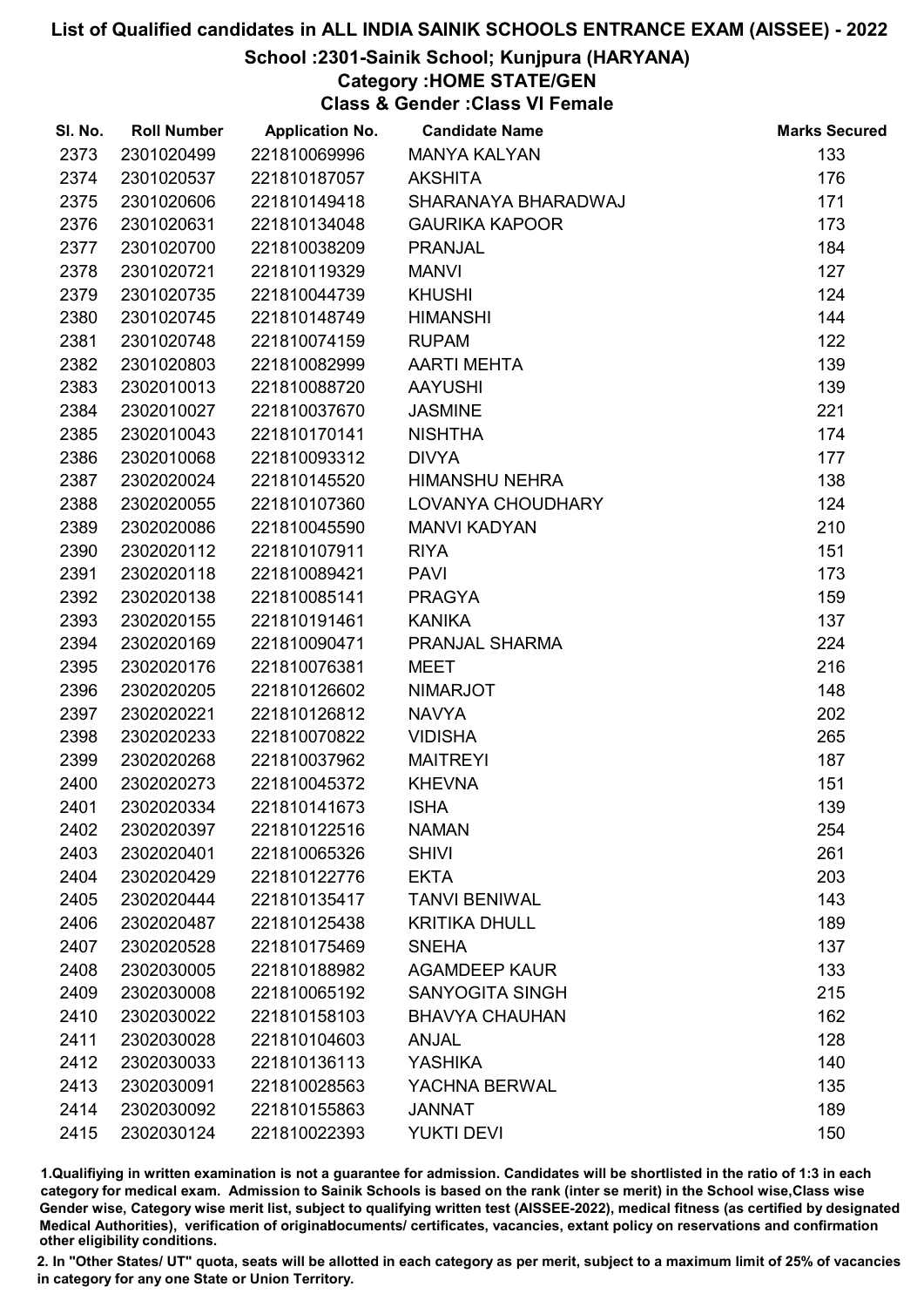# List of Qualified candidates in ALL INDIA SAINIK SCHOOLS ENTRANCE EXAM (AISSEE) - 2022

## School :2301-Sainik School; Kunjpura (HARYANA)

### Category :HOME STATE/GEN

### Class & Gender :Class VI Female

| Sl. No. | Roll Number | Application No. | Candidate Name | Marks Secured |
|---|---|---|---|---|
| 2373 | 2301020499 | 221810069996 | MANYA KALYAN | 133 |
| 2374 | 2301020537 | 221810187057 | AKSHITA | 176 |
| 2375 | 2301020606 | 221810149418 | SHARANAYA BHARADWAJ | 171 |
| 2376 | 2301020631 | 221810134048 | GAURIKA KAPOOR | 173 |
| 2377 | 2301020700 | 221810038209 | PRANJAL | 184 |
| 2378 | 2301020721 | 221810119329 | MANVI | 127 |
| 2379 | 2301020735 | 221810044739 | KHUSHI | 124 |
| 2380 | 2301020745 | 221810148749 | HIMANSHI | 144 |
| 2381 | 2301020748 | 221810074159 | RUPAM | 122 |
| 2382 | 2301020803 | 221810082999 | AARTI MEHTA | 139 |
| 2383 | 2302010013 | 221810088720 | AAYUSHI | 139 |
| 2384 | 2302010027 | 221810037670 | JASMINE | 221 |
| 2385 | 2302010043 | 221810170141 | NISHTHA | 174 |
| 2386 | 2302010068 | 221810093312 | DIVYA | 177 |
| 2387 | 2302020024 | 221810145520 | HIMANSHU NEHRA | 138 |
| 2388 | 2302020055 | 221810107360 | LOVANYA CHOUDHARY | 124 |
| 2389 | 2302020086 | 221810045590 | MANVI KADYAN | 210 |
| 2390 | 2302020112 | 221810107911 | RIYA | 151 |
| 2391 | 2302020118 | 221810089421 | PAVI | 173 |
| 2392 | 2302020138 | 221810085141 | PRAGYA | 159 |
| 2393 | 2302020155 | 221810191461 | KANIKA | 137 |
| 2394 | 2302020169 | 221810090471 | PRANJAL SHARMA | 224 |
| 2395 | 2302020176 | 221810076381 | MEET | 216 |
| 2396 | 2302020205 | 221810126602 | NIMARJOT | 148 |
| 2397 | 2302020221 | 221810126812 | NAVYA | 202 |
| 2398 | 2302020233 | 221810070822 | VIDISHA | 265 |
| 2399 | 2302020268 | 221810037962 | MAITREYI | 187 |
| 2400 | 2302020273 | 221810045372 | KHEVNA | 151 |
| 2401 | 2302020334 | 221810141673 | ISHA | 139 |
| 2402 | 2302020397 | 221810122516 | NAMAN | 254 |
| 2403 | 2302020401 | 221810065326 | SHIVI | 261 |
| 2404 | 2302020429 | 221810122776 | EKTA | 203 |
| 2405 | 2302020444 | 221810135417 | TANVI BENIWAL | 143 |
| 2406 | 2302020487 | 221810125438 | KRITIKA DHULL | 189 |
| 2407 | 2302020528 | 221810175469 | SNEHA | 137 |
| 2408 | 2302030005 | 221810188982 | AGAMDEEP KAUR | 133 |
| 2409 | 2302030008 | 221810065192 | SANYOGITA SINGH | 215 |
| 2410 | 2302030022 | 221810158103 | BHAVYA CHAUHAN | 162 |
| 2411 | 2302030028 | 221810104603 | ANJAL | 128 |
| 2412 | 2302030033 | 221810136113 | YASHIKA | 140 |
| 2413 | 2302030091 | 221810028563 | YACHNA BERWAL | 135 |
| 2414 | 2302030092 | 221810155863 | JANNAT | 189 |
| 2415 | 2302030124 | 221810022393 | YUKTI DEVI | 150 |

1.Qualifiying in written examination is not a guarantee for admission. Candidates will be shortlisted in the ratio of 1:3 in each category for medical exam. Admission to Sainik Schools is based on the rank (inter se merit) in the School wise,Class wise Gender wise, Category wise merit list, subject to qualifying written test (AISSEE-2022), medical fitness (as certified by designated Medical Authorities), verification of originaldocuments/ certificates, vacancies, extant policy on reservations and confirmation other eligibility conditions.

2. In "Other States/ UT" quota, seats will be allotted in each category as per merit, subject to a maximum limit of 25% of vacancies in category for any one State or Union Territory.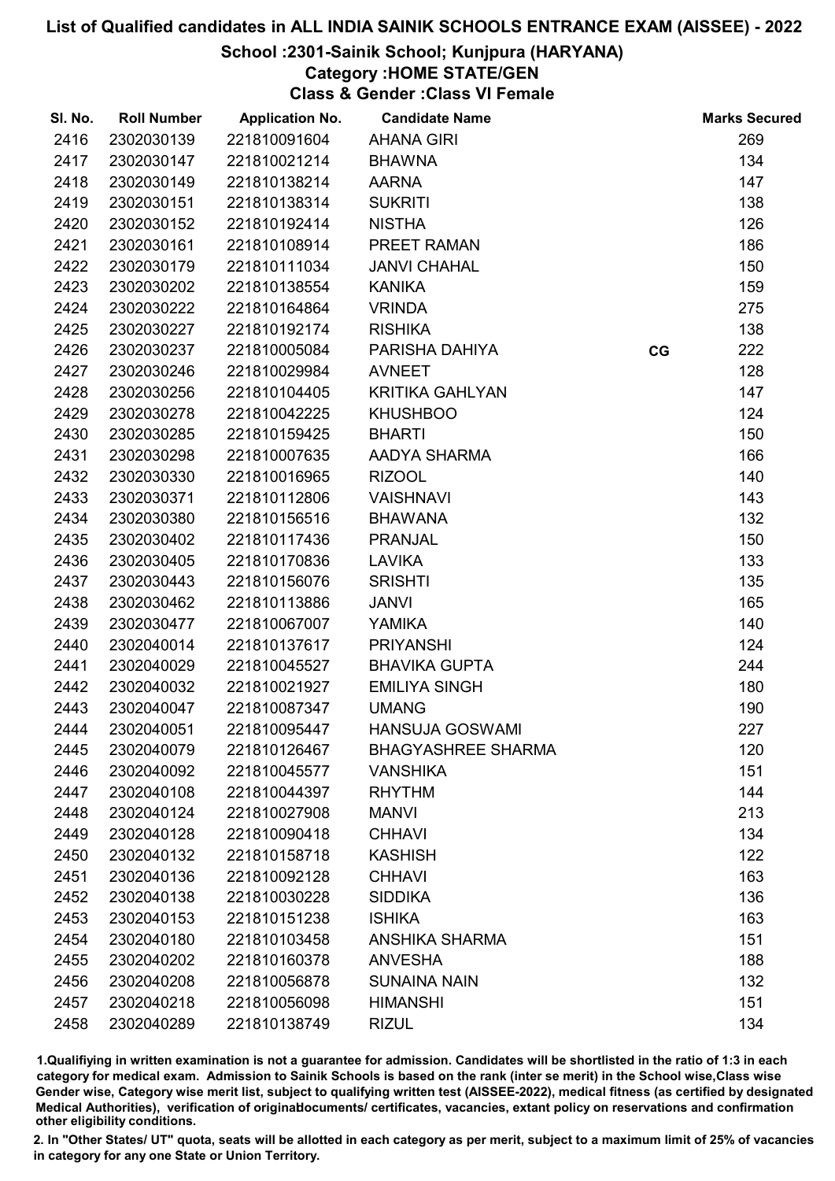# List of Qualified candidates in ALL INDIA SAINIK SCHOOLS ENTRANCE EXAM (AISSEE) - 2022

## School :2301-Sainik School; Kunjpura (HARYANA)

### Category :HOME STATE/GEN

### Class & Gender :Class VI Female

| Sl. No. | Roll Number | Application No. | Candidate Name | | Marks Secured |
|---|---|---|---|---|---|
| 2416 | 2302030139 | 221810091604 | AHANA GIRI | | 269 |
| 2417 | 2302030147 | 221810021214 | BHAWNA | | 134 |
| 2418 | 2302030149 | 221810138214 | AARNA | | 147 |
| 2419 | 2302030151 | 221810138314 | SUKRITI | | 138 |
| 2420 | 2302030152 | 221810192414 | NISTHA | | 126 |
| 2421 | 2302030161 | 221810108914 | PREET RAMAN | | 186 |
| 2422 | 2302030179 | 221810111034 | JANVI CHAHAL | | 150 |
| 2423 | 2302030202 | 221810138554 | KANIKA | | 159 |
| 2424 | 2302030222 | 221810164864 | VRINDA | | 275 |
| 2425 | 2302030227 | 221810192174 | RISHIKA | | 138 |
| 2426 | 2302030237 | 221810005084 | PARISHA DAHIYA | CG | 222 |
| 2427 | 2302030246 | 221810029984 | AVNEET | | 128 |
| 2428 | 2302030256 | 221810104405 | KRITIKA GAHLYAN | | 147 |
| 2429 | 2302030278 | 221810042225 | KHUSHBOO | | 124 |
| 2430 | 2302030285 | 221810159425 | BHARTI | | 150 |
| 2431 | 2302030298 | 221810007635 | AADYA SHARMA | | 166 |
| 2432 | 2302030330 | 221810016965 | RIZOOL | | 140 |
| 2433 | 2302030371 | 221810112806 | VAISHNAVI | | 143 |
| 2434 | 2302030380 | 221810156516 | BHAWANA | | 132 |
| 2435 | 2302030402 | 221810117436 | PRANJAL | | 150 |
| 2436 | 2302030405 | 221810170836 | LAVIKA | | 133 |
| 2437 | 2302030443 | 221810156076 | SRISHTI | | 135 |
| 2438 | 2302030462 | 221810113886 | JANVI | | 165 |
| 2439 | 2302030477 | 221810067007 | YAMIKA | | 140 |
| 2440 | 2302040014 | 221810137617 | PRIYANSHI | | 124 |
| 2441 | 2302040029 | 221810045527 | BHAVIKA GUPTA | | 244 |
| 2442 | 2302040032 | 221810021927 | EMILIYA SINGH | | 180 |
| 2443 | 2302040047 | 221810087347 | UMANG | | 190 |
| 2444 | 2302040051 | 221810095447 | HANSUJA GOSWAMI | | 227 |
| 2445 | 2302040079 | 221810126467 | BHAGYASHREE SHARMA | | 120 |
| 2446 | 2302040092 | 221810045577 | VANSHIKA | | 151 |
| 2447 | 2302040108 | 221810044397 | RHYTHM | | 144 |
| 2448 | 2302040124 | 221810027908 | MANVI | | 213 |
| 2449 | 2302040128 | 221810090418 | CHHAVI | | 134 |
| 2450 | 2302040132 | 221810158718 | KASHISH | | 122 |
| 2451 | 2302040136 | 221810092128 | CHHAVI | | 163 |
| 2452 | 2302040138 | 221810030228 | SIDDIKA | | 136 |
| 2453 | 2302040153 | 221810151238 | ISHIKA | | 163 |
| 2454 | 2302040180 | 221810103458 | ANSHIKA SHARMA | | 151 |
| 2455 | 2302040202 | 221810160378 | ANVESHA | | 188 |
| 2456 | 2302040208 | 221810056878 | SUNAINA NAIN | | 132 |
| 2457 | 2302040218 | 221810056098 | HIMANSHI | | 151 |
| 2458 | 2302040289 | 221810138749 | RIZUL | | 134 |

1.Qualifying in written examination is not a guarantee for admission. Candidates will be shortlisted in the ratio of 1:3 in each category for medical exam. Admission to Sainik Schools is based on the rank (inter se merit) in the School wise,Class wise Gender wise, Category wise merit list, subject to qualifying written test (AISSEE-2022), medical fitness (as certified by designated Medical Authorities), verification of originaldocuments/ certificates, vacancies, extant policy on reservations and confirmation other eligibility conditions.

2. In "Other States/ UT" quota, seats will be allotted in each category as per merit, subject to a maximum limit of 25% of vacancies in category for any one State or Union Territory.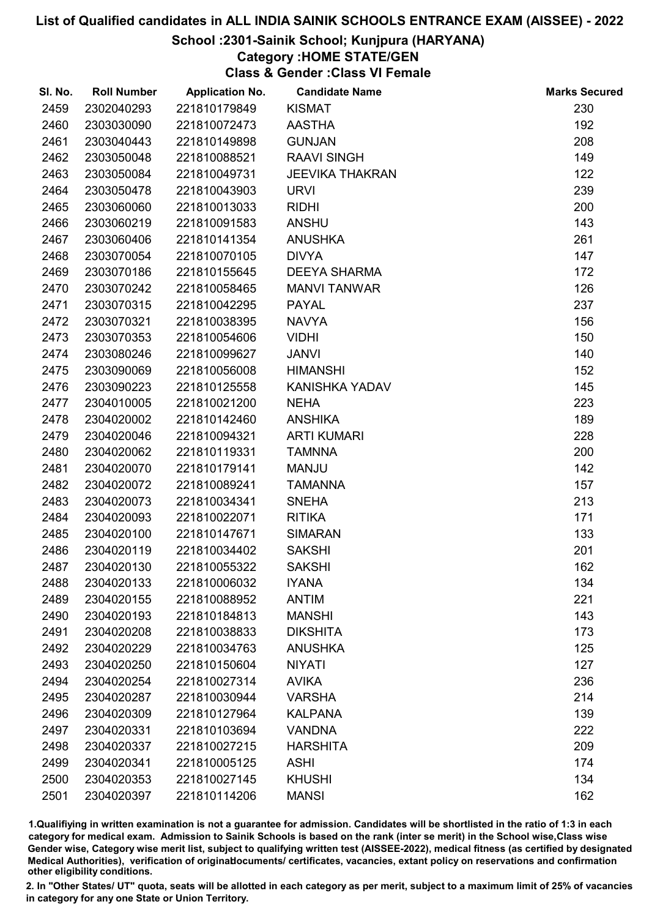# List of Qualified candidates in ALL INDIA SAINIK SCHOOLS ENTRANCE EXAM (AISSEE) - 2022

## School :2301-Sainik School; Kunjpura (HARYANA)

### Category :HOME STATE/GEN

### Class & Gender :Class VI Female

| Sl. No. | Roll Number | Application No. | Candidate Name | Marks Secured |
|---|---|---|---|---|
| 2459 | 2302040293 | 221810179849 | KISMAT | 230 |
| 2460 | 2303030090 | 221810072473 | AASTHA | 192 |
| 2461 | 2303040443 | 221810149898 | GUNJAN | 208 |
| 2462 | 2303050048 | 221810088521 | RAAVI SINGH | 149 |
| 2463 | 2303050084 | 221810049731 | JEEVIKA THAKRAN | 122 |
| 2464 | 2303050478 | 221810043903 | URVI | 239 |
| 2465 | 2303060060 | 221810013033 | RIDHI | 200 |
| 2466 | 2303060219 | 221810091583 | ANSHU | 143 |
| 2467 | 2303060406 | 221810141354 | ANUSHKA | 261 |
| 2468 | 2303070054 | 221810070105 | DIVYA | 147 |
| 2469 | 2303070186 | 221810155645 | DEEYA SHARMA | 172 |
| 2470 | 2303070242 | 221810058465 | MANVI TANWAR | 126 |
| 2471 | 2303070315 | 221810042295 | PAYAL | 237 |
| 2472 | 2303070321 | 221810038395 | NAVYA | 156 |
| 2473 | 2303070353 | 221810054606 | VIDHI | 150 |
| 2474 | 2303080246 | 221810099627 | JANVI | 140 |
| 2475 | 2303090069 | 221810056008 | HIMANSHI | 152 |
| 2476 | 2303090223 | 221810125558 | KANISHKA YADAV | 145 |
| 2477 | 2304010005 | 221810021200 | NEHA | 223 |
| 2478 | 2304020002 | 221810142460 | ANSHIKA | 189 |
| 2479 | 2304020046 | 221810094321 | ARTI KUMARI | 228 |
| 2480 | 2304020062 | 221810119331 | TAMNNA | 200 |
| 2481 | 2304020070 | 221810179141 | MANJU | 142 |
| 2482 | 2304020072 | 221810089241 | TAMANNA | 157 |
| 2483 | 2304020073 | 221810034341 | SNEHA | 213 |
| 2484 | 2304020093 | 221810022071 | RITIKA | 171 |
| 2485 | 2304020100 | 221810147671 | SIMARAN | 133 |
| 2486 | 2304020119 | 221810034402 | SAKSHI | 201 |
| 2487 | 2304020130 | 221810055322 | SAKSHI | 162 |
| 2488 | 2304020133 | 221810006032 | IYANA | 134 |
| 2489 | 2304020155 | 221810088952 | ANTIM | 221 |
| 2490 | 2304020193 | 221810184813 | MANSHI | 143 |
| 2491 | 2304020208 | 221810038833 | DIKSHITA | 173 |
| 2492 | 2304020229 | 221810034763 | ANUSHKA | 125 |
| 2493 | 2304020250 | 221810150604 | NIYATI | 127 |
| 2494 | 2304020254 | 221810027314 | AVIKA | 236 |
| 2495 | 2304020287 | 221810030944 | VARSHA | 214 |
| 2496 | 2304020309 | 221810127964 | KALPANA | 139 |
| 2497 | 2304020331 | 221810103694 | VANDNA | 222 |
| 2498 | 2304020337 | 221810027215 | HARSHITA | 209 |
| 2499 | 2304020341 | 221810005125 | ASHI | 174 |
| 2500 | 2304020353 | 221810027145 | KHUSHI | 134 |
| 2501 | 2304020397 | 221810114206 | MANSI | 162 |

1.Qualifiying in written examination is not a guarantee for admission. Candidates will be shortlisted in the ratio of 1:3 in each category for medical exam. Admission to Sainik Schools is based on the rank (inter se merit) in the School wise,Class wise Gender wise, Category wise merit list, subject to qualifying written test (AISSEE-2022), medical fitness (as certified by designated Medical Authorities), verification of originaldocuments/ certificates, vacancies, extant policy on reservations and confirmation other eligibility conditions.

2. In "Other States/ UT" quota, seats will be allotted in each category as per merit, subject to a maximum limit of 25% of vacancies in category for any one State or Union Territory.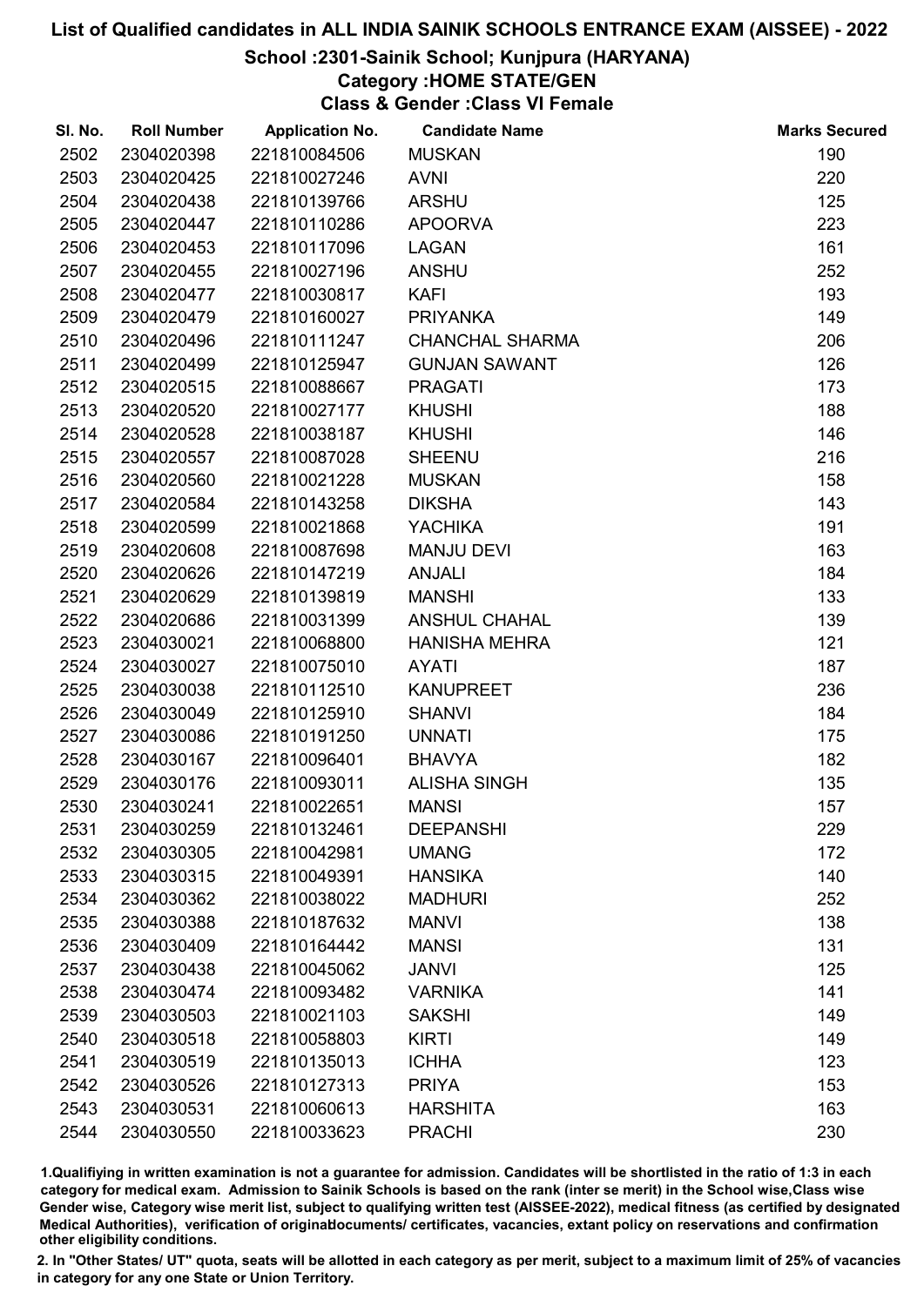# List of Qualified candidates in ALL INDIA SAINIK SCHOOLS ENTRANCE EXAM (AISSEE) - 2022

## School :2301-Sainik School; Kunjpura (HARYANA)

### Category :HOME STATE/GEN

### Class & Gender :Class VI Female

| Sl. No. | Roll Number | Application No. | Candidate Name | Marks Secured |
|---|---|---|---|---|
| 2502 | 2304020398 | 221810084506 | MUSKAN | 190 |
| 2503 | 2304020425 | 221810027246 | AVNI | 220 |
| 2504 | 2304020438 | 221810139766 | ARSHU | 125 |
| 2505 | 2304020447 | 221810110286 | APOORVA | 223 |
| 2506 | 2304020453 | 221810117096 | LAGAN | 161 |
| 2507 | 2304020455 | 221810027196 | ANSHU | 252 |
| 2508 | 2304020477 | 221810030817 | KAFI | 193 |
| 2509 | 2304020479 | 221810160027 | PRIYANKA | 149 |
| 2510 | 2304020496 | 221810111247 | CHANCHAL SHARMA | 206 |
| 2511 | 2304020499 | 221810125947 | GUNJAN SAWANT | 126 |
| 2512 | 2304020515 | 221810088667 | PRAGATI | 173 |
| 2513 | 2304020520 | 221810027177 | KHUSHI | 188 |
| 2514 | 2304020528 | 221810038187 | KHUSHI | 146 |
| 2515 | 2304020557 | 221810087028 | SHEENU | 216 |
| 2516 | 2304020560 | 221810021228 | MUSKAN | 158 |
| 2517 | 2304020584 | 221810143258 | DIKSHA | 143 |
| 2518 | 2304020599 | 221810021868 | YACHIKA | 191 |
| 2519 | 2304020608 | 221810087698 | MANJU DEVI | 163 |
| 2520 | 2304020626 | 221810147219 | ANJALI | 184 |
| 2521 | 2304020629 | 221810139819 | MANSHI | 133 |
| 2522 | 2304020686 | 221810031399 | ANSHUL CHAHAL | 139 |
| 2523 | 2304030021 | 221810068800 | HANISHA MEHRA | 121 |
| 2524 | 2304030027 | 221810075010 | AYATI | 187 |
| 2525 | 2304030038 | 221810112510 | KANUPREET | 236 |
| 2526 | 2304030049 | 221810125910 | SHANVI | 184 |
| 2527 | 2304030086 | 221810191250 | UNNATI | 175 |
| 2528 | 2304030167 | 221810096401 | BHAVYA | 182 |
| 2529 | 2304030176 | 221810093011 | ALISHA SINGH | 135 |
| 2530 | 2304030241 | 221810022651 | MANSI | 157 |
| 2531 | 2304030259 | 221810132461 | DEEPANSHI | 229 |
| 2532 | 2304030305 | 221810042981 | UMANG | 172 |
| 2533 | 2304030315 | 221810049391 | HANSIKA | 140 |
| 2534 | 2304030362 | 221810038022 | MADHURI | 252 |
| 2535 | 2304030388 | 221810187632 | MANVI | 138 |
| 2536 | 2304030409 | 221810164442 | MANSI | 131 |
| 2537 | 2304030438 | 221810045062 | JANVI | 125 |
| 2538 | 2304030474 | 221810093482 | VARNIKA | 141 |
| 2539 | 2304030503 | 221810021103 | SAKSHI | 149 |
| 2540 | 2304030518 | 221810058803 | KIRTI | 149 |
| 2541 | 2304030519 | 221810135013 | ICHHA | 123 |
| 2542 | 2304030526 | 221810127313 | PRIYA | 153 |
| 2543 | 2304030531 | 221810060613 | HARSHITA | 163 |
| 2544 | 2304030550 | 221810033623 | PRACHI | 230 |

1.Qualifiying in written examination is not a guarantee for admission. Candidates will be shortlisted in the ratio of 1:3 in each category for medical exam. Admission to Sainik Schools is based on the rank (inter se merit) in the School wise,Class wise Gender wise, Category wise merit list, subject to qualifying written test (AISSEE-2022), medical fitness (as certified by designated Medical Authorities), verification of originaldocuments/ certificates, vacancies, extant policy on reservations and confirmation other eligibility conditions.

2. In "Other States/ UT" quota, seats will be allotted in each category as per merit, subject to a maximum limit of 25% of vacancies in category for any one State or Union Territory.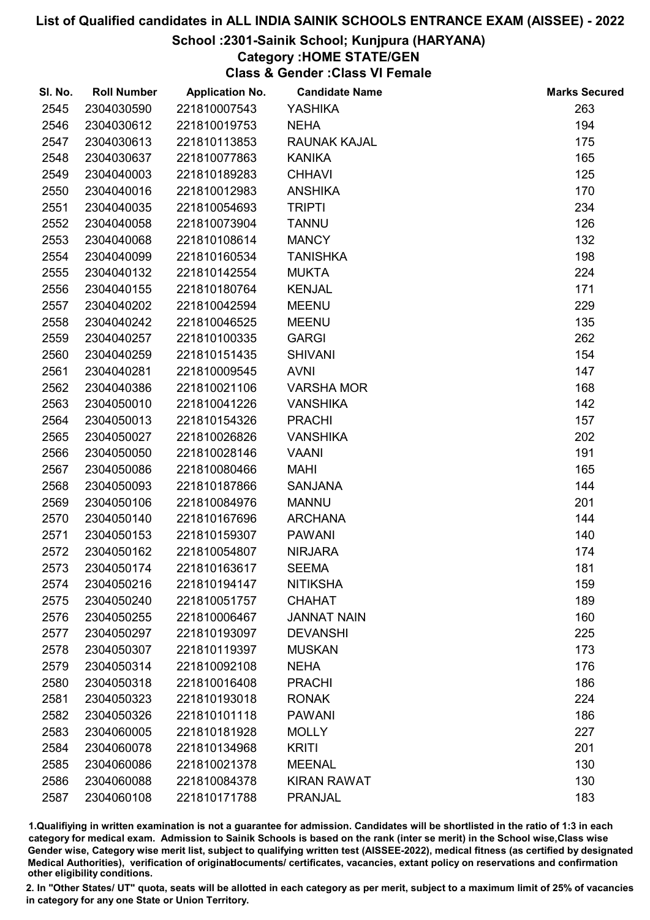# List of Qualified candidates in ALL INDIA SAINIK SCHOOLS ENTRANCE EXAM (AISSEE) - 2022

## School :2301-Sainik School; Kunjpura (HARYANA)

### Category :HOME STATE/GEN

### Class & Gender :Class VI Female

| Sl. No. | Roll Number | Application No. | Candidate Name | Marks Secured |
|---|---|---|---|---|
| 2545 | 2304030590 | 221810007543 | YASHIKA | 263 |
| 2546 | 2304030612 | 221810019753 | NEHA | 194 |
| 2547 | 2304030613 | 221810113853 | RAUNAK KAJAL | 175 |
| 2548 | 2304030637 | 221810077863 | KANIKA | 165 |
| 2549 | 2304040003 | 221810189283 | CHHAVI | 125 |
| 2550 | 2304040016 | 221810012983 | ANSHIKA | 170 |
| 2551 | 2304040035 | 221810054693 | TRIPTI | 234 |
| 2552 | 2304040058 | 221810073904 | TANNU | 126 |
| 2553 | 2304040068 | 221810108614 | MANCY | 132 |
| 2554 | 2304040099 | 221810160534 | TANISHKA | 198 |
| 2555 | 2304040132 | 221810142554 | MUKTA | 224 |
| 2556 | 2304040155 | 221810180764 | KENJAL | 171 |
| 2557 | 2304040202 | 221810042594 | MEENU | 229 |
| 2558 | 2304040242 | 221810046525 | MEENU | 135 |
| 2559 | 2304040257 | 221810100335 | GARGI | 262 |
| 2560 | 2304040259 | 221810151435 | SHIVANI | 154 |
| 2561 | 2304040281 | 221810009545 | AVNI | 147 |
| 2562 | 2304040386 | 221810021106 | VARSHA MOR | 168 |
| 2563 | 2304050010 | 221810041226 | VANSHIKA | 142 |
| 2564 | 2304050013 | 221810154326 | PRACHI | 157 |
| 2565 | 2304050027 | 221810026826 | VANSHIKA | 202 |
| 2566 | 2304050050 | 221810028146 | VAANI | 191 |
| 2567 | 2304050086 | 221810080466 | MAHI | 165 |
| 2568 | 2304050093 | 221810187866 | SANJANA | 144 |
| 2569 | 2304050106 | 221810084976 | MANNU | 201 |
| 2570 | 2304050140 | 221810167696 | ARCHANA | 144 |
| 2571 | 2304050153 | 221810159307 | PAWANI | 140 |
| 2572 | 2304050162 | 221810054807 | NIRJARA | 174 |
| 2573 | 2304050174 | 221810163617 | SEEMA | 181 |
| 2574 | 2304050216 | 221810194147 | NITIKSHA | 159 |
| 2575 | 2304050240 | 221810051757 | CHAHAT | 189 |
| 2576 | 2304050255 | 221810006467 | JANNAT NAIN | 160 |
| 2577 | 2304050297 | 221810193097 | DEVANSHI | 225 |
| 2578 | 2304050307 | 221810119397 | MUSKAN | 173 |
| 2579 | 2304050314 | 221810092108 | NEHA | 176 |
| 2580 | 2304050318 | 221810016408 | PRACHI | 186 |
| 2581 | 2304050323 | 221810193018 | RONAK | 224 |
| 2582 | 2304050326 | 221810101118 | PAWANI | 186 |
| 2583 | 2304060005 | 221810181928 | MOLLY | 227 |
| 2584 | 2304060078 | 221810134968 | KRITI | 201 |
| 2585 | 2304060086 | 221810021378 | MEENAL | 130 |
| 2586 | 2304060088 | 221810084378 | KIRAN RAWAT | 130 |
| 2587 | 2304060108 | 221810171788 | PRANJAL | 183 |

1.Qualifiying in written examination is not a guarantee for admission. Candidates will be shortlisted in the ratio of 1:3 in each category for medical exam. Admission to Sainik Schools is based on the rank (inter se merit) in the School wise,Class wise Gender wise, Category wise merit list, subject to qualifying written test (AISSEE-2022), medical fitness (as certified by designated Medical Authorities), verification of originaldocuments/ certificates, vacancies, extant policy on reservations and confirmation other eligibility conditions.

2. In "Other States/ UT" quota, seats will be allotted in each category as per merit, subject to a maximum limit of 25% of vacancies in category for any one State or Union Territory.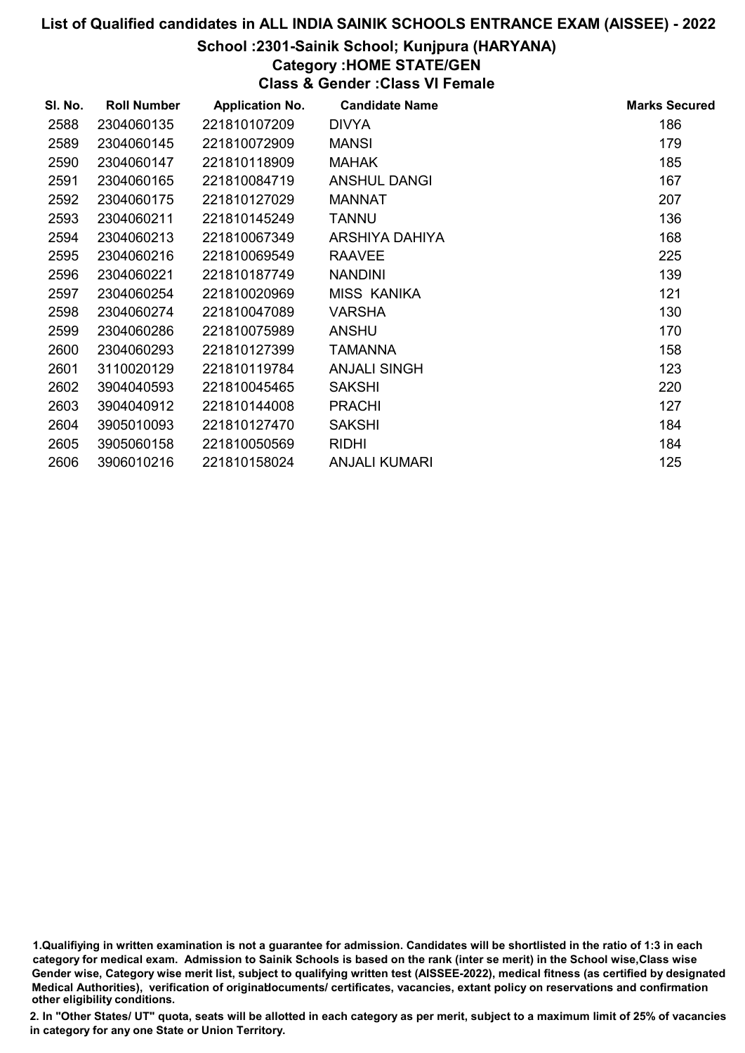# List of Qualified candidates in ALL INDIA SAINIK SCHOOLS ENTRANCE EXAM (AISSEE) - 2022

## School :2301-Sainik School; Kunjpura (HARYANA)

### Category :HOME STATE/GEN

### Class & Gender :Class VI Female

| Sl. No. | Roll Number | Application No. | Candidate Name | Marks Secured |
|---|---|---|---|---|
| 2588 | 2304060135 | 221810107209 | DIVYA | 186 |
| 2589 | 2304060145 | 221810072909 | MANSI | 179 |
| 2590 | 2304060147 | 221810118909 | MAHAK | 185 |
| 2591 | 2304060165 | 221810084719 | ANSHUL DANGI | 167 |
| 2592 | 2304060175 | 221810127029 | MANNAT | 207 |
| 2593 | 2304060211 | 221810145249 | TANNU | 136 |
| 2594 | 2304060213 | 221810067349 | ARSHIYA DAHIYA | 168 |
| 2595 | 2304060216 | 221810069549 | RAAVEE | 225 |
| 2596 | 2304060221 | 221810187749 | NANDINI | 139 |
| 2597 | 2304060254 | 221810020969 | MISS KANIKA | 121 |
| 2598 | 2304060274 | 221810047089 | VARSHA | 130 |
| 2599 | 2304060286 | 221810075989 | ANSHU | 170 |
| 2600 | 2304060293 | 221810127399 | TAMANNA | 158 |
| 2601 | 3110020129 | 221810119784 | ANJALI SINGH | 123 |
| 2602 | 3904040593 | 221810045465 | SAKSHI | 220 |
| 2603 | 3904040912 | 221810144008 | PRACHI | 127 |
| 2604 | 3905010093 | 221810127470 | SAKSHI | 184 |
| 2605 | 3905060158 | 221810050569 | RIDHI | 184 |
| 2606 | 3906010216 | 221810158024 | ANJALI KUMARI | 125 |

1.Qualifiying in written examination is not a guarantee for admission. Candidates will be shortlisted in the ratio of 1:3 in each category for medical exam. Admission to Sainik Schools is based on the rank (inter se merit) in the School wise,Class wise Gender wise, Category wise merit list, subject to qualifying written test (AISSEE-2022), medical fitness (as certified by designated Medical Authorities), verification of originaldocuments/ certificates, vacancies, extant policy on reservations and confirmation other eligibility conditions.

2. In "Other States/ UT" quota, seats will be allotted in each category as per merit, subject to a maximum limit of 25% of vacancies in category for any one State or Union Territory.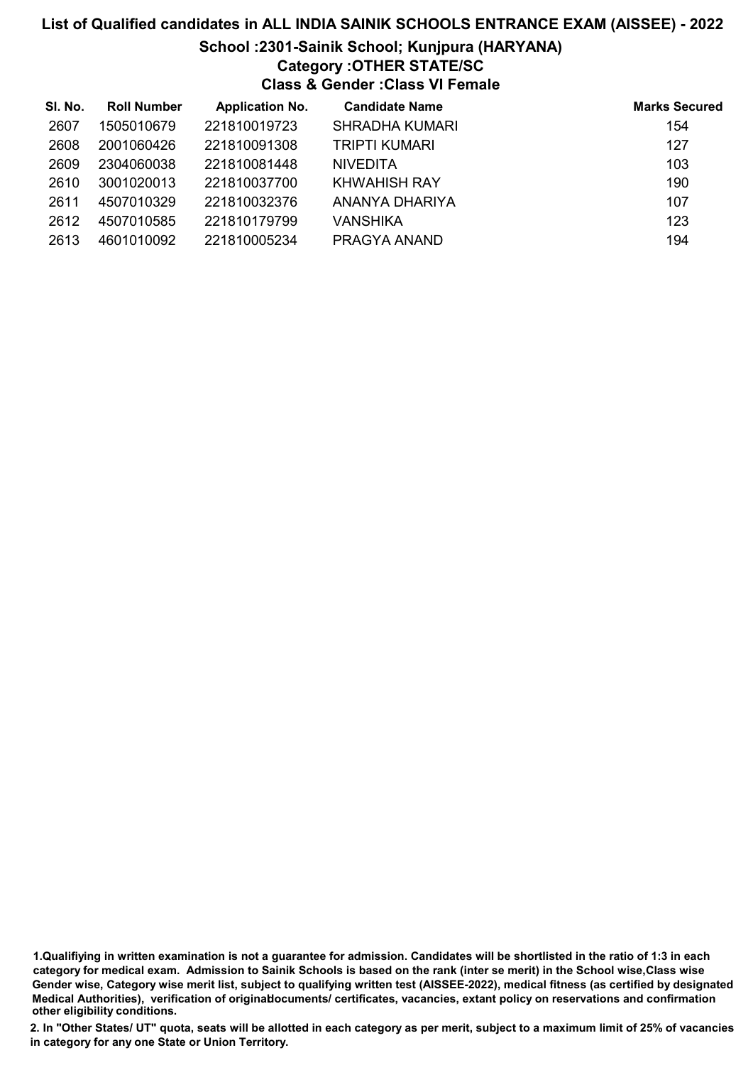# List of Qualified candidates in ALL INDIA SAINIK SCHOOLS ENTRANCE EXAM (AISSEE) - 2022

## School :2301-Sainik School; Kunjpura (HARYANA)

### Category :OTHER STATE/SC

### Class & Gender :Class VI Female

| Sl. No. | Roll Number | Application No. | Candidate Name | Marks Secured |
|---|---|---|---|---|
| 2607 | 1505010679 | 221810019723 | SHRADHA KUMARI | 154 |
| 2608 | 2001060426 | 221810091308 | TRIPTI KUMARI | 127 |
| 2609 | 2304060038 | 221810081448 | NIVEDITA | 103 |
| 2610 | 3001020013 | 221810037700 | KHWAHISH RAY | 190 |
| 2611 | 4507010329 | 221810032376 | ANANYA DHARIYA | 107 |
| 2612 | 4507010585 | 221810179799 | VANSHIKA | 123 |
| 2613 | 4601010092 | 221810005234 | PRAGYA ANAND | 194 |

1.Qualifiying in written examination is not a guarantee for admission. Candidates will be shortlisted in the ratio of 1:3 in each category for medical exam. Admission to Sainik Schools is based on the rank (inter se merit) in the School wise,Class wise Gender wise, Category wise merit list, subject to qualifying written test (AISSEE-2022), medical fitness (as certified by designated Medical Authorities), verification of originaldocuments/ certificates, vacancies, extant policy on reservations and confirmation other eligibility conditions.

2. In "Other States/ UT" quota, seats will be allotted in each category as per merit, subject to a maximum limit of 25% of vacancies in category for any one State or Union Territory.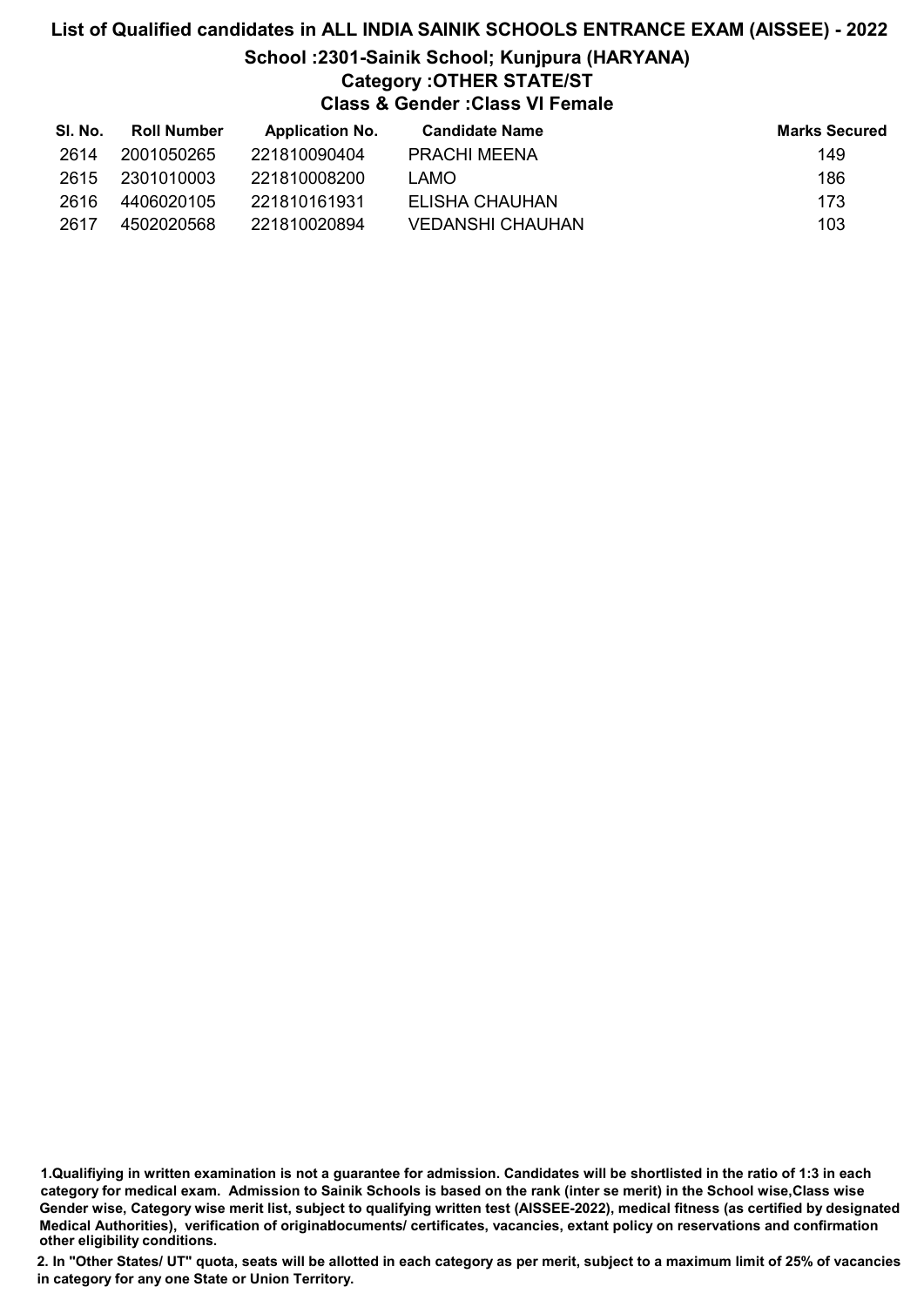# List of Qualified candidates in ALL INDIA SAINIK SCHOOLS ENTRANCE EXAM (AISSEE) - 2022

## School :2301-Sainik School; Kunjpura (HARYANA)

### Category :OTHER STATE/ST

### Class & Gender :Class VI Female

| Sl. No. | Roll Number | Application No. | Candidate Name | Marks Secured |
|---|---|---|---|---|
| 2614 | 2001050265 | 221810090404 | PRACHI MEENA | 149 |
| 2615 | 2301010003 | 221810008200 | LAMO | 186 |
| 2616 | 4406020105 | 221810161931 | ELISHA CHAUHAN | 173 |
| 2617 | 4502020568 | 221810020894 | VEDANSHI CHAUHAN | 103 |

**1.Qualifiying in written examination is not a guarantee for admission. Candidates will be shortlisted in the ratio of 1:3 in each category for medical exam. Admission to Sainik Schools is based on the rank (inter se merit) in the School wise,Class wise Gender wise, Category wise merit list, subject to qualifying written test (AISSEE-2022), medical fitness (as certified by designated Medical Authorities), verification of originaldocuments/ certificates, vacancies, extant policy on reservations and confirmation other eligibility conditions.**

**2. In "Other States/ UT" quota, seats will be allotted in each category as per merit, subject to a maximum limit of 25% of vacancies in category for any one State or Union Territory.**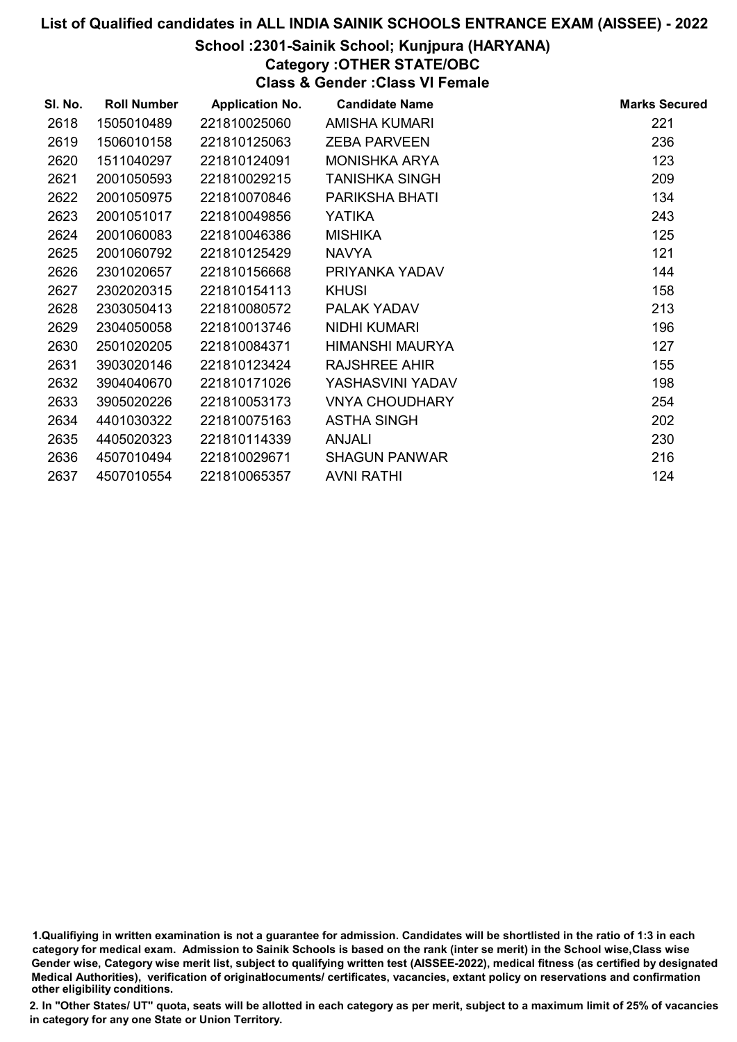# List of Qualified candidates in ALL INDIA SAINIK SCHOOLS ENTRANCE EXAM (AISSEE) - 2022

## School :2301-Sainik School; Kunjpura (HARYANA)

### Category :OTHER STATE/OBC

### Class & Gender :Class VI Female

| Sl. No. | Roll Number | Application No. | Candidate Name | Marks Secured |
|---|---|---|---|---|
| 2618 | 1505010489 | 221810025060 | AMISHA KUMARI | 221 |
| 2619 | 1506010158 | 221810125063 | ZEBA PARVEEN | 236 |
| 2620 | 1511040297 | 221810124091 | MONISHKA ARYA | 123 |
| 2621 | 2001050593 | 221810029215 | TANISHKA SINGH | 209 |
| 2622 | 2001050975 | 221810070846 | PARIKSHA BHATI | 134 |
| 2623 | 2001051017 | 221810049856 | YATIKA | 243 |
| 2624 | 2001060083 | 221810046386 | MISHIKA | 125 |
| 2625 | 2001060792 | 221810125429 | NAVYA | 121 |
| 2626 | 2301020657 | 221810156668 | PRIYANKA YADAV | 144 |
| 2627 | 2302020315 | 221810154113 | KHUSI | 158 |
| 2628 | 2303050413 | 221810080572 | PALAK YADAV | 213 |
| 2629 | 2304050058 | 221810013746 | NIDHI KUMARI | 196 |
| 2630 | 2501020205 | 221810084371 | HIMANSHI MAURYA | 127 |
| 2631 | 3903020146 | 221810123424 | RAJSHREE AHIR | 155 |
| 2632 | 3904040670 | 221810171026 | YASHASVINI YADAV | 198 |
| 2633 | 3905020226 | 221810053173 | VNYA CHOUDHARY | 254 |
| 2634 | 4401030322 | 221810075163 | ASTHA SINGH | 202 |
| 2635 | 4405020323 | 221810114339 | ANJALI | 230 |
| 2636 | 4507010494 | 221810029671 | SHAGUN PANWAR | 216 |
| 2637 | 4507010554 | 221810065357 | AVNI RATHI | 124 |

1.Qualifiying in written examination is not a guarantee for admission. Candidates will be shortlisted in the ratio of 1:3 in each category for medical exam. Admission to Sainik Schools is based on the rank (inter se merit) in the School wise,Class wise Gender wise, Category wise merit list, subject to qualifying written test (AISSEE-2022), medical fitness (as certified by designated Medical Authorities), verification of originaldocuments/ certificates, vacancies, extant policy on reservations and confirmation other eligibility conditions.

2. In "Other States/ UT" quota, seats will be allotted in each category as per merit, subject to a maximum limit of 25% of vacancies in category for any one State or Union Territory.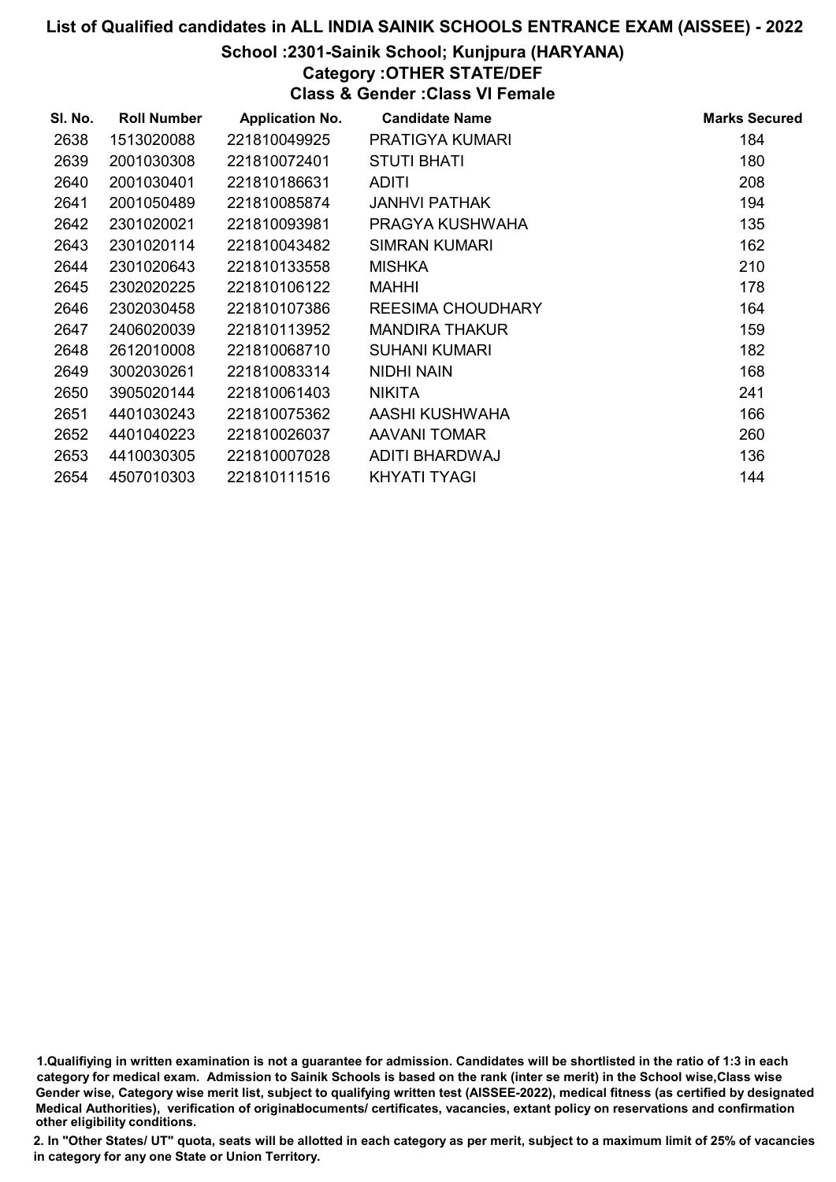# List of Qualified candidates in ALL INDIA SAINIK SCHOOLS ENTRANCE EXAM (AISSEE) - 2022

## School :2301-Sainik School; Kunjpura (HARYANA)

### Category :OTHER STATE/DEF

### Class & Gender :Class VI Female

| Sl. No. | Roll Number | Application No. | Candidate Name | Marks Secured |
|---|---|---|---|---|
| 2638 | 1513020088 | 221810049925 | PRATIGYA KUMARI | 184 |
| 2639 | 2001030308 | 221810072401 | STUTI BHATI | 180 |
| 2640 | 2001030401 | 221810186631 | ADITI | 208 |
| 2641 | 2001050489 | 221810085874 | JANHVI PATHAK | 194 |
| 2642 | 2301020021 | 221810093981 | PRAGYA KUSHWAHA | 135 |
| 2643 | 2301020114 | 221810043482 | SIMRAN KUMARI | 162 |
| 2644 | 2301020643 | 221810133558 | MISHKA | 210 |
| 2645 | 2302020225 | 221810106122 | MAHHI | 178 |
| 2646 | 2302030458 | 221810107386 | REESIMA CHOUDHARY | 164 |
| 2647 | 2406020039 | 221810113952 | MANDIRA THAKUR | 159 |
| 2648 | 2612010008 | 221810068710 | SUHANI KUMARI | 182 |
| 2649 | 3002030261 | 221810083314 | NIDHI NAIN | 168 |
| 2650 | 3905020144 | 221810061403 | NIKITA | 241 |
| 2651 | 4401030243 | 221810075362 | AASHI KUSHWAHA | 166 |
| 2652 | 4401040223 | 221810026037 | AAVANI TOMAR | 260 |
| 2653 | 4410030305 | 221810007028 | ADITI BHARDWAJ | 136 |
| 2654 | 4507010303 | 221810111516 | KHYATI TYAGI | 144 |

1.Qualifiying in written examination is not a guarantee for admission. Candidates will be shortlisted in the ratio of 1:3 in each category for medical exam. Admission to Sainik Schools is based on the rank (inter se merit) in the School wise,Class wise Gender wise, Category wise merit list, subject to qualifying written test (AISSEE-2022), medical fitness (as certified by designated Medical Authorities), verification of originaldocuments/ certificates, vacancies, extant policy on reservations and confirmation other eligibility conditions.

2. In "Other States/ UT" quota, seats will be allotted in each category as per merit, subject to a maximum limit of 25% of vacancies in category for any one State or Union Territory.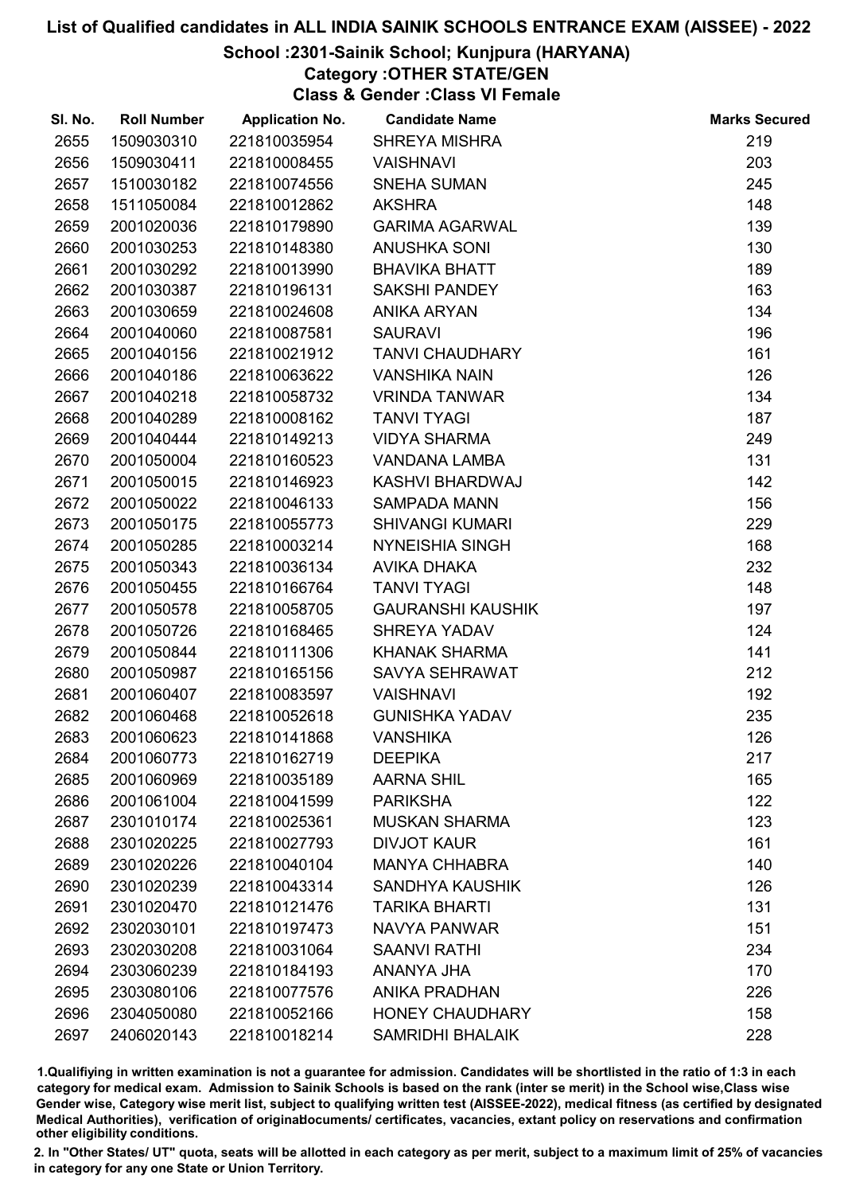# List of Qualified candidates in ALL INDIA SAINIK SCHOOLS ENTRANCE EXAM (AISSEE) - 2022

## School :2301-Sainik School; Kunjpura (HARYANA)

### Category :OTHER STATE/GEN

### Class & Gender :Class VI Female

| Sl. No. | Roll Number | Application No. | Candidate Name | Marks Secured |
|---|---|---|---|---|
| 2655 | 1509030310 | 221810035954 | SHREYA MISHRA | 219 |
| 2656 | 1509030411 | 221810008455 | VAISHNAVI | 203 |
| 2657 | 1510030182 | 221810074556 | SNEHA SUMAN | 245 |
| 2658 | 1511050084 | 221810012862 | AKSHRA | 148 |
| 2659 | 2001020036 | 221810179890 | GARIMA AGARWAL | 139 |
| 2660 | 2001030253 | 221810148380 | ANUSHKA SONI | 130 |
| 2661 | 2001030292 | 221810013990 | BHAVIKA BHATT | 189 |
| 2662 | 2001030387 | 221810196131 | SAKSHI PANDEY | 163 |
| 2663 | 2001030659 | 221810024608 | ANIKA ARYAN | 134 |
| 2664 | 2001040060 | 221810087581 | SAURAVI | 196 |
| 2665 | 2001040156 | 221810021912 | TANVI CHAUDHARY | 161 |
| 2666 | 2001040186 | 221810063622 | VANSHIKA NAIN | 126 |
| 2667 | 2001040218 | 221810058732 | VRINDA TANWAR | 134 |
| 2668 | 2001040289 | 221810008162 | TANVI TYAGI | 187 |
| 2669 | 2001040444 | 221810149213 | VIDYA SHARMA | 249 |
| 2670 | 2001050004 | 221810160523 | VANDANA LAMBA | 131 |
| 2671 | 2001050015 | 221810146923 | KASHVI BHARDWAJ | 142 |
| 2672 | 2001050022 | 221810046133 | SAMPADA MANN | 156 |
| 2673 | 2001050175 | 221810055773 | SHIVANGI KUMARI | 229 |
| 2674 | 2001050285 | 221810003214 | NYNEISHIA SINGH | 168 |
| 2675 | 2001050343 | 221810036134 | AVIKA DHAKA | 232 |
| 2676 | 2001050455 | 221810166764 | TANVI TYAGI | 148 |
| 2677 | 2001050578 | 221810058705 | GAURANSHI KAUSHIK | 197 |
| 2678 | 2001050726 | 221810168465 | SHREYA YADAV | 124 |
| 2679 | 2001050844 | 221810111306 | KHANAK SHARMA | 141 |
| 2680 | 2001050987 | 221810165156 | SAVYA SEHRAWAT | 212 |
| 2681 | 2001060407 | 221810083597 | VAISHNAVI | 192 |
| 2682 | 2001060468 | 221810052618 | GUNISHKA YADAV | 235 |
| 2683 | 2001060623 | 221810141868 | VANSHIKA | 126 |
| 2684 | 2001060773 | 221810162719 | DEEPIKA | 217 |
| 2685 | 2001060969 | 221810035189 | AARNA SHIL | 165 |
| 2686 | 2001061004 | 221810041599 | PARIKSHA | 122 |
| 2687 | 2301010174 | 221810025361 | MUSKAN SHARMA | 123 |
| 2688 | 2301020225 | 221810027793 | DIVJOT KAUR | 161 |
| 2689 | 2301020226 | 221810040104 | MANYA CHHABRA | 140 |
| 2690 | 2301020239 | 221810043314 | SANDHYA KAUSHIK | 126 |
| 2691 | 2301020470 | 221810121476 | TARIKA BHARTI | 131 |
| 2692 | 2302030101 | 221810197473 | NAVYA PANWAR | 151 |
| 2693 | 2302030208 | 221810031064 | SAANVI RATHI | 234 |
| 2694 | 2303060239 | 221810184193 | ANANYA JHA | 170 |
| 2695 | 2303080106 | 221810077576 | ANIKA PRADHAN | 226 |
| 2696 | 2304050080 | 221810052166 | HONEY CHAUDHARY | 158 |
| 2697 | 2406020143 | 221810018214 | SAMRIDHI BHALAIK | 228 |

1.Qualifiying in written examination is not a guarantee for admission. Candidates will be shortlisted in the ratio of 1:3 in each category for medical exam. Admission to Sainik Schools is based on the rank (inter se merit) in the School wise,Class wise Gender wise, Category wise merit list, subject to qualifying written test (AISSEE-2022), medical fitness (as certified by designated Medical Authorities), verification of originaldocuments/ certificates, vacancies, extant policy on reservations and confirmation other eligibility conditions.

2. In "Other States/ UT" quota, seats will be allotted in each category as per merit, subject to a maximum limit of 25% of vacancies in category for any one State or Union Territory.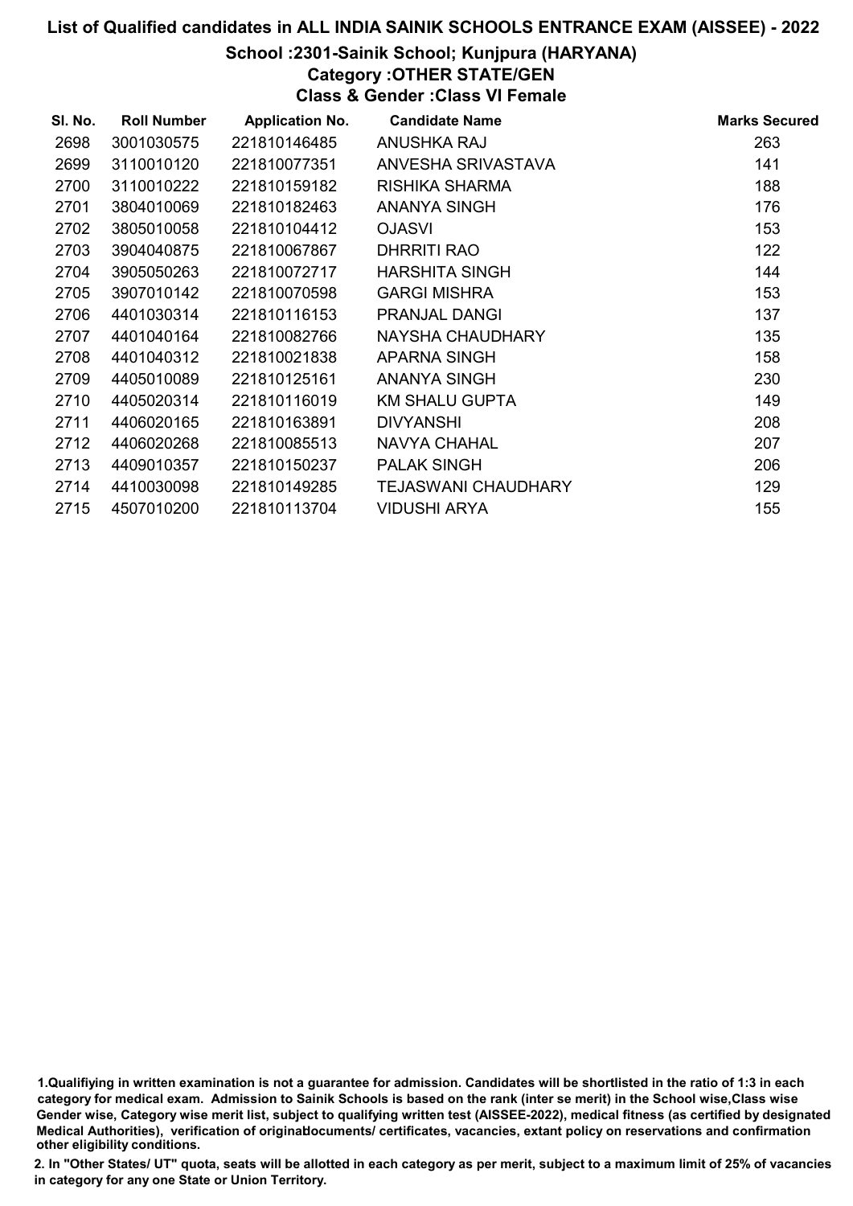# List of Qualified candidates in ALL INDIA SAINIK SCHOOLS ENTRANCE EXAM (AISSEE) - 2022

## School :2301-Sainik School; Kunjpura (HARYANA)

### Category :OTHER STATE/GEN

### Class & Gender :Class VI Female

| Sl. No. | Roll Number | Application No. | Candidate Name | Marks Secured |
|---|---|---|---|---|
| 2698 | 3001030575 | 221810146485 | ANUSHKA RAJ | 263 |
| 2699 | 3110010120 | 221810077351 | ANVESHA SRIVASTAVA | 141 |
| 2700 | 3110010222 | 221810159182 | RISHIKA SHARMA | 188 |
| 2701 | 3804010069 | 221810182463 | ANANYA SINGH | 176 |
| 2702 | 3805010058 | 221810104412 | OJASVI | 153 |
| 2703 | 3904040875 | 221810067867 | DHRRITI RAO | 122 |
| 2704 | 3905050263 | 221810072717 | HARSHITA SINGH | 144 |
| 2705 | 3907010142 | 221810070598 | GARGI MISHRA | 153 |
| 2706 | 4401030314 | 221810116153 | PRANJAL DANGI | 137 |
| 2707 | 4401040164 | 221810082766 | NAYSHA CHAUDHARY | 135 |
| 2708 | 4401040312 | 221810021838 | APARNA SINGH | 158 |
| 2709 | 4405010089 | 221810125161 | ANANYA SINGH | 230 |
| 2710 | 4405020314 | 221810116019 | KM SHALU GUPTA | 149 |
| 2711 | 4406020165 | 221810163891 | DIVYANSHI | 208 |
| 2712 | 4406020268 | 221810085513 | NAVYA CHAHAL | 207 |
| 2713 | 4409010357 | 221810150237 | PALAK SINGH | 206 |
| 2714 | 4410030098 | 221810149285 | TEJASWANI CHAUDHARY | 129 |
| 2715 | 4507010200 | 221810113704 | VIDUSHI ARYA | 155 |

1.Qualifiying in written examination is not a guarantee for admission. Candidates will be shortlisted in the ratio of 1:3 in each category for medical exam. Admission to Sainik Schools is based on the rank (inter se merit) in the School wise,Class wise Gender wise, Category wise merit list, subject to qualifying written test (AISSEE-2022), medical fitness (as certified by designated Medical Authorities), verification of originaldocuments/ certificates, vacancies, extant policy on reservations and confirmation other eligibility conditions.

2. In "Other States/ UT" quota, seats will be allotted in each category as per merit, subject to a maximum limit of 25% of vacancies in category for any one State or Union Territory.